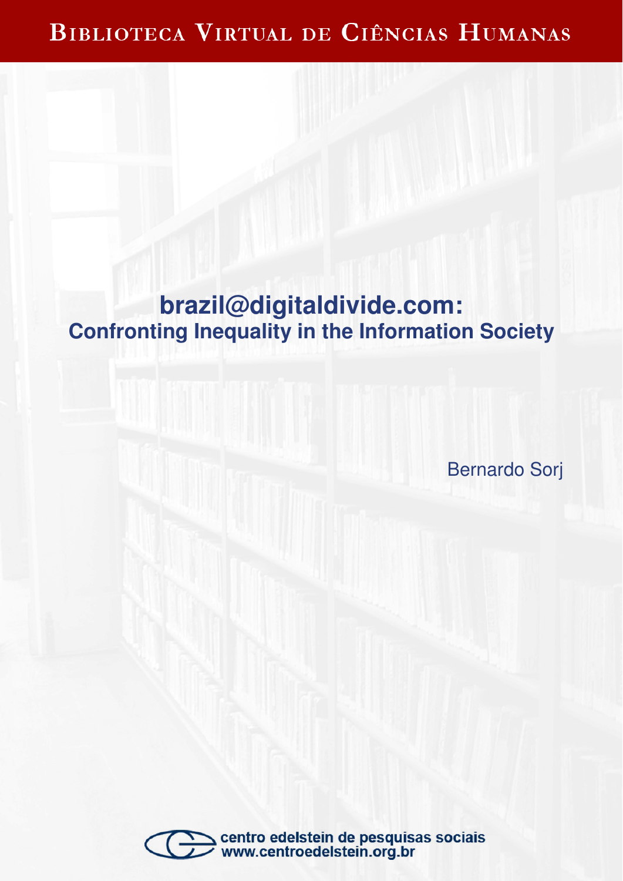Biblioteca Virtual de Ciências Humanas

# brazil@digitaldivide.com:
## Confronting Inequality in the Information Society

Bernardo Sorj

centro edelstein de pesquisas sociais
www.centroedelstein.org.br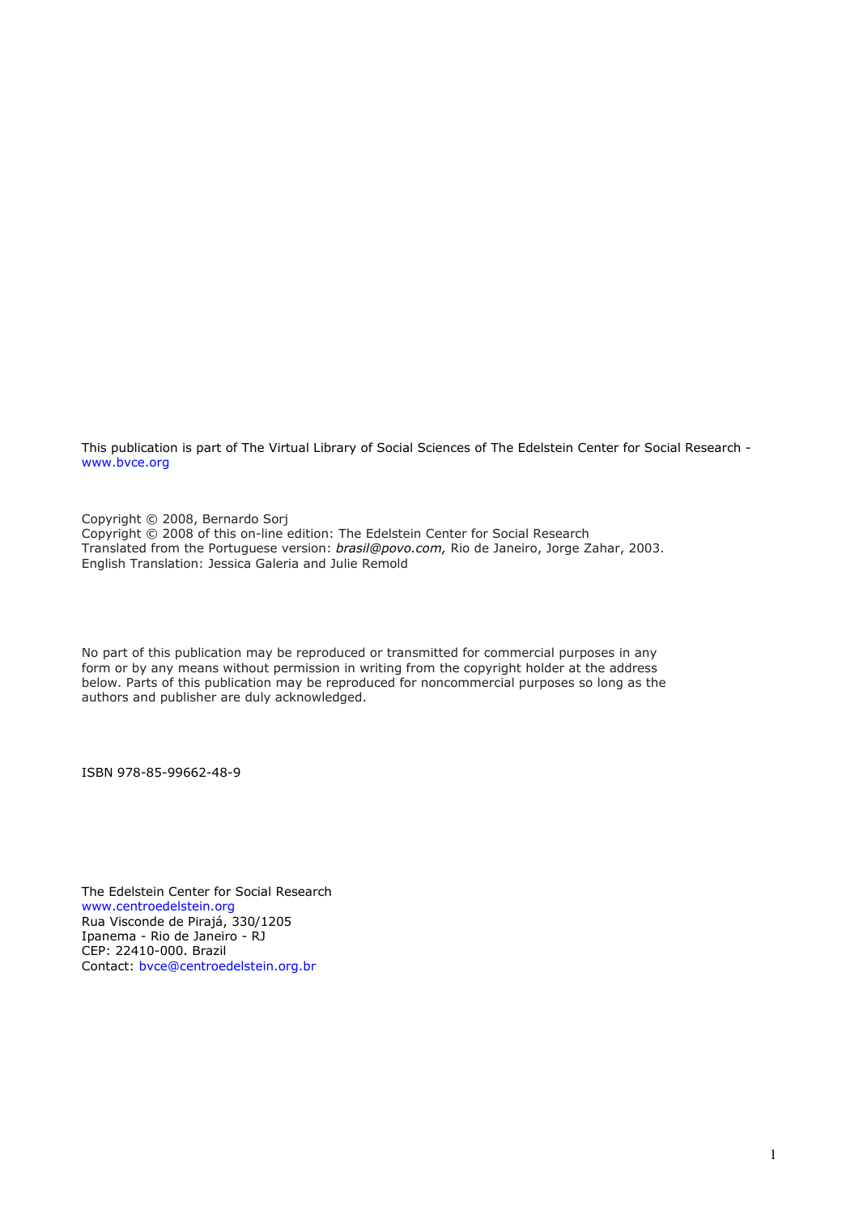This publication is part of The Virtual Library of Social Sciences of The Edelstein Center for Social Research - www.bvce.org

Copyright © 2008, Bernardo Sorj
Copyright © 2008 of this on-line edition: The Edelstein Center for Social Research
Translated from the Portuguese version: *brasil@povo.com,* Rio de Janeiro, Jorge Zahar, 2003.
English Translation: Jessica Galeria and Julie Remold

No part of this publication may be reproduced or transmitted for commercial purposes in any form or by any means without permission in writing from the copyright holder at the address below. Parts of this publication may be reproduced for noncommercial purposes so long as the authors and publisher are duly acknowledged.

ISBN 978-85-99662-48-9

The Edelstein Center for Social Research
www.centroedelstein.org
Rua Visconde de Pirajá, 330/1205
Ipanema - Rio de Janeiro - RJ
CEP: 22410-000. Brazil
Contact: bvce@centroedelstein.org.br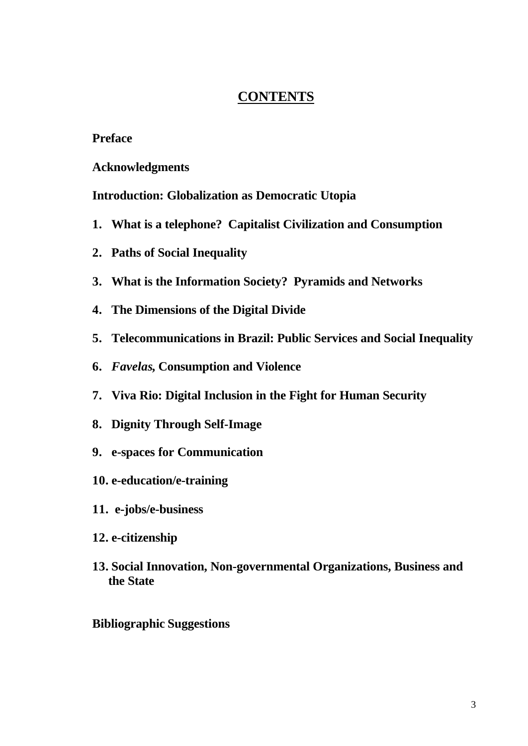# CONTENTS

**Preface**

**Acknowledgments**

**Introduction: Globalization as Democratic Utopia**

1. **What is a telephone? Capitalist Civilization and Consumption**
2. **Paths of Social Inequality**
3. **What is the Information Society? Pyramids and Networks**
4. **The Dimensions of the Digital Divide**
5. **Telecommunications in Brazil: Public Services and Social Inequality**
6. ***Favelas*, Consumption and Violence**
7. **Viva Rio: Digital Inclusion in the Fight for Human Security**
8. **Dignity Through Self-Image**
9. **e-spaces for Communication**
10. **e-education/e-training**
11. **e-jobs/e-business**
12. **e-citizenship**
13. **Social Innovation, Non-governmental Organizations, Business and the State**

**Bibliographic Suggestions**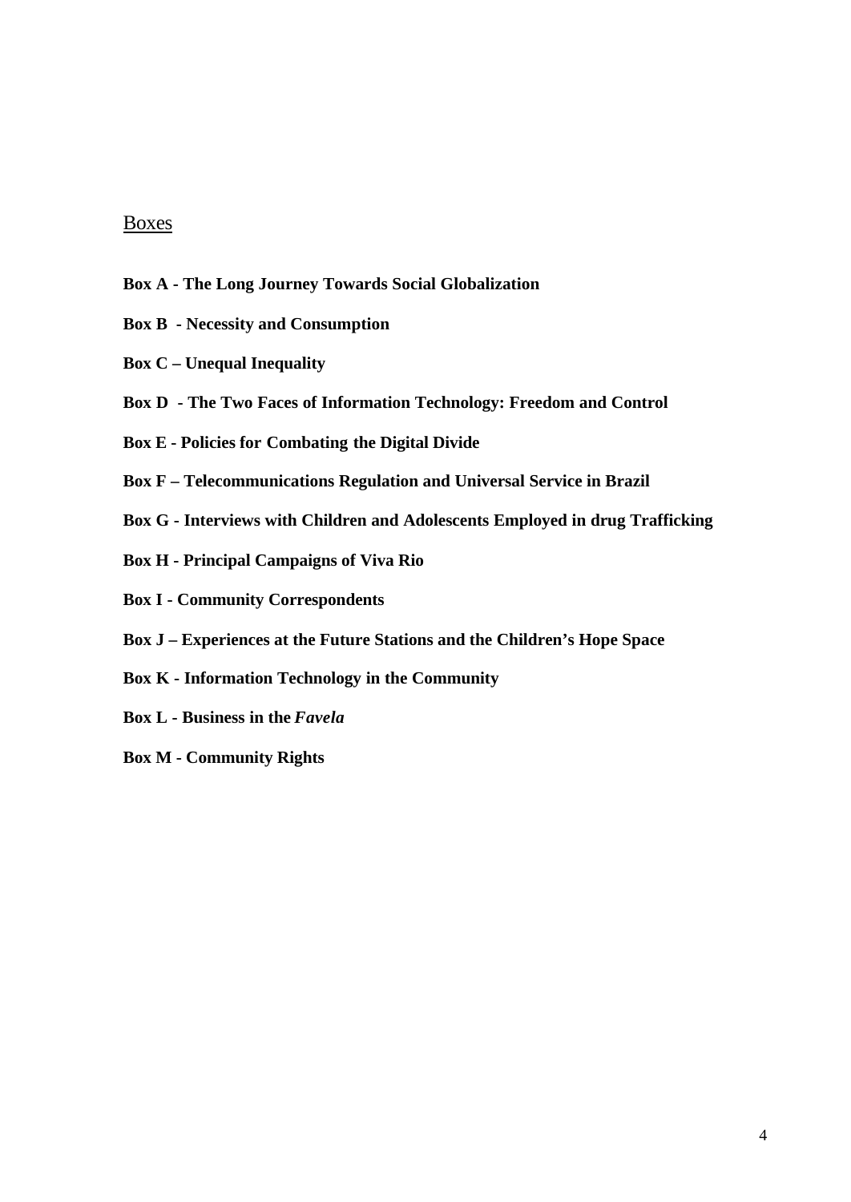## Boxes

**Box A - The Long Journey Towards Social Globalization**

**Box B - Necessity and Consumption**

**Box C – Unequal Inequality**

**Box D - The Two Faces of Information Technology: Freedom and Control**

**Box E - Policies for Combating the Digital Divide**

**Box F – Telecommunications Regulation and Universal Service in Brazil**

**Box G - Interviews with Children and Adolescents Employed in drug Trafficking**

**Box H - Principal Campaigns of Viva Rio**

**Box I - Community Correspondents**

**Box J – Experiences at the Future Stations and the Children's Hope Space**

**Box K - Information Technology in the Community**

**Box L - Business in the *Favela***

**Box M - Community Rights**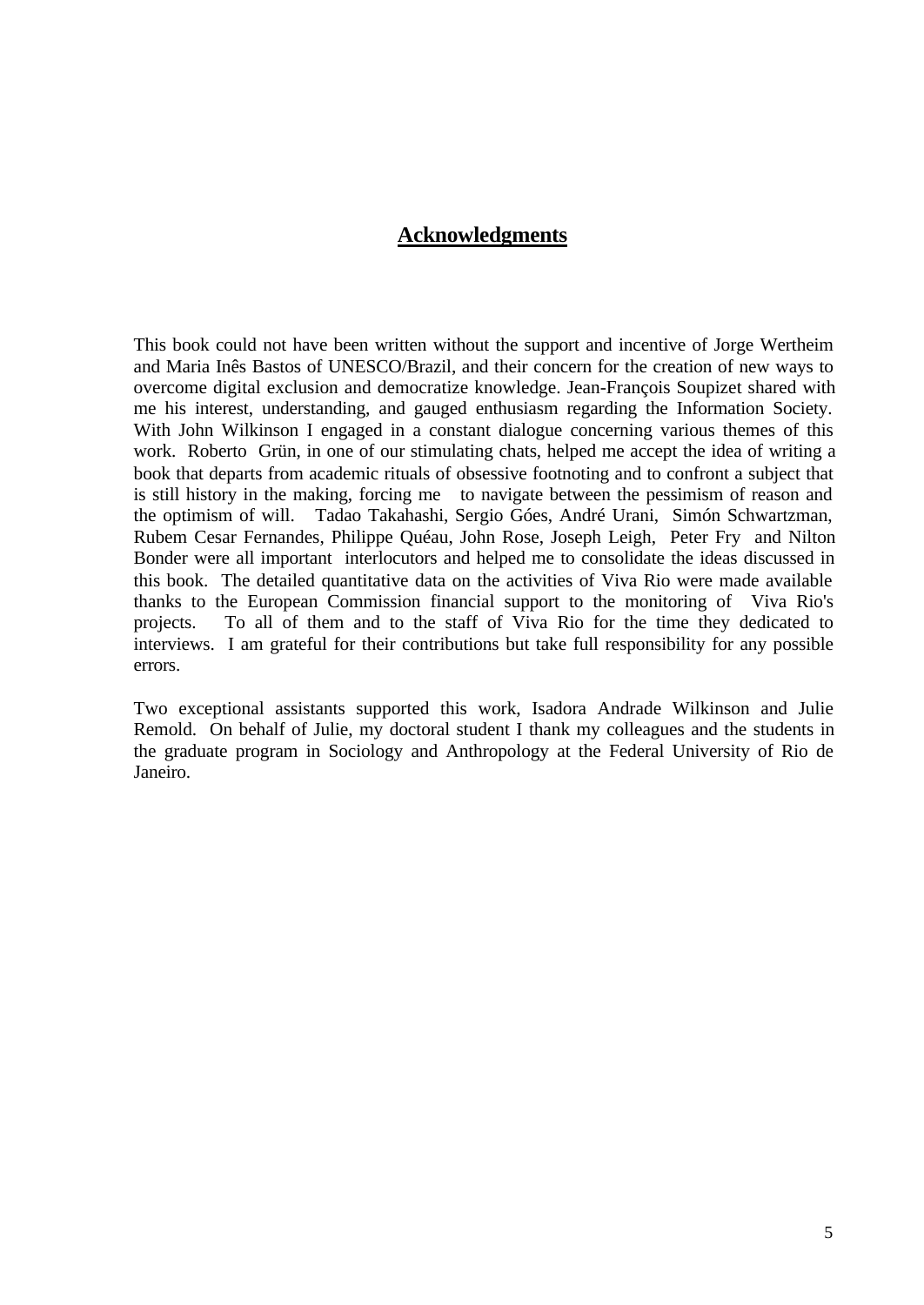# **Acknowledgments**

This book could not have been written without the support and incentive of Jorge Wertheim and Maria Inês Bastos of UNESCO/Brazil, and their concern for the creation of new ways to overcome digital exclusion and democratize knowledge. Jean-François Soupizet shared with me his interest, understanding, and gauged enthusiasm regarding the Information Society. With John Wilkinson I engaged in a constant dialogue concerning various themes of this work. Roberto Grün, in one of our stimulating chats, helped me accept the idea of writing a book that departs from academic rituals of obsessive footnoting and to confront a subject that is still history in the making, forcing me to navigate between the pessimism of reason and the optimism of will. Tadao Takahashi, Sergio Góes, André Urani, Simón Schwartzman, Rubem Cesar Fernandes, Philippe Quéau, John Rose, Joseph Leigh, Peter Fry and Nilton Bonder were all important interlocutors and helped me to consolidate the ideas discussed in this book. The detailed quantitative data on the activities of Viva Rio were made available thanks to the European Commission financial support to the monitoring of Viva Rio's projects. To all of them and to the staff of Viva Rio for the time they dedicated to interviews. I am grateful for their contributions but take full responsibility for any possible errors.

Two exceptional assistants supported this work, Isadora Andrade Wilkinson and Julie Remold. On behalf of Julie, my doctoral student I thank my colleagues and the students in the graduate program in Sociology and Anthropology at the Federal University of Rio de Janeiro.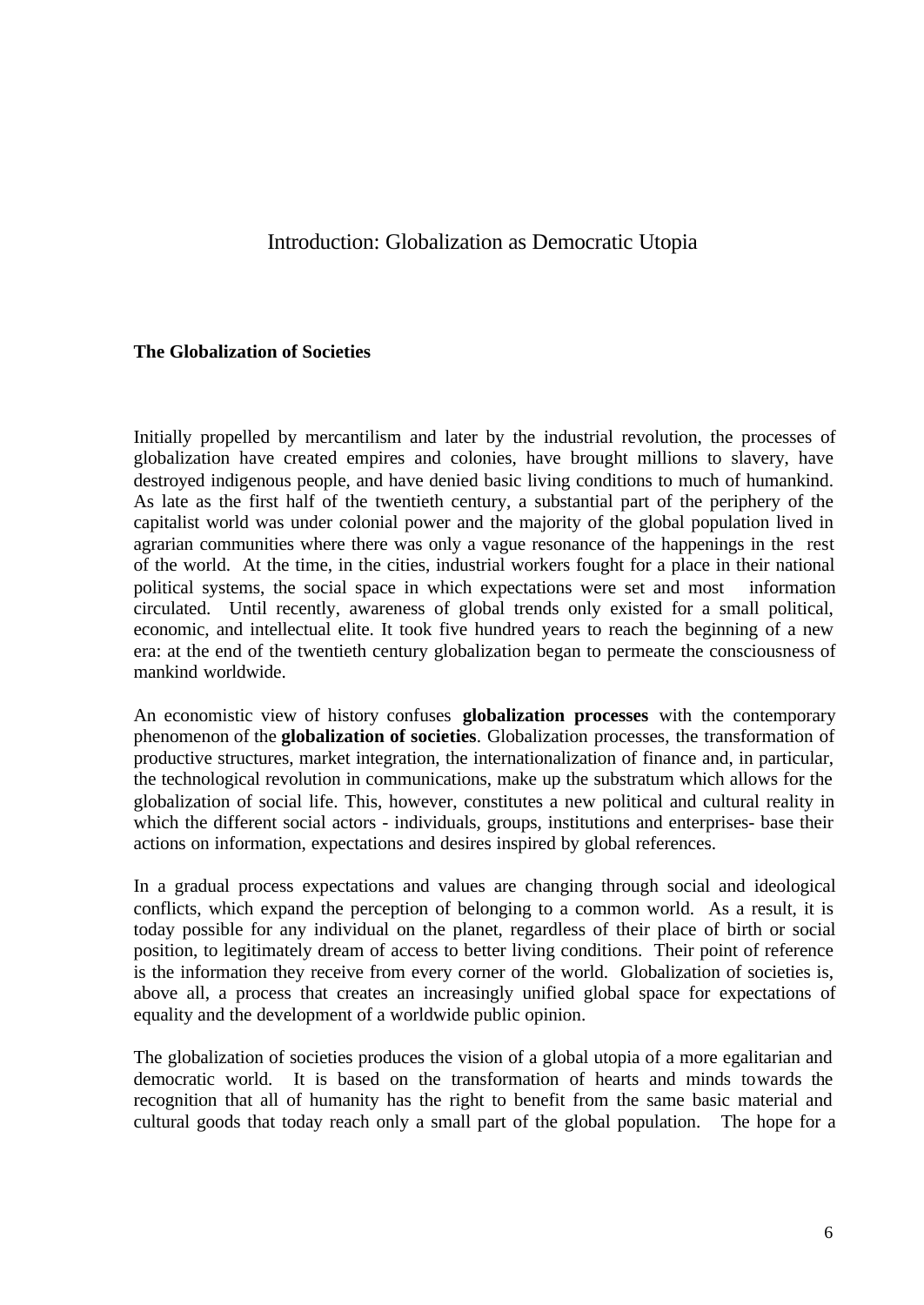# Introduction: Globalization as Democratic Utopia

## The Globalization of Societies

Initially propelled by mercantilism and later by the industrial revolution, the processes of globalization have created empires and colonies, have brought millions to slavery, have destroyed indigenous people, and have denied basic living conditions to much of humankind. As late as the first half of the twentieth century, a substantial part of the periphery of the capitalist world was under colonial power and the majority of the global population lived in agrarian communities where there was only a vague resonance of the happenings in the rest of the world. At the time, in the cities, industrial workers fought for a place in their national political systems, the social space in which expectations were set and most information circulated. Until recently, awareness of global trends only existed for a small political, economic, and intellectual elite. It took five hundred years to reach the beginning of a new era: at the end of the twentieth century globalization began to permeate the consciousness of mankind worldwide.

An economistic view of history confuses **globalization processes** with the contemporary phenomenon of the **globalization of societies**. Globalization processes, the transformation of productive structures, market integration, the internationalization of finance and, in particular, the technological revolution in communications, make up the substratum which allows for the globalization of social life. This, however, constitutes a new political and cultural reality in which the different social actors - individuals, groups, institutions and enterprises- base their actions on information, expectations and desires inspired by global references.

In a gradual process expectations and values are changing through social and ideological conflicts, which expand the perception of belonging to a common world. As a result, it is today possible for any individual on the planet, regardless of their place of birth or social position, to legitimately dream of access to better living conditions. Their point of reference is the information they receive from every corner of the world. Globalization of societies is, above all, a process that creates an increasingly unified global space for expectations of equality and the development of a worldwide public opinion.

The globalization of societies produces the vision of a global utopia of a more egalitarian and democratic world. It is based on the transformation of hearts and minds towards the recognition that all of humanity has the right to benefit from the same basic material and cultural goods that today reach only a small part of the global population. The hope for a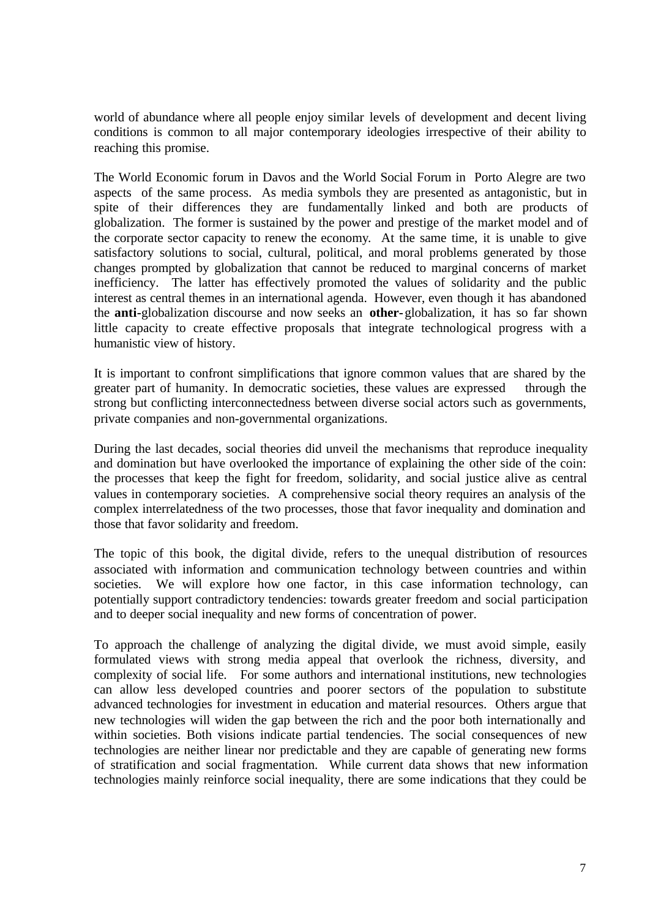world of abundance where all people enjoy similar levels of development and decent living conditions is common to all major contemporary ideologies irrespective of their ability to reaching this promise.

The World Economic forum in Davos and the World Social Forum in Porto Alegre are two aspects of the same process. As media symbols they are presented as antagonistic, but in spite of their differences they are fundamentally linked and both are products of globalization. The former is sustained by the power and prestige of the market model and of the corporate sector capacity to renew the economy. At the same time, it is unable to give satisfactory solutions to social, cultural, political, and moral problems generated by those changes prompted by globalization that cannot be reduced to marginal concerns of market inefficiency. The latter has effectively promoted the values of solidarity and the public interest as central themes in an international agenda. However, even though it has abandoned the **anti-**globalization discourse and now seeks an **other-**globalization, it has so far shown little capacity to create effective proposals that integrate technological progress with a humanistic view of history.

It is important to confront simplifications that ignore common values that are shared by the greater part of humanity. In democratic societies, these values are expressed through the strong but conflicting interconnectedness between diverse social actors such as governments, private companies and non-governmental organizations.

During the last decades, social theories did unveil the mechanisms that reproduce inequality and domination but have overlooked the importance of explaining the other side of the coin: the processes that keep the fight for freedom, solidarity, and social justice alive as central values in contemporary societies. A comprehensive social theory requires an analysis of the complex interrelatedness of the two processes, those that favor inequality and domination and those that favor solidarity and freedom.

The topic of this book, the digital divide, refers to the unequal distribution of resources associated with information and communication technology between countries and within societies. We will explore how one factor, in this case information technology, can potentially support contradictory tendencies: towards greater freedom and social participation and to deeper social inequality and new forms of concentration of power.

To approach the challenge of analyzing the digital divide, we must avoid simple, easily formulated views with strong media appeal that overlook the richness, diversity, and complexity of social life. For some authors and international institutions, new technologies can allow less developed countries and poorer sectors of the population to substitute advanced technologies for investment in education and material resources. Others argue that new technologies will widen the gap between the rich and the poor both internationally and within societies. Both visions indicate partial tendencies. The social consequences of new technologies are neither linear nor predictable and they are capable of generating new forms of stratification and social fragmentation. While current data shows that new information technologies mainly reinforce social inequality, there are some indications that they could be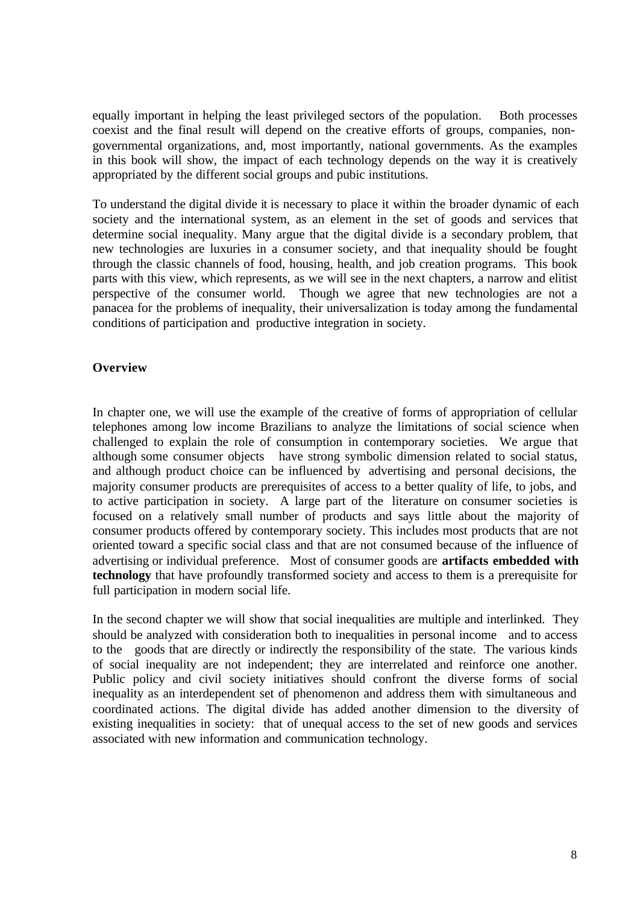equally important in helping the least privileged sectors of the population. Both processes coexist and the final result will depend on the creative efforts of groups, companies, non-governmental organizations, and, most importantly, national governments. As the examples in this book will show, the impact of each technology depends on the way it is creatively appropriated by the different social groups and pubic institutions.

To understand the digital divide it is necessary to place it within the broader dynamic of each society and the international system, as an element in the set of goods and services that determine social inequality. Many argue that the digital divide is a secondary problem, that new technologies are luxuries in a consumer society, and that inequality should be fought through the classic channels of food, housing, health, and job creation programs. This book parts with this view, which represents, as we will see in the next chapters, a narrow and elitist perspective of the consumer world. Though we agree that new technologies are not a panacea for the problems of inequality, their universalization is today among the fundamental conditions of participation and productive integration in society.

## Overview

In chapter one, we will use the example of the creative of forms of appropriation of cellular telephones among low income Brazilians to analyze the limitations of social science when challenged to explain the role of consumption in contemporary societies. We argue that although some consumer objects have strong symbolic dimension related to social status, and although product choice can be influenced by advertising and personal decisions, the majority consumer products are prerequisites of access to a better quality of life, to jobs, and to active participation in society. A large part of the literature on consumer societies is focused on a relatively small number of products and says little about the majority of consumer products offered by contemporary society. This includes most products that are not oriented toward a specific social class and that are not consumed because of the influence of advertising or individual preference. Most of consumer goods are **artifacts embedded with technology** that have profoundly transformed society and access to them is a prerequisite for full participation in modern social life.

In the second chapter we will show that social inequalities are multiple and interlinked. They should be analyzed with consideration both to inequalities in personal income and to access to the goods that are directly or indirectly the responsibility of the state. The various kinds of social inequality are not independent; they are interrelated and reinforce one another. Public policy and civil society initiatives should confront the diverse forms of social inequality as an interdependent set of phenomenon and address them with simultaneous and coordinated actions. The digital divide has added another dimension to the diversity of existing inequalities in society: that of unequal access to the set of new goods and services associated with new information and communication technology.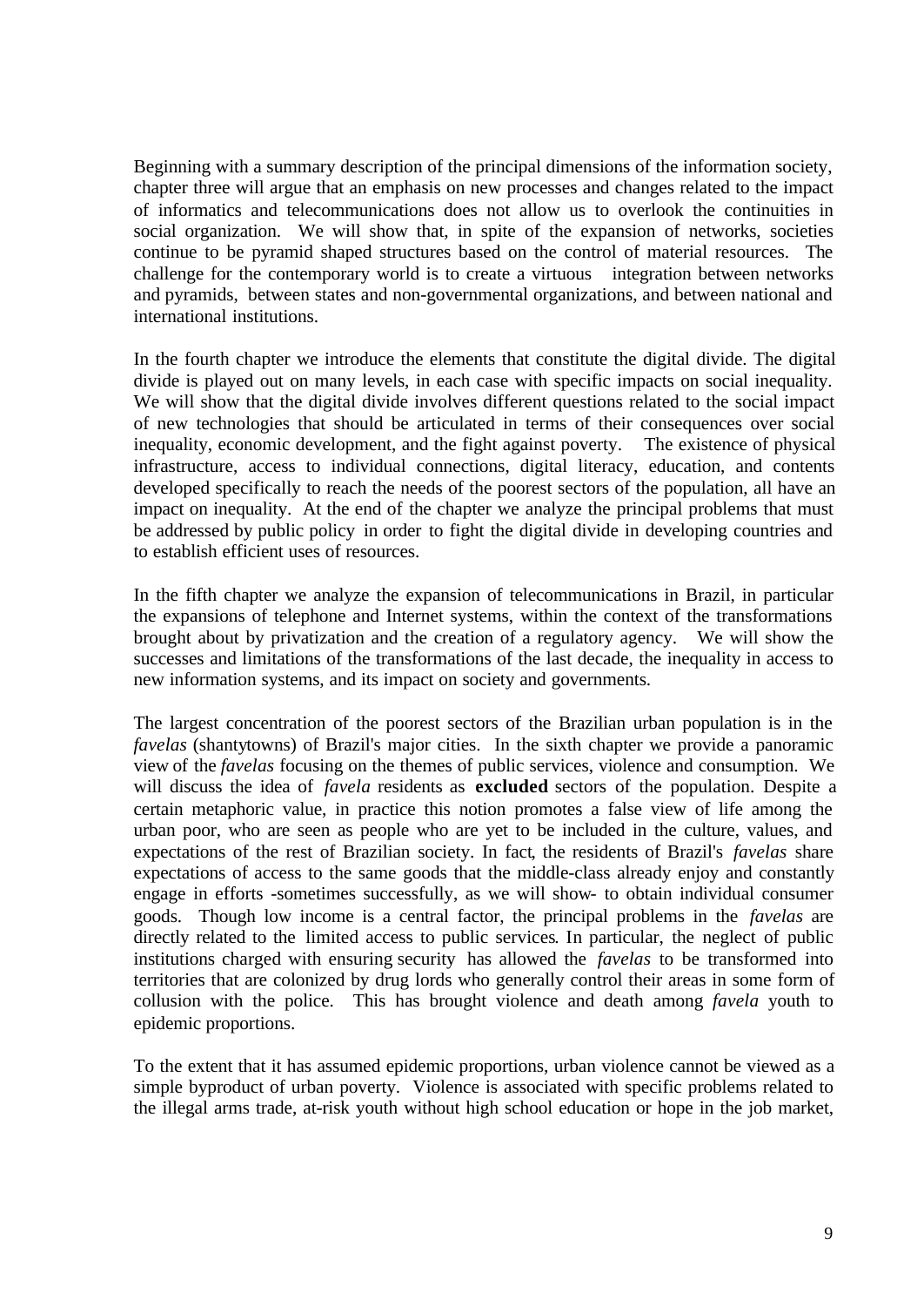Beginning with a summary description of the principal dimensions of the information society, chapter three will argue that an emphasis on new processes and changes related to the impact of informatics and telecommunications does not allow us to overlook the continuities in social organization. We will show that, in spite of the expansion of networks, societies continue to be pyramid shaped structures based on the control of material resources. The challenge for the contemporary world is to create a virtuous integration between networks and pyramids, between states and non-governmental organizations, and between national and international institutions.

In the fourth chapter we introduce the elements that constitute the digital divide. The digital divide is played out on many levels, in each case with specific impacts on social inequality. We will show that the digital divide involves different questions related to the social impact of new technologies that should be articulated in terms of their consequences over social inequality, economic development, and the fight against poverty. The existence of physical infrastructure, access to individual connections, digital literacy, education, and contents developed specifically to reach the needs of the poorest sectors of the population, all have an impact on inequality. At the end of the chapter we analyze the principal problems that must be addressed by public policy in order to fight the digital divide in developing countries and to establish efficient uses of resources.

In the fifth chapter we analyze the expansion of telecommunications in Brazil, in particular the expansions of telephone and Internet systems, within the context of the transformations brought about by privatization and the creation of a regulatory agency. We will show the successes and limitations of the transformations of the last decade, the inequality in access to new information systems, and its impact on society and governments.

The largest concentration of the poorest sectors of the Brazilian urban population is in the *favelas* (shantytowns) of Brazil's major cities. In the sixth chapter we provide a panoramic view of the *favelas* focusing on the themes of public services, violence and consumption. We will discuss the idea of *favela* residents as **excluded** sectors of the population. Despite a certain metaphoric value, in practice this notion promotes a false view of life among the urban poor, who are seen as people who are yet to be included in the culture, values, and expectations of the rest of Brazilian society. In fact, the residents of Brazil's *favelas* share expectations of access to the same goods that the middle-class already enjoy and constantly engage in efforts -sometimes successfully, as we will show- to obtain individual consumer goods. Though low income is a central factor, the principal problems in the *favelas* are directly related to the limited access to public services. In particular, the neglect of public institutions charged with ensuring security has allowed the *favelas* to be transformed into territories that are colonized by drug lords who generally control their areas in some form of collusion with the police. This has brought violence and death among *favela* youth to epidemic proportions.

To the extent that it has assumed epidemic proportions, urban violence cannot be viewed as a simple byproduct of urban poverty. Violence is associated with specific problems related to the illegal arms trade, at-risk youth without high school education or hope in the job market,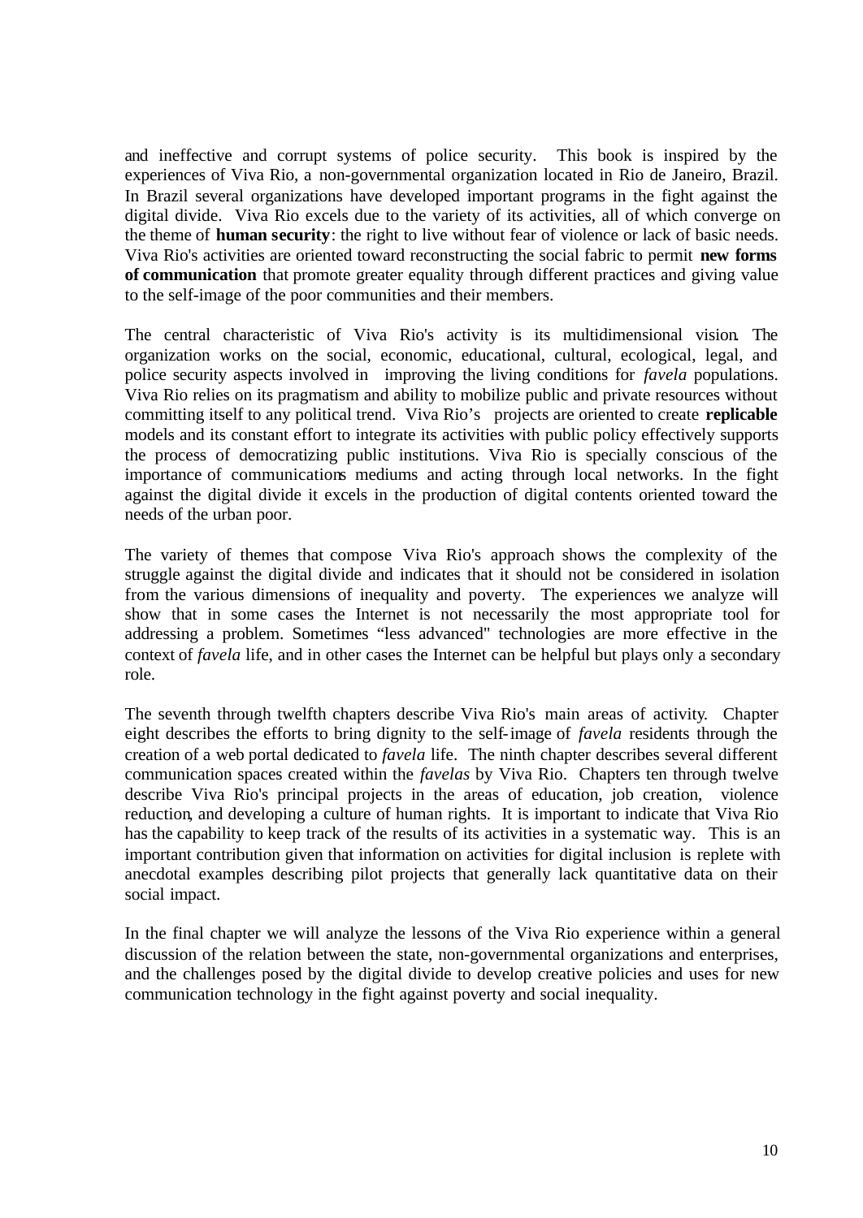and ineffective and corrupt systems of police security. This book is inspired by the experiences of Viva Rio, a non-governmental organization located in Rio de Janeiro, Brazil. In Brazil several organizations have developed important programs in the fight against the digital divide. Viva Rio excels due to the variety of its activities, all of which converge on the theme of **human security**: the right to live without fear of violence or lack of basic needs. Viva Rio's activities are oriented toward reconstructing the social fabric to permit **new forms of communication** that promote greater equality through different practices and giving value to the self-image of the poor communities and their members.

The central characteristic of Viva Rio's activity is its multidimensional vision. The organization works on the social, economic, educational, cultural, ecological, legal, and police security aspects involved in improving the living conditions for *favela* populations. Viva Rio relies on its pragmatism and ability to mobilize public and private resources without committing itself to any political trend. Viva Rio's projects are oriented to create **replicable** models and its constant effort to integrate its activities with public policy effectively supports the process of democratizing public institutions. Viva Rio is specially conscious of the importance of communications mediums and acting through local networks. In the fight against the digital divide it excels in the production of digital contents oriented toward the needs of the urban poor.

The variety of themes that compose Viva Rio's approach shows the complexity of the struggle against the digital divide and indicates that it should not be considered in isolation from the various dimensions of inequality and poverty. The experiences we analyze will show that in some cases the Internet is not necessarily the most appropriate tool for addressing a problem. Sometimes "less advanced" technologies are more effective in the context of *favela* life, and in other cases the Internet can be helpful but plays only a secondary role.

The seventh through twelfth chapters describe Viva Rio's main areas of activity. Chapter eight describes the efforts to bring dignity to the self-image of *favela* residents through the creation of a web portal dedicated to *favela* life. The ninth chapter describes several different communication spaces created within the *favelas* by Viva Rio. Chapters ten through twelve describe Viva Rio's principal projects in the areas of education, job creation, violence reduction, and developing a culture of human rights. It is important to indicate that Viva Rio has the capability to keep track of the results of its activities in a systematic way. This is an important contribution given that information on activities for digital inclusion is replete with anecdotal examples describing pilot projects that generally lack quantitative data on their social impact.

In the final chapter we will analyze the lessons of the Viva Rio experience within a general discussion of the relation between the state, non-governmental organizations and enterprises, and the challenges posed by the digital divide to develop creative policies and uses for new communication technology in the fight against poverty and social inequality.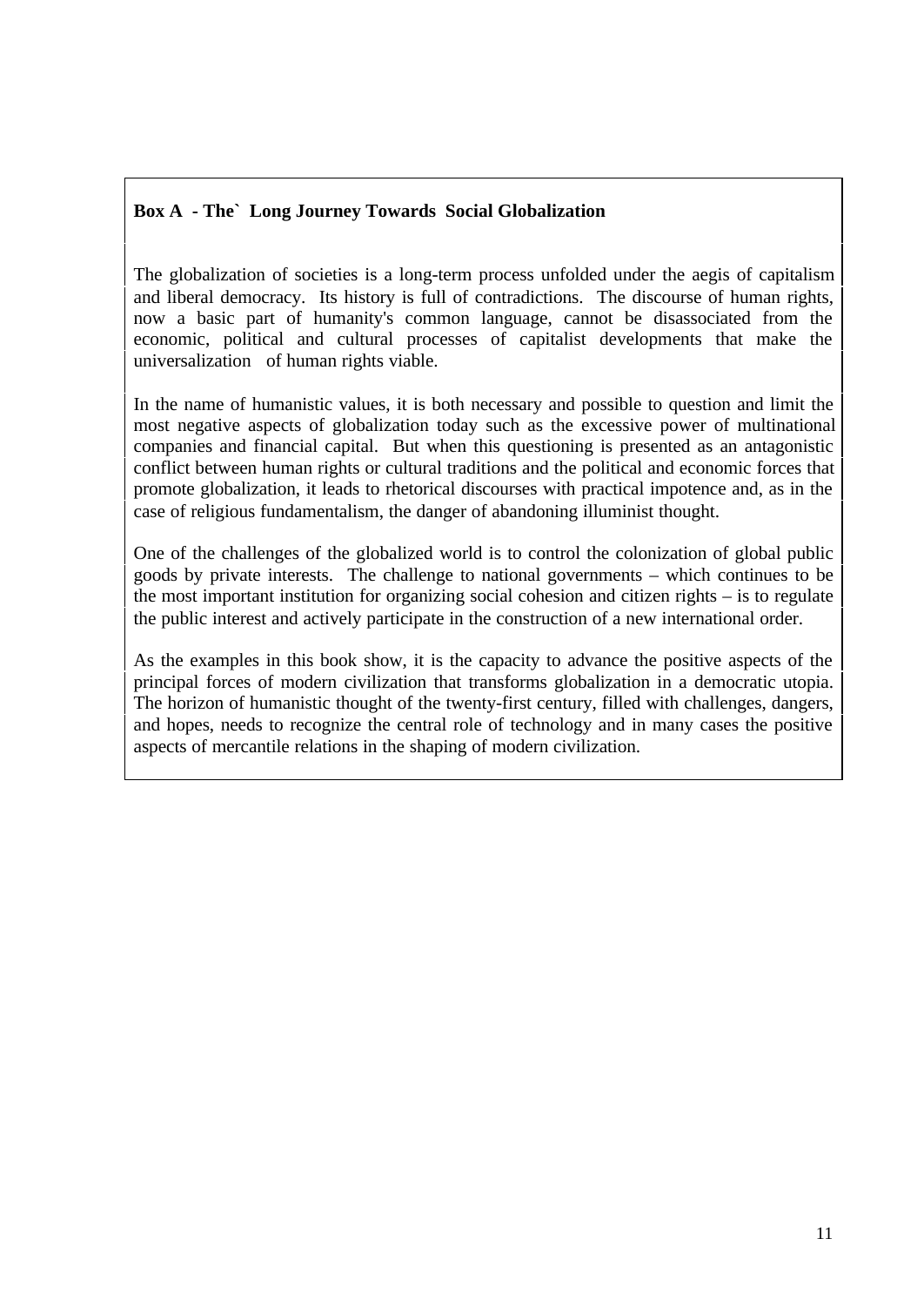**Box A - The` Long Journey Towards Social Globalization**

The globalization of societies is a long-term process unfolded under the aegis of capitalism and liberal democracy. Its history is full of contradictions. The discourse of human rights, now a basic part of humanity's common language, cannot be disassociated from the economic, political and cultural processes of capitalist developments that make the universalization of human rights viable.

In the name of humanistic values, it is both necessary and possible to question and limit the most negative aspects of globalization today such as the excessive power of multinational companies and financial capital. But when this questioning is presented as an antagonistic conflict between human rights or cultural traditions and the political and economic forces that promote globalization, it leads to rhetorical discourses with practical impotence and, as in the case of religious fundamentalism, the danger of abandoning illuminist thought.

One of the challenges of the globalized world is to control the colonization of global public goods by private interests. The challenge to national governments – which continues to be the most important institution for organizing social cohesion and citizen rights – is to regulate the public interest and actively participate in the construction of a new international order.

As the examples in this book show, it is the capacity to advance the positive aspects of the principal forces of modern civilization that transforms globalization in a democratic utopia. The horizon of humanistic thought of the twenty-first century, filled with challenges, dangers, and hopes, needs to recognize the central role of technology and in many cases the positive aspects of mercantile relations in the shaping of modern civilization.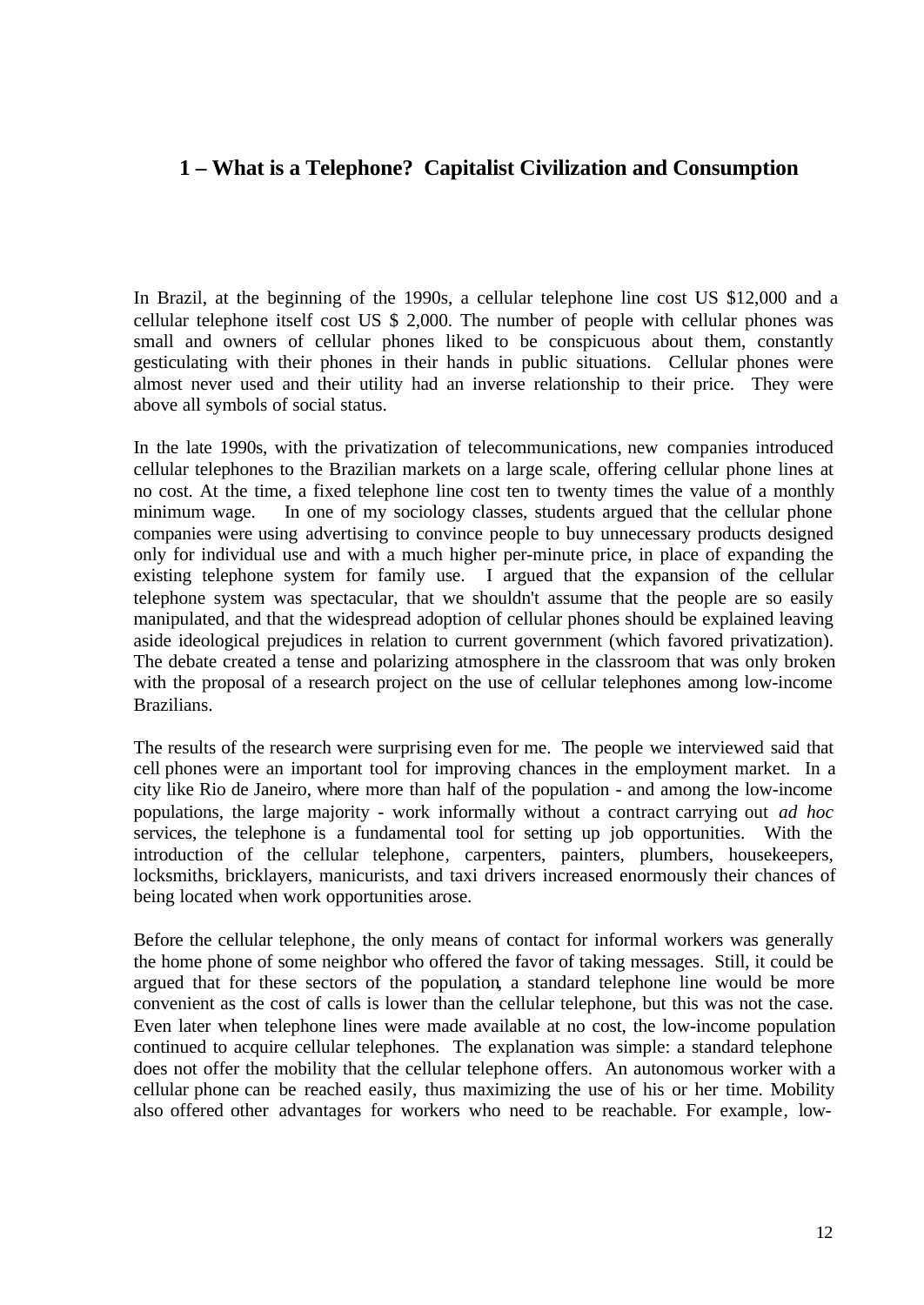## 1 – What is a Telephone? Capitalist Civilization and Consumption

In Brazil, at the beginning of the 1990s, a cellular telephone line cost US $12,000 and a cellular telephone itself cost US $ 2,000. The number of people with cellular phones was small and owners of cellular phones liked to be conspicuous about them, constantly gesticulating with their phones in their hands in public situations. Cellular phones were almost never used and their utility had an inverse relationship to their price. They were above all symbols of social status.

In the late 1990s, with the privatization of telecommunications, new companies introduced cellular telephones to the Brazilian markets on a large scale, offering cellular phone lines at no cost. At the time, a fixed telephone line cost ten to twenty times the value of a monthly minimum wage. In one of my sociology classes, students argued that the cellular phone companies were using advertising to convince people to buy unnecessary products designed only for individual use and with a much higher per-minute price, in place of expanding the existing telephone system for family use. I argued that the expansion of the cellular telephone system was spectacular, that we shouldn't assume that the people are so easily manipulated, and that the widespread adoption of cellular phones should be explained leaving aside ideological prejudices in relation to current government (which favored privatization). The debate created a tense and polarizing atmosphere in the classroom that was only broken with the proposal of a research project on the use of cellular telephones among low-income Brazilians.

The results of the research were surprising even for me. The people we interviewed said that cell phones were an important tool for improving chances in the employment market. In a city like Rio de Janeiro, where more than half of the population - and among the low-income populations, the large majority - work informally without a contract carrying out *ad hoc* services, the telephone is a fundamental tool for setting up job opportunities. With the introduction of the cellular telephone, carpenters, painters, plumbers, housekeepers, locksmiths, bricklayers, manicurists, and taxi drivers increased enormously their chances of being located when work opportunities arose.

Before the cellular telephone, the only means of contact for informal workers was generally the home phone of some neighbor who offered the favor of taking messages. Still, it could be argued that for these sectors of the population, a standard telephone line would be more convenient as the cost of calls is lower than the cellular telephone, but this was not the case. Even later when telephone lines were made available at no cost, the low-income population continued to acquire cellular telephones. The explanation was simple: a standard telephone does not offer the mobility that the cellular telephone offers. An autonomous worker with a cellular phone can be reached easily, thus maximizing the use of his or her time. Mobility also offered other advantages for workers who need to be reachable. For example, low-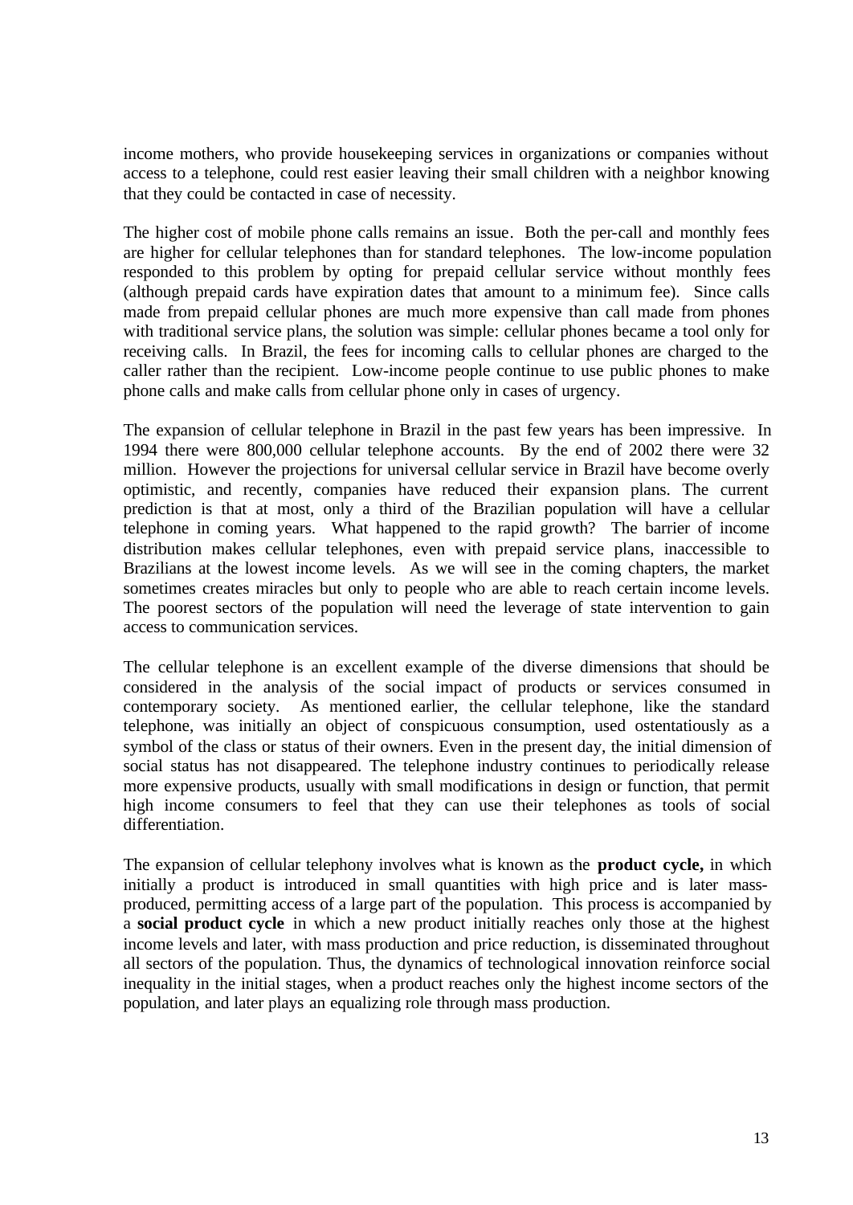income mothers, who provide housekeeping services in organizations or companies without access to a telephone, could rest easier leaving their small children with a neighbor knowing that they could be contacted in case of necessity.

The higher cost of mobile phone calls remains an issue. Both the per-call and monthly fees are higher for cellular telephones than for standard telephones. The low-income population responded to this problem by opting for prepaid cellular service without monthly fees (although prepaid cards have expiration dates that amount to a minimum fee). Since calls made from prepaid cellular phones are much more expensive than call made from phones with traditional service plans, the solution was simple: cellular phones became a tool only for receiving calls. In Brazil, the fees for incoming calls to cellular phones are charged to the caller rather than the recipient. Low-income people continue to use public phones to make phone calls and make calls from cellular phone only in cases of urgency.

The expansion of cellular telephone in Brazil in the past few years has been impressive. In 1994 there were 800,000 cellular telephone accounts. By the end of 2002 there were 32 million. However the projections for universal cellular service in Brazil have become overly optimistic, and recently, companies have reduced their expansion plans. The current prediction is that at most, only a third of the Brazilian population will have a cellular telephone in coming years. What happened to the rapid growth? The barrier of income distribution makes cellular telephones, even with prepaid service plans, inaccessible to Brazilians at the lowest income levels. As we will see in the coming chapters, the market sometimes creates miracles but only to people who are able to reach certain income levels. The poorest sectors of the population will need the leverage of state intervention to gain access to communication services.

The cellular telephone is an excellent example of the diverse dimensions that should be considered in the analysis of the social impact of products or services consumed in contemporary society. As mentioned earlier, the cellular telephone, like the standard telephone, was initially an object of conspicuous consumption, used ostentatiously as a symbol of the class or status of their owners. Even in the present day, the initial dimension of social status has not disappeared. The telephone industry continues to periodically release more expensive products, usually with small modifications in design or function, that permit high income consumers to feel that they can use their telephones as tools of social differentiation.

The expansion of cellular telephony involves what is known as the **product cycle,** in which initially a product is introduced in small quantities with high price and is later mass-produced, permitting access of a large part of the population. This process is accompanied by a **social product cycle** in which a new product initially reaches only those at the highest income levels and later, with mass production and price reduction, is disseminated throughout all sectors of the population. Thus, the dynamics of technological innovation reinforce social inequality in the initial stages, when a product reaches only the highest income sectors of the population, and later plays an equalizing role through mass production.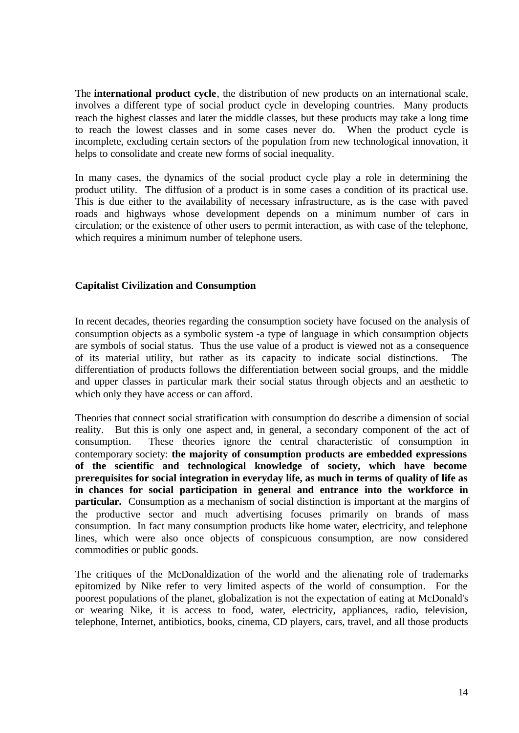The **international product cycle**, the distribution of new products on an international scale, involves a different type of social product cycle in developing countries. Many products reach the highest classes and later the middle classes, but these products may take a long time to reach the lowest classes and in some cases never do. When the product cycle is incomplete, excluding certain sectors of the population from new technological innovation, it helps to consolidate and create new forms of social inequality.

In many cases, the dynamics of the social product cycle play a role in determining the product utility. The diffusion of a product is in some cases a condition of its practical use. This is due either to the availability of necessary infrastructure, as is the case with paved roads and highways whose development depends on a minimum number of cars in circulation; or the existence of other users to permit interaction, as with case of the telephone, which requires a minimum number of telephone users.

**Capitalist Civilization and Consumption**

In recent decades, theories regarding the consumption society have focused on the analysis of consumption objects as a symbolic system -a type of language in which consumption objects are symbols of social status. Thus the use value of a product is viewed not as a consequence of its material utility, but rather as its capacity to indicate social distinctions. The differentiation of products follows the differentiation between social groups, and the middle and upper classes in particular mark their social status through objects and an aesthetic to which only they have access or can afford.

Theories that connect social stratification with consumption do describe a dimension of social reality. But this is only one aspect and, in general, a secondary component of the act of consumption. These theories ignore the central characteristic of consumption in contemporary society: **the majority of consumption products are embedded expressions of the scientific and technological knowledge of society, which have become prerequisites for social integration in everyday life, as much in terms of quality of life as in chances for social participation in general and entrance into the workforce in particular.** Consumption as a mechanism of social distinction is important at the margins of the productive sector and much advertising focuses primarily on brands of mass consumption. In fact many consumption products like home water, electricity, and telephone lines, which were also once objects of conspicuous consumption, are now considered commodities or public goods.

The critiques of the McDonaldization of the world and the alienating role of trademarks epitomized by Nike refer to very limited aspects of the world of consumption. For the poorest populations of the planet, globalization is not the expectation of eating at McDonald's or wearing Nike, it is access to food, water, electricity, appliances, radio, television, telephone, Internet, antibiotics, books, cinema, CD players, cars, travel, and all those products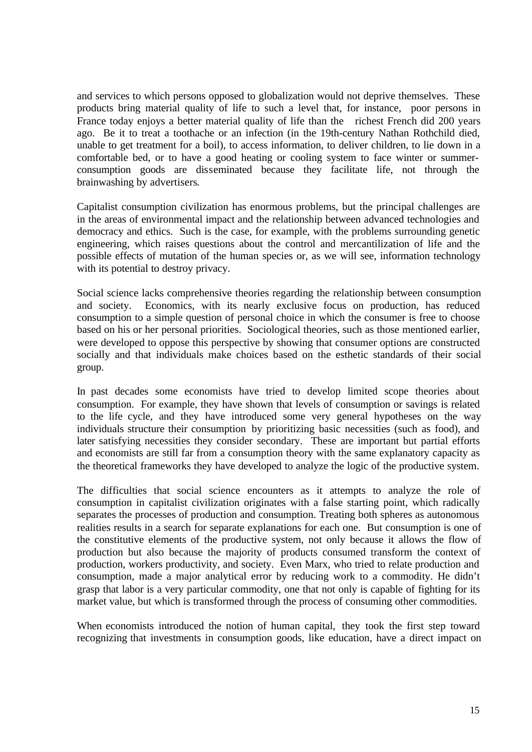and services to which persons opposed to globalization would not deprive themselves. These products bring material quality of life to such a level that, for instance, poor persons in France today enjoys a better material quality of life than the richest French did 200 years ago. Be it to treat a toothache or an infection (in the 19th-century Nathan Rothchild died, unable to get treatment for a boil), to access information, to deliver children, to lie down in a comfortable bed, or to have a good heating or cooling system to face winter or summer-consumption goods are disseminated because they facilitate life, not through the brainwashing by advertisers.

Capitalist consumption civilization has enormous problems, but the principal challenges are in the areas of environmental impact and the relationship between advanced technologies and democracy and ethics. Such is the case, for example, with the problems surrounding genetic engineering, which raises questions about the control and mercantilization of life and the possible effects of mutation of the human species or, as we will see, information technology with its potential to destroy privacy.

Social science lacks comprehensive theories regarding the relationship between consumption and society. Economics, with its nearly exclusive focus on production, has reduced consumption to a simple question of personal choice in which the consumer is free to choose based on his or her personal priorities. Sociological theories, such as those mentioned earlier, were developed to oppose this perspective by showing that consumer options are constructed socially and that individuals make choices based on the esthetic standards of their social group.

In past decades some economists have tried to develop limited scope theories about consumption. For example, they have shown that levels of consumption or savings is related to the life cycle, and they have introduced some very general hypotheses on the way individuals structure their consumption by prioritizing basic necessities (such as food), and later satisfying necessities they consider secondary. These are important but partial efforts and economists are still far from a consumption theory with the same explanatory capacity as the theoretical frameworks they have developed to analyze the logic of the productive system.

The difficulties that social science encounters as it attempts to analyze the role of consumption in capitalist civilization originates with a false starting point, which radically separates the processes of production and consumption. Treating both spheres as autonomous realities results in a search for separate explanations for each one. But consumption is one of the constitutive elements of the productive system, not only because it allows the flow of production but also because the majority of products consumed transform the context of production, workers productivity, and society. Even Marx, who tried to relate production and consumption, made a major analytical error by reducing work to a commodity. He didn't grasp that labor is a very particular commodity, one that not only is capable of fighting for its market value, but which is transformed through the process of consuming other commodities.

When economists introduced the notion of human capital, they took the first step toward recognizing that investments in consumption goods, like education, have a direct impact on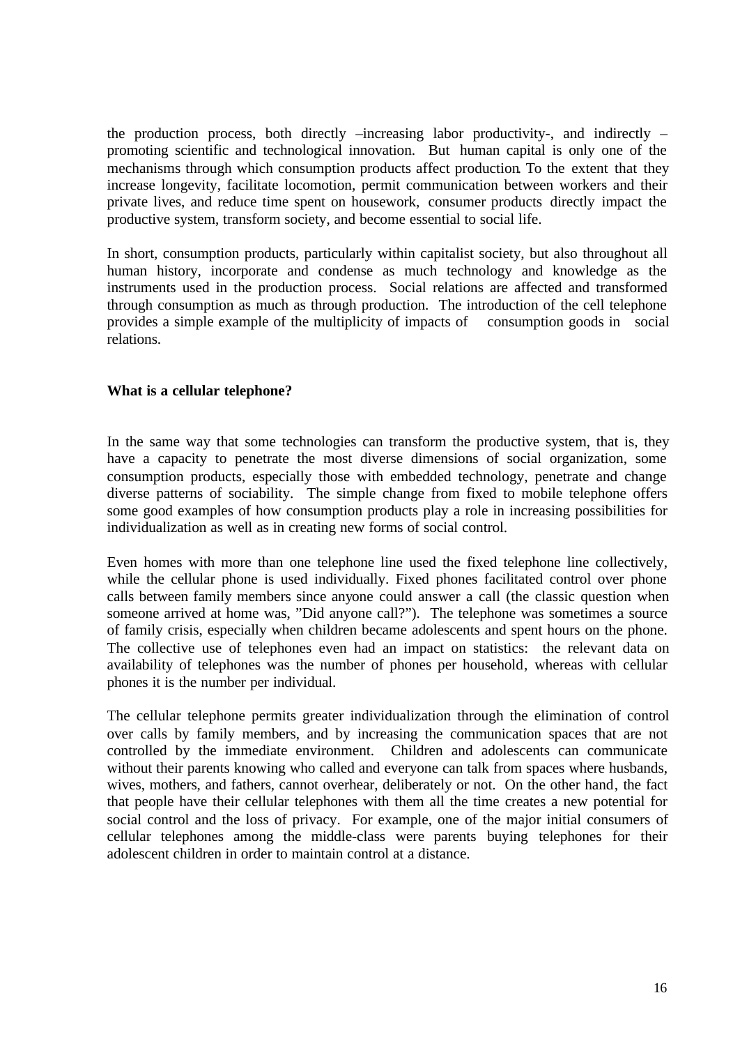the production process, both directly –increasing labor productivity-, and indirectly –promoting scientific and technological innovation. But human capital is only one of the mechanisms through which consumption products affect production. To the extent that they increase longevity, facilitate locomotion, permit communication between workers and their private lives, and reduce time spent on housework, consumer products directly impact the productive system, transform society, and become essential to social life.

In short, consumption products, particularly within capitalist society, but also throughout all human history, incorporate and condense as much technology and knowledge as the instruments used in the production process. Social relations are affected and transformed through consumption as much as through production. The introduction of the cell telephone provides a simple example of the multiplicity of impacts of consumption goods in social relations.

**What is a cellular telephone?**

In the same way that some technologies can transform the productive system, that is, they have a capacity to penetrate the most diverse dimensions of social organization, some consumption products, especially those with embedded technology, penetrate and change diverse patterns of sociability. The simple change from fixed to mobile telephone offers some good examples of how consumption products play a role in increasing possibilities for individualization as well as in creating new forms of social control.

Even homes with more than one telephone line used the fixed telephone line collectively, while the cellular phone is used individually. Fixed phones facilitated control over phone calls between family members since anyone could answer a call (the classic question when someone arrived at home was, "Did anyone call?"). The telephone was sometimes a source of family crisis, especially when children became adolescents and spent hours on the phone. The collective use of telephones even had an impact on statistics: the relevant data on availability of telephones was the number of phones per household, whereas with cellular phones it is the number per individual.

The cellular telephone permits greater individualization through the elimination of control over calls by family members, and by increasing the communication spaces that are not controlled by the immediate environment. Children and adolescents can communicate without their parents knowing who called and everyone can talk from spaces where husbands, wives, mothers, and fathers, cannot overhear, deliberately or not. On the other hand, the fact that people have their cellular telephones with them all the time creates a new potential for social control and the loss of privacy. For example, one of the major initial consumers of cellular telephones among the middle-class were parents buying telephones for their adolescent children in order to maintain control at a distance.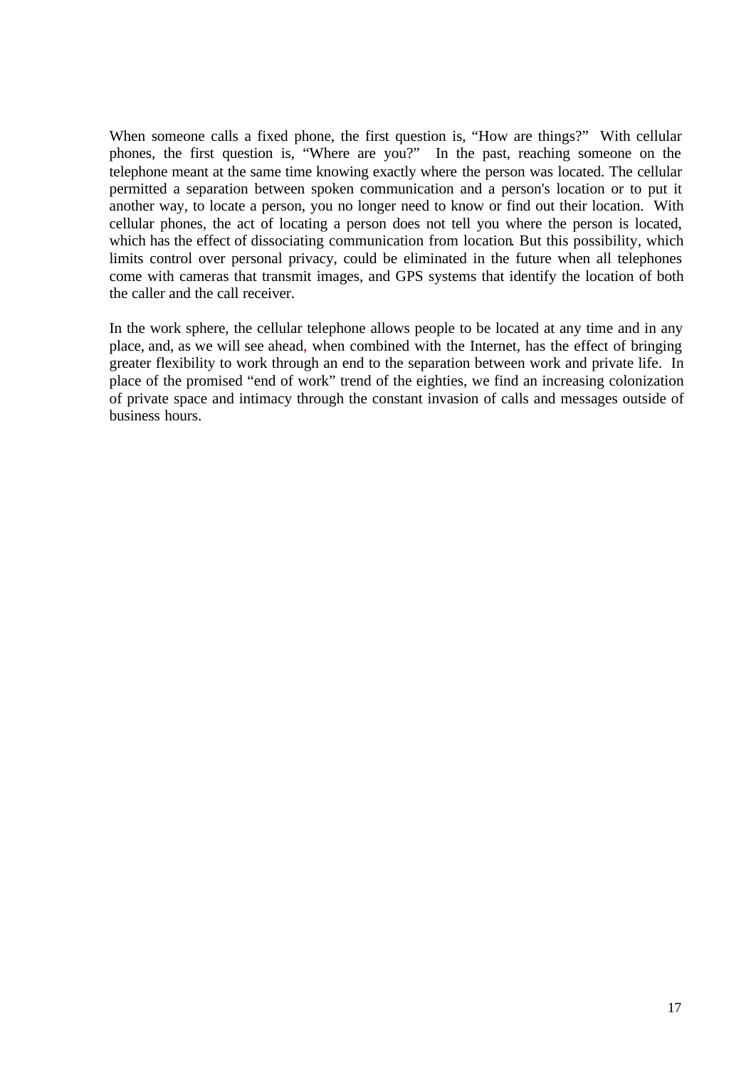When someone calls a fixed phone, the first question is, “How are things?” With cellular phones, the first question is, “Where are you?” In the past, reaching someone on the telephone meant at the same time knowing exactly where the person was located. The cellular permitted a separation between spoken communication and a person's location or to put it another way, to locate a person, you no longer need to know or find out their location. With cellular phones, the act of locating a person does not tell you where the person is located, which has the effect of dissociating communication from location. But this possibility, which limits control over personal privacy, could be eliminated in the future when all telephones come with cameras that transmit images, and GPS systems that identify the location of both the caller and the call receiver.

In the work sphere, the cellular telephone allows people to be located at any time and in any place, and, as we will see ahead, when combined with the Internet, has the effect of bringing greater flexibility to work through an end to the separation between work and private life. In place of the promised “end of work” trend of the eighties, we find an increasing colonization of private space and intimacy through the constant invasion of calls and messages outside of business hours.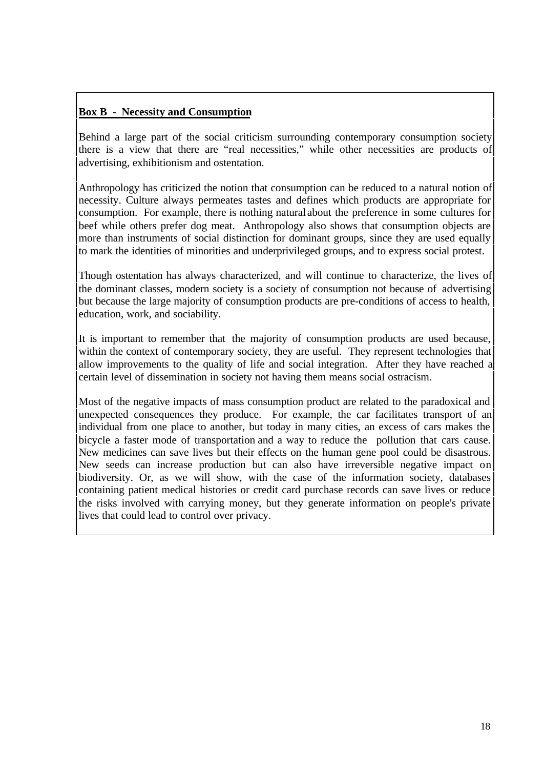**Box B - Necessity and Consumption**

Behind a large part of the social criticism surrounding contemporary consumption society there is a view that there are "real necessities," while other necessities are products of advertising, exhibitionism and ostentation.

Anthropology has criticized the notion that consumption can be reduced to a natural notion of necessity. Culture always permeates tastes and defines which products are appropriate for consumption. For example, there is nothing natural about the preference in some cultures for beef while others prefer dog meat. Anthropology also shows that consumption objects are more than instruments of social distinction for dominant groups, since they are used equally to mark the identities of minorities and underprivileged groups, and to express social protest.

Though ostentation has always characterized, and will continue to characterize, the lives of the dominant classes, modern society is a society of consumption not because of advertising but because the large majority of consumption products are pre-conditions of access to health, education, work, and sociability.

It is important to remember that the majority of consumption products are used because, within the context of contemporary society, they are useful. They represent technologies that allow improvements to the quality of life and social integration. After they have reached a certain level of dissemination in society not having them means social ostracism.

Most of the negative impacts of mass consumption product are related to the paradoxical and unexpected consequences they produce. For example, the car facilitates transport of an individual from one place to another, but today in many cities, an excess of cars makes the bicycle a faster mode of transportation and a way to reduce the pollution that cars cause. New medicines can save lives but their effects on the human gene pool could be disastrous. New seeds can increase production but can also have irreversible negative impact on biodiversity. Or, as we will show, with the case of the information society, databases containing patient medical histories or credit card purchase records can save lives or reduce the risks involved with carrying money, but they generate information on people's private lives that could lead to control over privacy.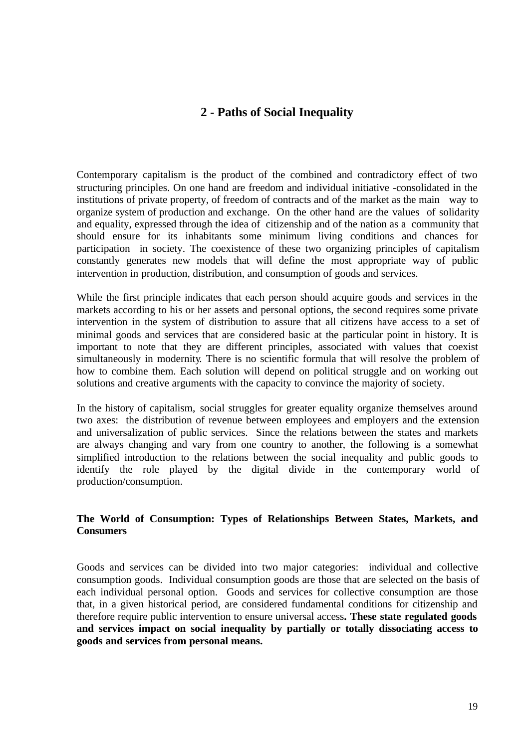# 2 - Paths of Social Inequality

Contemporary capitalism is the product of the combined and contradictory effect of two structuring principles. On one hand are freedom and individual initiative -consolidated in the institutions of private property, of freedom of contracts and of the market as the main way to organize system of production and exchange. On the other hand are the values of solidarity and equality, expressed through the idea of citizenship and of the nation as a community that should ensure for its inhabitants some minimum living conditions and chances for participation in society. The coexistence of these two organizing principles of capitalism constantly generates new models that will define the most appropriate way of public intervention in production, distribution, and consumption of goods and services.

While the first principle indicates that each person should acquire goods and services in the markets according to his or her assets and personal options, the second requires some private intervention in the system of distribution to assure that all citizens have access to a set of minimal goods and services that are considered basic at the particular point in history. It is important to note that they are different principles, associated with values that coexist simultaneously in modernity. There is no scientific formula that will resolve the problem of how to combine them. Each solution will depend on political struggle and on working out solutions and creative arguments with the capacity to convince the majority of society.

In the history of capitalism, social struggles for greater equality organize themselves around two axes: the distribution of revenue between employees and employers and the extension and universalization of public services. Since the relations between the states and markets are always changing and vary from one country to another, the following is a somewhat simplified introduction to the relations between the social inequality and public goods to identify the role played by the digital divide in the contemporary world of production/consumption.

### The World of Consumption: Types of Relationships Between States, Markets, and Consumers

Goods and services can be divided into two major categories: individual and collective consumption goods. Individual consumption goods are those that are selected on the basis of each individual personal option. Goods and services for collective consumption are those that, in a given historical period, are considered fundamental conditions for citizenship and therefore require public intervention to ensure universal access**. These state regulated goods and services impact on social inequality by partially or totally dissociating access to goods and services from personal means.**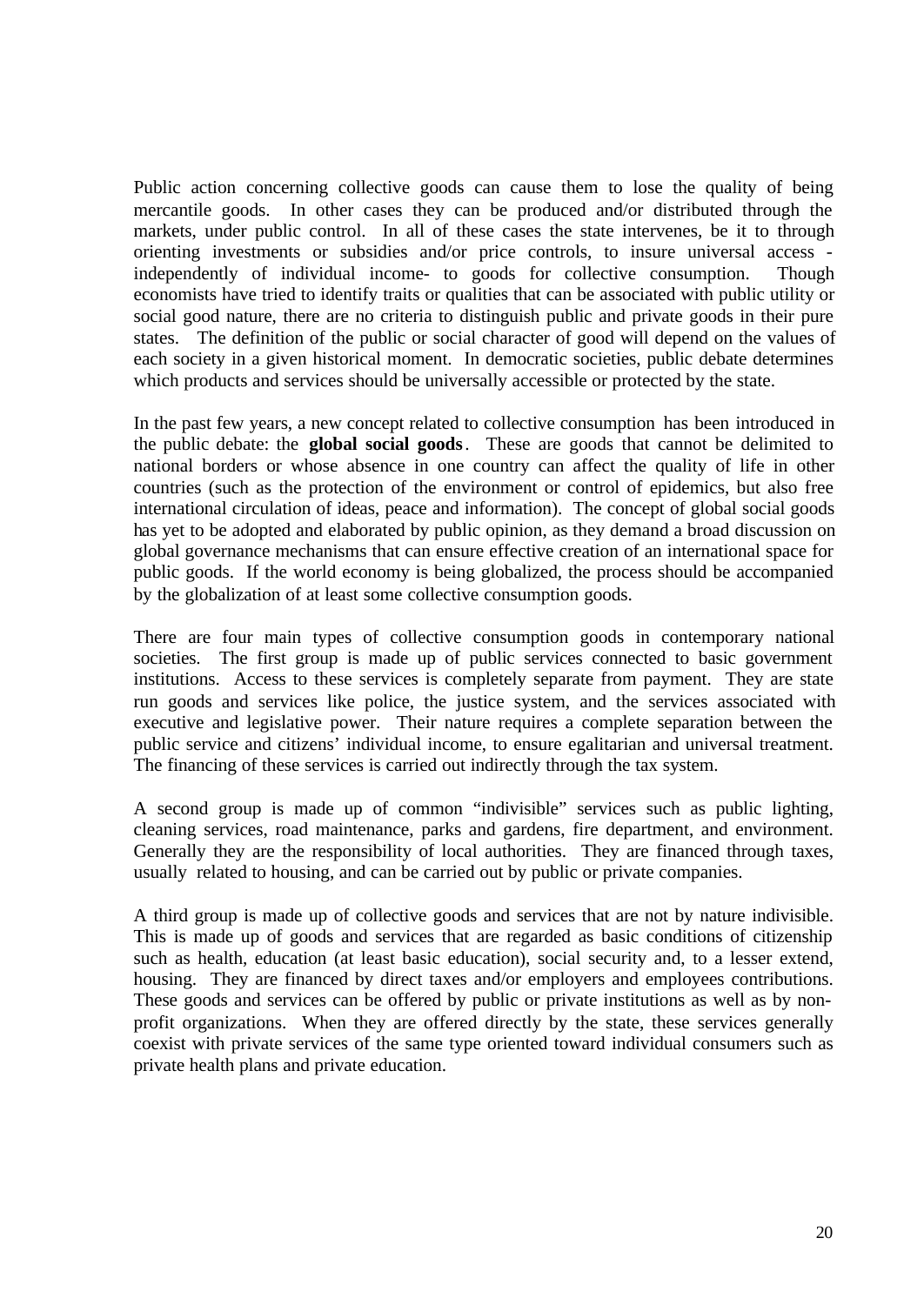Public action concerning collective goods can cause them to lose the quality of being mercantile goods. In other cases they can be produced and/or distributed through the markets, under public control. In all of these cases the state intervenes, be it to through orienting investments or subsidies and/or price controls, to insure universal access - independently of individual income- to goods for collective consumption. Though economists have tried to identify traits or qualities that can be associated with public utility or social good nature, there are no criteria to distinguish public and private goods in their pure states. The definition of the public or social character of good will depend on the values of each society in a given historical moment. In democratic societies, public debate determines which products and services should be universally accessible or protected by the state.

In the past few years, a new concept related to collective consumption has been introduced in the public debate: the **global social goods**. These are goods that cannot be delimited to national borders or whose absence in one country can affect the quality of life in other countries (such as the protection of the environment or control of epidemics, but also free international circulation of ideas, peace and information). The concept of global social goods has yet to be adopted and elaborated by public opinion, as they demand a broad discussion on global governance mechanisms that can ensure effective creation of an international space for public goods. If the world economy is being globalized, the process should be accompanied by the globalization of at least some collective consumption goods.

There are four main types of collective consumption goods in contemporary national societies. The first group is made up of public services connected to basic government institutions. Access to these services is completely separate from payment. They are state run goods and services like police, the justice system, and the services associated with executive and legislative power. Their nature requires a complete separation between the public service and citizens' individual income, to ensure egalitarian and universal treatment. The financing of these services is carried out indirectly through the tax system.

A second group is made up of common "indivisible" services such as public lighting, cleaning services, road maintenance, parks and gardens, fire department, and environment. Generally they are the responsibility of local authorities. They are financed through taxes, usually related to housing, and can be carried out by public or private companies.

A third group is made up of collective goods and services that are not by nature indivisible. This is made up of goods and services that are regarded as basic conditions of citizenship such as health, education (at least basic education), social security and, to a lesser extend, housing. They are financed by direct taxes and/or employers and employees contributions. These goods and services can be offered by public or private institutions as well as by non-profit organizations. When they are offered directly by the state, these services generally coexist with private services of the same type oriented toward individual consumers such as private health plans and private education.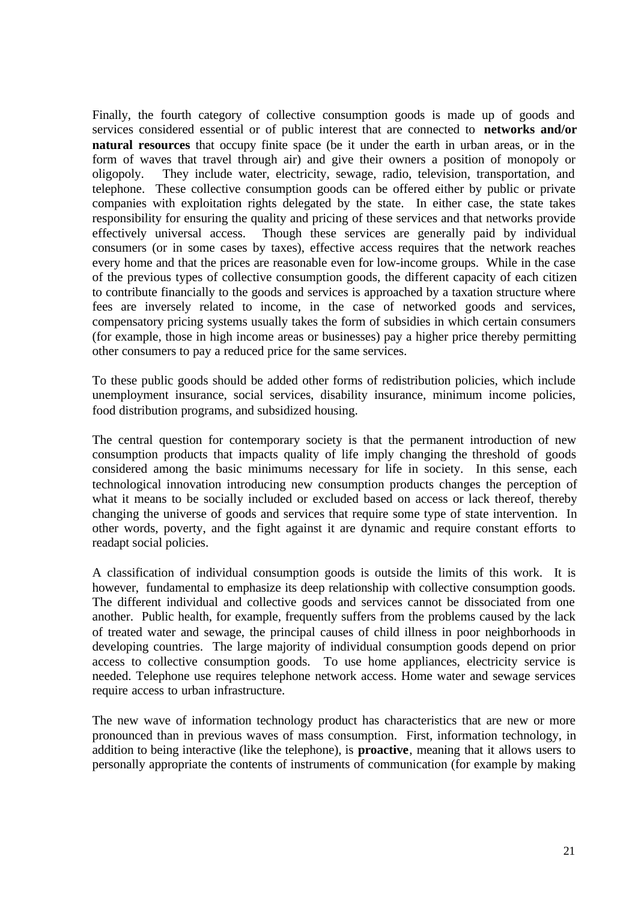Finally, the fourth category of collective consumption goods is made up of goods and services considered essential or of public interest that are connected to **networks and/or natural resources** that occupy finite space (be it under the earth in urban areas, or in the form of waves that travel through air) and give their owners a position of monopoly or oligopoly. They include water, electricity, sewage, radio, television, transportation, and telephone. These collective consumption goods can be offered either by public or private companies with exploitation rights delegated by the state. In either case, the state takes responsibility for ensuring the quality and pricing of these services and that networks provide effectively universal access. Though these services are generally paid by individual consumers (or in some cases by taxes), effective access requires that the network reaches every home and that the prices are reasonable even for low-income groups. While in the case of the previous types of collective consumption goods, the different capacity of each citizen to contribute financially to the goods and services is approached by a taxation structure where fees are inversely related to income, in the case of networked goods and services, compensatory pricing systems usually takes the form of subsidies in which certain consumers (for example, those in high income areas or businesses) pay a higher price thereby permitting other consumers to pay a reduced price for the same services.

To these public goods should be added other forms of redistribution policies, which include unemployment insurance, social services, disability insurance, minimum income policies, food distribution programs, and subsidized housing.

The central question for contemporary society is that the permanent introduction of new consumption products that impacts quality of life imply changing the threshold of goods considered among the basic minimums necessary for life in society. In this sense, each technological innovation introducing new consumption products changes the perception of what it means to be socially included or excluded based on access or lack thereof, thereby changing the universe of goods and services that require some type of state intervention. In other words, poverty, and the fight against it are dynamic and require constant efforts to readapt social policies.

A classification of individual consumption goods is outside the limits of this work. It is however, fundamental to emphasize its deep relationship with collective consumption goods. The different individual and collective goods and services cannot be dissociated from one another. Public health, for example, frequently suffers from the problems caused by the lack of treated water and sewage, the principal causes of child illness in poor neighborhoods in developing countries. The large majority of individual consumption goods depend on prior access to collective consumption goods. To use home appliances, electricity service is needed. Telephone use requires telephone network access. Home water and sewage services require access to urban infrastructure.

The new wave of information technology product has characteristics that are new or more pronounced than in previous waves of mass consumption. First, information technology, in addition to being interactive (like the telephone), is **proactive**, meaning that it allows users to personally appropriate the contents of instruments of communication (for example by making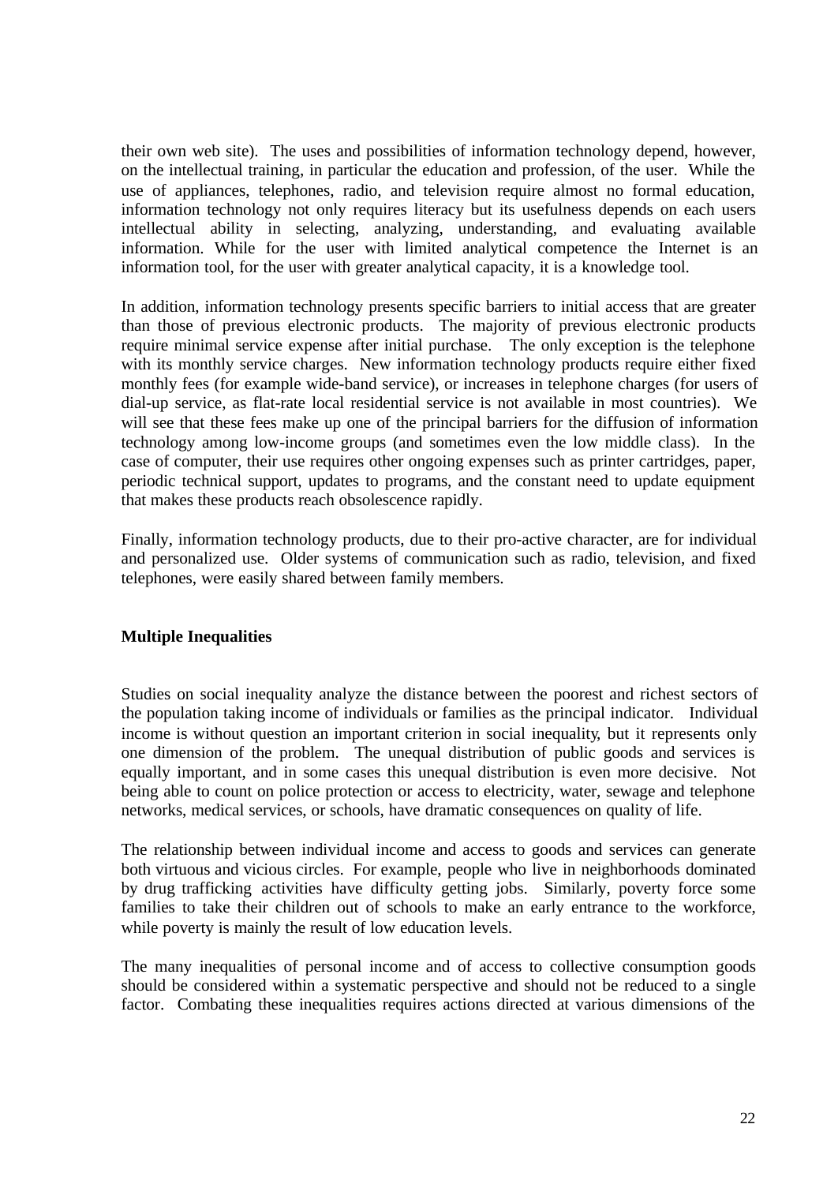their own web site). The uses and possibilities of information technology depend, however, on the intellectual training, in particular the education and profession, of the user. While the use of appliances, telephones, radio, and television require almost no formal education, information technology not only requires literacy but its usefulness depends on each users intellectual ability in selecting, analyzing, understanding, and evaluating available information. While for the user with limited analytical competence the Internet is an information tool, for the user with greater analytical capacity, it is a knowledge tool.

In addition, information technology presents specific barriers to initial access that are greater than those of previous electronic products. The majority of previous electronic products require minimal service expense after initial purchase. The only exception is the telephone with its monthly service charges. New information technology products require either fixed monthly fees (for example wide-band service), or increases in telephone charges (for users of dial-up service, as flat-rate local residential service is not available in most countries). We will see that these fees make up one of the principal barriers for the diffusion of information technology among low-income groups (and sometimes even the low middle class). In the case of computer, their use requires other ongoing expenses such as printer cartridges, paper, periodic technical support, updates to programs, and the constant need to update equipment that makes these products reach obsolescence rapidly.

Finally, information technology products, due to their pro-active character, are for individual and personalized use. Older systems of communication such as radio, television, and fixed telephones, were easily shared between family members.

**Multiple Inequalities**

Studies on social inequality analyze the distance between the poorest and richest sectors of the population taking income of individuals or families as the principal indicator. Individual income is without question an important criterion in social inequality, but it represents only one dimension of the problem. The unequal distribution of public goods and services is equally important, and in some cases this unequal distribution is even more decisive. Not being able to count on police protection or access to electricity, water, sewage and telephone networks, medical services, or schools, have dramatic consequences on quality of life.

The relationship between individual income and access to goods and services can generate both virtuous and vicious circles. For example, people who live in neighborhoods dominated by drug trafficking activities have difficulty getting jobs. Similarly, poverty force some families to take their children out of schools to make an early entrance to the workforce, while poverty is mainly the result of low education levels.

The many inequalities of personal income and of access to collective consumption goods should be considered within a systematic perspective and should not be reduced to a single factor. Combating these inequalities requires actions directed at various dimensions of the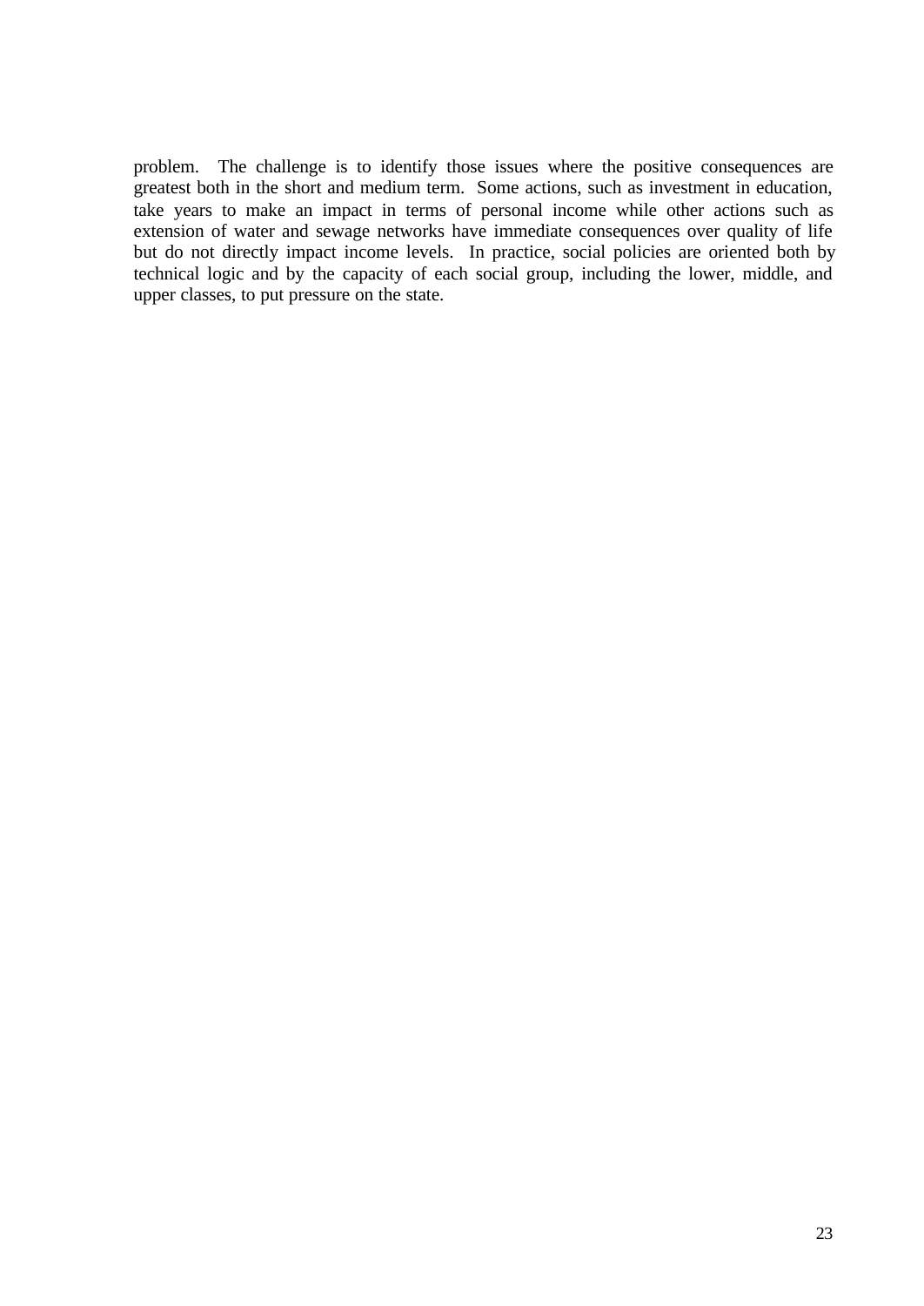problem. The challenge is to identify those issues where the positive consequences are greatest both in the short and medium term. Some actions, such as investment in education, take years to make an impact in terms of personal income while other actions such as extension of water and sewage networks have immediate consequences over quality of life but do not directly impact income levels. In practice, social policies are oriented both by technical logic and by the capacity of each social group, including the lower, middle, and upper classes, to put pressure on the state.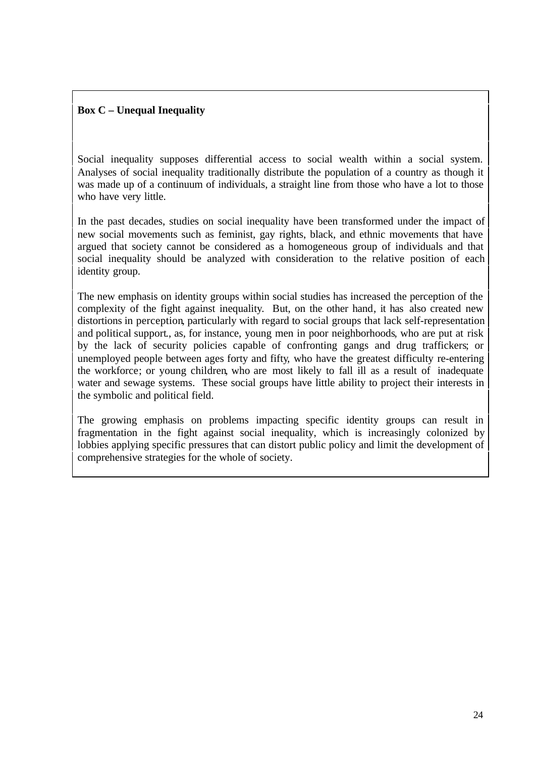**Box C – Unequal Inequality**

Social inequality supposes differential access to social wealth within a social system. Analyses of social inequality traditionally distribute the population of a country as though it was made up of a continuum of individuals, a straight line from those who have a lot to those who have very little.

In the past decades, studies on social inequality have been transformed under the impact of new social movements such as feminist, gay rights, black, and ethnic movements that have argued that society cannot be considered as a homogeneous group of individuals and that social inequality should be analyzed with consideration to the relative position of each identity group.

The new emphasis on identity groups within social studies has increased the perception of the complexity of the fight against inequality. But, on the other hand, it has also created new distortions in perception, particularly with regard to social groups that lack self-representation and political support., as, for instance, young men in poor neighborhoods, who are put at risk by the lack of security policies capable of confronting gangs and drug traffickers; or unemployed people between ages forty and fifty, who have the greatest difficulty re-entering the workforce; or young children, who are most likely to fall ill as a result of inadequate water and sewage systems. These social groups have little ability to project their interests in the symbolic and political field.

The growing emphasis on problems impacting specific identity groups can result in fragmentation in the fight against social inequality, which is increasingly colonized by lobbies applying specific pressures that can distort public policy and limit the development of comprehensive strategies for the whole of society.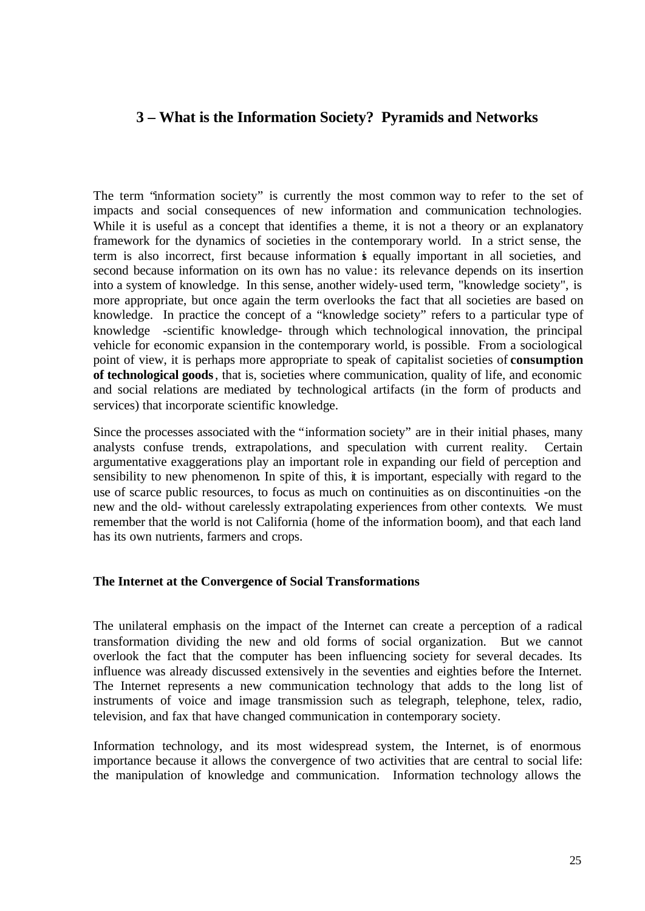## 3 – What is the Information Society? Pyramids and Networks

The term "information society" is currently the most common way to refer to the set of impacts and social consequences of new information and communication technologies. While it is useful as a concept that identifies a theme, it is not a theory or an explanatory framework for the dynamics of societies in the contemporary world. In a strict sense, the term is also incorrect, first because information is equally important in all societies, and second because information on its own has no value: its relevance depends on its insertion into a system of knowledge. In this sense, another widely-used term, "knowledge society", is more appropriate, but once again the term overlooks the fact that all societies are based on knowledge. In practice the concept of a "knowledge society" refers to a particular type of knowledge -scientific knowledge- through which technological innovation, the principal vehicle for economic expansion in the contemporary world, is possible. From a sociological point of view, it is perhaps more appropriate to speak of capitalist societies of **consumption of technological goods**, that is, societies where communication, quality of life, and economic and social relations are mediated by technological artifacts (in the form of products and services) that incorporate scientific knowledge.

Since the processes associated with the "information society" are in their initial phases, many analysts confuse trends, extrapolations, and speculation with current reality. Certain argumentative exaggerations play an important role in expanding our field of perception and sensibility to new phenomenon. In spite of this, it is important, especially with regard to the use of scarce public resources, to focus as much on continuities as on discontinuities -on the new and the old- without carelessly extrapolating experiences from other contexts. We must remember that the world is not California (home of the information boom), and that each land has its own nutrients, farmers and crops.

### The Internet at the Convergence of Social Transformations

The unilateral emphasis on the impact of the Internet can create a perception of a radical transformation dividing the new and old forms of social organization. But we cannot overlook the fact that the computer has been influencing society for several decades. Its influence was already discussed extensively in the seventies and eighties before the Internet. The Internet represents a new communication technology that adds to the long list of instruments of voice and image transmission such as telegraph, telephone, telex, radio, television, and fax that have changed communication in contemporary society.

Information technology, and its most widespread system, the Internet, is of enormous importance because it allows the convergence of two activities that are central to social life: the manipulation of knowledge and communication. Information technology allows the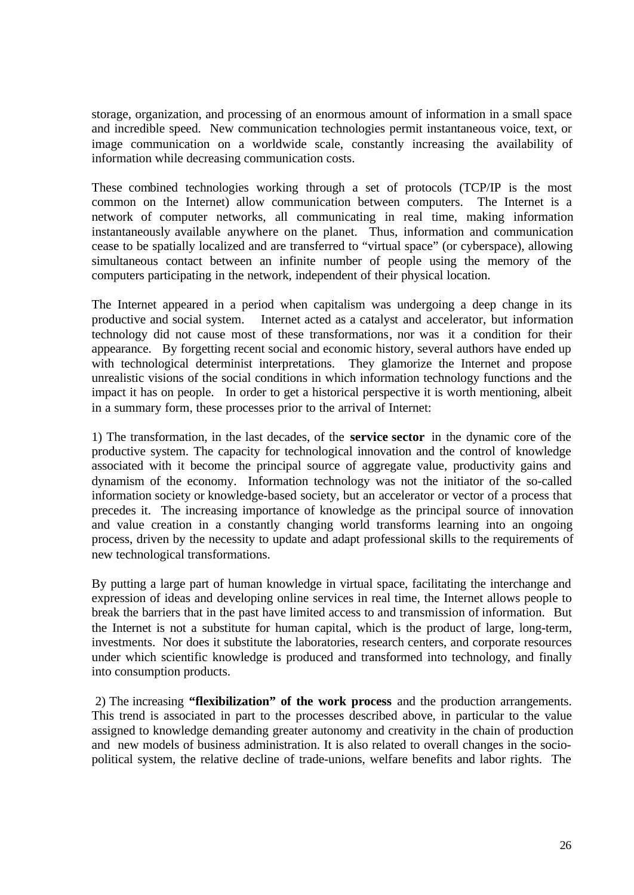storage, organization, and processing of an enormous amount of information in a small space and incredible speed. New communication technologies permit instantaneous voice, text, or image communication on a worldwide scale, constantly increasing the availability of information while decreasing communication costs.

These combined technologies working through a set of protocols (TCP/IP is the most common on the Internet) allow communication between computers. The Internet is a network of computer networks, all communicating in real time, making information instantaneously available anywhere on the planet. Thus, information and communication cease to be spatially localized and are transferred to "virtual space" (or cyberspace), allowing simultaneous contact between an infinite number of people using the memory of the computers participating in the network, independent of their physical location.

The Internet appeared in a period when capitalism was undergoing a deep change in its productive and social system. Internet acted as a catalyst and accelerator, but information technology did not cause most of these transformations, nor was it a condition for their appearance. By forgetting recent social and economic history, several authors have ended up with technological determinist interpretations. They glamorize the Internet and propose unrealistic visions of the social conditions in which information technology functions and the impact it has on people. In order to get a historical perspective it is worth mentioning, albeit in a summary form, these processes prior to the arrival of Internet:

1) The transformation, in the last decades, of the **service sector** in the dynamic core of the productive system. The capacity for technological innovation and the control of knowledge associated with it become the principal source of aggregate value, productivity gains and dynamism of the economy. Information technology was not the initiator of the so-called information society or knowledge-based society, but an accelerator or vector of a process that precedes it. The increasing importance of knowledge as the principal source of innovation and value creation in a constantly changing world transforms learning into an ongoing process, driven by the necessity to update and adapt professional skills to the requirements of new technological transformations.

By putting a large part of human knowledge in virtual space, facilitating the interchange and expression of ideas and developing online services in real time, the Internet allows people to break the barriers that in the past have limited access to and transmission of information. But the Internet is not a substitute for human capital, which is the product of large, long-term, investments. Nor does it substitute the laboratories, research centers, and corporate resources under which scientific knowledge is produced and transformed into technology, and finally into consumption products.

2) The increasing **"flexibilization" of the work process** and the production arrangements. This trend is associated in part to the processes described above, in particular to the value assigned to knowledge demanding greater autonomy and creativity in the chain of production and new models of business administration. It is also related to overall changes in the socio-political system, the relative decline of trade-unions, welfare benefits and labor rights. The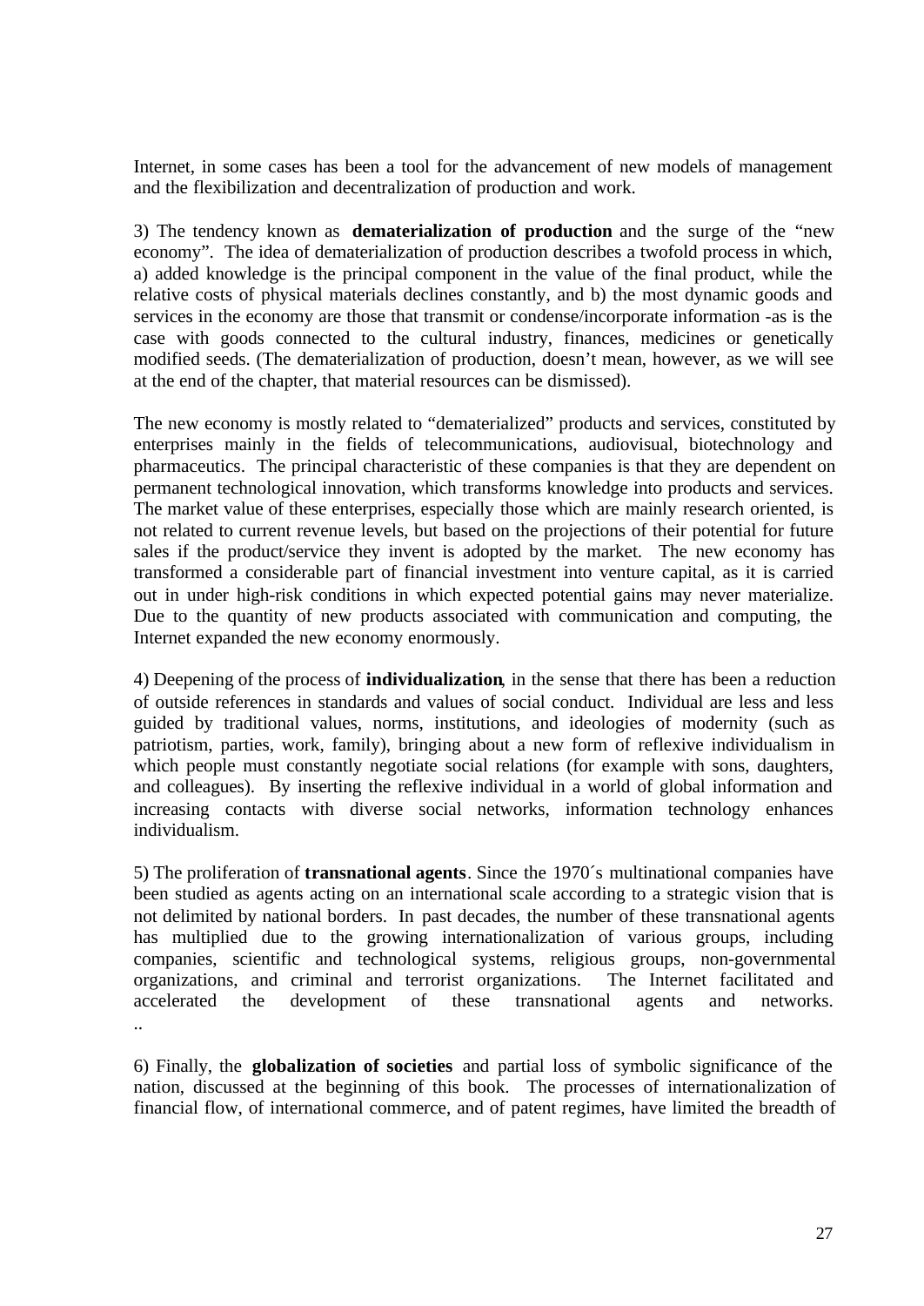Internet, in some cases has been a tool for the advancement of new models of management and the flexibilization and decentralization of production and work.

3) The tendency known as **dematerialization of production** and the surge of the "new economy". The idea of dematerialization of production describes a twofold process in which, a) added knowledge is the principal component in the value of the final product, while the relative costs of physical materials declines constantly, and b) the most dynamic goods and services in the economy are those that transmit or condense/incorporate information -as is the case with goods connected to the cultural industry, finances, medicines or genetically modified seeds. (The dematerialization of production, doesn't mean, however, as we will see at the end of the chapter, that material resources can be dismissed).

The new economy is mostly related to "dematerialized" products and services, constituted by enterprises mainly in the fields of telecommunications, audiovisual, biotechnology and pharmaceutics. The principal characteristic of these companies is that they are dependent on permanent technological innovation, which transforms knowledge into products and services. The market value of these enterprises, especially those which are mainly research oriented, is not related to current revenue levels, but based on the projections of their potential for future sales if the product/service they invent is adopted by the market. The new economy has transformed a considerable part of financial investment into venture capital, as it is carried out in under high-risk conditions in which expected potential gains may never materialize. Due to the quantity of new products associated with communication and computing, the Internet expanded the new economy enormously.

4) Deepening of the process of **individualization**, in the sense that there has been a reduction of outside references in standards and values of social conduct. Individual are less and less guided by traditional values, norms, institutions, and ideologies of modernity (such as patriotism, parties, work, family), bringing about a new form of reflexive individualism in which people must constantly negotiate social relations (for example with sons, daughters, and colleagues). By inserting the reflexive individual in a world of global information and increasing contacts with diverse social networks, information technology enhances individualism.

5) The proliferation of **transnational agents**. Since the 1970´s multinational companies have been studied as agents acting on an international scale according to a strategic vision that is not delimited by national borders. In past decades, the number of these transnational agents has multiplied due to the growing internationalization of various groups, including companies, scientific and technological systems, religious groups, non-governmental organizations, and criminal and terrorist organizations. The Internet facilitated and accelerated the development of these transnational agents and networks. ..

6) Finally, the **globalization of societies** and partial loss of symbolic significance of the nation, discussed at the beginning of this book. The processes of internationalization of financial flow, of international commerce, and of patent regimes, have limited the breadth of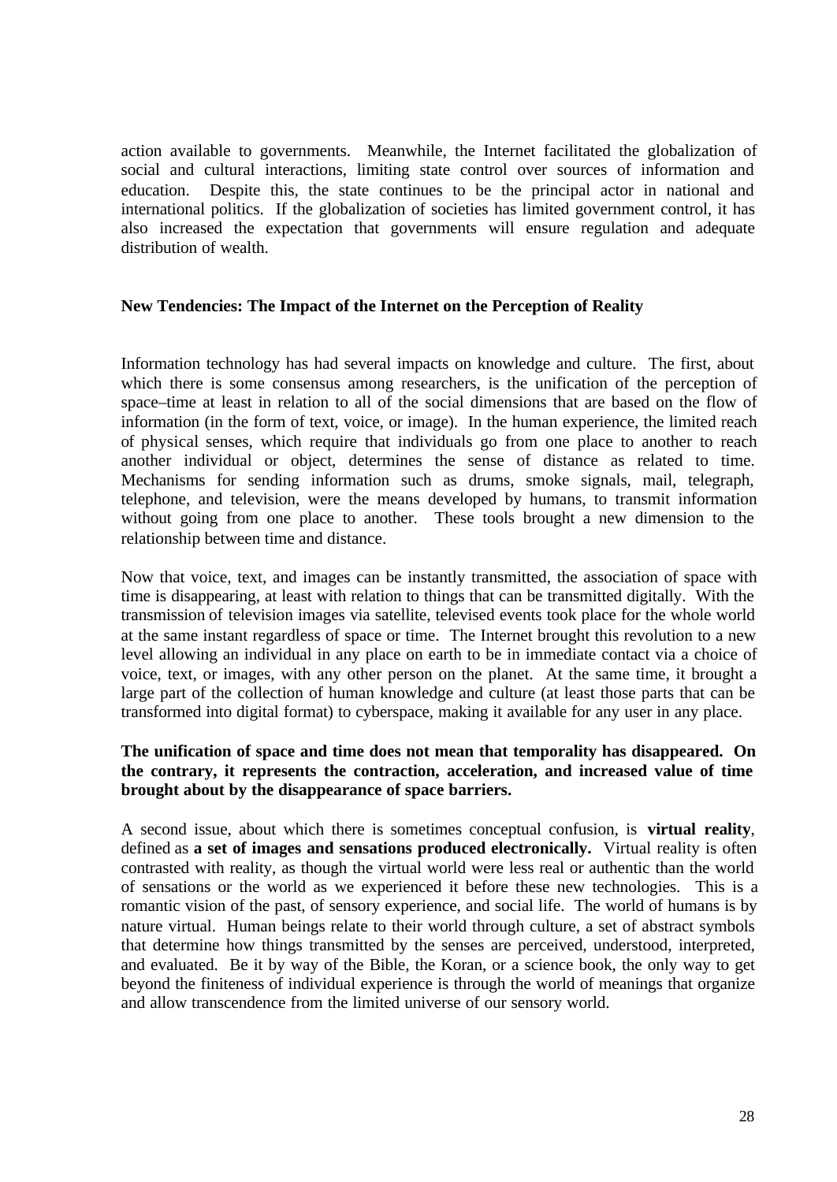action available to governments. Meanwhile, the Internet facilitated the globalization of social and cultural interactions, limiting state control over sources of information and education. Despite this, the state continues to be the principal actor in national and international politics. If the globalization of societies has limited government control, it has also increased the expectation that governments will ensure regulation and adequate distribution of wealth.

### New Tendencies: The Impact of the Internet on the Perception of Reality

Information technology has had several impacts on knowledge and culture. The first, about which there is some consensus among researchers, is the unification of the perception of space–time at least in relation to all of the social dimensions that are based on the flow of information (in the form of text, voice, or image). In the human experience, the limited reach of physical senses, which require that individuals go from one place to another to reach another individual or object, determines the sense of distance as related to time. Mechanisms for sending information such as drums, smoke signals, mail, telegraph, telephone, and television, were the means developed by humans, to transmit information without going from one place to another. These tools brought a new dimension to the relationship between time and distance.

Now that voice, text, and images can be instantly transmitted, the association of space with time is disappearing, at least with relation to things that can be transmitted digitally. With the transmission of television images via satellite, televised events took place for the whole world at the same instant regardless of space or time. The Internet brought this revolution to a new level allowing an individual in any place on earth to be in immediate contact via a choice of voice, text, or images, with any other person on the planet. At the same time, it brought a large part of the collection of human knowledge and culture (at least those parts that can be transformed into digital format) to cyberspace, making it available for any user in any place.

**The unification of space and time does not mean that temporality has disappeared. On the contrary, it represents the contraction, acceleration, and increased value of time brought about by the disappearance of space barriers.**

A second issue, about which there is sometimes conceptual confusion, is **virtual reality**, defined as **a set of images and sensations produced electronically.** Virtual reality is often contrasted with reality, as though the virtual world were less real or authentic than the world of sensations or the world as we experienced it before these new technologies. This is a romantic vision of the past, of sensory experience, and social life. The world of humans is by nature virtual. Human beings relate to their world through culture, a set of abstract symbols that determine how things transmitted by the senses are perceived, understood, interpreted, and evaluated. Be it by way of the Bible, the Koran, or a science book, the only way to get beyond the finiteness of individual experience is through the world of meanings that organize and allow transcendence from the limited universe of our sensory world.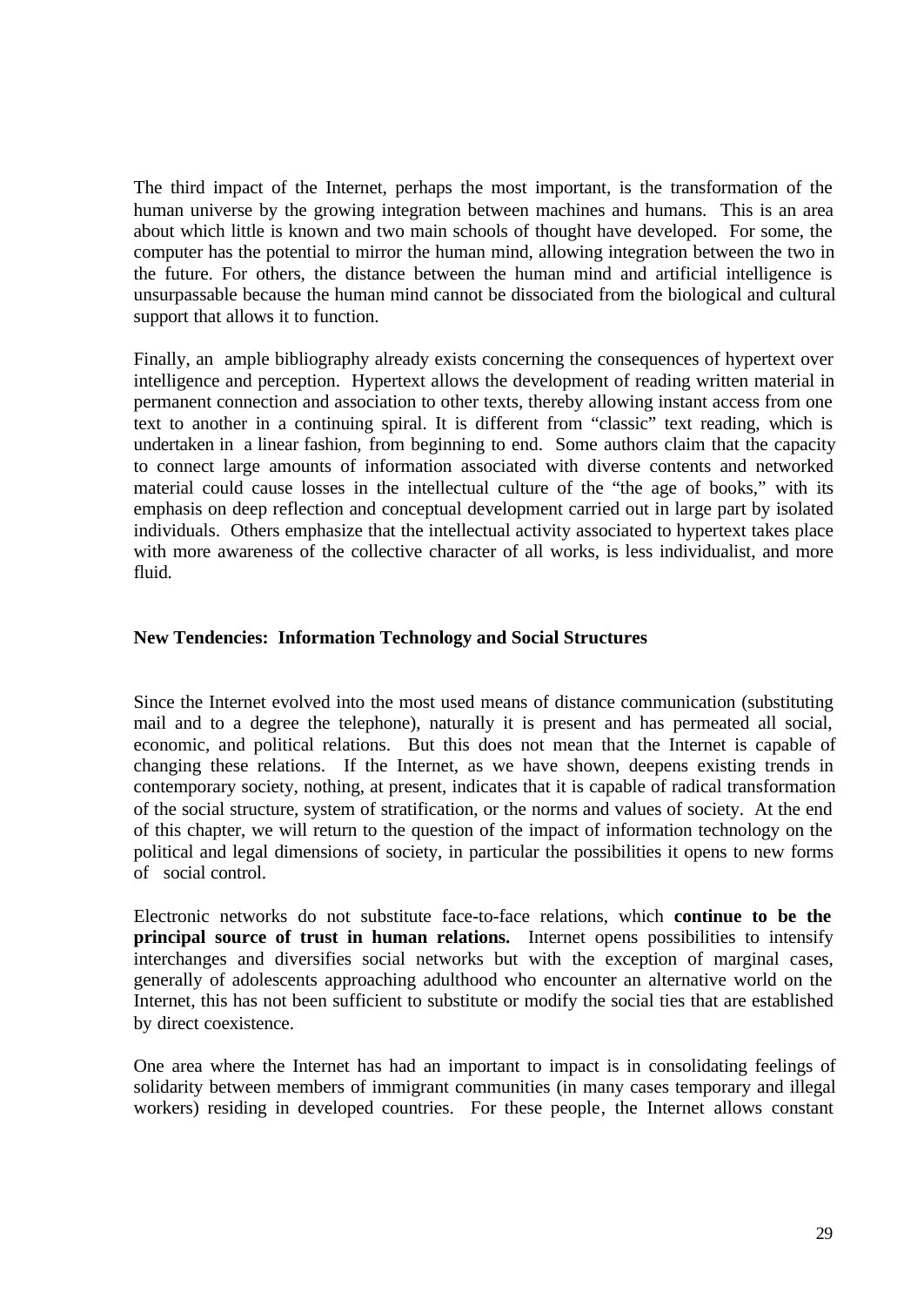The third impact of the Internet, perhaps the most important, is the transformation of the human universe by the growing integration between machines and humans. This is an area about which little is known and two main schools of thought have developed. For some, the computer has the potential to mirror the human mind, allowing integration between the two in the future. For others, the distance between the human mind and artificial intelligence is unsurpassable because the human mind cannot be dissociated from the biological and cultural support that allows it to function.

Finally, an ample bibliography already exists concerning the consequences of hypertext over intelligence and perception. Hypertext allows the development of reading written material in permanent connection and association to other texts, thereby allowing instant access from one text to another in a continuing spiral. It is different from "classic" text reading, which is undertaken in a linear fashion, from beginning to end. Some authors claim that the capacity to connect large amounts of information associated with diverse contents and networked material could cause losses in the intellectual culture of the "the age of books," with its emphasis on deep reflection and conceptual development carried out in large part by isolated individuals. Others emphasize that the intellectual activity associated to hypertext takes place with more awareness of the collective character of all works, is less individualist, and more fluid.

**New Tendencies: Information Technology and Social Structures**

Since the Internet evolved into the most used means of distance communication (substituting mail and to a degree the telephone), naturally it is present and has permeated all social, economic, and political relations. But this does not mean that the Internet is capable of changing these relations. If the Internet, as we have shown, deepens existing trends in contemporary society, nothing, at present, indicates that it is capable of radical transformation of the social structure, system of stratification, or the norms and values of society. At the end of this chapter, we will return to the question of the impact of information technology on the political and legal dimensions of society, in particular the possibilities it opens to new forms of social control.

Electronic networks do not substitute face-to-face relations, which **continue to be the principal source of trust in human relations.** Internet opens possibilities to intensify interchanges and diversifies social networks but with the exception of marginal cases, generally of adolescents approaching adulthood who encounter an alternative world on the Internet, this has not been sufficient to substitute or modify the social ties that are established by direct coexistence.

One area where the Internet has had an important to impact is in consolidating feelings of solidarity between members of immigrant communities (in many cases temporary and illegal workers) residing in developed countries. For these people, the Internet allows constant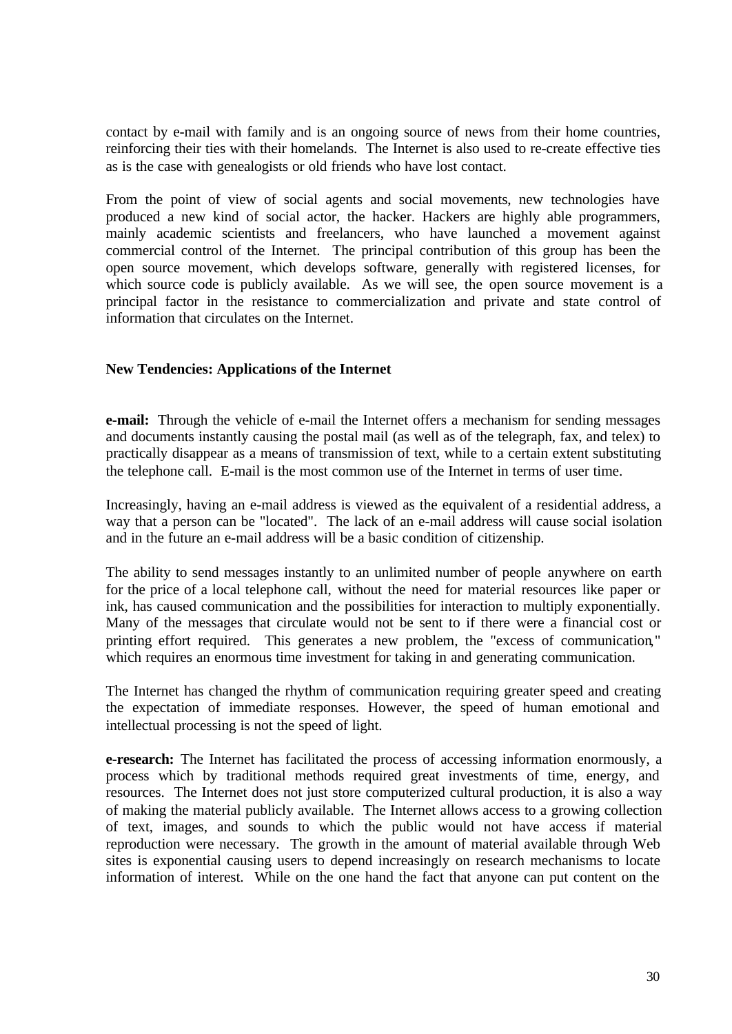contact by e-mail with family and is an ongoing source of news from their home countries, reinforcing their ties with their homelands. The Internet is also used to re-create effective ties as is the case with genealogists or old friends who have lost contact.

From the point of view of social agents and social movements, new technologies have produced a new kind of social actor, the hacker. Hackers are highly able programmers, mainly academic scientists and freelancers, who have launched a movement against commercial control of the Internet. The principal contribution of this group has been the open source movement, which develops software, generally with registered licenses, for which source code is publicly available. As we will see, the open source movement is a principal factor in the resistance to commercialization and private and state control of information that circulates on the Internet.

### New Tendencies: Applications of the Internet

**e-mail:** Through the vehicle of e-mail the Internet offers a mechanism for sending messages and documents instantly causing the postal mail (as well as of the telegraph, fax, and telex) to practically disappear as a means of transmission of text, while to a certain extent substituting the telephone call. E-mail is the most common use of the Internet in terms of user time.

Increasingly, having an e-mail address is viewed as the equivalent of a residential address, a way that a person can be "located". The lack of an e-mail address will cause social isolation and in the future an e-mail address will be a basic condition of citizenship.

The ability to send messages instantly to an unlimited number of people anywhere on earth for the price of a local telephone call, without the need for material resources like paper or ink, has caused communication and the possibilities for interaction to multiply exponentially. Many of the messages that circulate would not be sent to if there were a financial cost or printing effort required. This generates a new problem, the "excess of communication," which requires an enormous time investment for taking in and generating communication.

The Internet has changed the rhythm of communication requiring greater speed and creating the expectation of immediate responses. However, the speed of human emotional and intellectual processing is not the speed of light.

**e-research:** The Internet has facilitated the process of accessing information enormously, a process which by traditional methods required great investments of time, energy, and resources. The Internet does not just store computerized cultural production, it is also a way of making the material publicly available. The Internet allows access to a growing collection of text, images, and sounds to which the public would not have access if material reproduction were necessary. The growth in the amount of material available through Web sites is exponential causing users to depend increasingly on research mechanisms to locate information of interest. While on the one hand the fact that anyone can put content on the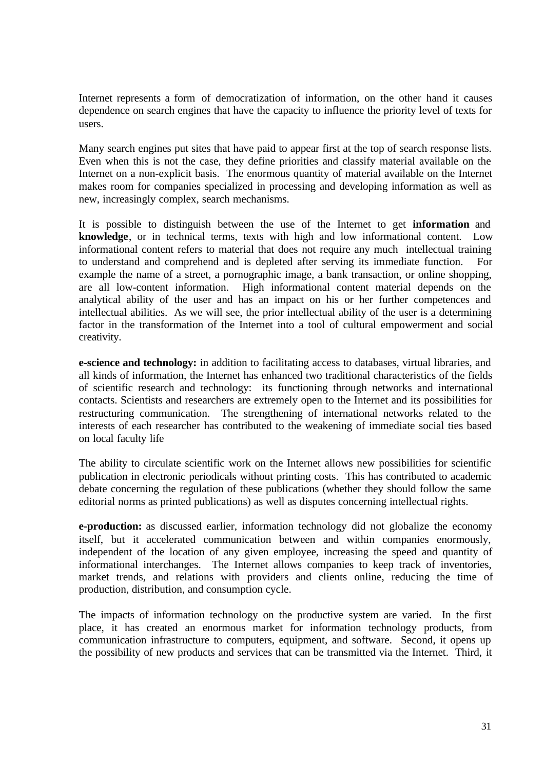Internet represents a form of democratization of information, on the other hand it causes dependence on search engines that have the capacity to influence the priority level of texts for users.

Many search engines put sites that have paid to appear first at the top of search response lists. Even when this is not the case, they define priorities and classify material available on the Internet on a non-explicit basis. The enormous quantity of material available on the Internet makes room for companies specialized in processing and developing information as well as new, increasingly complex, search mechanisms.

It is possible to distinguish between the use of the Internet to get **information** and **knowledge**, or in technical terms, texts with high and low informational content. Low informational content refers to material that does not require any much intellectual training to understand and comprehend and is depleted after serving its immediate function. For example the name of a street, a pornographic image, a bank transaction, or online shopping, are all low-content information. High informational content material depends on the analytical ability of the user and has an impact on his or her further competences and intellectual abilities. As we will see, the prior intellectual ability of the user is a determining factor in the transformation of the Internet into a tool of cultural empowerment and social creativity.

**e-science and technology:** in addition to facilitating access to databases, virtual libraries, and all kinds of information, the Internet has enhanced two traditional characteristics of the fields of scientific research and technology: its functioning through networks and international contacts. Scientists and researchers are extremely open to the Internet and its possibilities for restructuring communication. The strengthening of international networks related to the interests of each researcher has contributed to the weakening of immediate social ties based on local faculty life

The ability to circulate scientific work on the Internet allows new possibilities for scientific publication in electronic periodicals without printing costs. This has contributed to academic debate concerning the regulation of these publications (whether they should follow the same editorial norms as printed publications) as well as disputes concerning intellectual rights.

**e-production:** as discussed earlier, information technology did not globalize the economy itself, but it accelerated communication between and within companies enormously, independent of the location of any given employee, increasing the speed and quantity of informational interchanges. The Internet allows companies to keep track of inventories, market trends, and relations with providers and clients online, reducing the time of production, distribution, and consumption cycle.

The impacts of information technology on the productive system are varied. In the first place, it has created an enormous market for information technology products, from communication infrastructure to computers, equipment, and software. Second, it opens up the possibility of new products and services that can be transmitted via the Internet. Third, it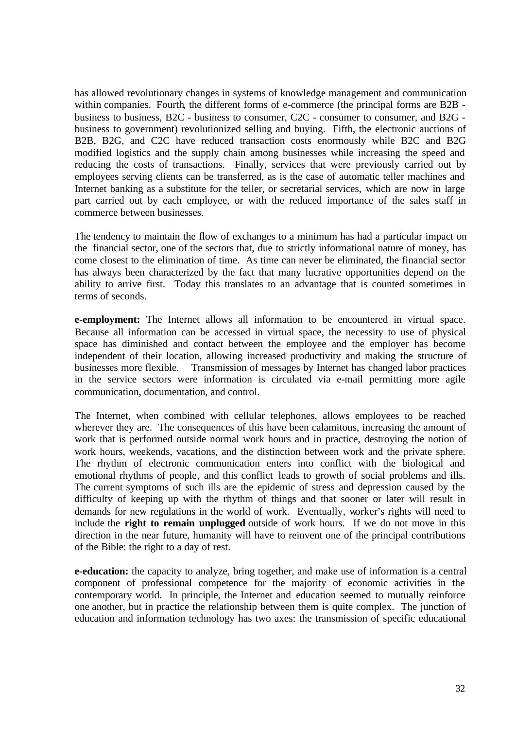has allowed revolutionary changes in systems of knowledge management and communication within companies. Fourth, the different forms of e-commerce (the principal forms are B2B - business to business, B2C - business to consumer, C2C - consumer to consumer, and B2G - business to government) revolutionized selling and buying. Fifth, the electronic auctions of B2B, B2G, and C2C have reduced transaction costs enormously while B2C and B2G modified logistics and the supply chain among businesses while increasing the speed and reducing the costs of transactions. Finally, services that were previously carried out by employees serving clients can be transferred, as is the case of automatic teller machines and Internet banking as a substitute for the teller, or secretarial services, which are now in large part carried out by each employee, or with the reduced importance of the sales staff in commerce between businesses.

The tendency to maintain the flow of exchanges to a minimum has had a particular impact on the financial sector, one of the sectors that, due to strictly informational nature of money, has come closest to the elimination of time. As time can never be eliminated, the financial sector has always been characterized by the fact that many lucrative opportunities depend on the ability to arrive first. Today this translates to an advantage that is counted sometimes in terms of seconds.

**e-employment:** The Internet allows all information to be encountered in virtual space. Because all information can be accessed in virtual space, the necessity to use of physical space has diminished and contact between the employee and the employer has become independent of their location, allowing increased productivity and making the structure of businesses more flexible. Transmission of messages by Internet has changed labor practices in the service sectors were information is circulated via e-mail permitting more agile communication, documentation, and control.

The Internet, when combined with cellular telephones, allows employees to be reached wherever they are. The consequences of this have been calamitous, increasing the amount of work that is performed outside normal work hours and in practice, destroying the notion of work hours, weekends, vacations, and the distinction between work and the private sphere. The rhythm of electronic communication enters into conflict with the biological and emotional rhythms of people, and this conflict leads to growth of social problems and ills. The current symptoms of such ills are the epidemic of stress and depression caused by the difficulty of keeping up with the rhythm of things and that sooner or later will result in demands for new regulations in the world of work. Eventually, worker's rights will need to include the **right to remain unplugged** outside of work hours. If we do not move in this direction in the near future, humanity will have to reinvent one of the principal contributions of the Bible: the right to a day of rest.

**e-education:** the capacity to analyze, bring together, and make use of information is a central component of professional competence for the majority of economic activities in the contemporary world. In principle, the Internet and education seemed to mutually reinforce one another, but in practice the relationship between them is quite complex. The junction of education and information technology has two axes: the transmission of specific educational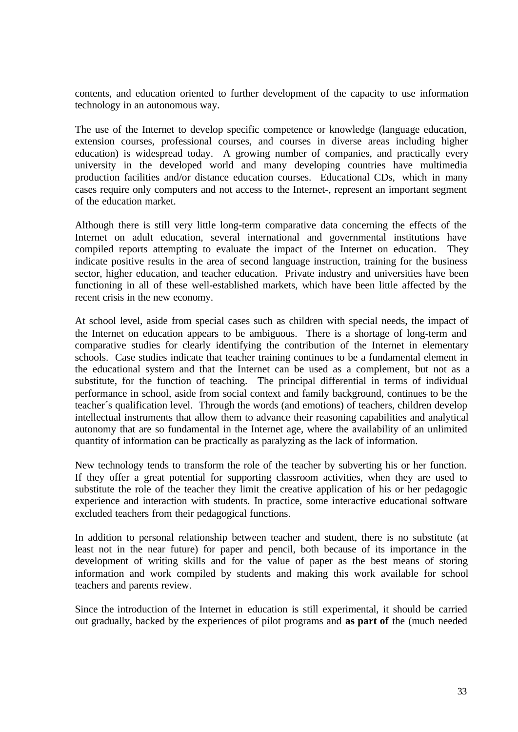contents, and education oriented to further development of the capacity to use information technology in an autonomous way.

The use of the Internet to develop specific competence or knowledge (language education, extension courses, professional courses, and courses in diverse areas including higher education) is widespread today. A growing number of companies, and practically every university in the developed world and many developing countries have multimedia production facilities and/or distance education courses. Educational CDs, which in many cases require only computers and not access to the Internet-, represent an important segment of the education market.

Although there is still very little long-term comparative data concerning the effects of the Internet on adult education, several international and governmental institutions have compiled reports attempting to evaluate the impact of the Internet on education. They indicate positive results in the area of second language instruction, training for the business sector, higher education, and teacher education. Private industry and universities have been functioning in all of these well-established markets, which have been little affected by the recent crisis in the new economy.

At school level, aside from special cases such as children with special needs, the impact of the Internet on education appears to be ambiguous. There is a shortage of long-term and comparative studies for clearly identifying the contribution of the Internet in elementary schools. Case studies indicate that teacher training continues to be a fundamental element in the educational system and that the Internet can be used as a complement, but not as a substitute, for the function of teaching. The principal differential in terms of individual performance in school, aside from social context and family background, continues to be the teacher´s qualification level. Through the words (and emotions) of teachers, children develop intellectual instruments that allow them to advance their reasoning capabilities and analytical autonomy that are so fundamental in the Internet age, where the availability of an unlimited quantity of information can be practically as paralyzing as the lack of information.

New technology tends to transform the role of the teacher by subverting his or her function. If they offer a great potential for supporting classroom activities, when they are used to substitute the role of the teacher they limit the creative application of his or her pedagogic experience and interaction with students. In practice, some interactive educational software excluded teachers from their pedagogical functions.

In addition to personal relationship between teacher and student, there is no substitute (at least not in the near future) for paper and pencil, both because of its importance in the development of writing skills and for the value of paper as the best means of storing information and work compiled by students and making this work available for school teachers and parents review.

Since the introduction of the Internet in education is still experimental, it should be carried out gradually, backed by the experiences of pilot programs and **as part of** the (much needed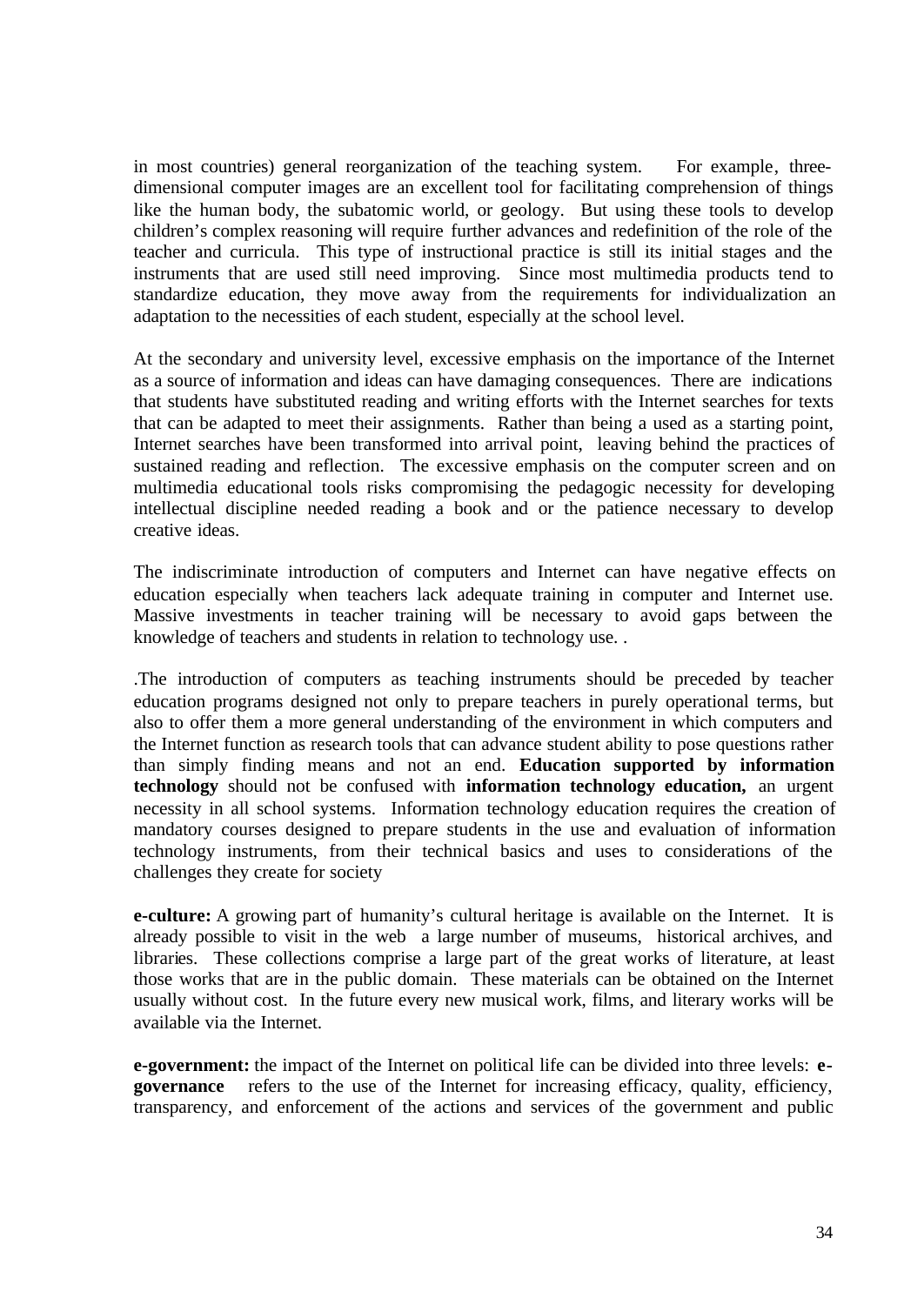in most countries) general reorganization of the teaching system. For example, three-dimensional computer images are an excellent tool for facilitating comprehension of things like the human body, the subatomic world, or geology. But using these tools to develop children's complex reasoning will require further advances and redefinition of the role of the teacher and curricula. This type of instructional practice is still its initial stages and the instruments that are used still need improving. Since most multimedia products tend to standardize education, they move away from the requirements for individualization an adaptation to the necessities of each student, especially at the school level.

At the secondary and university level, excessive emphasis on the importance of the Internet as a source of information and ideas can have damaging consequences. There are indications that students have substituted reading and writing efforts with the Internet searches for texts that can be adapted to meet their assignments. Rather than being a used as a starting point, Internet searches have been transformed into arrival point, leaving behind the practices of sustained reading and reflection. The excessive emphasis on the computer screen and on multimedia educational tools risks compromising the pedagogic necessity for developing intellectual discipline needed reading a book and or the patience necessary to develop creative ideas.

The indiscriminate introduction of computers and Internet can have negative effects on education especially when teachers lack adequate training in computer and Internet use. Massive investments in teacher training will be necessary to avoid gaps between the knowledge of teachers and students in relation to technology use. .

.The introduction of computers as teaching instruments should be preceded by teacher education programs designed not only to prepare teachers in purely operational terms, but also to offer them a more general understanding of the environment in which computers and the Internet function as research tools that can advance student ability to pose questions rather than simply finding means and not an end. **Education supported by information technology** should not be confused with **information technology education,** an urgent necessity in all school systems. Information technology education requires the creation of mandatory courses designed to prepare students in the use and evaluation of information technology instruments, from their technical basics and uses to considerations of the challenges they create for society

**e-culture:** A growing part of humanity's cultural heritage is available on the Internet. It is already possible to visit in the web a large number of museums, historical archives, and libraries. These collections comprise a large part of the great works of literature, at least those works that are in the public domain. These materials can be obtained on the Internet usually without cost. In the future every new musical work, films, and literary works will be available via the Internet.

**e-government:** the impact of the Internet on political life can be divided into three levels: **e-governance** refers to the use of the Internet for increasing efficacy, quality, efficiency, transparency, and enforcement of the actions and services of the government and public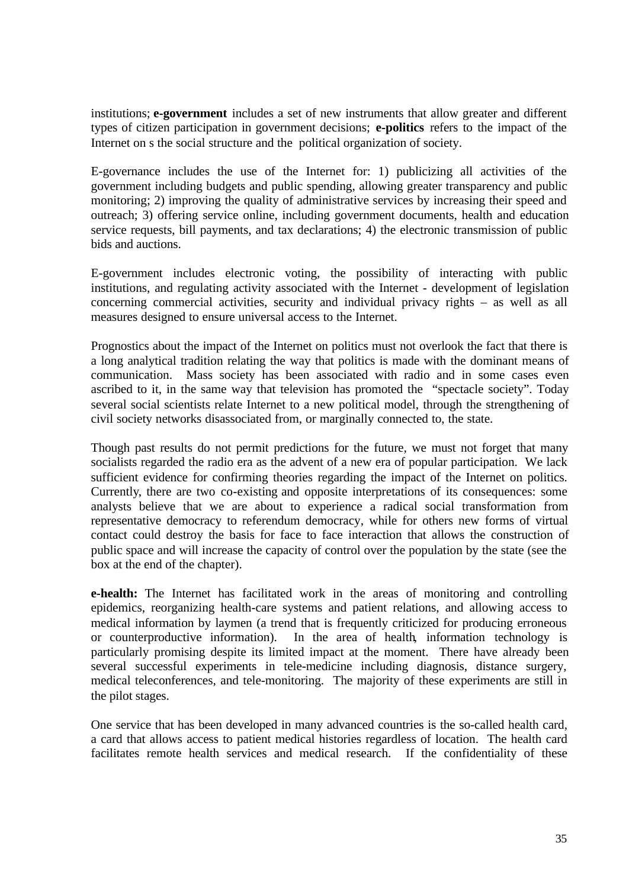institutions; **e-government** includes a set of new instruments that allow greater and different types of citizen participation in government decisions; **e-politics** refers to the impact of the Internet on s the social structure and the political organization of society.

E-governance includes the use of the Internet for: 1) publicizing all activities of the government including budgets and public spending, allowing greater transparency and public monitoring; 2) improving the quality of administrative services by increasing their speed and outreach; 3) offering service online, including government documents, health and education service requests, bill payments, and tax declarations; 4) the electronic transmission of public bids and auctions.

E-government includes electronic voting, the possibility of interacting with public institutions, and regulating activity associated with the Internet - development of legislation concerning commercial activities, security and individual privacy rights – as well as all measures designed to ensure universal access to the Internet.

Prognostics about the impact of the Internet on politics must not overlook the fact that there is a long analytical tradition relating the way that politics is made with the dominant means of communication. Mass society has been associated with radio and in some cases even ascribed to it, in the same way that television has promoted the "spectacle society". Today several social scientists relate Internet to a new political model, through the strengthening of civil society networks disassociated from, or marginally connected to, the state.

Though past results do not permit predictions for the future, we must not forget that many socialists regarded the radio era as the advent of a new era of popular participation. We lack sufficient evidence for confirming theories regarding the impact of the Internet on politics. Currently, there are two co-existing and opposite interpretations of its consequences: some analysts believe that we are about to experience a radical social transformation from representative democracy to referendum democracy, while for others new forms of virtual contact could destroy the basis for face to face interaction that allows the construction of public space and will increase the capacity of control over the population by the state (see the box at the end of the chapter).

**e-health:** The Internet has facilitated work in the areas of monitoring and controlling epidemics, reorganizing health-care systems and patient relations, and allowing access to medical information by laymen (a trend that is frequently criticized for producing erroneous or counterproductive information). In the area of health, information technology is particularly promising despite its limited impact at the moment. There have already been several successful experiments in tele-medicine including diagnosis, distance surgery, medical teleconferences, and tele-monitoring. The majority of these experiments are still in the pilot stages.

One service that has been developed in many advanced countries is the so-called health card, a card that allows access to patient medical histories regardless of location. The health card facilitates remote health services and medical research. If the confidentiality of these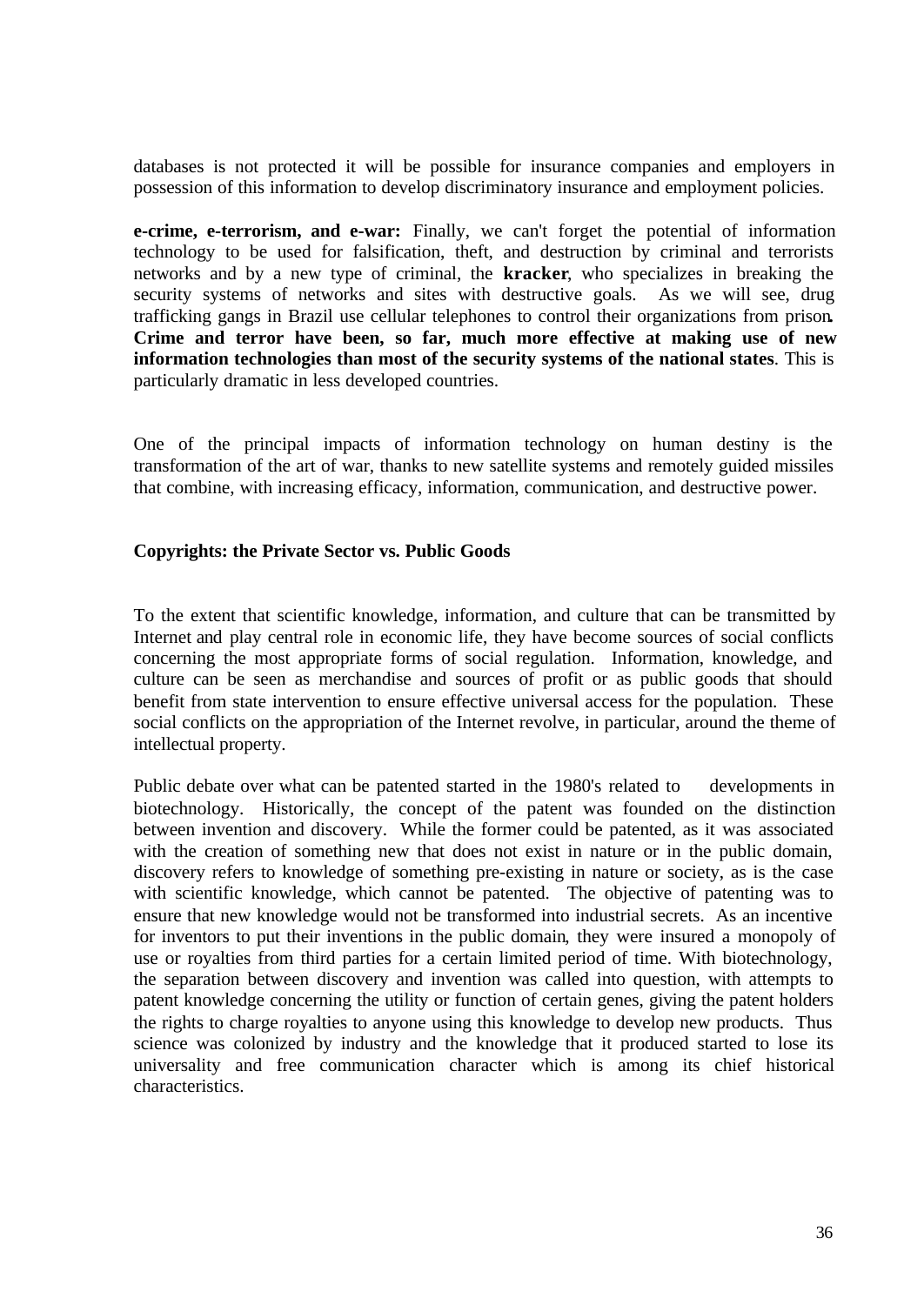databases is not protected it will be possible for insurance companies and employers in possession of this information to develop discriminatory insurance and employment policies.

**e-crime, e-terrorism, and e-war:** Finally, we can't forget the potential of information technology to be used for falsification, theft, and destruction by criminal and terrorists networks and by a new type of criminal, the **kracker**, who specializes in breaking the security systems of networks and sites with destructive goals. As we will see, drug trafficking gangs in Brazil use cellular telephones to control their organizations from prison. **Crime and terror have been, so far, much more effective at making use of new information technologies than most of the security systems of the national states**. This is particularly dramatic in less developed countries.

One of the principal impacts of information technology on human destiny is the transformation of the art of war, thanks to new satellite systems and remotely guided missiles that combine, with increasing efficacy, information, communication, and destructive power.

### Copyrights: the Private Sector vs. Public Goods

To the extent that scientific knowledge, information, and culture that can be transmitted by Internet and play central role in economic life, they have become sources of social conflicts concerning the most appropriate forms of social regulation. Information, knowledge, and culture can be seen as merchandise and sources of profit or as public goods that should benefit from state intervention to ensure effective universal access for the population. These social conflicts on the appropriation of the Internet revolve, in particular, around the theme of intellectual property.

Public debate over what can be patented started in the 1980's related to developments in biotechnology. Historically, the concept of the patent was founded on the distinction between invention and discovery. While the former could be patented, as it was associated with the creation of something new that does not exist in nature or in the public domain, discovery refers to knowledge of something pre-existing in nature or society, as is the case with scientific knowledge, which cannot be patented. The objective of patenting was to ensure that new knowledge would not be transformed into industrial secrets. As an incentive for inventors to put their inventions in the public domain, they were insured a monopoly of use or royalties from third parties for a certain limited period of time. With biotechnology, the separation between discovery and invention was called into question, with attempts to patent knowledge concerning the utility or function of certain genes, giving the patent holders the rights to charge royalties to anyone using this knowledge to develop new products. Thus science was colonized by industry and the knowledge that it produced started to lose its universality and free communication character which is among its chief historical characteristics.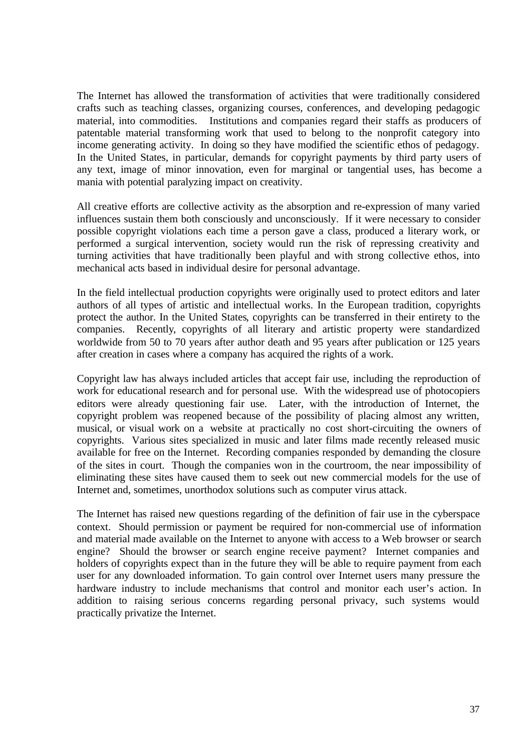The Internet has allowed the transformation of activities that were traditionally considered crafts such as teaching classes, organizing courses, conferences, and developing pedagogic material, into commodities. Institutions and companies regard their staffs as producers of patentable material transforming work that used to belong to the nonprofit category into income generating activity. In doing so they have modified the scientific ethos of pedagogy. In the United States, in particular, demands for copyright payments by third party users of any text, image of minor innovation, even for marginal or tangential uses, has become a mania with potential paralyzing impact on creativity.

All creative efforts are collective activity as the absorption and re-expression of many varied influences sustain them both consciously and unconsciously. If it were necessary to consider possible copyright violations each time a person gave a class, produced a literary work, or performed a surgical intervention, society would run the risk of repressing creativity and turning activities that have traditionally been playful and with strong collective ethos, into mechanical acts based in individual desire for personal advantage.

In the field intellectual production copyrights were originally used to protect editors and later authors of all types of artistic and intellectual works. In the European tradition, copyrights protect the author. In the United States, copyrights can be transferred in their entirety to the companies. Recently, copyrights of all literary and artistic property were standardized worldwide from 50 to 70 years after author death and 95 years after publication or 125 years after creation in cases where a company has acquired the rights of a work.

Copyright law has always included articles that accept fair use, including the reproduction of work for educational research and for personal use. With the widespread use of photocopiers editors were already questioning fair use. Later, with the introduction of Internet, the copyright problem was reopened because of the possibility of placing almost any written, musical, or visual work on a website at practically no cost short-circuiting the owners of copyrights. Various sites specialized in music and later films made recently released music available for free on the Internet. Recording companies responded by demanding the closure of the sites in court. Though the companies won in the courtroom, the near impossibility of eliminating these sites have caused them to seek out new commercial models for the use of Internet and, sometimes, unorthodox solutions such as computer virus attack.

The Internet has raised new questions regarding of the definition of fair use in the cyberspace context. Should permission or payment be required for non-commercial use of information and material made available on the Internet to anyone with access to a Web browser or search engine? Should the browser or search engine receive payment? Internet companies and holders of copyrights expect than in the future they will be able to require payment from each user for any downloaded information. To gain control over Internet users many pressure the hardware industry to include mechanisms that control and monitor each user's action. In addition to raising serious concerns regarding personal privacy, such systems would practically privatize the Internet.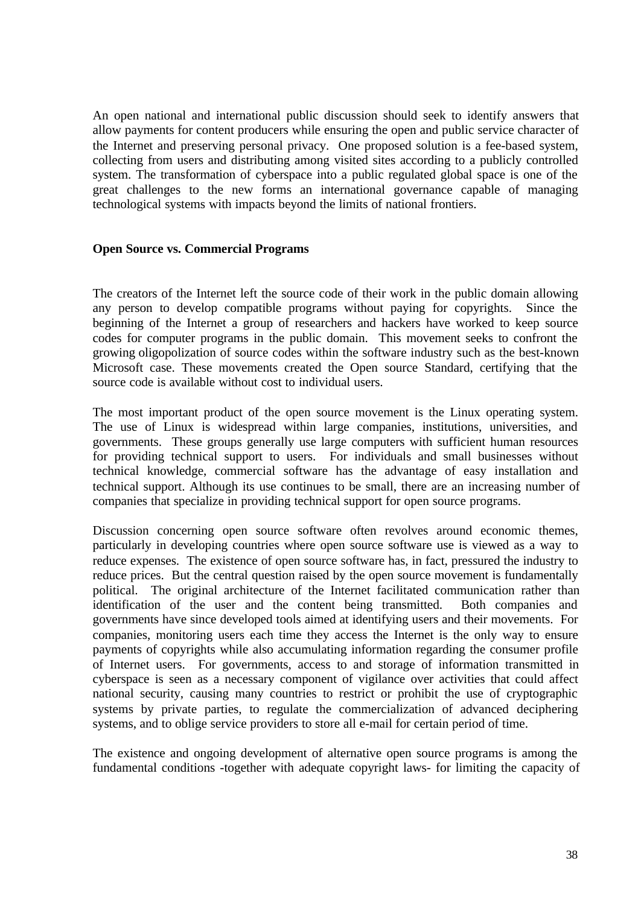An open national and international public discussion should seek to identify answers that allow payments for content producers while ensuring the open and public service character of the Internet and preserving personal privacy. One proposed solution is a fee-based system, collecting from users and distributing among visited sites according to a publicly controlled system. The transformation of cyberspace into a public regulated global space is one of the great challenges to the new forms an international governance capable of managing technological systems with impacts beyond the limits of national frontiers.

**Open Source vs. Commercial Programs**

The creators of the Internet left the source code of their work in the public domain allowing any person to develop compatible programs without paying for copyrights. Since the beginning of the Internet a group of researchers and hackers have worked to keep source codes for computer programs in the public domain. This movement seeks to confront the growing oligopolization of source codes within the software industry such as the best-known Microsoft case. These movements created the Open source Standard, certifying that the source code is available without cost to individual users.

The most important product of the open source movement is the Linux operating system. The use of Linux is widespread within large companies, institutions, universities, and governments. These groups generally use large computers with sufficient human resources for providing technical support to users. For individuals and small businesses without technical knowledge, commercial software has the advantage of easy installation and technical support. Although its use continues to be small, there are an increasing number of companies that specialize in providing technical support for open source programs.

Discussion concerning open source software often revolves around economic themes, particularly in developing countries where open source software use is viewed as a way to reduce expenses. The existence of open source software has, in fact, pressured the industry to reduce prices. But the central question raised by the open source movement is fundamentally political. The original architecture of the Internet facilitated communication rather than identification of the user and the content being transmitted. Both companies and governments have since developed tools aimed at identifying users and their movements. For companies, monitoring users each time they access the Internet is the only way to ensure payments of copyrights while also accumulating information regarding the consumer profile of Internet users. For governments, access to and storage of information transmitted in cyberspace is seen as a necessary component of vigilance over activities that could affect national security, causing many countries to restrict or prohibit the use of cryptographic systems by private parties, to regulate the commercialization of advanced deciphering systems, and to oblige service providers to store all e-mail for certain period of time.

The existence and ongoing development of alternative open source programs is among the fundamental conditions -together with adequate copyright laws- for limiting the capacity of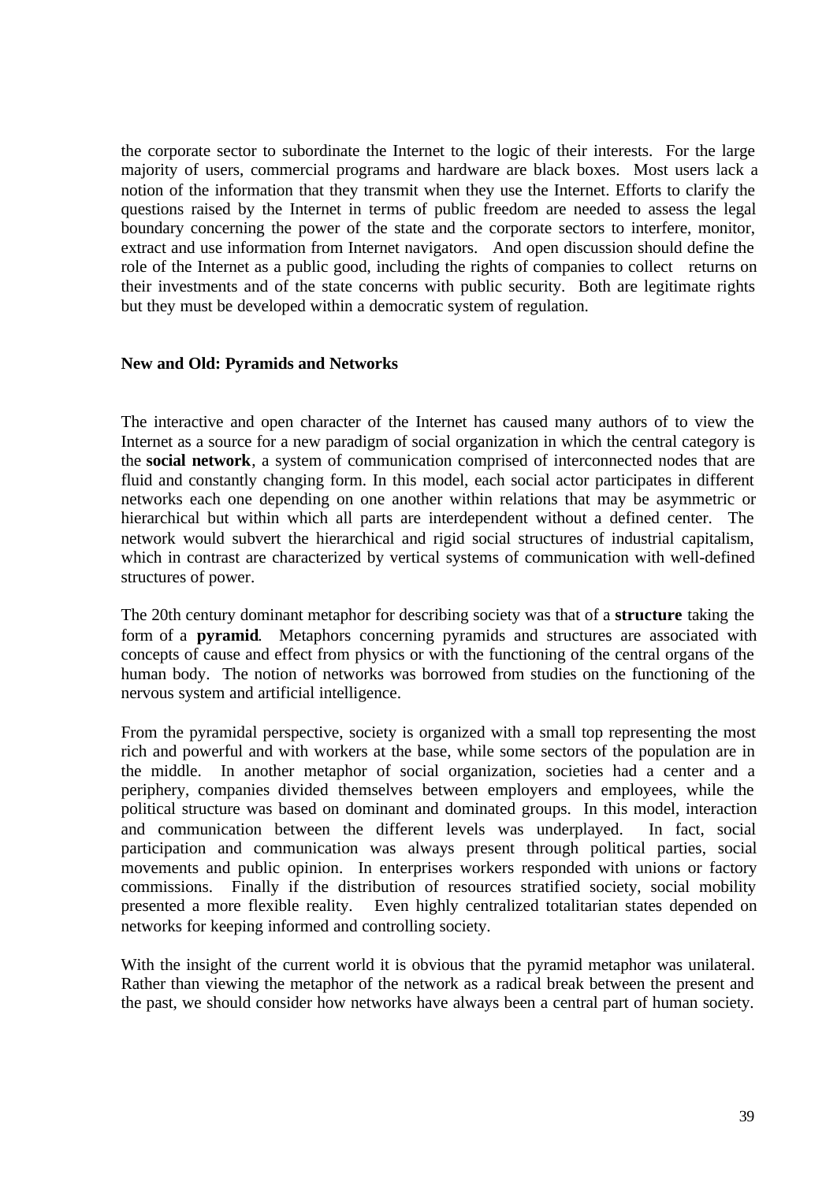the corporate sector to subordinate the Internet to the logic of their interests. For the large majority of users, commercial programs and hardware are black boxes. Most users lack a notion of the information that they transmit when they use the Internet. Efforts to clarify the questions raised by the Internet in terms of public freedom are needed to assess the legal boundary concerning the power of the state and the corporate sectors to interfere, monitor, extract and use information from Internet navigators. And open discussion should define the role of the Internet as a public good, including the rights of companies to collect returns on their investments and of the state concerns with public security. Both are legitimate rights but they must be developed within a democratic system of regulation.

**New and Old: Pyramids and Networks**

The interactive and open character of the Internet has caused many authors of to view the Internet as a source for a new paradigm of social organization in which the central category is the **social network**, a system of communication comprised of interconnected nodes that are fluid and constantly changing form. In this model, each social actor participates in different networks each one depending on one another within relations that may be asymmetric or hierarchical but within which all parts are interdependent without a defined center. The network would subvert the hierarchical and rigid social structures of industrial capitalism, which in contrast are characterized by vertical systems of communication with well-defined structures of power.

The 20th century dominant metaphor for describing society was that of a **structure** taking the form of a **pyramid**. Metaphors concerning pyramids and structures are associated with concepts of cause and effect from physics or with the functioning of the central organs of the human body. The notion of networks was borrowed from studies on the functioning of the nervous system and artificial intelligence.

From the pyramidal perspective, society is organized with a small top representing the most rich and powerful and with workers at the base, while some sectors of the population are in the middle. In another metaphor of social organization, societies had a center and a periphery, companies divided themselves between employers and employees, while the political structure was based on dominant and dominated groups. In this model, interaction and communication between the different levels was underplayed. In fact, social participation and communication was always present through political parties, social movements and public opinion. In enterprises workers responded with unions or factory commissions. Finally if the distribution of resources stratified society, social mobility presented a more flexible reality. Even highly centralized totalitarian states depended on networks for keeping informed and controlling society.

With the insight of the current world it is obvious that the pyramid metaphor was unilateral. Rather than viewing the metaphor of the network as a radical break between the present and the past, we should consider how networks have always been a central part of human society.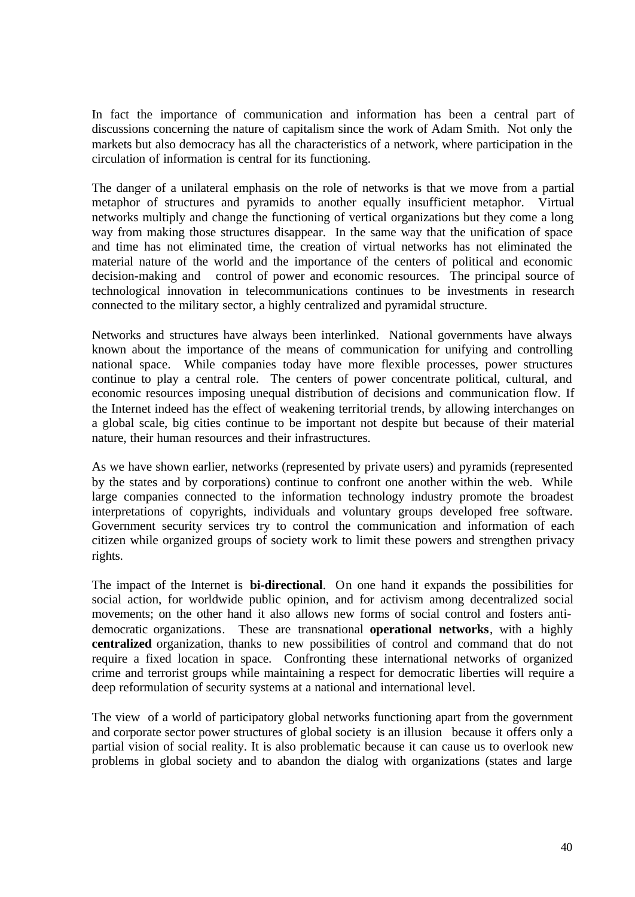In fact the importance of communication and information has been a central part of discussions concerning the nature of capitalism since the work of Adam Smith. Not only the markets but also democracy has all the characteristics of a network, where participation in the circulation of information is central for its functioning.

The danger of a unilateral emphasis on the role of networks is that we move from a partial metaphor of structures and pyramids to another equally insufficient metaphor. Virtual networks multiply and change the functioning of vertical organizations but they come a long way from making those structures disappear. In the same way that the unification of space and time has not eliminated time, the creation of virtual networks has not eliminated the material nature of the world and the importance of the centers of political and economic decision-making and control of power and economic resources. The principal source of technological innovation in telecommunications continues to be investments in research connected to the military sector, a highly centralized and pyramidal structure.

Networks and structures have always been interlinked. National governments have always known about the importance of the means of communication for unifying and controlling national space. While companies today have more flexible processes, power structures continue to play a central role. The centers of power concentrate political, cultural, and economic resources imposing unequal distribution of decisions and communication flow. If the Internet indeed has the effect of weakening territorial trends, by allowing interchanges on a global scale, big cities continue to be important not despite but because of their material nature, their human resources and their infrastructures.

As we have shown earlier, networks (represented by private users) and pyramids (represented by the states and by corporations) continue to confront one another within the web. While large companies connected to the information technology industry promote the broadest interpretations of copyrights, individuals and voluntary groups developed free software. Government security services try to control the communication and information of each citizen while organized groups of society work to limit these powers and strengthen privacy rights.

The impact of the Internet is **bi-directional**. On one hand it expands the possibilities for social action, for worldwide public opinion, and for activism among decentralized social movements; on the other hand it also allows new forms of social control and fosters anti-democratic organizations. These are transnational **operational networks**, with a highly **centralized** organization, thanks to new possibilities of control and command that do not require a fixed location in space. Confronting these international networks of organized crime and terrorist groups while maintaining a respect for democratic liberties will require a deep reformulation of security systems at a national and international level.

The view of a world of participatory global networks functioning apart from the government and corporate sector power structures of global society is an illusion because it offers only a partial vision of social reality. It is also problematic because it can cause us to overlook new problems in global society and to abandon the dialog with organizations (states and large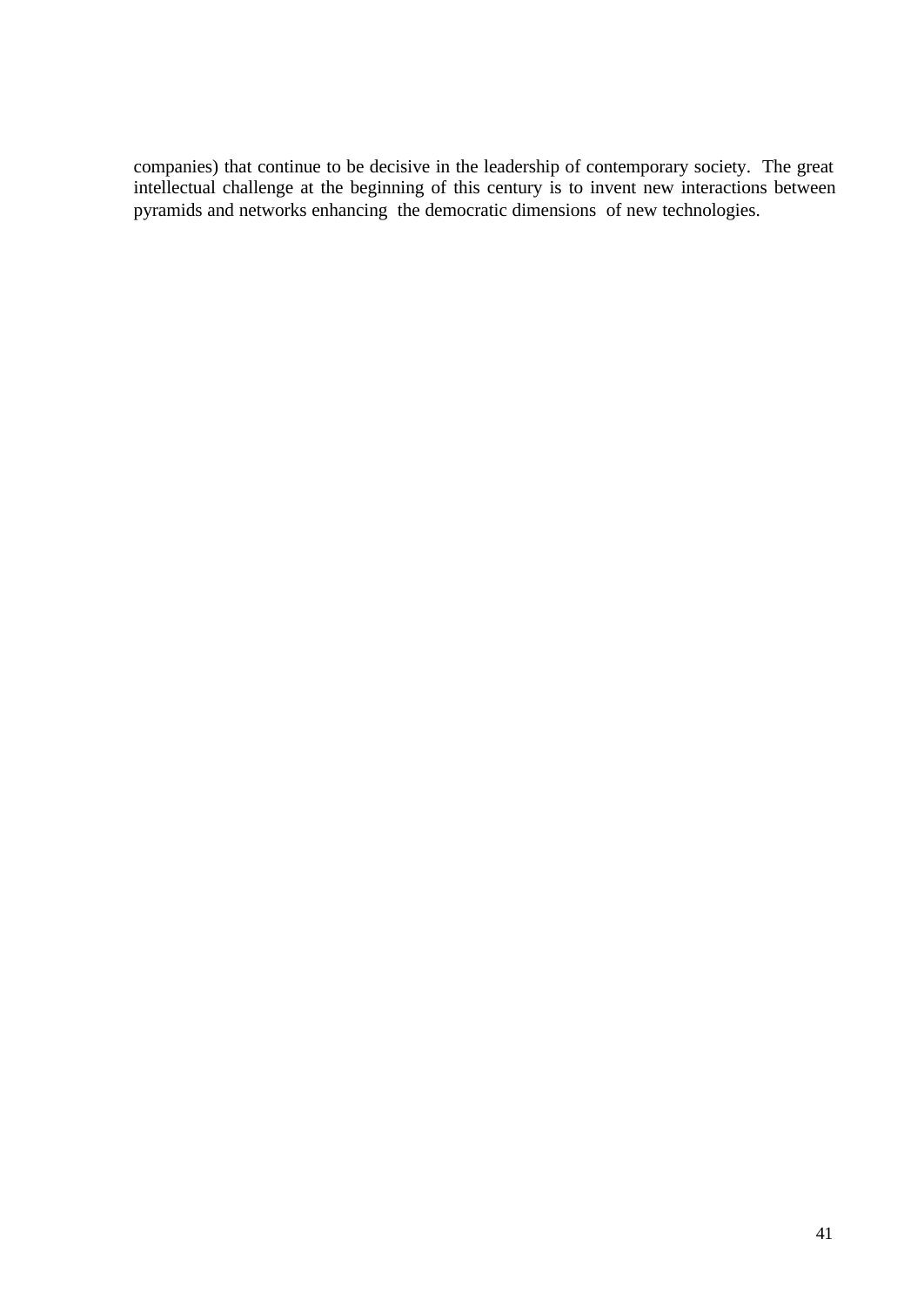companies) that continue to be decisive in the leadership of contemporary society. The great intellectual challenge at the beginning of this century is to invent new interactions between pyramids and networks enhancing the democratic dimensions of new technologies.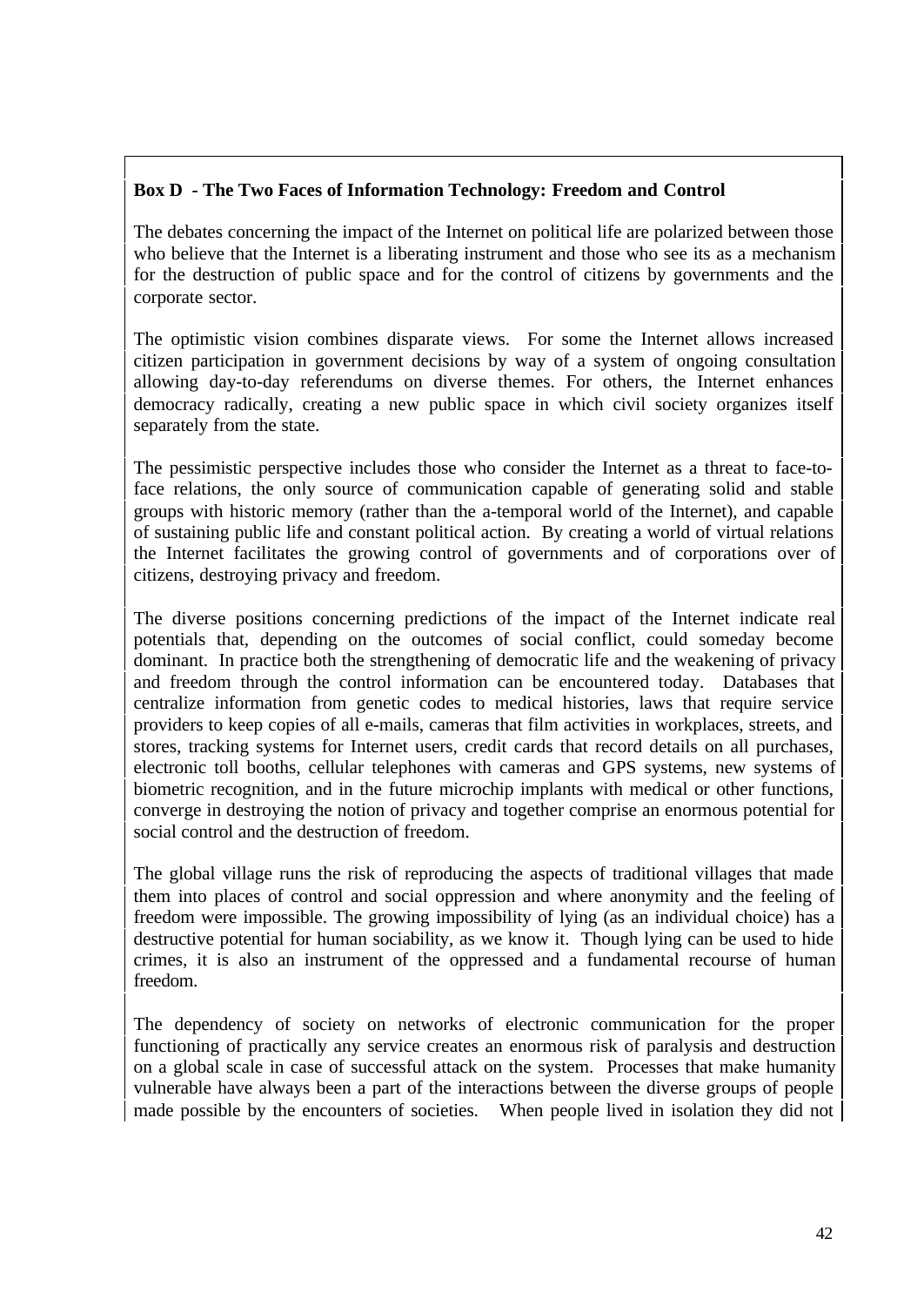**Box D - The Two Faces of Information Technology: Freedom and Control**

The debates concerning the impact of the Internet on political life are polarized between those who believe that the Internet is a liberating instrument and those who see its as a mechanism for the destruction of public space and for the control of citizens by governments and the corporate sector.

The optimistic vision combines disparate views. For some the Internet allows increased citizen participation in government decisions by way of a system of ongoing consultation allowing day-to-day referendums on diverse themes. For others, the Internet enhances democracy radically, creating a new public space in which civil society organizes itself separately from the state.

The pessimistic perspective includes those who consider the Internet as a threat to face-to-face relations, the only source of communication capable of generating solid and stable groups with historic memory (rather than the a-temporal world of the Internet), and capable of sustaining public life and constant political action. By creating a world of virtual relations the Internet facilitates the growing control of governments and of corporations over of citizens, destroying privacy and freedom.

The diverse positions concerning predictions of the impact of the Internet indicate real potentials that, depending on the outcomes of social conflict, could someday become dominant. In practice both the strengthening of democratic life and the weakening of privacy and freedom through the control information can be encountered today. Databases that centralize information from genetic codes to medical histories, laws that require service providers to keep copies of all e-mails, cameras that film activities in workplaces, streets, and stores, tracking systems for Internet users, credit cards that record details on all purchases, electronic toll booths, cellular telephones with cameras and GPS systems, new systems of biometric recognition, and in the future microchip implants with medical or other functions, converge in destroying the notion of privacy and together comprise an enormous potential for social control and the destruction of freedom.

The global village runs the risk of reproducing the aspects of traditional villages that made them into places of control and social oppression and where anonymity and the feeling of freedom were impossible. The growing impossibility of lying (as an individual choice) has a destructive potential for human sociability, as we know it. Though lying can be used to hide crimes, it is also an instrument of the oppressed and a fundamental recourse of human freedom.

The dependency of society on networks of electronic communication for the proper functioning of practically any service creates an enormous risk of paralysis and destruction on a global scale in case of successful attack on the system. Processes that make humanity vulnerable have always been a part of the interactions between the diverse groups of people made possible by the encounters of societies. When people lived in isolation they did not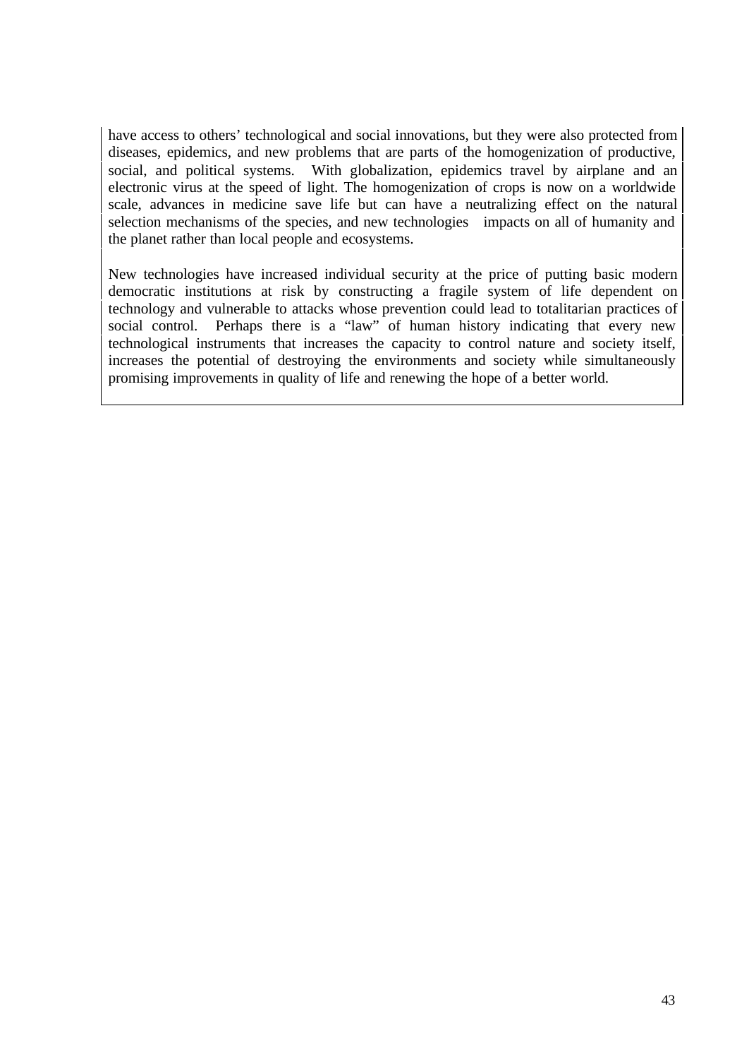have access to others' technological and social innovations, but they were also protected from diseases, epidemics, and new problems that are parts of the homogenization of productive, social, and political systems. With globalization, epidemics travel by airplane and an electronic virus at the speed of light. The homogenization of crops is now on a worldwide scale, advances in medicine save life but can have a neutralizing effect on the natural selection mechanisms of the species, and new technologies impacts on all of humanity and the planet rather than local people and ecosystems.

New technologies have increased individual security at the price of putting basic modern democratic institutions at risk by constructing a fragile system of life dependent on technology and vulnerable to attacks whose prevention could lead to totalitarian practices of social control. Perhaps there is a "law" of human history indicating that every new technological instruments that increases the capacity to control nature and society itself, increases the potential of destroying the environments and society while simultaneously promising improvements in quality of life and renewing the hope of a better world.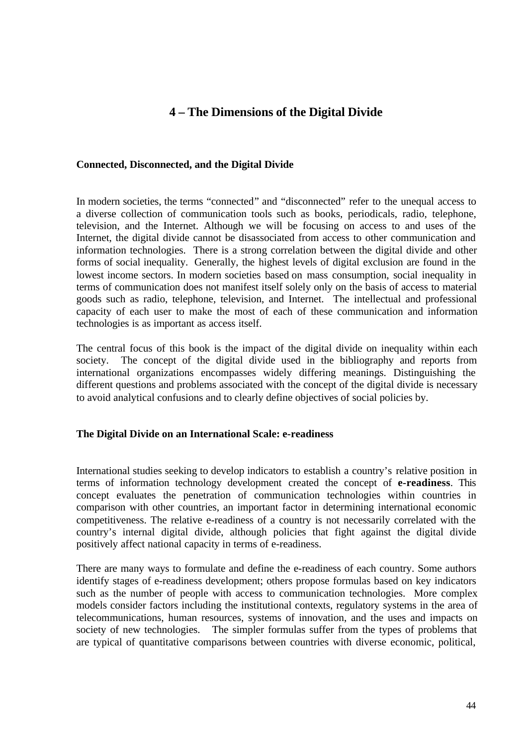# 4 – The Dimensions of the Digital Divide

## Connected, Disconnected, and the Digital Divide

In modern societies, the terms "connected" and "disconnected" refer to the unequal access to a diverse collection of communication tools such as books, periodicals, radio, telephone, television, and the Internet. Although we will be focusing on access to and uses of the Internet, the digital divide cannot be disassociated from access to other communication and information technologies. There is a strong correlation between the digital divide and other forms of social inequality. Generally, the highest levels of digital exclusion are found in the lowest income sectors. In modern societies based on mass consumption, social inequality in terms of communication does not manifest itself solely only on the basis of access to material goods such as radio, telephone, television, and Internet. The intellectual and professional capacity of each user to make the most of each of these communication and information technologies is as important as access itself.

The central focus of this book is the impact of the digital divide on inequality within each society. The concept of the digital divide used in the bibliography and reports from international organizations encompasses widely differing meanings. Distinguishing the different questions and problems associated with the concept of the digital divide is necessary to avoid analytical confusions and to clearly define objectives of social policies by.

## The Digital Divide on an International Scale: e-readiness

International studies seeking to develop indicators to establish a country's relative position in terms of information technology development created the concept of **e-readiness**. This concept evaluates the penetration of communication technologies within countries in comparison with other countries, an important factor in determining international economic competitiveness. The relative e-readiness of a country is not necessarily correlated with the country's internal digital divide, although policies that fight against the digital divide positively affect national capacity in terms of e-readiness.

There are many ways to formulate and define the e-readiness of each country. Some authors identify stages of e-readiness development; others propose formulas based on key indicators such as the number of people with access to communication technologies. More complex models consider factors including the institutional contexts, regulatory systems in the area of telecommunications, human resources, systems of innovation, and the uses and impacts on society of new technologies. The simpler formulas suffer from the types of problems that are typical of quantitative comparisons between countries with diverse economic, political,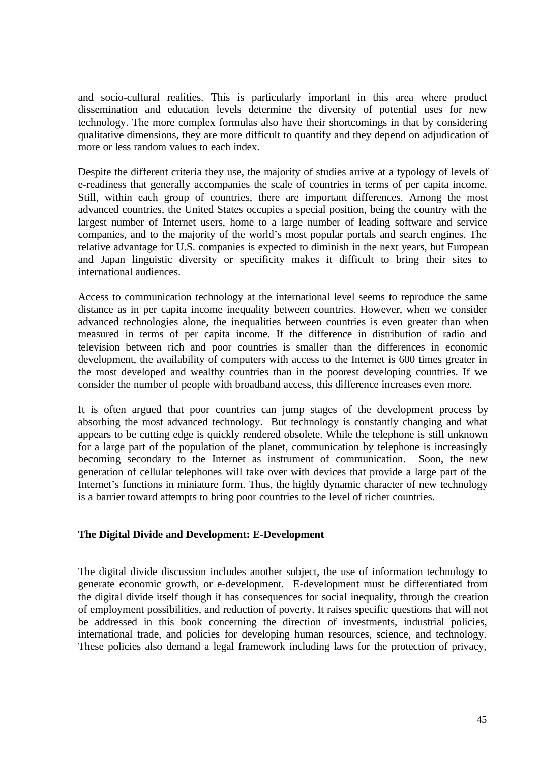and socio-cultural realities. This is particularly important in this area where product dissemination and education levels determine the diversity of potential uses for new technology. The more complex formulas also have their shortcomings in that by considering qualitative dimensions, they are more difficult to quantify and they depend on adjudication of more or less random values to each index.

Despite the different criteria they use, the majority of studies arrive at a typology of levels of e-readiness that generally accompanies the scale of countries in terms of per capita income. Still, within each group of countries, there are important differences. Among the most advanced countries, the United States occupies a special position, being the country with the largest number of Internet users, home to a large number of leading software and service companies, and to the majority of the world's most popular portals and search engines. The relative advantage for U.S. companies is expected to diminish in the next years, but European and Japan linguistic diversity or specificity makes it difficult to bring their sites to international audiences.

Access to communication technology at the international level seems to reproduce the same distance as in per capita income inequality between countries. However, when we consider advanced technologies alone, the inequalities between countries is even greater than when measured in terms of per capita income. If the difference in distribution of radio and television between rich and poor countries is smaller than the differences in economic development, the availability of computers with access to the Internet is 600 times greater in the most developed and wealthy countries than in the poorest developing countries. If we consider the number of people with broadband access, this difference increases even more.

It is often argued that poor countries can jump stages of the development process by absorbing the most advanced technology. But technology is constantly changing and what appears to be cutting edge is quickly rendered obsolete. While the telephone is still unknown for a large part of the population of the planet, communication by telephone is increasingly becoming secondary to the Internet as instrument of communication. Soon, the new generation of cellular telephones will take over with devices that provide a large part of the Internet's functions in miniature form. Thus, the highly dynamic character of new technology is a barrier toward attempts to bring poor countries to the level of richer countries.

**The Digital Divide and Development: E-Development**

The digital divide discussion includes another subject, the use of information technology to generate economic growth, or e-development. E-development must be differentiated from the digital divide itself though it has consequences for social inequality, through the creation of employment possibilities, and reduction of poverty. It raises specific questions that will not be addressed in this book concerning the direction of investments, industrial policies, international trade, and policies for developing human resources, science, and technology. These policies also demand a legal framework including laws for the protection of privacy,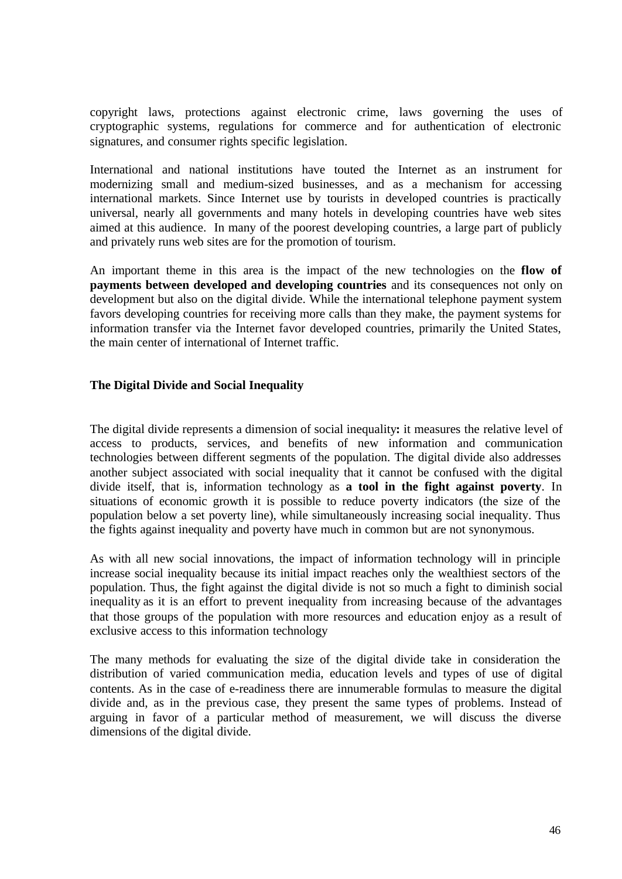copyright laws, protections against electronic crime, laws governing the uses of cryptographic systems, regulations for commerce and for authentication of electronic signatures, and consumer rights specific legislation.

International and national institutions have touted the Internet as an instrument for modernizing small and medium-sized businesses, and as a mechanism for accessing international markets. Since Internet use by tourists in developed countries is practically universal, nearly all governments and many hotels in developing countries have web sites aimed at this audience. In many of the poorest developing countries, a large part of publicly and privately runs web sites are for the promotion of tourism.

An important theme in this area is the impact of the new technologies on the **flow of payments between developed and developing countries** and its consequences not only on development but also on the digital divide. While the international telephone payment system favors developing countries for receiving more calls than they make, the payment systems for information transfer via the Internet favor developed countries, primarily the United States, the main center of international of Internet traffic.

## The Digital Divide and Social Inequality

The digital divide represents a dimension of social inequality**:** it measures the relative level of access to products, services, and benefits of new information and communication technologies between different segments of the population. The digital divide also addresses another subject associated with social inequality that it cannot be confused with the digital divide itself, that is, information technology as **a tool in the fight against poverty**. In situations of economic growth it is possible to reduce poverty indicators (the size of the population below a set poverty line), while simultaneously increasing social inequality. Thus the fights against inequality and poverty have much in common but are not synonymous.

As with all new social innovations, the impact of information technology will in principle increase social inequality because its initial impact reaches only the wealthiest sectors of the population. Thus, the fight against the digital divide is not so much a fight to diminish social inequality as it is an effort to prevent inequality from increasing because of the advantages that those groups of the population with more resources and education enjoy as a result of exclusive access to this information technology

The many methods for evaluating the size of the digital divide take in consideration the distribution of varied communication media, education levels and types of use of digital contents. As in the case of e-readiness there are innumerable formulas to measure the digital divide and, as in the previous case, they present the same types of problems. Instead of arguing in favor of a particular method of measurement, we will discuss the diverse dimensions of the digital divide.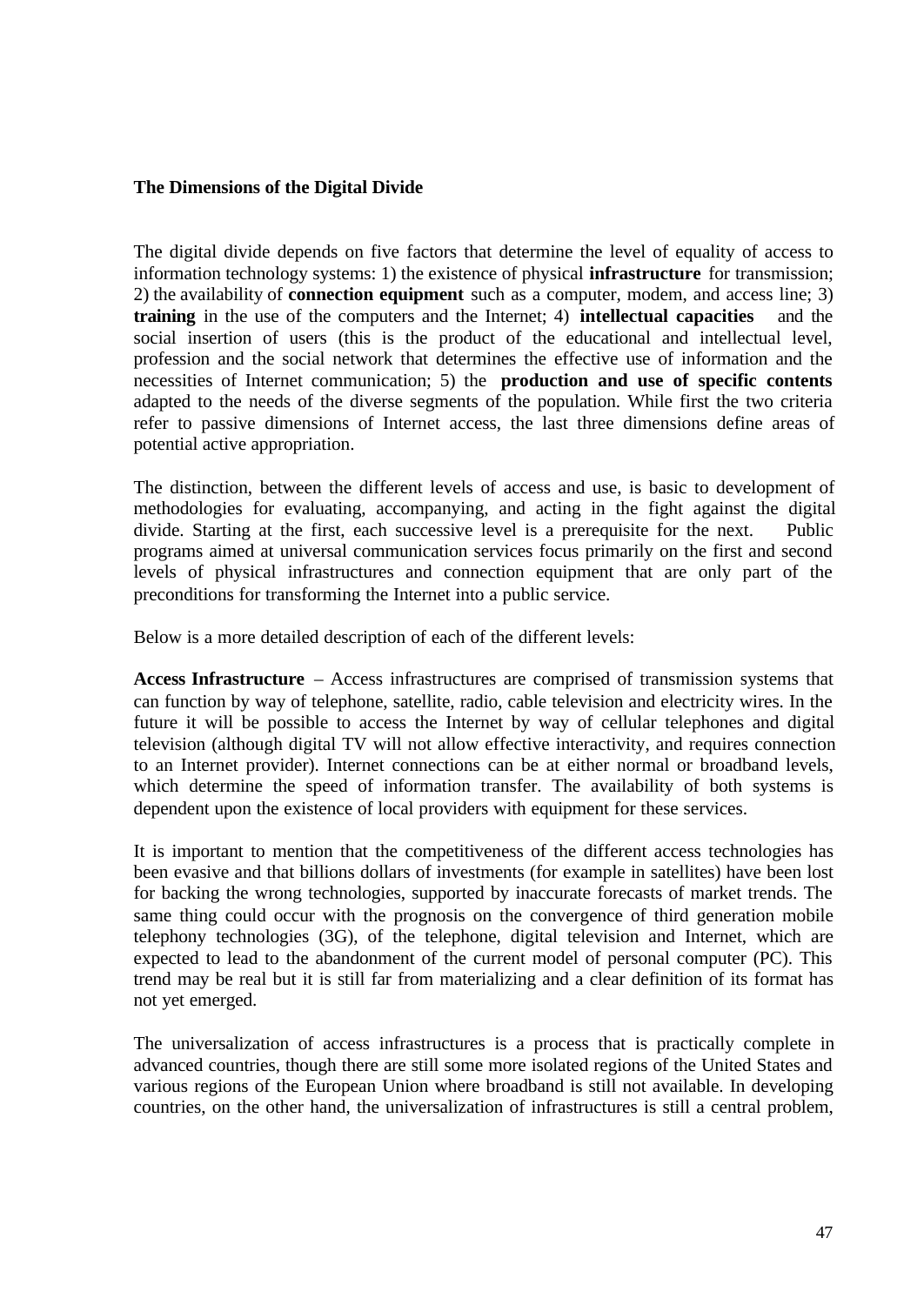**The Dimensions of the Digital Divide**

The digital divide depends on five factors that determine the level of equality of access to information technology systems: 1) the existence of physical **infrastructure** for transmission; 2) the availability of **connection equipment** such as a computer, modem, and access line; 3) **training** in the use of the computers and the Internet; 4) **intellectual capacities** and the social insertion of users (this is the product of the educational and intellectual level, profession and the social network that determines the effective use of information and the necessities of Internet communication; 5) the **production and use of specific contents** adapted to the needs of the diverse segments of the population. While first the two criteria refer to passive dimensions of Internet access, the last three dimensions define areas of potential active appropriation.

The distinction, between the different levels of access and use, is basic to development of methodologies for evaluating, accompanying, and acting in the fight against the digital divide. Starting at the first, each successive level is a prerequisite for the next. Public programs aimed at universal communication services focus primarily on the first and second levels of physical infrastructures and connection equipment that are only part of the preconditions for transforming the Internet into a public service.

Below is a more detailed description of each of the different levels:

**Access Infrastructure** – Access infrastructures are comprised of transmission systems that can function by way of telephone, satellite, radio, cable television and electricity wires. In the future it will be possible to access the Internet by way of cellular telephones and digital television (although digital TV will not allow effective interactivity, and requires connection to an Internet provider). Internet connections can be at either normal or broadband levels, which determine the speed of information transfer. The availability of both systems is dependent upon the existence of local providers with equipment for these services.

It is important to mention that the competitiveness of the different access technologies has been evasive and that billions dollars of investments (for example in satellites) have been lost for backing the wrong technologies, supported by inaccurate forecasts of market trends. The same thing could occur with the prognosis on the convergence of third generation mobile telephony technologies (3G), of the telephone, digital television and Internet, which are expected to lead to the abandonment of the current model of personal computer (PC). This trend may be real but it is still far from materializing and a clear definition of its format has not yet emerged.

The universalization of access infrastructures is a process that is practically complete in advanced countries, though there are still some more isolated regions of the United States and various regions of the European Union where broadband is still not available. In developing countries, on the other hand, the universalization of infrastructures is still a central problem,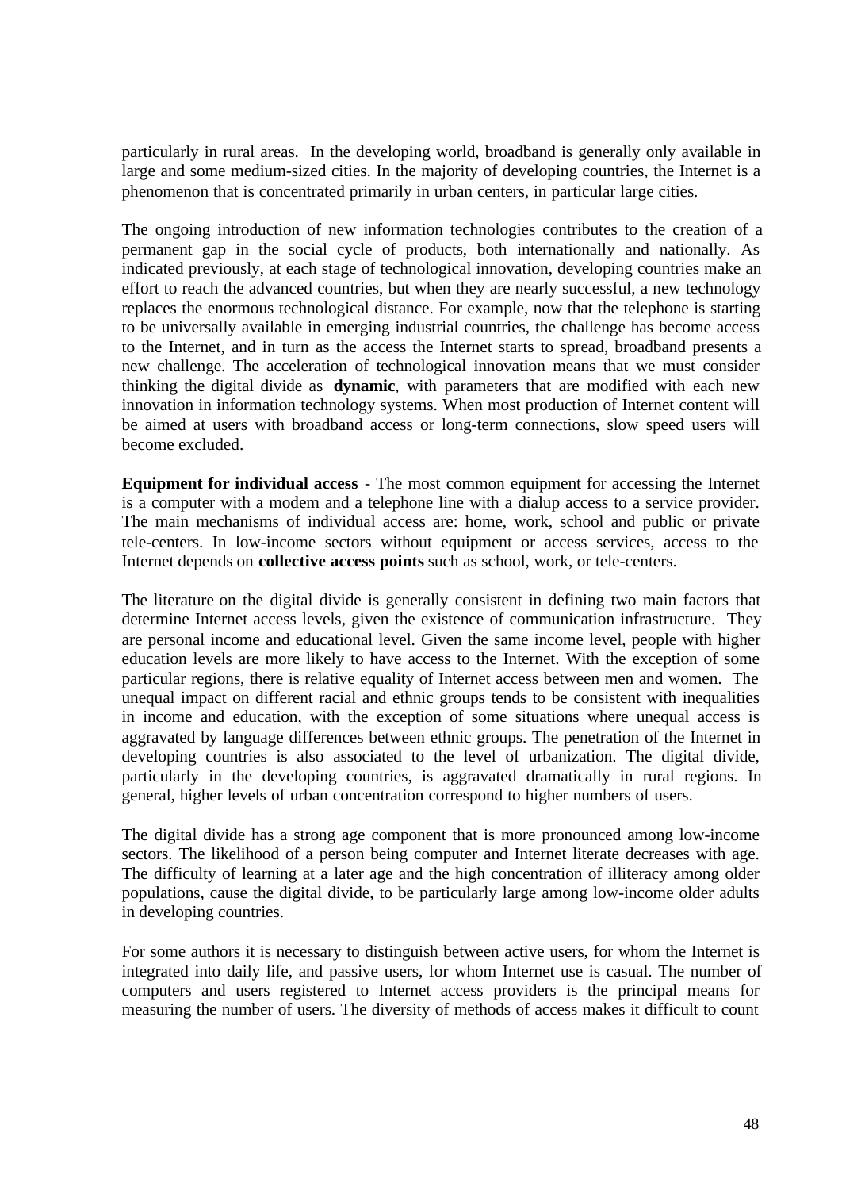particularly in rural areas. In the developing world, broadband is generally only available in large and some medium-sized cities. In the majority of developing countries, the Internet is a phenomenon that is concentrated primarily in urban centers, in particular large cities.

The ongoing introduction of new information technologies contributes to the creation of a permanent gap in the social cycle of products, both internationally and nationally. As indicated previously, at each stage of technological innovation, developing countries make an effort to reach the advanced countries, but when they are nearly successful, a new technology replaces the enormous technological distance. For example, now that the telephone is starting to be universally available in emerging industrial countries, the challenge has become access to the Internet, and in turn as the access the Internet starts to spread, broadband presents a new challenge. The acceleration of technological innovation means that we must consider thinking the digital divide as **dynamic**, with parameters that are modified with each new innovation in information technology systems. When most production of Internet content will be aimed at users with broadband access or long-term connections, slow speed users will become excluded.

**Equipment for individual access** - The most common equipment for accessing the Internet is a computer with a modem and a telephone line with a dialup access to a service provider. The main mechanisms of individual access are: home, work, school and public or private tele-centers. In low-income sectors without equipment or access services, access to the Internet depends on **collective access points** such as school, work, or tele-centers.

The literature on the digital divide is generally consistent in defining two main factors that determine Internet access levels, given the existence of communication infrastructure. They are personal income and educational level. Given the same income level, people with higher education levels are more likely to have access to the Internet. With the exception of some particular regions, there is relative equality of Internet access between men and women. The unequal impact on different racial and ethnic groups tends to be consistent with inequalities in income and education, with the exception of some situations where unequal access is aggravated by language differences between ethnic groups. The penetration of the Internet in developing countries is also associated to the level of urbanization. The digital divide, particularly in the developing countries, is aggravated dramatically in rural regions. In general, higher levels of urban concentration correspond to higher numbers of users.

The digital divide has a strong age component that is more pronounced among low-income sectors. The likelihood of a person being computer and Internet literate decreases with age. The difficulty of learning at a later age and the high concentration of illiteracy among older populations, cause the digital divide, to be particularly large among low-income older adults in developing countries.

For some authors it is necessary to distinguish between active users, for whom the Internet is integrated into daily life, and passive users, for whom Internet use is casual. The number of computers and users registered to Internet access providers is the principal means for measuring the number of users. The diversity of methods of access makes it difficult to count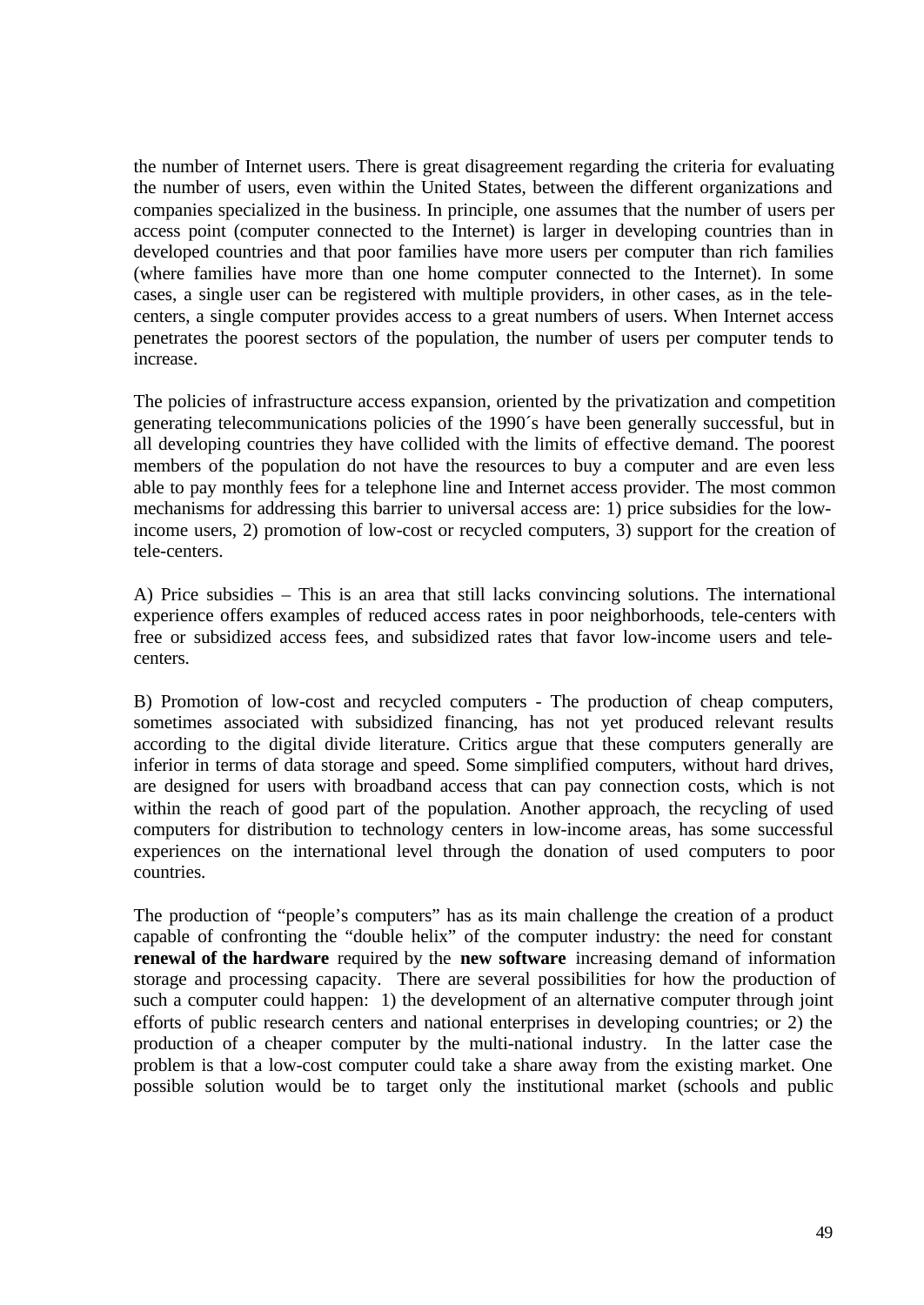the number of Internet users. There is great disagreement regarding the criteria for evaluating the number of users, even within the United States, between the different organizations and companies specialized in the business. In principle, one assumes that the number of users per access point (computer connected to the Internet) is larger in developing countries than in developed countries and that poor families have more users per computer than rich families (where families have more than one home computer connected to the Internet). In some cases, a single user can be registered with multiple providers, in other cases, as in the tele-centers, a single computer provides access to a great numbers of users. When Internet access penetrates the poorest sectors of the population, the number of users per computer tends to increase.

The policies of infrastructure access expansion, oriented by the privatization and competition generating telecommunications policies of the 1990´s have been generally successful, but in all developing countries they have collided with the limits of effective demand. The poorest members of the population do not have the resources to buy a computer and are even less able to pay monthly fees for a telephone line and Internet access provider. The most common mechanisms for addressing this barrier to universal access are: 1) price subsidies for the low-income users, 2) promotion of low-cost or recycled computers, 3) support for the creation of tele-centers.

A) Price subsidies – This is an area that still lacks convincing solutions. The international experience offers examples of reduced access rates in poor neighborhoods, tele-centers with free or subsidized access fees, and subsidized rates that favor low-income users and tele-centers.

B) Promotion of low-cost and recycled computers - The production of cheap computers, sometimes associated with subsidized financing, has not yet produced relevant results according to the digital divide literature. Critics argue that these computers generally are inferior in terms of data storage and speed. Some simplified computers, without hard drives, are designed for users with broadband access that can pay connection costs, which is not within the reach of good part of the population. Another approach, the recycling of used computers for distribution to technology centers in low-income areas, has some successful experiences on the international level through the donation of used computers to poor countries.

The production of "people's computers" has as its main challenge the creation of a product capable of confronting the "double helix" of the computer industry: the need for constant **renewal of the hardware** required by the **new software** increasing demand of information storage and processing capacity. There are several possibilities for how the production of such a computer could happen: 1) the development of an alternative computer through joint efforts of public research centers and national enterprises in developing countries; or 2) the production of a cheaper computer by the multi-national industry. In the latter case the problem is that a low-cost computer could take a share away from the existing market. One possible solution would be to target only the institutional market (schools and public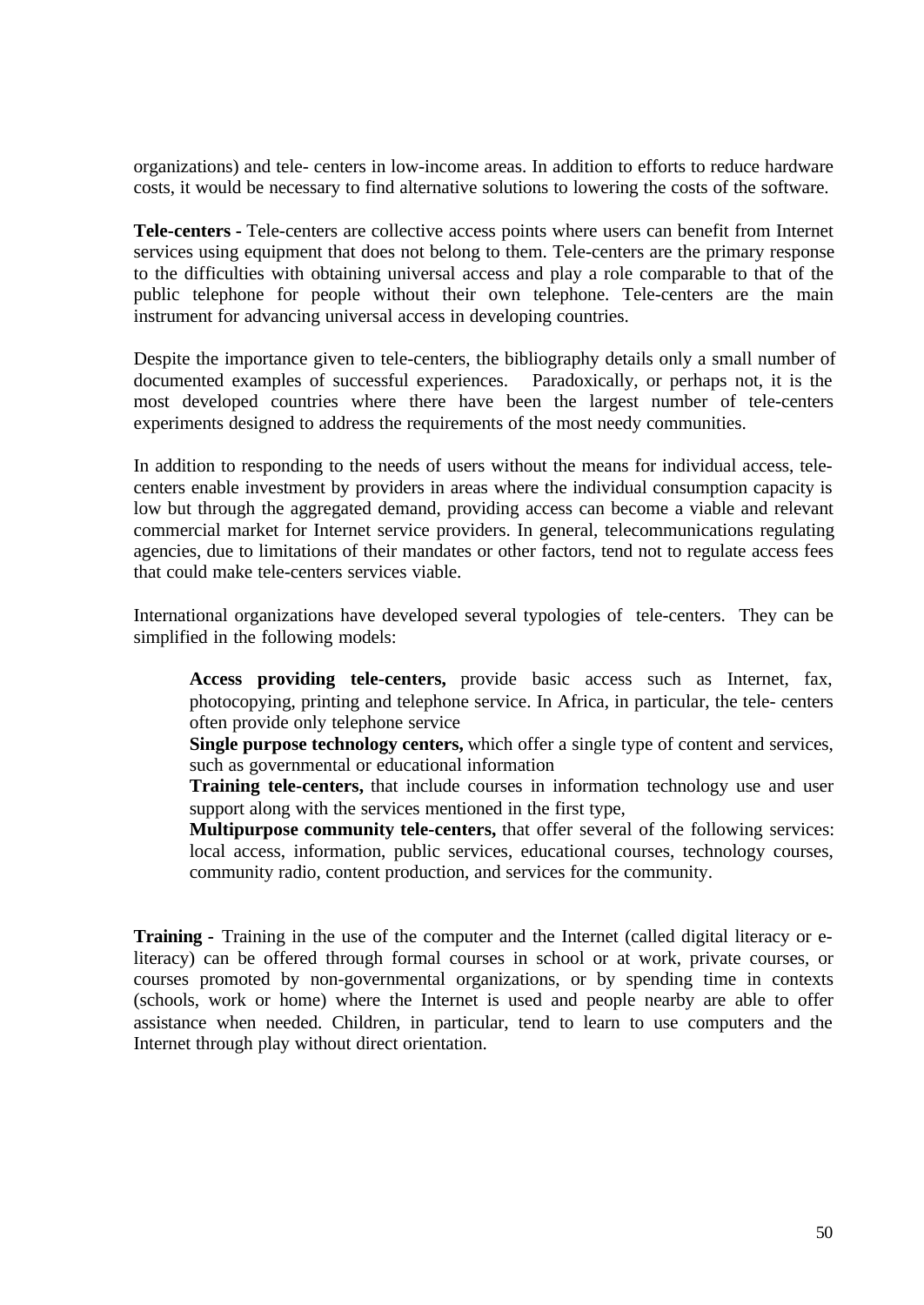organizations) and tele- centers in low-income areas. In addition to efforts to reduce hardware costs, it would be necessary to find alternative solutions to lowering the costs of the software.

**Tele-centers -** Tele-centers are collective access points where users can benefit from Internet services using equipment that does not belong to them. Tele-centers are the primary response to the difficulties with obtaining universal access and play a role comparable to that of the public telephone for people without their own telephone. Tele-centers are the main instrument for advancing universal access in developing countries.

Despite the importance given to tele-centers, the bibliography details only a small number of documented examples of successful experiences. Paradoxically, or perhaps not, it is the most developed countries where there have been the largest number of tele-centers experiments designed to address the requirements of the most needy communities.

In addition to responding to the needs of users without the means for individual access, tele-centers enable investment by providers in areas where the individual consumption capacity is low but through the aggregated demand, providing access can become a viable and relevant commercial market for Internet service providers. In general, telecommunications regulating agencies, due to limitations of their mandates or other factors, tend not to regulate access fees that could make tele-centers services viable.

International organizations have developed several typologies of tele-centers. They can be simplified in the following models:

> **Access providing tele-centers,** provide basic access such as Internet, fax, photocopying, printing and telephone service. In Africa, in particular, the tele- centers often provide only telephone service
>
> **Single purpose technology centers,** which offer a single type of content and services, such as governmental or educational information
>
> **Training tele-centers,** that include courses in information technology use and user support along with the services mentioned in the first type,
>
> **Multipurpose community tele-centers,** that offer several of the following services: local access, information, public services, educational courses, technology courses, community radio, content production, and services for the community.

**Training -** Training in the use of the computer and the Internet (called digital literacy or e-literacy) can be offered through formal courses in school or at work, private courses, or courses promoted by non-governmental organizations, or by spending time in contexts (schools, work or home) where the Internet is used and people nearby are able to offer assistance when needed. Children, in particular, tend to learn to use computers and the Internet through play without direct orientation.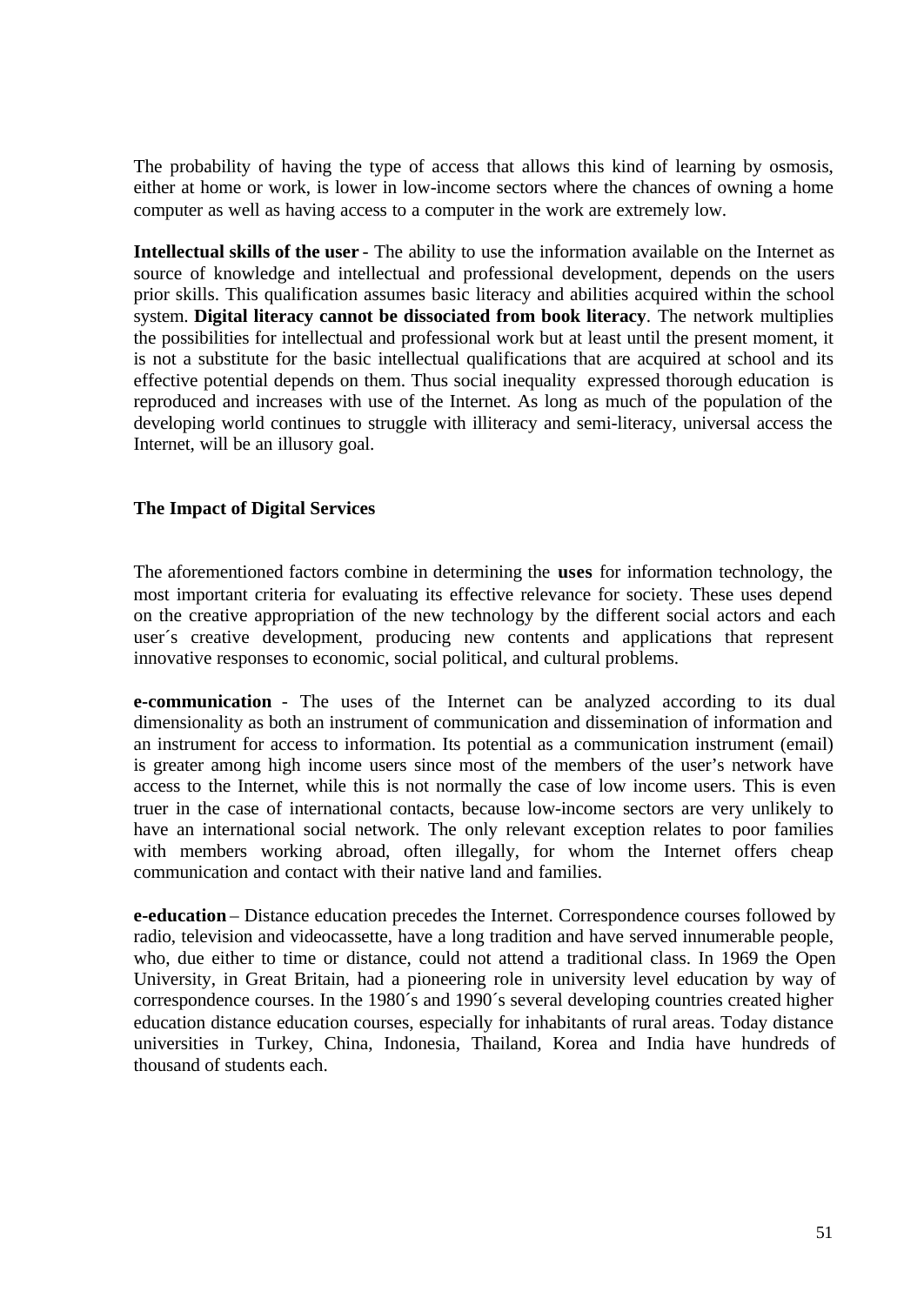The probability of having the type of access that allows this kind of learning by osmosis, either at home or work, is lower in low-income sectors where the chances of owning a home computer as well as having access to a computer in the work are extremely low.

**Intellectual skills of the user** - The ability to use the information available on the Internet as source of knowledge and intellectual and professional development, depends on the users prior skills. This qualification assumes basic literacy and abilities acquired within the school system. **Digital literacy cannot be dissociated from book literacy**. The network multiplies the possibilities for intellectual and professional work but at least until the present moment, it is not a substitute for the basic intellectual qualifications that are acquired at school and its effective potential depends on them. Thus social inequality expressed thorough education is reproduced and increases with use of the Internet. As long as much of the population of the developing world continues to struggle with illiteracy and semi-literacy, universal access the Internet, will be an illusory goal.

### The Impact of Digital Services

The aforementioned factors combine in determining the **uses** for information technology, the most important criteria for evaluating its effective relevance for society. These uses depend on the creative appropriation of the new technology by the different social actors and each user´s creative development, producing new contents and applications that represent innovative responses to economic, social political, and cultural problems.

**e-communication** - The uses of the Internet can be analyzed according to its dual dimensionality as both an instrument of communication and dissemination of information and an instrument for access to information. Its potential as a communication instrument (email) is greater among high income users since most of the members of the user's network have access to the Internet, while this is not normally the case of low income users. This is even truer in the case of international contacts, because low-income sectors are very unlikely to have an international social network. The only relevant exception relates to poor families with members working abroad, often illegally, for whom the Internet offers cheap communication and contact with their native land and families.

**e-education** – Distance education precedes the Internet. Correspondence courses followed by radio, television and videocassette, have a long tradition and have served innumerable people, who, due either to time or distance, could not attend a traditional class. In 1969 the Open University, in Great Britain, had a pioneering role in university level education by way of correspondence courses. In the 1980´s and 1990´s several developing countries created higher education distance education courses, especially for inhabitants of rural areas. Today distance universities in Turkey, China, Indonesia, Thailand, Korea and India have hundreds of thousand of students each.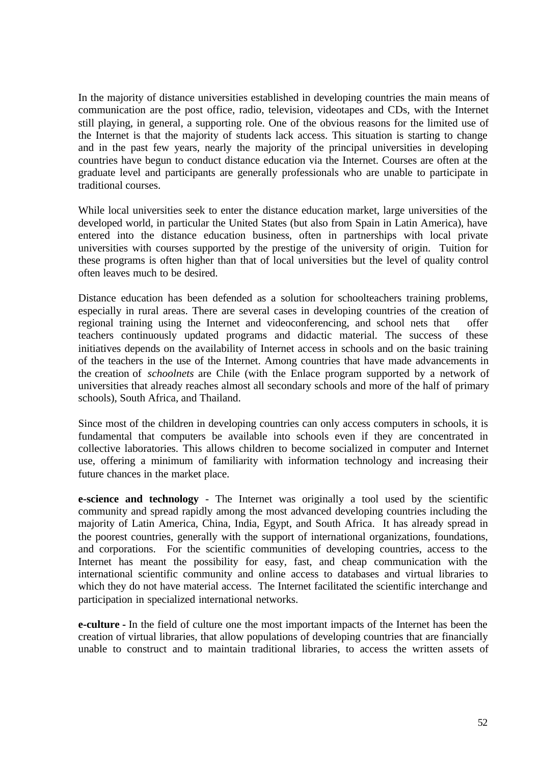In the majority of distance universities established in developing countries the main means of communication are the post office, radio, television, videotapes and CDs, with the Internet still playing, in general, a supporting role. One of the obvious reasons for the limited use of the Internet is that the majority of students lack access. This situation is starting to change and in the past few years, nearly the majority of the principal universities in developing countries have begun to conduct distance education via the Internet. Courses are often at the graduate level and participants are generally professionals who are unable to participate in traditional courses.

While local universities seek to enter the distance education market, large universities of the developed world, in particular the United States (but also from Spain in Latin America), have entered into the distance education business, often in partnerships with local private universities with courses supported by the prestige of the university of origin. Tuition for these programs is often higher than that of local universities but the level of quality control often leaves much to be desired.

Distance education has been defended as a solution for schoolteachers training problems, especially in rural areas. There are several cases in developing countries of the creation of regional training using the Internet and videoconferencing, and school nets that offer teachers continuously updated programs and didactic material. The success of these initiatives depends on the availability of Internet access in schools and on the basic training of the teachers in the use of the Internet. Among countries that have made advancements in the creation of *schoolnets* are Chile (with the Enlace program supported by a network of universities that already reaches almost all secondary schools and more of the half of primary schools), South Africa, and Thailand.

Since most of the children in developing countries can only access computers in schools, it is fundamental that computers be available into schools even if they are concentrated in collective laboratories. This allows children to become socialized in computer and Internet use, offering a minimum of familiarity with information technology and increasing their future chances in the market place.

**e-science and technology** - The Internet was originally a tool used by the scientific community and spread rapidly among the most advanced developing countries including the majority of Latin America, China, India, Egypt, and South Africa. It has already spread in the poorest countries, generally with the support of international organizations, foundations, and corporations. For the scientific communities of developing countries, access to the Internet has meant the possibility for easy, fast, and cheap communication with the international scientific community and online access to databases and virtual libraries to which they do not have material access. The Internet facilitated the scientific interchange and participation in specialized international networks.

**e-culture -** In the field of culture one the most important impacts of the Internet has been the creation of virtual libraries, that allow populations of developing countries that are financially unable to construct and to maintain traditional libraries, to access the written assets of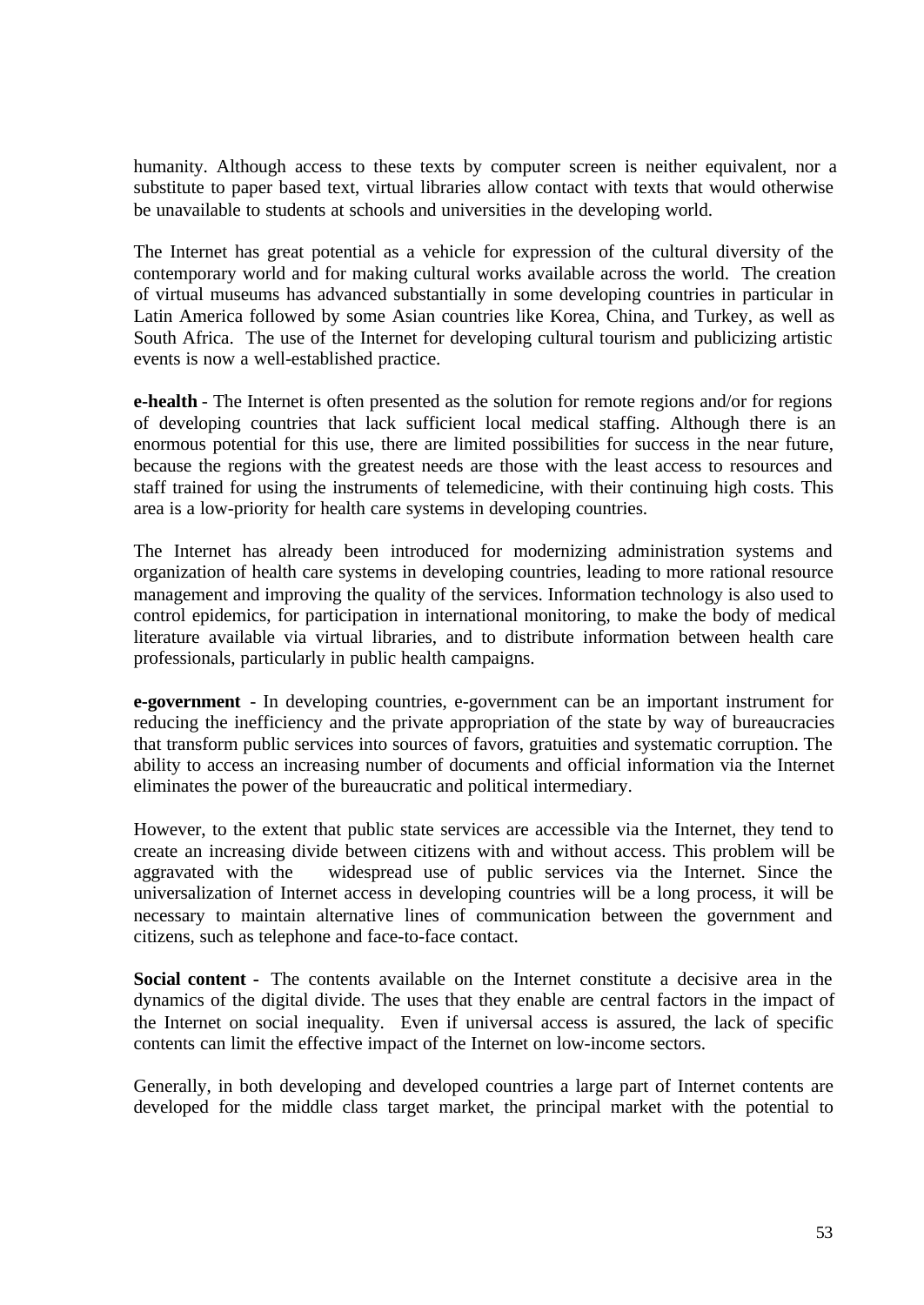humanity. Although access to these texts by computer screen is neither equivalent, nor a substitute to paper based text, virtual libraries allow contact with texts that would otherwise be unavailable to students at schools and universities in the developing world.

The Internet has great potential as a vehicle for expression of the cultural diversity of the contemporary world and for making cultural works available across the world. The creation of virtual museums has advanced substantially in some developing countries in particular in Latin America followed by some Asian countries like Korea, China, and Turkey, as well as South Africa. The use of the Internet for developing cultural tourism and publicizing artistic events is now a well-established practice.

**e-health** - The Internet is often presented as the solution for remote regions and/or for regions of developing countries that lack sufficient local medical staffing. Although there is an enormous potential for this use, there are limited possibilities for success in the near future, because the regions with the greatest needs are those with the least access to resources and staff trained for using the instruments of telemedicine, with their continuing high costs. This area is a low-priority for health care systems in developing countries.

The Internet has already been introduced for modernizing administration systems and organization of health care systems in developing countries, leading to more rational resource management and improving the quality of the services. Information technology is also used to control epidemics, for participation in international monitoring, to make the body of medical literature available via virtual libraries, and to distribute information between health care professionals, particularly in public health campaigns.

**e-government** - In developing countries, e-government can be an important instrument for reducing the inefficiency and the private appropriation of the state by way of bureaucracies that transform public services into sources of favors, gratuities and systematic corruption. The ability to access an increasing number of documents and official information via the Internet eliminates the power of the bureaucratic and political intermediary.

However, to the extent that public state services are accessible via the Internet, they tend to create an increasing divide between citizens with and without access. This problem will be aggravated with the widespread use of public services via the Internet. Since the universalization of Internet access in developing countries will be a long process, it will be necessary to maintain alternative lines of communication between the government and citizens, such as telephone and face-to-face contact.

**Social content** - The contents available on the Internet constitute a decisive area in the dynamics of the digital divide. The uses that they enable are central factors in the impact of the Internet on social inequality. Even if universal access is assured, the lack of specific contents can limit the effective impact of the Internet on low-income sectors.

Generally, in both developing and developed countries a large part of Internet contents are developed for the middle class target market, the principal market with the potential to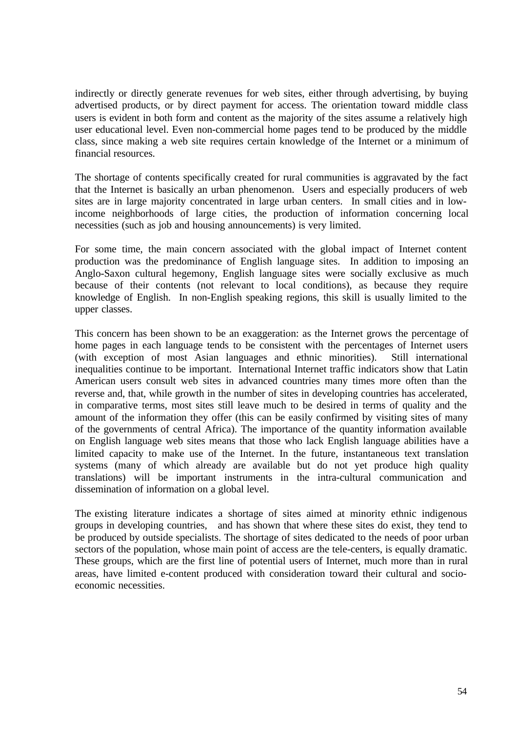indirectly or directly generate revenues for web sites, either through advertising, by buying advertised products, or by direct payment for access. The orientation toward middle class users is evident in both form and content as the majority of the sites assume a relatively high user educational level. Even non-commercial home pages tend to be produced by the middle class, since making a web site requires certain knowledge of the Internet or a minimum of financial resources.

The shortage of contents specifically created for rural communities is aggravated by the fact that the Internet is basically an urban phenomenon. Users and especially producers of web sites are in large majority concentrated in large urban centers. In small cities and in low-income neighborhoods of large cities, the production of information concerning local necessities (such as job and housing announcements) is very limited.

For some time, the main concern associated with the global impact of Internet content production was the predominance of English language sites. In addition to imposing an Anglo-Saxon cultural hegemony, English language sites were socially exclusive as much because of their contents (not relevant to local conditions), as because they require knowledge of English. In non-English speaking regions, this skill is usually limited to the upper classes.

This concern has been shown to be an exaggeration: as the Internet grows the percentage of home pages in each language tends to be consistent with the percentages of Internet users (with exception of most Asian languages and ethnic minorities). Still international inequalities continue to be important. International Internet traffic indicators show that Latin American users consult web sites in advanced countries many times more often than the reverse and, that, while growth in the number of sites in developing countries has accelerated, in comparative terms, most sites still leave much to be desired in terms of quality and the amount of the information they offer (this can be easily confirmed by visiting sites of many of the governments of central Africa). The importance of the quantity information available on English language web sites means that those who lack English language abilities have a limited capacity to make use of the Internet. In the future, instantaneous text translation systems (many of which already are available but do not yet produce high quality translations) will be important instruments in the intra-cultural communication and dissemination of information on a global level.

The existing literature indicates a shortage of sites aimed at minority ethnic indigenous groups in developing countries, and has shown that where these sites do exist, they tend to be produced by outside specialists. The shortage of sites dedicated to the needs of poor urban sectors of the population, whose main point of access are the tele-centers, is equally dramatic. These groups, which are the first line of potential users of Internet, much more than in rural areas, have limited e-content produced with consideration toward their cultural and socio-economic necessities.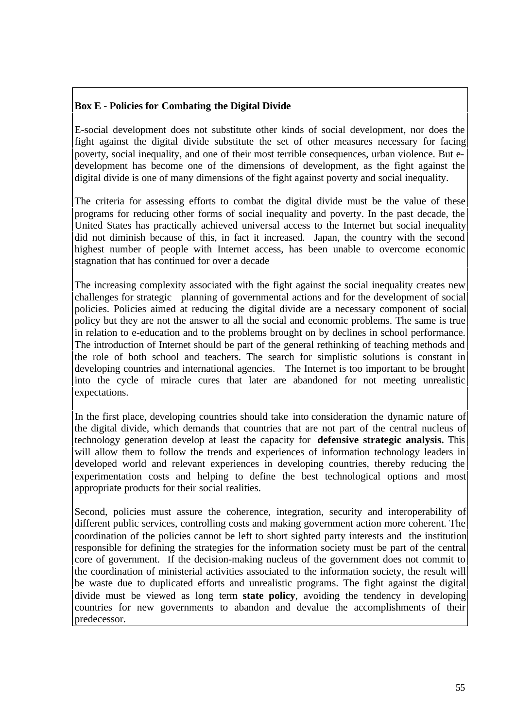**Box E - Policies for Combating the Digital Divide**

E-social development does not substitute other kinds of social development, nor does the fight against the digital divide substitute the set of other measures necessary for facing poverty, social inequality, and one of their most terrible consequences, urban violence. But e-development has become one of the dimensions of development, as the fight against the digital divide is one of many dimensions of the fight against poverty and social inequality.

The criteria for assessing efforts to combat the digital divide must be the value of these programs for reducing other forms of social inequality and poverty. In the past decade, the United States has practically achieved universal access to the Internet but social inequality did not diminish because of this, in fact it increased. Japan, the country with the second highest number of people with Internet access, has been unable to overcome economic stagnation that has continued for over a decade

The increasing complexity associated with the fight against the social inequality creates new challenges for strategic planning of governmental actions and for the development of social policies. Policies aimed at reducing the digital divide are a necessary component of social policy but they are not the answer to all the social and economic problems. The same is true in relation to e-education and to the problems brought on by declines in school performance. The introduction of Internet should be part of the general rethinking of teaching methods and the role of both school and teachers. The search for simplistic solutions is constant in developing countries and international agencies. The Internet is too important to be brought into the cycle of miracle cures that later are abandoned for not meeting unrealistic expectations.

In the first place, developing countries should take into consideration the dynamic nature of the digital divide, which demands that countries that are not part of the central nucleus of technology generation develop at least the capacity for **defensive strategic analysis.** This will allow them to follow the trends and experiences of information technology leaders in developed world and relevant experiences in developing countries, thereby reducing the experimentation costs and helping to define the best technological options and most appropriate products for their social realities.

Second, policies must assure the coherence, integration, security and interoperability of different public services, controlling costs and making government action more coherent. The coordination of the policies cannot be left to short sighted party interests and the institution responsible for defining the strategies for the information society must be part of the central core of government. If the decision-making nucleus of the government does not commit to the coordination of ministerial activities associated to the information society, the result will be waste due to duplicated efforts and unrealistic programs. The fight against the digital divide must be viewed as long term **state policy**, avoiding the tendency in developing countries for new governments to abandon and devalue the accomplishments of their predecessor.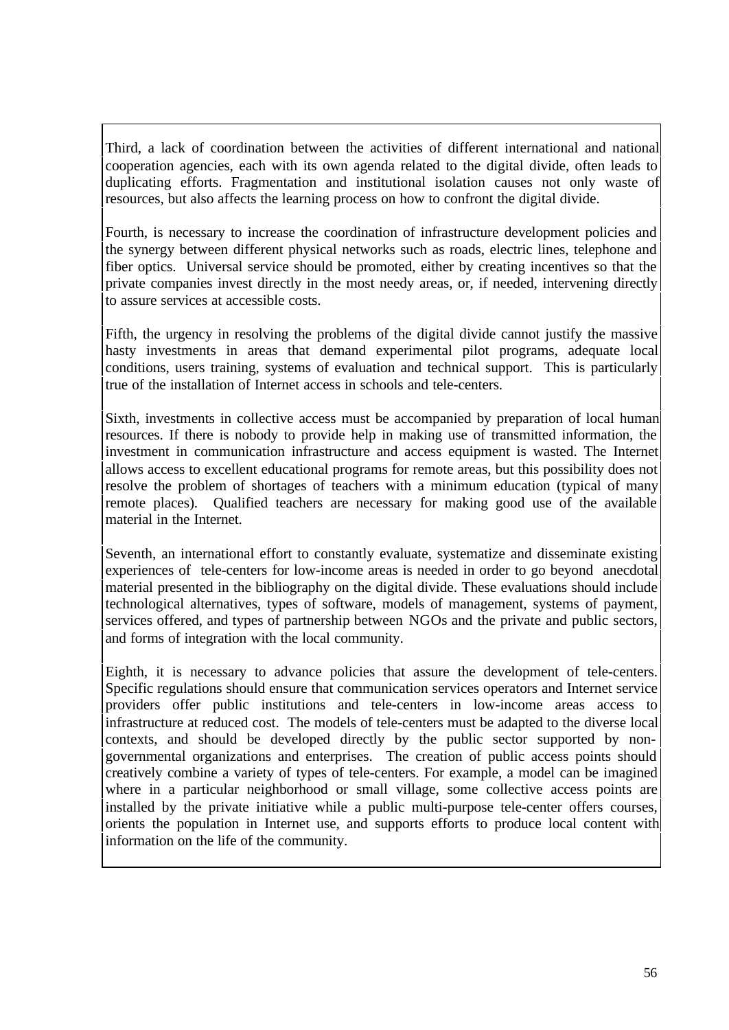Third, a lack of coordination between the activities of different international and national cooperation agencies, each with its own agenda related to the digital divide, often leads to duplicating efforts. Fragmentation and institutional isolation causes not only waste of resources, but also affects the learning process on how to confront the digital divide.

Fourth, is necessary to increase the coordination of infrastructure development policies and the synergy between different physical networks such as roads, electric lines, telephone and fiber optics. Universal service should be promoted, either by creating incentives so that the private companies invest directly in the most needy areas, or, if needed, intervening directly to assure services at accessible costs.

Fifth, the urgency in resolving the problems of the digital divide cannot justify the massive hasty investments in areas that demand experimental pilot programs, adequate local conditions, users training, systems of evaluation and technical support. This is particularly true of the installation of Internet access in schools and tele-centers.

Sixth, investments in collective access must be accompanied by preparation of local human resources. If there is nobody to provide help in making use of transmitted information, the investment in communication infrastructure and access equipment is wasted. The Internet allows access to excellent educational programs for remote areas, but this possibility does not resolve the problem of shortages of teachers with a minimum education (typical of many remote places). Qualified teachers are necessary for making good use of the available material in the Internet.

Seventh, an international effort to constantly evaluate, systematize and disseminate existing experiences of tele-centers for low-income areas is needed in order to go beyond anecdotal material presented in the bibliography on the digital divide. These evaluations should include technological alternatives, types of software, models of management, systems of payment, services offered, and types of partnership between NGOs and the private and public sectors, and forms of integration with the local community.

Eighth, it is necessary to advance policies that assure the development of tele-centers. Specific regulations should ensure that communication services operators and Internet service providers offer public institutions and tele-centers in low-income areas access to infrastructure at reduced cost. The models of tele-centers must be adapted to the diverse local contexts, and should be developed directly by the public sector supported by non-governmental organizations and enterprises. The creation of public access points should creatively combine a variety of types of tele-centers. For example, a model can be imagined where in a particular neighborhood or small village, some collective access points are installed by the private initiative while a public multi-purpose tele-center offers courses, orients the population in Internet use, and supports efforts to produce local content with information on the life of the community.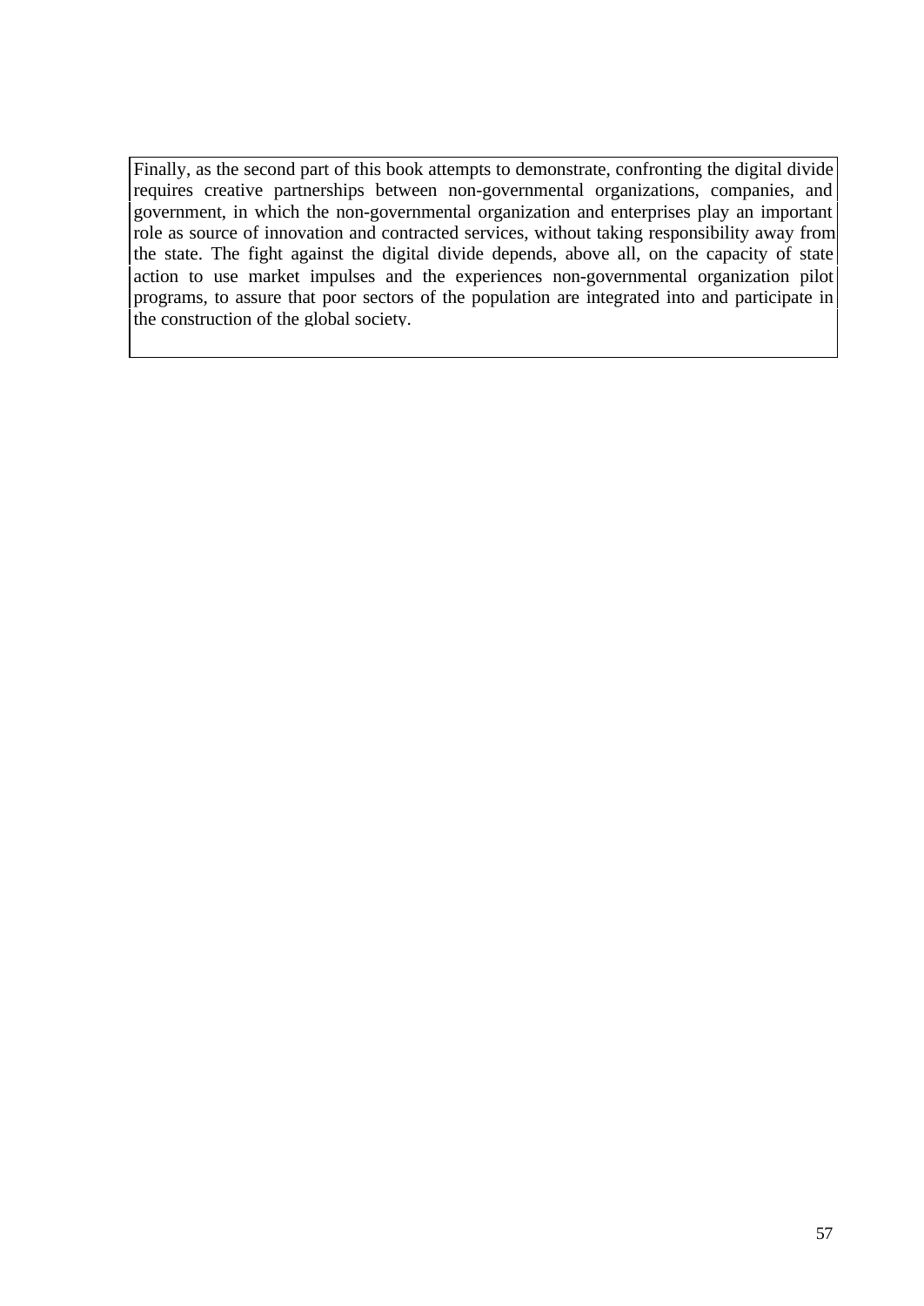Finally, as the second part of this book attempts to demonstrate, confronting the digital divide requires creative partnerships between non-governmental organizations, companies, and government, in which the non-governmental organization and enterprises play an important role as source of innovation and contracted services, without taking responsibility away from the state. The fight against the digital divide depends, above all, on the capacity of state action to use market impulses and the experiences non-governmental organization pilot programs, to assure that poor sectors of the population are integrated into and participate in the construction of the global society.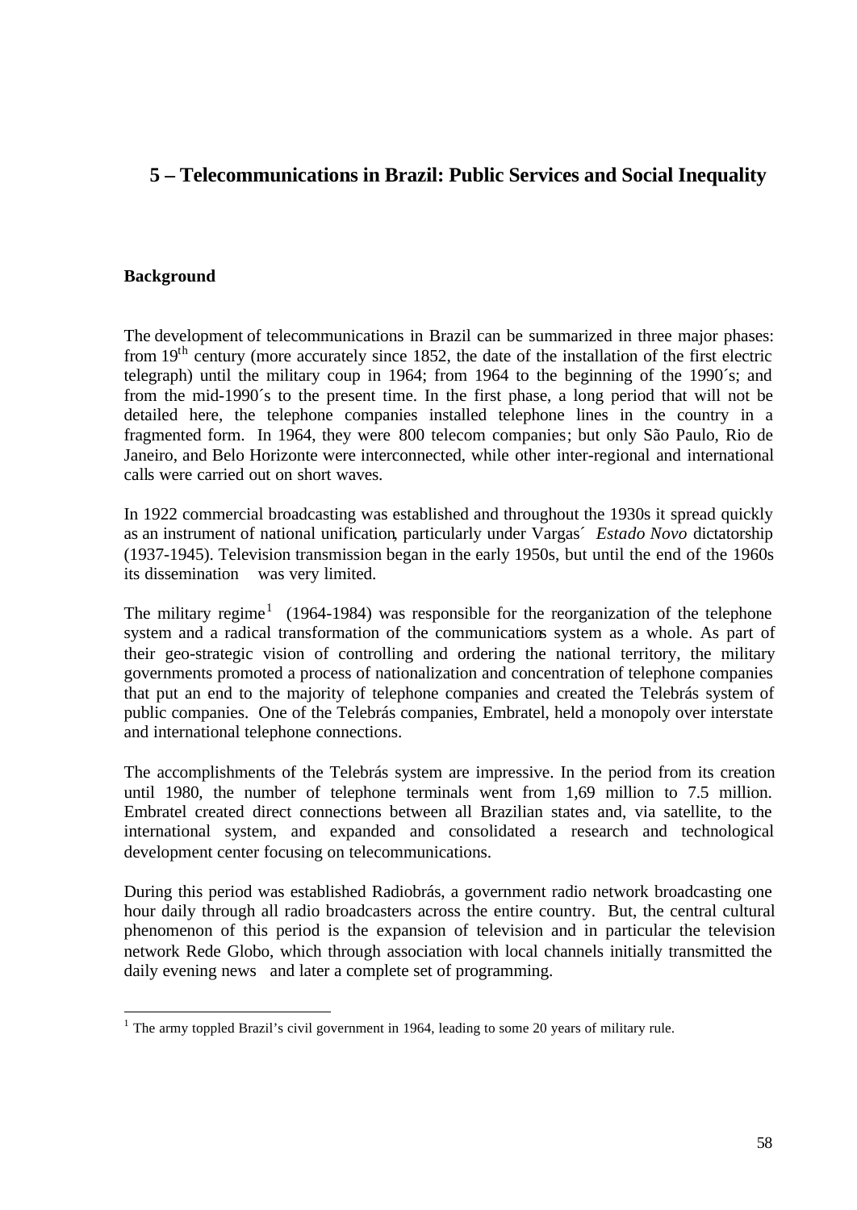# 5 – Telecommunications in Brazil: Public Services and Social Inequality

**Background**

The development of telecommunications in Brazil can be summarized in three major phases: from 19$^{th}$ century (more accurately since 1852, the date of the installation of the first electric telegraph) until the military coup in 1964; from 1964 to the beginning of the 1990´s; and from the mid-1990´s to the present time. In the first phase, a long period that will not be detailed here, the telephone companies installed telephone lines in the country in a fragmented form. In 1964, they were 800 telecom companies; but only São Paulo, Rio de Janeiro, and Belo Horizonte were interconnected, while other inter-regional and international calls were carried out on short waves.

In 1922 commercial broadcasting was established and throughout the 1930s it spread quickly as an instrument of national unification, particularly under Vargas´ *Estado Novo* dictatorship (1937-1945). Television transmission began in the early 1950s, but until the end of the 1960s its dissemination was very limited.

The military regime[1] (1964-1984) was responsible for the reorganization of the telephone system and a radical transformation of the communications system as a whole. As part of their geo-strategic vision of controlling and ordering the national territory, the military governments promoted a process of nationalization and concentration of telephone companies that put an end to the majority of telephone companies and created the Telebrás system of public companies. One of the Telebrás companies, Embratel, held a monopoly over interstate and international telephone connections.

The accomplishments of the Telebrás system are impressive. In the period from its creation until 1980, the number of telephone terminals went from 1,69 million to 7.5 million. Embratel created direct connections between all Brazilian states and, via satellite, to the international system, and expanded and consolidated a research and technological development center focusing on telecommunications.

During this period was established Radiobrás, a government radio network broadcasting one hour daily through all radio broadcasters across the entire country. But, the central cultural phenomenon of this period is the expansion of television and in particular the television network Rede Globo, which through association with local channels initially transmitted the daily evening news and later a complete set of programming.

[1] The army toppled Brazil's civil government in 1964, leading to some 20 years of military rule.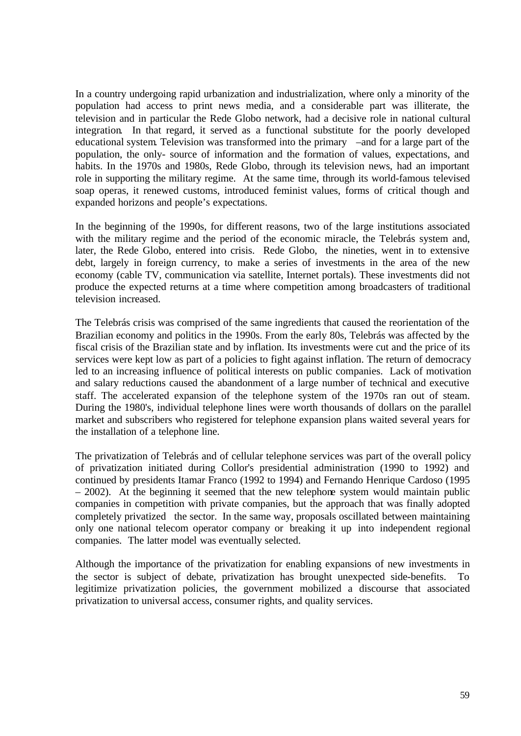In a country undergoing rapid urbanization and industrialization, where only a minority of the population had access to print news media, and a considerable part was illiterate, the television and in particular the Rede Globo network, had a decisive role in national cultural integration. In that regard, it served as a functional substitute for the poorly developed educational system. Television was transformed into the primary –and for a large part of the population, the only- source of information and the formation of values, expectations, and habits. In the 1970s and 1980s, Rede Globo, through its television news, had an important role in supporting the military regime. At the same time, through its world-famous televised soap operas, it renewed customs, introduced feminist values, forms of critical though and expanded horizons and people's expectations.

In the beginning of the 1990s, for different reasons, two of the large institutions associated with the military regime and the period of the economic miracle, the Telebrás system and, later, the Rede Globo, entered into crisis. Rede Globo, the nineties, went in to extensive debt, largely in foreign currency, to make a series of investments in the area of the new economy (cable TV, communication via satellite, Internet portals). These investments did not produce the expected returns at a time where competition among broadcasters of traditional television increased.

The Telebrás crisis was comprised of the same ingredients that caused the reorientation of the Brazilian economy and politics in the 1990s. From the early 80s, Telebrás was affected by the fiscal crisis of the Brazilian state and by inflation. Its investments were cut and the price of its services were kept low as part of a policies to fight against inflation. The return of democracy led to an increasing influence of political interests on public companies. Lack of motivation and salary reductions caused the abandonment of a large number of technical and executive staff. The accelerated expansion of the telephone system of the 1970s ran out of steam. During the 1980's, individual telephone lines were worth thousands of dollars on the parallel market and subscribers who registered for telephone expansion plans waited several years for the installation of a telephone line.

The privatization of Telebrás and of cellular telephone services was part of the overall policy of privatization initiated during Collor's presidential administration (1990 to 1992) and continued by presidents Itamar Franco (1992 to 1994) and Fernando Henrique Cardoso (1995 – 2002). At the beginning it seemed that the new telephone system would maintain public companies in competition with private companies, but the approach that was finally adopted completely privatized the sector. In the same way, proposals oscillated between maintaining only one national telecom operator company or breaking it up into independent regional companies. The latter model was eventually selected.

Although the importance of the privatization for enabling expansions of new investments in the sector is subject of debate, privatization has brought unexpected side-benefits. To legitimize privatization policies, the government mobilized a discourse that associated privatization to universal access, consumer rights, and quality services.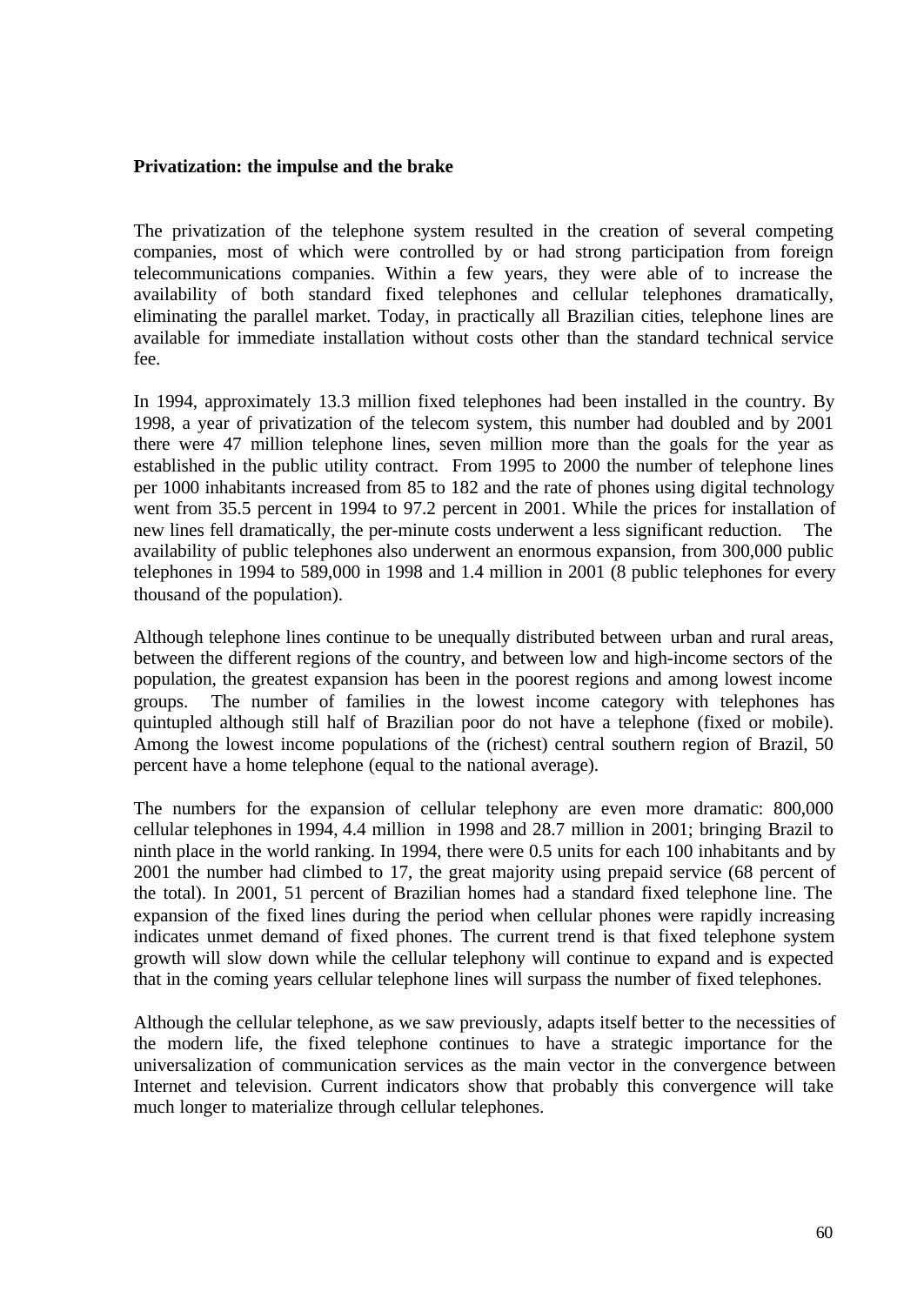**Privatization: the impulse and the brake**

The privatization of the telephone system resulted in the creation of several competing companies, most of which were controlled by or had strong participation from foreign telecommunications companies. Within a few years, they were able of to increase the availability of both standard fixed telephones and cellular telephones dramatically, eliminating the parallel market. Today, in practically all Brazilian cities, telephone lines are available for immediate installation without costs other than the standard technical service fee.

In 1994, approximately 13.3 million fixed telephones had been installed in the country. By 1998, a year of privatization of the telecom system, this number had doubled and by 2001 there were 47 million telephone lines, seven million more than the goals for the year as established in the public utility contract. From 1995 to 2000 the number of telephone lines per 1000 inhabitants increased from 85 to 182 and the rate of phones using digital technology went from 35.5 percent in 1994 to 97.2 percent in 2001. While the prices for installation of new lines fell dramatically, the per-minute costs underwent a less significant reduction. The availability of public telephones also underwent an enormous expansion, from 300,000 public telephones in 1994 to 589,000 in 1998 and 1.4 million in 2001 (8 public telephones for every thousand of the population).

Although telephone lines continue to be unequally distributed between urban and rural areas, between the different regions of the country, and between low and high-income sectors of the population, the greatest expansion has been in the poorest regions and among lowest income groups. The number of families in the lowest income category with telephones has quintupled although still half of Brazilian poor do not have a telephone (fixed or mobile). Among the lowest income populations of the (richest) central southern region of Brazil, 50 percent have a home telephone (equal to the national average).

The numbers for the expansion of cellular telephony are even more dramatic: 800,000 cellular telephones in 1994, 4.4 million in 1998 and 28.7 million in 2001; bringing Brazil to ninth place in the world ranking. In 1994, there were 0.5 units for each 100 inhabitants and by 2001 the number had climbed to 17, the great majority using prepaid service (68 percent of the total). In 2001, 51 percent of Brazilian homes had a standard fixed telephone line. The expansion of the fixed lines during the period when cellular phones were rapidly increasing indicates unmet demand of fixed phones. The current trend is that fixed telephone system growth will slow down while the cellular telephony will continue to expand and is expected that in the coming years cellular telephone lines will surpass the number of fixed telephones.

Although the cellular telephone, as we saw previously, adapts itself better to the necessities of the modern life, the fixed telephone continues to have a strategic importance for the universalization of communication services as the main vector in the convergence between Internet and television. Current indicators show that probably this convergence will take much longer to materialize through cellular telephones.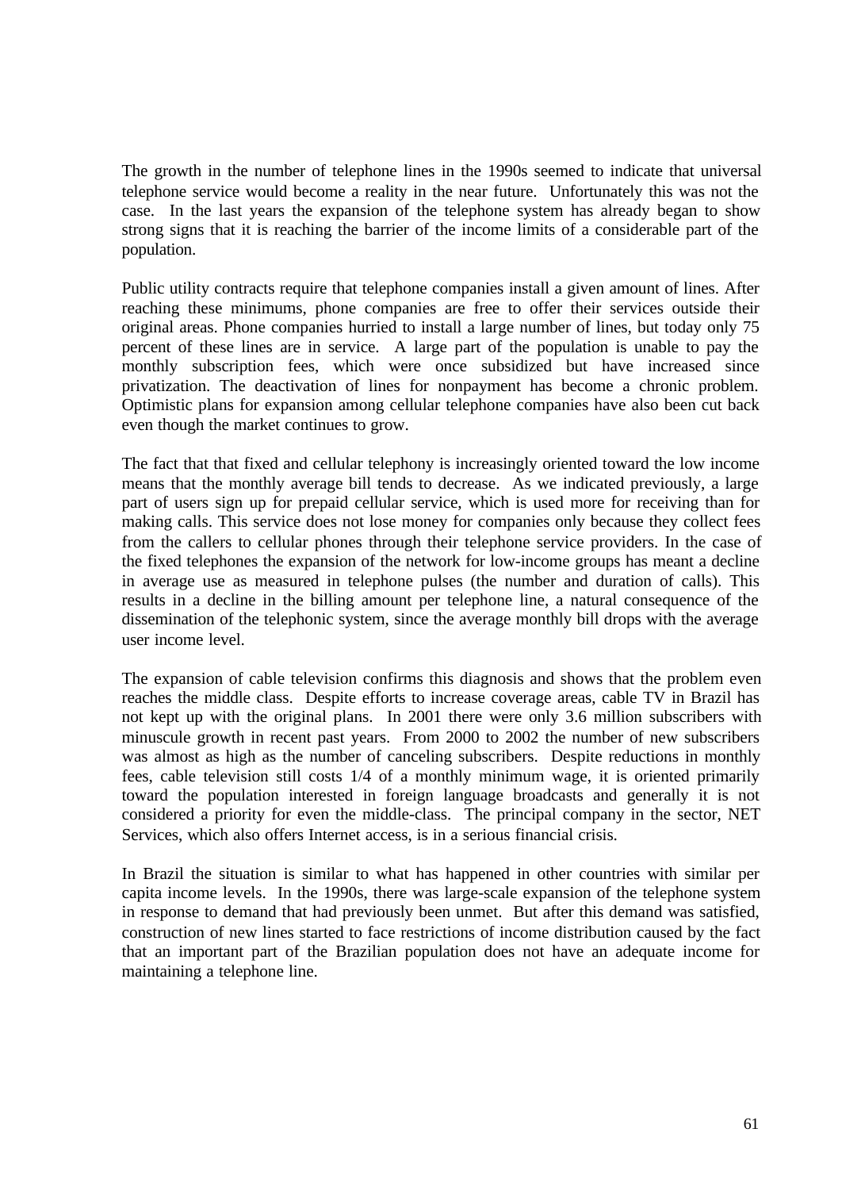The growth in the number of telephone lines in the 1990s seemed to indicate that universal telephone service would become a reality in the near future. Unfortunately this was not the case. In the last years the expansion of the telephone system has already began to show strong signs that it is reaching the barrier of the income limits of a considerable part of the population.

Public utility contracts require that telephone companies install a given amount of lines. After reaching these minimums, phone companies are free to offer their services outside their original areas. Phone companies hurried to install a large number of lines, but today only 75 percent of these lines are in service. A large part of the population is unable to pay the monthly subscription fees, which were once subsidized but have increased since privatization. The deactivation of lines for nonpayment has become a chronic problem. Optimistic plans for expansion among cellular telephone companies have also been cut back even though the market continues to grow.

The fact that that fixed and cellular telephony is increasingly oriented toward the low income means that the monthly average bill tends to decrease. As we indicated previously, a large part of users sign up for prepaid cellular service, which is used more for receiving than for making calls. This service does not lose money for companies only because they collect fees from the callers to cellular phones through their telephone service providers. In the case of the fixed telephones the expansion of the network for low-income groups has meant a decline in average use as measured in telephone pulses (the number and duration of calls). This results in a decline in the billing amount per telephone line, a natural consequence of the dissemination of the telephonic system, since the average monthly bill drops with the average user income level.

The expansion of cable television confirms this diagnosis and shows that the problem even reaches the middle class. Despite efforts to increase coverage areas, cable TV in Brazil has not kept up with the original plans. In 2001 there were only 3.6 million subscribers with minuscule growth in recent past years. From 2000 to 2002 the number of new subscribers was almost as high as the number of canceling subscribers. Despite reductions in monthly fees, cable television still costs 1/4 of a monthly minimum wage, it is oriented primarily toward the population interested in foreign language broadcasts and generally it is not considered a priority for even the middle-class. The principal company in the sector, NET Services, which also offers Internet access, is in a serious financial crisis.

In Brazil the situation is similar to what has happened in other countries with similar per capita income levels. In the 1990s, there was large-scale expansion of the telephone system in response to demand that had previously been unmet. But after this demand was satisfied, construction of new lines started to face restrictions of income distribution caused by the fact that an important part of the Brazilian population does not have an adequate income for maintaining a telephone line.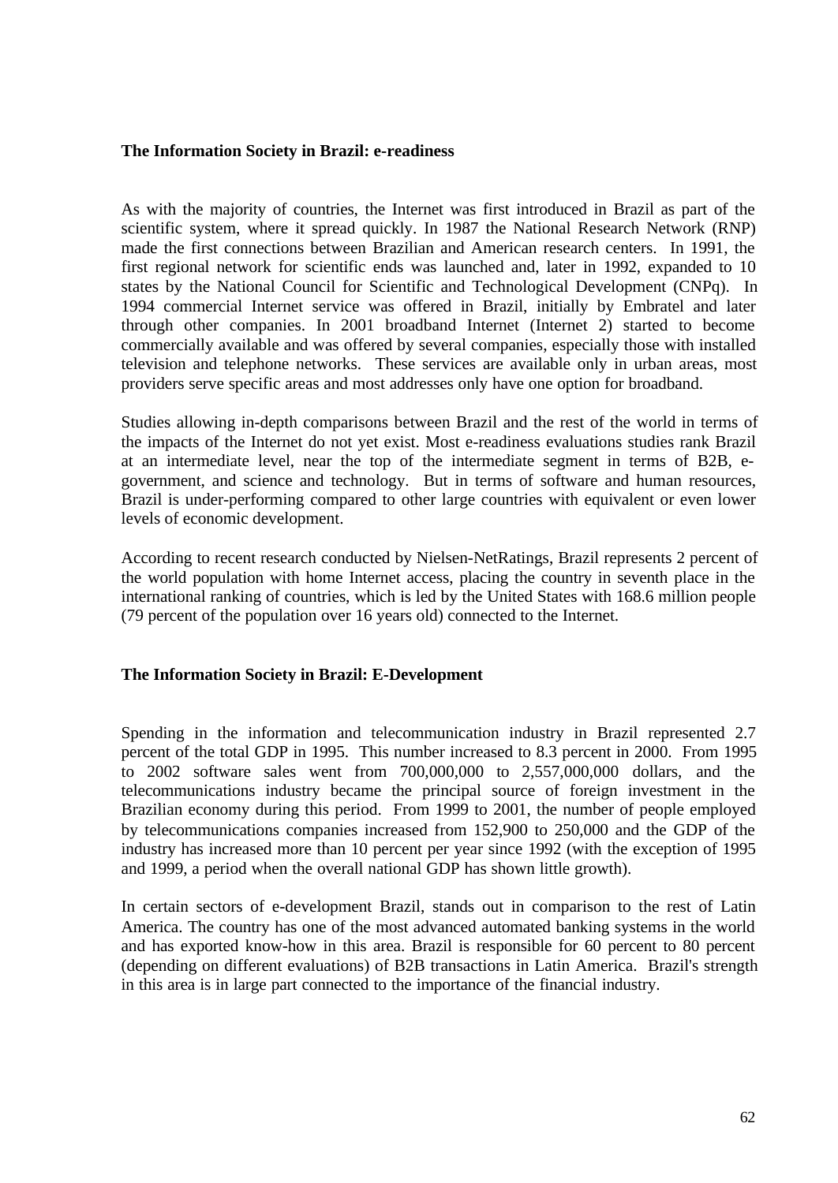### The Information Society in Brazil: e-readiness

As with the majority of countries, the Internet was first introduced in Brazil as part of the scientific system, where it spread quickly. In 1987 the National Research Network (RNP) made the first connections between Brazilian and American research centers. In 1991, the first regional network for scientific ends was launched and, later in 1992, expanded to 10 states by the National Council for Scientific and Technological Development (CNPq). In 1994 commercial Internet service was offered in Brazil, initially by Embratel and later through other companies. In 2001 broadband Internet (Internet 2) started to become commercially available and was offered by several companies, especially those with installed television and telephone networks. These services are available only in urban areas, most providers serve specific areas and most addresses only have one option for broadband.

Studies allowing in-depth comparisons between Brazil and the rest of the world in terms of the impacts of the Internet do not yet exist. Most e-readiness evaluations studies rank Brazil at an intermediate level, near the top of the intermediate segment in terms of B2B, e-government, and science and technology. But in terms of software and human resources, Brazil is under-performing compared to other large countries with equivalent or even lower levels of economic development.

According to recent research conducted by Nielsen-NetRatings, Brazil represents 2 percent of the world population with home Internet access, placing the country in seventh place in the international ranking of countries, which is led by the United States with 168.6 million people (79 percent of the population over 16 years old) connected to the Internet.

### The Information Society in Brazil: E-Development

Spending in the information and telecommunication industry in Brazil represented 2.7 percent of the total GDP in 1995. This number increased to 8.3 percent in 2000. From 1995 to 2002 software sales went from 700,000,000 to 2,557,000,000 dollars, and the telecommunications industry became the principal source of foreign investment in the Brazilian economy during this period. From 1999 to 2001, the number of people employed by telecommunications companies increased from 152,900 to 250,000 and the GDP of the industry has increased more than 10 percent per year since 1992 (with the exception of 1995 and 1999, a period when the overall national GDP has shown little growth).

In certain sectors of e-development Brazil, stands out in comparison to the rest of Latin America. The country has one of the most advanced automated banking systems in the world and has exported know-how in this area. Brazil is responsible for 60 percent to 80 percent (depending on different evaluations) of B2B transactions in Latin America. Brazil's strength in this area is in large part connected to the importance of the financial industry.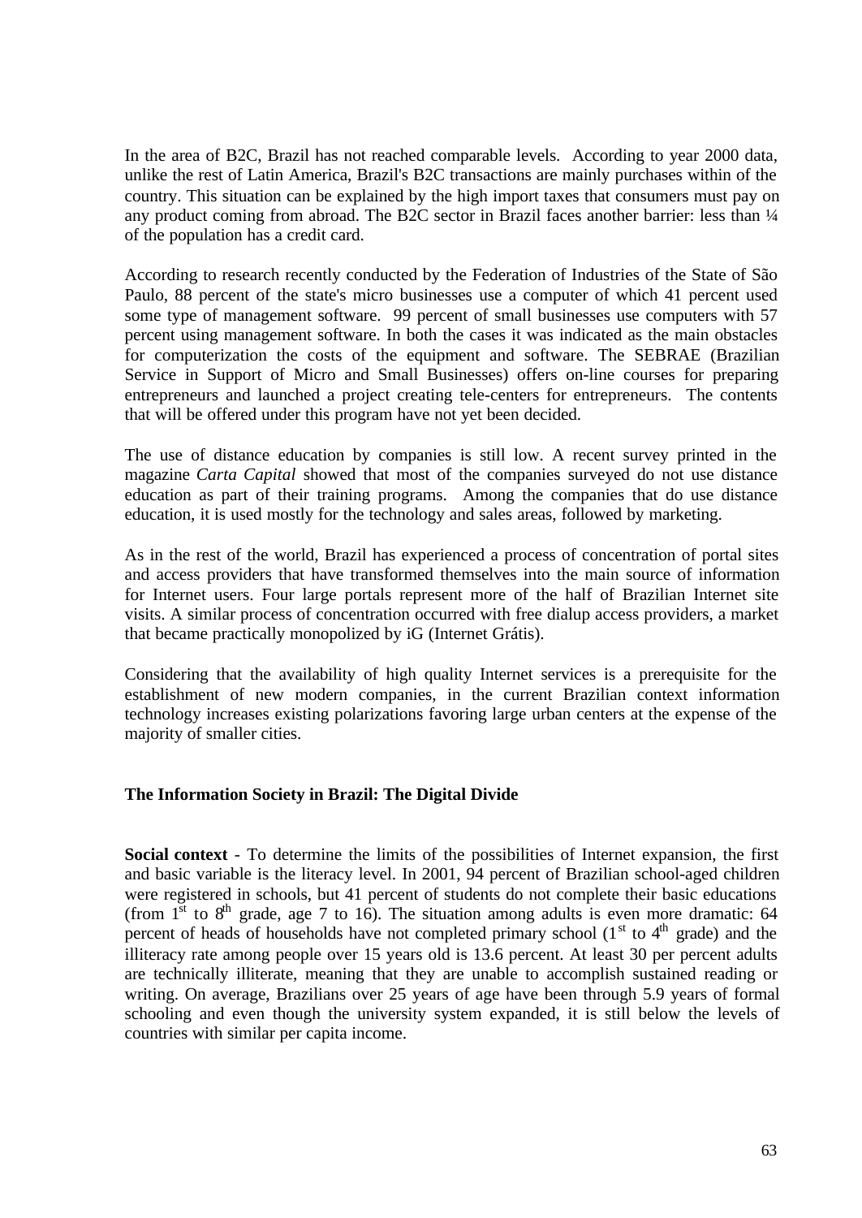In the area of B2C, Brazil has not reached comparable levels. According to year 2000 data, unlike the rest of Latin America, Brazil's B2C transactions are mainly purchases within of the country. This situation can be explained by the high import taxes that consumers must pay on any product coming from abroad. The B2C sector in Brazil faces another barrier: less than ¼ of the population has a credit card.

According to research recently conducted by the Federation of Industries of the State of São Paulo, 88 percent of the state's micro businesses use a computer of which 41 percent used some type of management software. 99 percent of small businesses use computers with 57 percent using management software. In both the cases it was indicated as the main obstacles for computerization the costs of the equipment and software. The SEBRAE (Brazilian Service in Support of Micro and Small Businesses) offers on-line courses for preparing entrepreneurs and launched a project creating tele-centers for entrepreneurs. The contents that will be offered under this program have not yet been decided.

The use of distance education by companies is still low. A recent survey printed in the magazine *Carta Capital* showed that most of the companies surveyed do not use distance education as part of their training programs. Among the companies that do use distance education, it is used mostly for the technology and sales areas, followed by marketing.

As in the rest of the world, Brazil has experienced a process of concentration of portal sites and access providers that have transformed themselves into the main source of information for Internet users. Four large portals represent more of the half of Brazilian Internet site visits. A similar process of concentration occurred with free dialup access providers, a market that became practically monopolized by iG (Internet Grátis).

Considering that the availability of high quality Internet services is a prerequisite for the establishment of new modern companies, in the current Brazilian context information technology increases existing polarizations favoring large urban centers at the expense of the majority of smaller cities.

## The Information Society in Brazil: The Digital Divide

**Social context** - To determine the limits of the possibilities of Internet expansion, the first and basic variable is the literacy level. In 2001, 94 percent of Brazilian school-aged children were registered in schools, but 41 percent of students do not complete their basic educations (from 1st to 8th grade, age 7 to 16). The situation among adults is even more dramatic: 64 percent of heads of households have not completed primary school (1st to 4th grade) and the illiteracy rate among people over 15 years old is 13.6 percent. At least 30 per percent adults are technically illiterate, meaning that they are unable to accomplish sustained reading or writing. On average, Brazilians over 25 years of age have been through 5.9 years of formal schooling and even though the university system expanded, it is still below the levels of countries with similar per capita income.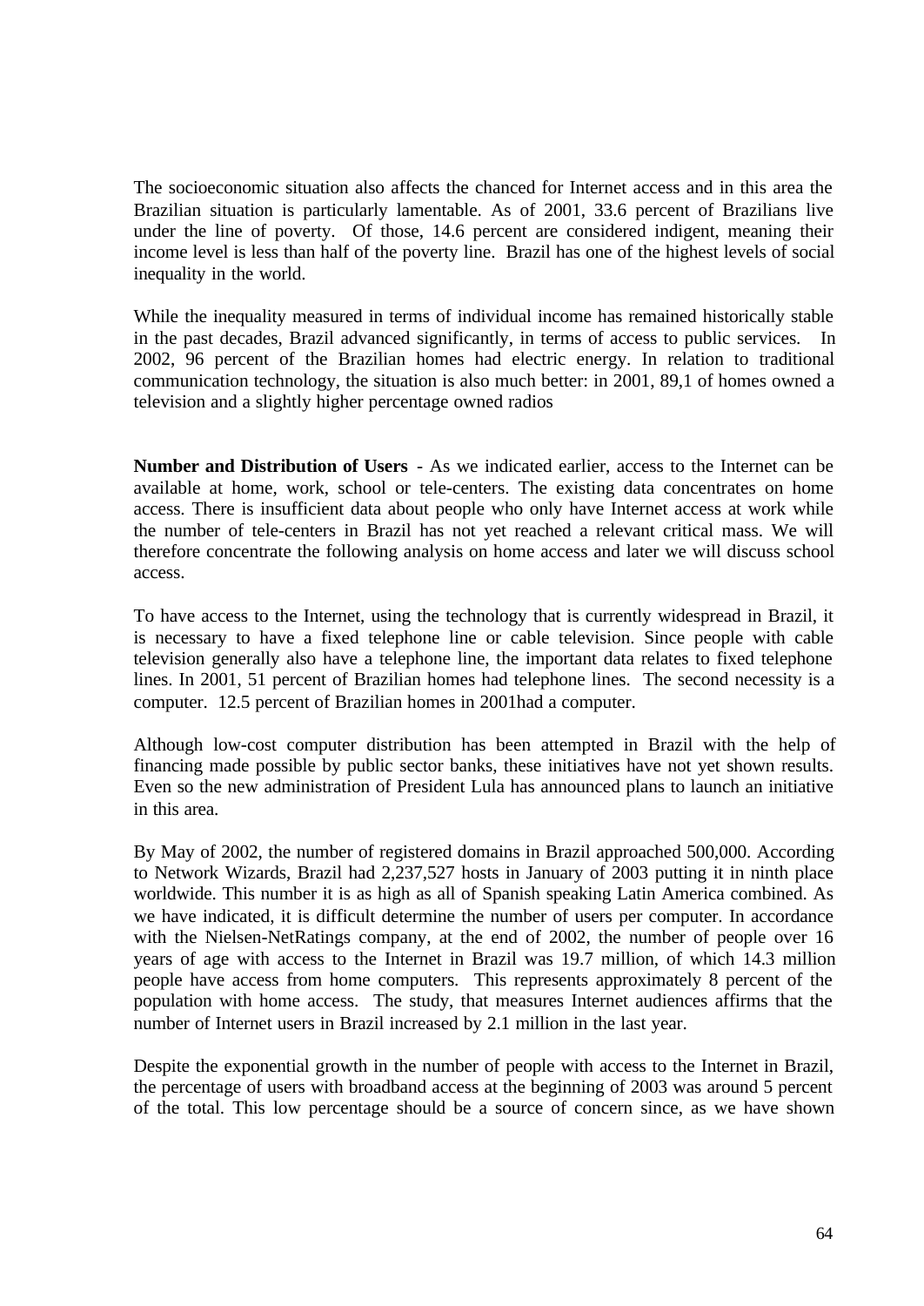The socioeconomic situation also affects the chanced for Internet access and in this area the Brazilian situation is particularly lamentable. As of 2001, 33.6 percent of Brazilians live under the line of poverty. Of those, 14.6 percent are considered indigent, meaning their income level is less than half of the poverty line. Brazil has one of the highest levels of social inequality in the world.

While the inequality measured in terms of individual income has remained historically stable in the past decades, Brazil advanced significantly, in terms of access to public services. In 2002, 96 percent of the Brazilian homes had electric energy. In relation to traditional communication technology, the situation is also much better: in 2001, 89,1 of homes owned a television and a slightly higher percentage owned radios

**Number and Distribution of Users** - As we indicated earlier, access to the Internet can be available at home, work, school or tele-centers. The existing data concentrates on home access. There is insufficient data about people who only have Internet access at work while the number of tele-centers in Brazil has not yet reached a relevant critical mass. We will therefore concentrate the following analysis on home access and later we will discuss school access.

To have access to the Internet, using the technology that is currently widespread in Brazil, it is necessary to have a fixed telephone line or cable television. Since people with cable television generally also have a telephone line, the important data relates to fixed telephone lines. In 2001, 51 percent of Brazilian homes had telephone lines. The second necessity is a computer. 12.5 percent of Brazilian homes in 2001had a computer.

Although low-cost computer distribution has been attempted in Brazil with the help of financing made possible by public sector banks, these initiatives have not yet shown results. Even so the new administration of President Lula has announced plans to launch an initiative in this area.

By May of 2002, the number of registered domains in Brazil approached 500,000. According to Network Wizards, Brazil had 2,237,527 hosts in January of 2003 putting it in ninth place worldwide. This number it is as high as all of Spanish speaking Latin America combined. As we have indicated, it is difficult determine the number of users per computer. In accordance with the Nielsen-NetRatings company, at the end of 2002, the number of people over 16 years of age with access to the Internet in Brazil was 19.7 million, of which 14.3 million people have access from home computers. This represents approximately 8 percent of the population with home access. The study, that measures Internet audiences affirms that the number of Internet users in Brazil increased by 2.1 million in the last year.

Despite the exponential growth in the number of people with access to the Internet in Brazil, the percentage of users with broadband access at the beginning of 2003 was around 5 percent of the total. This low percentage should be a source of concern since, as we have shown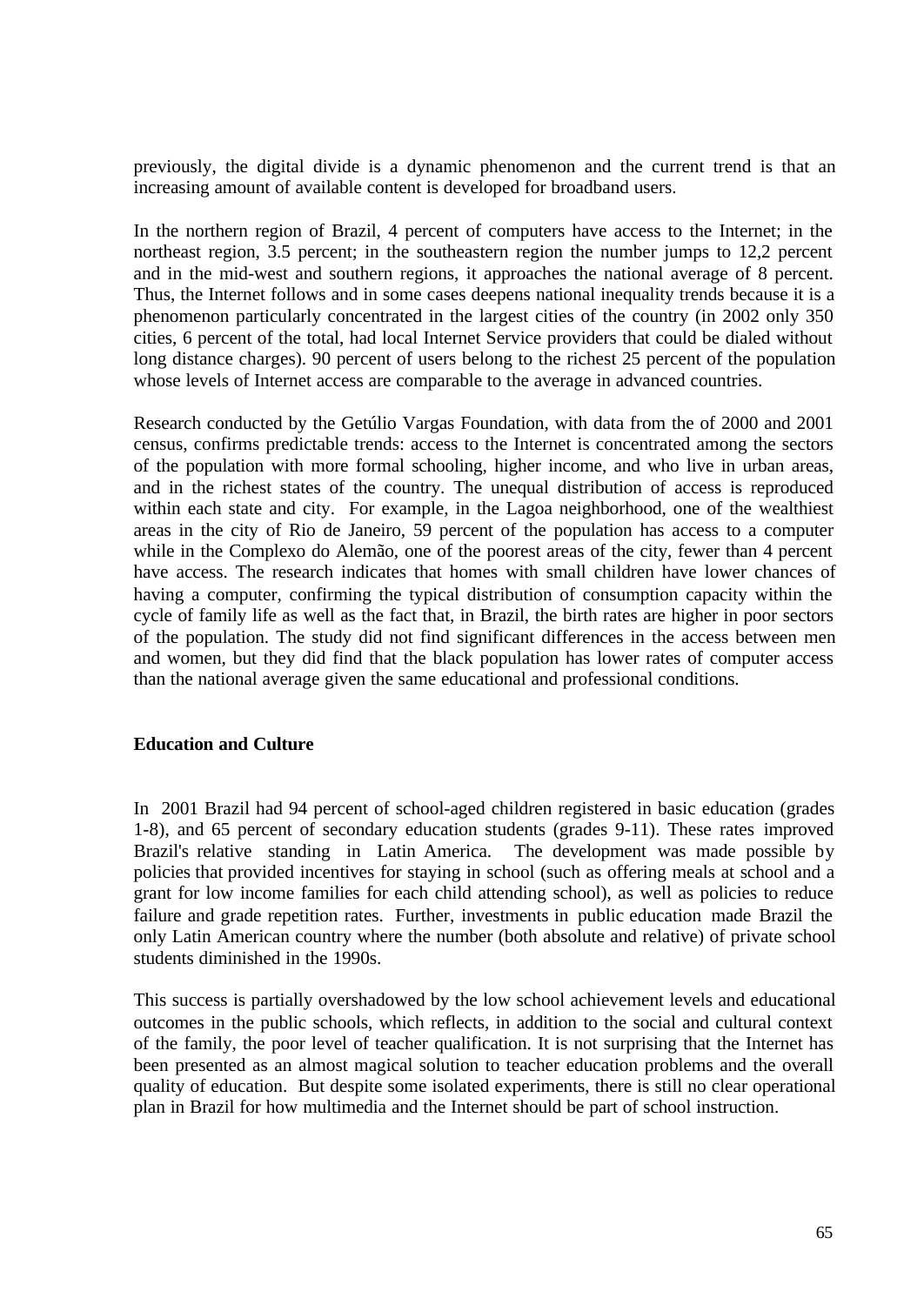previously, the digital divide is a dynamic phenomenon and the current trend is that an increasing amount of available content is developed for broadband users.

In the northern region of Brazil, 4 percent of computers have access to the Internet; in the northeast region, 3.5 percent; in the southeastern region the number jumps to 12,2 percent and in the mid-west and southern regions, it approaches the national average of 8 percent. Thus, the Internet follows and in some cases deepens national inequality trends because it is a phenomenon particularly concentrated in the largest cities of the country (in 2002 only 350 cities, 6 percent of the total, had local Internet Service providers that could be dialed without long distance charges). 90 percent of users belong to the richest 25 percent of the population whose levels of Internet access are comparable to the average in advanced countries.

Research conducted by the Getúlio Vargas Foundation, with data from the of 2000 and 2001 census, confirms predictable trends: access to the Internet is concentrated among the sectors of the population with more formal schooling, higher income, and who live in urban areas, and in the richest states of the country. The unequal distribution of access is reproduced within each state and city. For example, in the Lagoa neighborhood, one of the wealthiest areas in the city of Rio de Janeiro, 59 percent of the population has access to a computer while in the Complexo do Alemão, one of the poorest areas of the city, fewer than 4 percent have access. The research indicates that homes with small children have lower chances of having a computer, confirming the typical distribution of consumption capacity within the cycle of family life as well as the fact that, in Brazil, the birth rates are higher in poor sectors of the population. The study did not find significant differences in the access between men and women, but they did find that the black population has lower rates of computer access than the national average given the same educational and professional conditions.

**Education and Culture**

In 2001 Brazil had 94 percent of school-aged children registered in basic education (grades 1-8), and 65 percent of secondary education students (grades 9-11). These rates improved Brazil's relative standing in Latin America. The development was made possible by policies that provided incentives for staying in school (such as offering meals at school and a grant for low income families for each child attending school), as well as policies to reduce failure and grade repetition rates. Further, investments in public education made Brazil the only Latin American country where the number (both absolute and relative) of private school students diminished in the 1990s.

This success is partially overshadowed by the low school achievement levels and educational outcomes in the public schools, which reflects, in addition to the social and cultural context of the family, the poor level of teacher qualification. It is not surprising that the Internet has been presented as an almost magical solution to teacher education problems and the overall quality of education. But despite some isolated experiments, there is still no clear operational plan in Brazil for how multimedia and the Internet should be part of school instruction.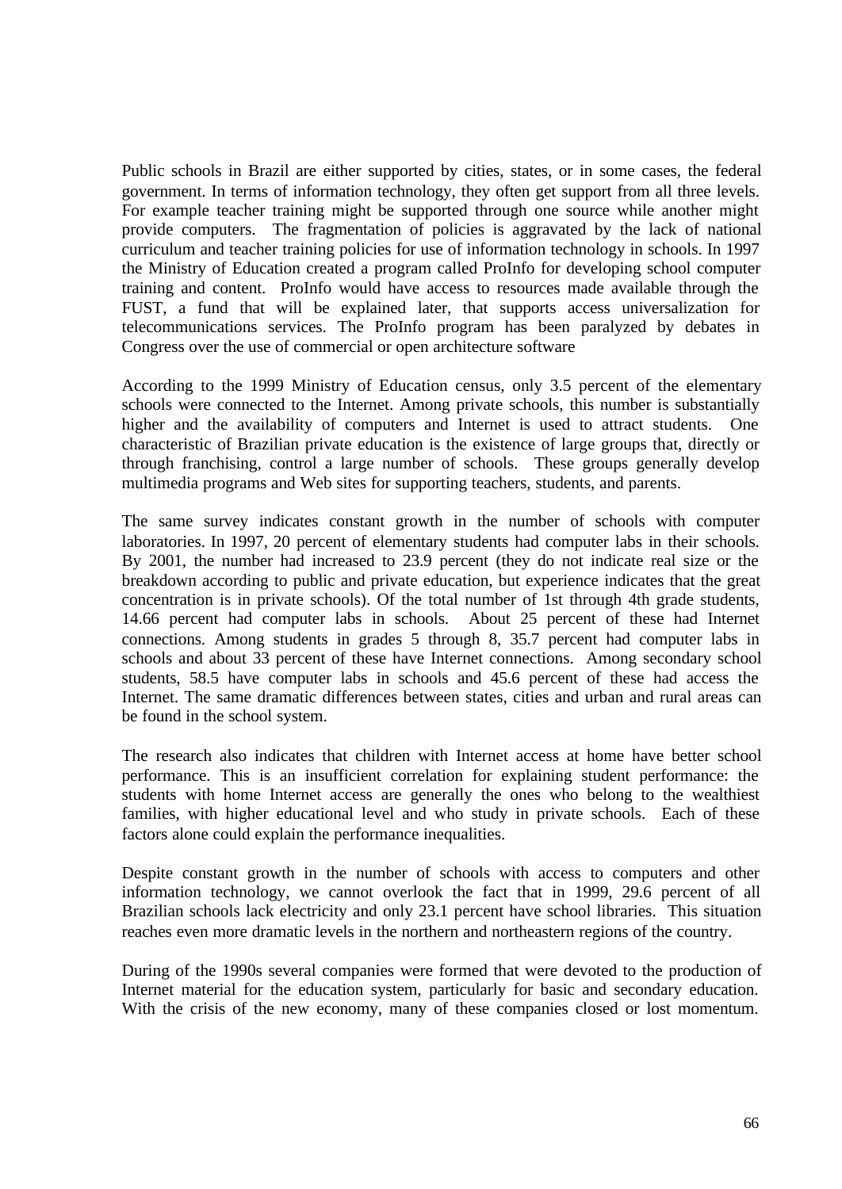Public schools in Brazil are either supported by cities, states, or in some cases, the federal government. In terms of information technology, they often get support from all three levels. For example teacher training might be supported through one source while another might provide computers. The fragmentation of policies is aggravated by the lack of national curriculum and teacher training policies for use of information technology in schools. In 1997 the Ministry of Education created a program called ProInfo for developing school computer training and content. ProInfo would have access to resources made available through the FUST, a fund that will be explained later, that supports access universalization for telecommunications services. The ProInfo program has been paralyzed by debates in Congress over the use of commercial or open architecture software

According to the 1999 Ministry of Education census, only 3.5 percent of the elementary schools were connected to the Internet. Among private schools, this number is substantially higher and the availability of computers and Internet is used to attract students. One characteristic of Brazilian private education is the existence of large groups that, directly or through franchising, control a large number of schools. These groups generally develop multimedia programs and Web sites for supporting teachers, students, and parents.

The same survey indicates constant growth in the number of schools with computer laboratories. In 1997, 20 percent of elementary students had computer labs in their schools. By 2001, the number had increased to 23.9 percent (they do not indicate real size or the breakdown according to public and private education, but experience indicates that the great concentration is in private schools). Of the total number of 1st through 4th grade students, 14.66 percent had computer labs in schools. About 25 percent of these had Internet connections. Among students in grades 5 through 8, 35.7 percent had computer labs in schools and about 33 percent of these have Internet connections. Among secondary school students, 58.5 have computer labs in schools and 45.6 percent of these had access the Internet. The same dramatic differences between states, cities and urban and rural areas can be found in the school system.

The research also indicates that children with Internet access at home have better school performance. This is an insufficient correlation for explaining student performance: the students with home Internet access are generally the ones who belong to the wealthiest families, with higher educational level and who study in private schools. Each of these factors alone could explain the performance inequalities.

Despite constant growth in the number of schools with access to computers and other information technology, we cannot overlook the fact that in 1999, 29.6 percent of all Brazilian schools lack electricity and only 23.1 percent have school libraries. This situation reaches even more dramatic levels in the northern and northeastern regions of the country.

During of the 1990s several companies were formed that were devoted to the production of Internet material for the education system, particularly for basic and secondary education. With the crisis of the new economy, many of these companies closed or lost momentum.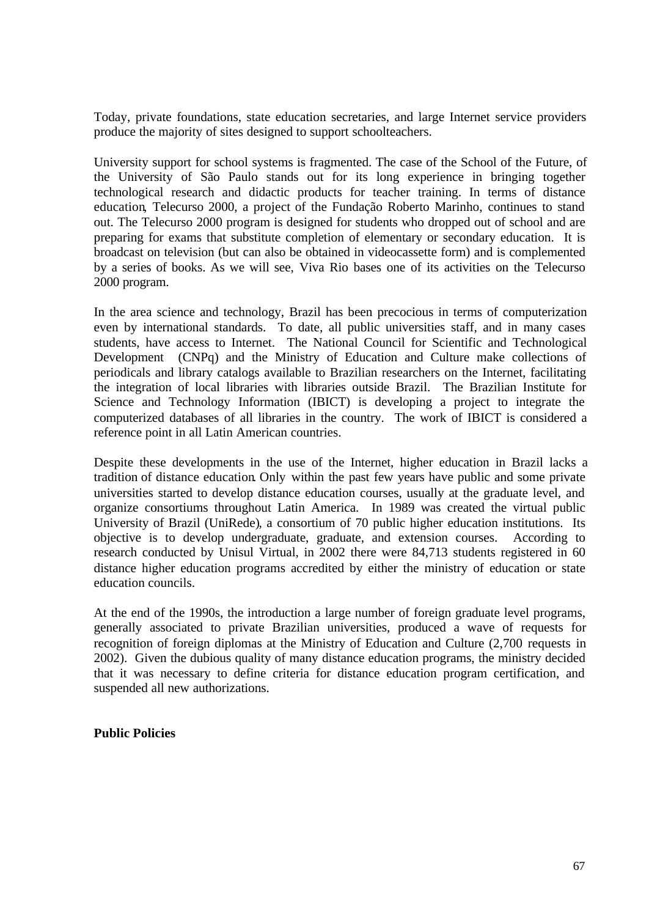Today, private foundations, state education secretaries, and large Internet service providers produce the majority of sites designed to support schoolteachers.

University support for school systems is fragmented. The case of the School of the Future, of the University of São Paulo stands out for its long experience in bringing together technological research and didactic products for teacher training. In terms of distance education, Telecurso 2000, a project of the Fundação Roberto Marinho, continues to stand out. The Telecurso 2000 program is designed for students who dropped out of school and are preparing for exams that substitute completion of elementary or secondary education. It is broadcast on television (but can also be obtained in videocassette form) and is complemented by a series of books. As we will see, Viva Rio bases one of its activities on the Telecurso 2000 program.

In the area science and technology, Brazil has been precocious in terms of computerization even by international standards. To date, all public universities staff, and in many cases students, have access to Internet. The National Council for Scientific and Technological Development (CNPq) and the Ministry of Education and Culture make collections of periodicals and library catalogs available to Brazilian researchers on the Internet, facilitating the integration of local libraries with libraries outside Brazil. The Brazilian Institute for Science and Technology Information (IBICT) is developing a project to integrate the computerized databases of all libraries in the country. The work of IBICT is considered a reference point in all Latin American countries.

Despite these developments in the use of the Internet, higher education in Brazil lacks a tradition of distance education. Only within the past few years have public and some private universities started to develop distance education courses, usually at the graduate level, and organize consortiums throughout Latin America. In 1989 was created the virtual public University of Brazil (UniRede), a consortium of 70 public higher education institutions. Its objective is to develop undergraduate, graduate, and extension courses. According to research conducted by Unisul Virtual, in 2002 there were 84,713 students registered in 60 distance higher education programs accredited by either the ministry of education or state education councils.

At the end of the 1990s, the introduction a large number of foreign graduate level programs, generally associated to private Brazilian universities, produced a wave of requests for recognition of foreign diplomas at the Ministry of Education and Culture (2,700 requests in 2002). Given the dubious quality of many distance education programs, the ministry decided that it was necessary to define criteria for distance education program certification, and suspended all new authorizations.

**Public Policies**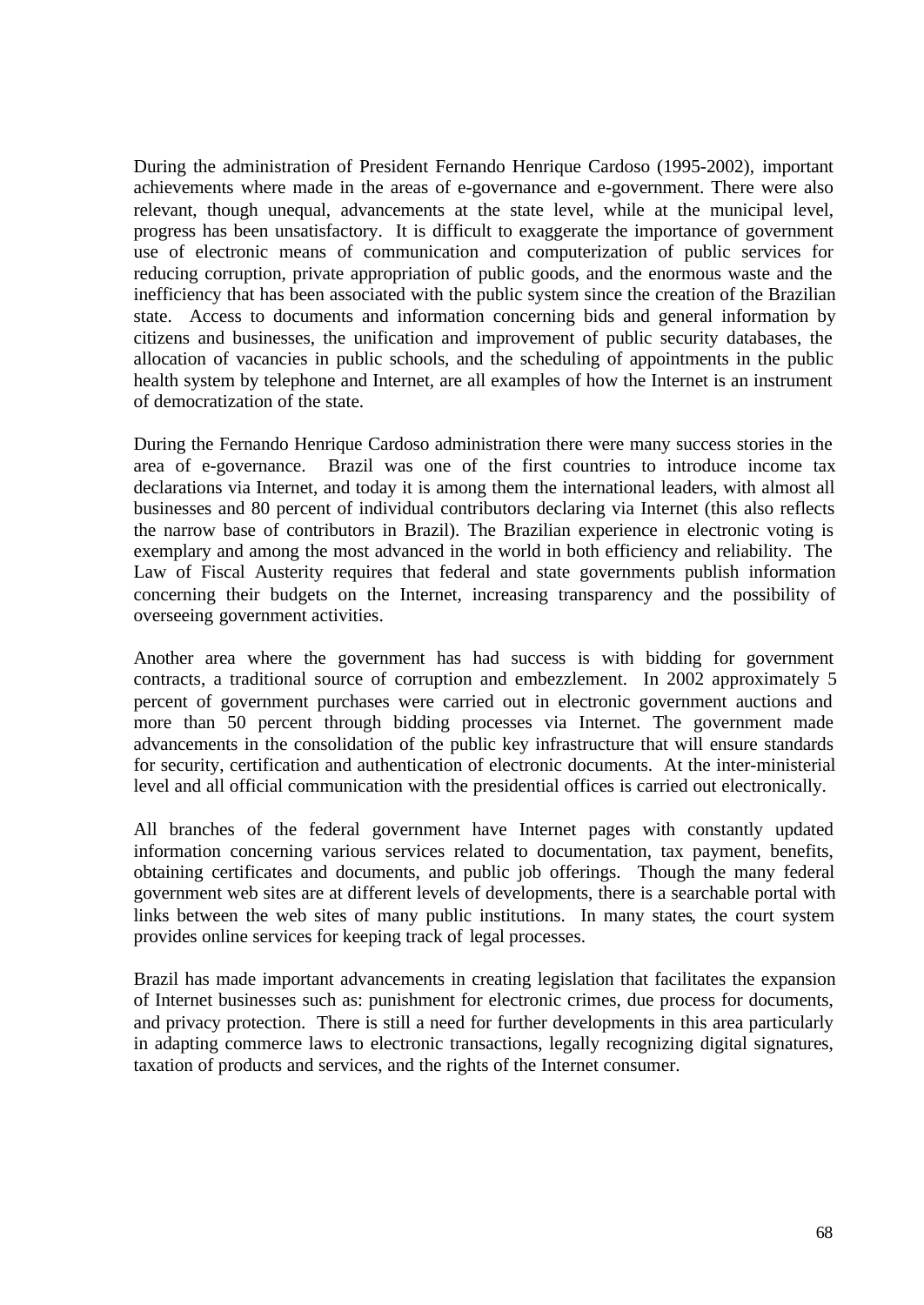During the administration of President Fernando Henrique Cardoso (1995-2002), important achievements where made in the areas of e-governance and e-government. There were also relevant, though unequal, advancements at the state level, while at the municipal level, progress has been unsatisfactory. It is difficult to exaggerate the importance of government use of electronic means of communication and computerization of public services for reducing corruption, private appropriation of public goods, and the enormous waste and the inefficiency that has been associated with the public system since the creation of the Brazilian state. Access to documents and information concerning bids and general information by citizens and businesses, the unification and improvement of public security databases, the allocation of vacancies in public schools, and the scheduling of appointments in the public health system by telephone and Internet, are all examples of how the Internet is an instrument of democratization of the state.

During the Fernando Henrique Cardoso administration there were many success stories in the area of e-governance. Brazil was one of the first countries to introduce income tax declarations via Internet, and today it is among them the international leaders, with almost all businesses and 80 percent of individual contributors declaring via Internet (this also reflects the narrow base of contributors in Brazil). The Brazilian experience in electronic voting is exemplary and among the most advanced in the world in both efficiency and reliability. The Law of Fiscal Austerity requires that federal and state governments publish information concerning their budgets on the Internet, increasing transparency and the possibility of overseeing government activities.

Another area where the government has had success is with bidding for government contracts, a traditional source of corruption and embezzlement. In 2002 approximately 5 percent of government purchases were carried out in electronic government auctions and more than 50 percent through bidding processes via Internet. The government made advancements in the consolidation of the public key infrastructure that will ensure standards for security, certification and authentication of electronic documents. At the inter-ministerial level and all official communication with the presidential offices is carried out electronically.

All branches of the federal government have Internet pages with constantly updated information concerning various services related to documentation, tax payment, benefits, obtaining certificates and documents, and public job offerings. Though the many federal government web sites are at different levels of developments, there is a searchable portal with links between the web sites of many public institutions. In many states, the court system provides online services for keeping track of legal processes.

Brazil has made important advancements in creating legislation that facilitates the expansion of Internet businesses such as: punishment for electronic crimes, due process for documents, and privacy protection. There is still a need for further developments in this area particularly in adapting commerce laws to electronic transactions, legally recognizing digital signatures, taxation of products and services, and the rights of the Internet consumer.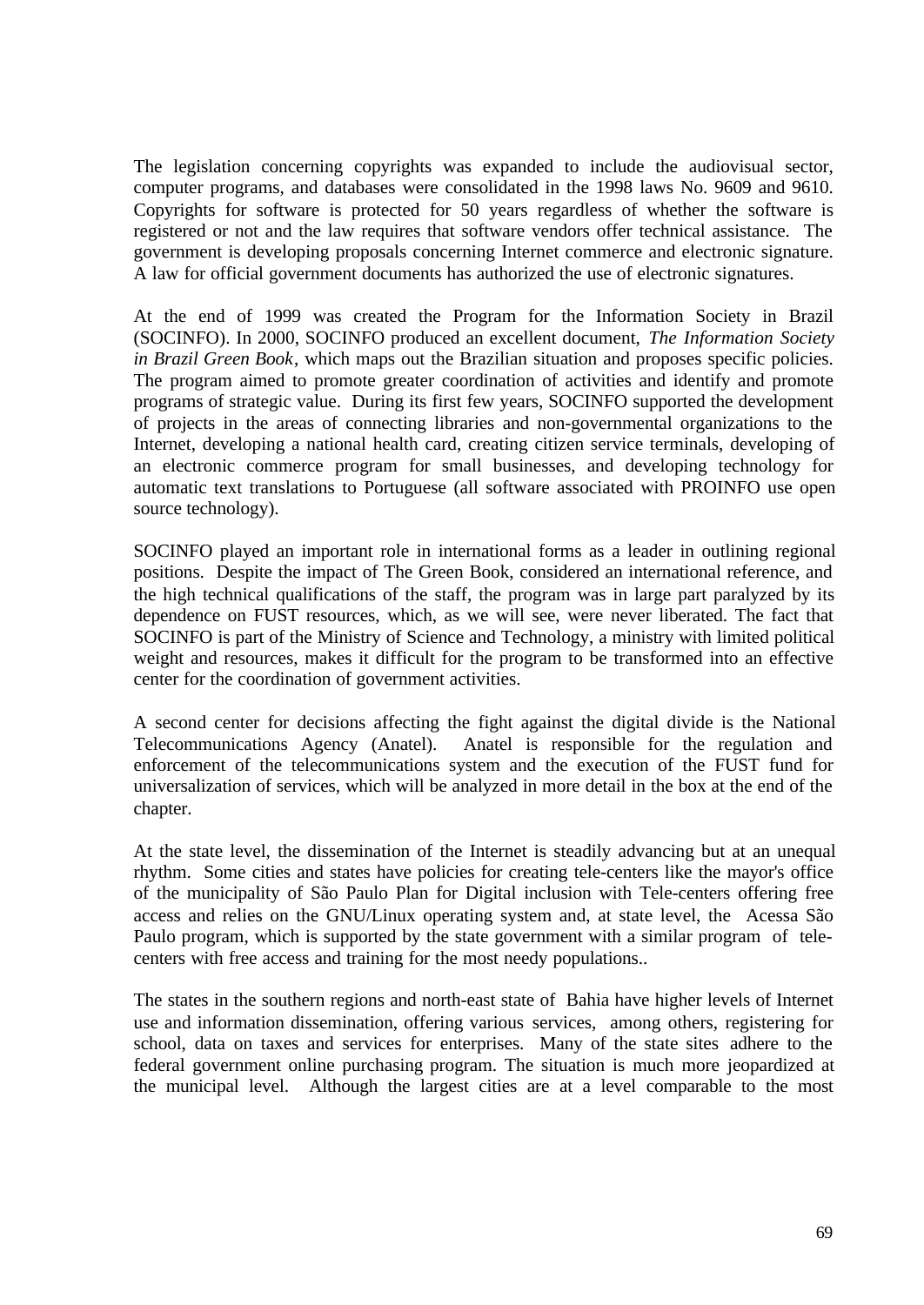The legislation concerning copyrights was expanded to include the audiovisual sector, computer programs, and databases were consolidated in the 1998 laws No. 9609 and 9610. Copyrights for software is protected for 50 years regardless of whether the software is registered or not and the law requires that software vendors offer technical assistance. The government is developing proposals concerning Internet commerce and electronic signature. A law for official government documents has authorized the use of electronic signatures.

At the end of 1999 was created the Program for the Information Society in Brazil (SOCINFO). In 2000, SOCINFO produced an excellent document, *The Information Society in Brazil Green Book*, which maps out the Brazilian situation and proposes specific policies. The program aimed to promote greater coordination of activities and identify and promote programs of strategic value. During its first few years, SOCINFO supported the development of projects in the areas of connecting libraries and non-governmental organizations to the Internet, developing a national health card, creating citizen service terminals, developing of an electronic commerce program for small businesses, and developing technology for automatic text translations to Portuguese (all software associated with PROINFO use open source technology).

SOCINFO played an important role in international forms as a leader in outlining regional positions. Despite the impact of The Green Book, considered an international reference, and the high technical qualifications of the staff, the program was in large part paralyzed by its dependence on FUST resources, which, as we will see, were never liberated. The fact that SOCINFO is part of the Ministry of Science and Technology, a ministry with limited political weight and resources, makes it difficult for the program to be transformed into an effective center for the coordination of government activities.

A second center for decisions affecting the fight against the digital divide is the National Telecommunications Agency (Anatel). Anatel is responsible for the regulation and enforcement of the telecommunications system and the execution of the FUST fund for universalization of services, which will be analyzed in more detail in the box at the end of the chapter.

At the state level, the dissemination of the Internet is steadily advancing but at an unequal rhythm. Some cities and states have policies for creating tele-centers like the mayor's office of the municipality of São Paulo Plan for Digital inclusion with Tele-centers offering free access and relies on the GNU/Linux operating system and, at state level, the Acessa São Paulo program, which is supported by the state government with a similar program of tele-centers with free access and training for the most needy populations..

The states in the southern regions and north-east state of Bahia have higher levels of Internet use and information dissemination, offering various services, among others, registering for school, data on taxes and services for enterprises. Many of the state sites adhere to the federal government online purchasing program. The situation is much more jeopardized at the municipal level. Although the largest cities are at a level comparable to the most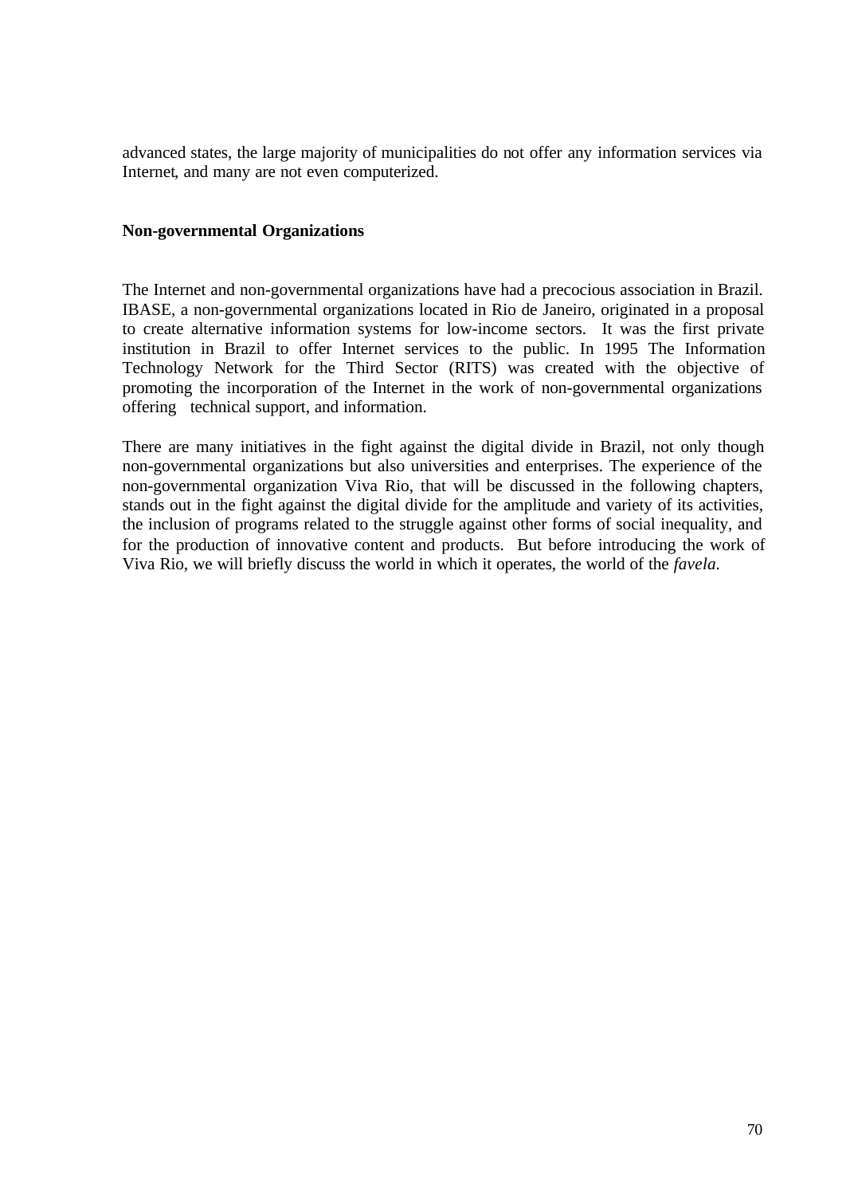advanced states, the large majority of municipalities do not offer any information services via Internet, and many are not even computerized.

**Non-governmental Organizations**

The Internet and non-governmental organizations have had a precocious association in Brazil. IBASE, a non-governmental organizations located in Rio de Janeiro, originated in a proposal to create alternative information systems for low-income sectors. It was the first private institution in Brazil to offer Internet services to the public. In 1995 The Information Technology Network for the Third Sector (RITS) was created with the objective of promoting the incorporation of the Internet in the work of non-governmental organizations offering technical support, and information.

There are many initiatives in the fight against the digital divide in Brazil, not only though non-governmental organizations but also universities and enterprises. The experience of the non-governmental organization Viva Rio, that will be discussed in the following chapters, stands out in the fight against the digital divide for the amplitude and variety of its activities, the inclusion of programs related to the struggle against other forms of social inequality, and for the production of innovative content and products. But before introducing the work of Viva Rio, we will briefly discuss the world in which it operates, the world of the *favela*.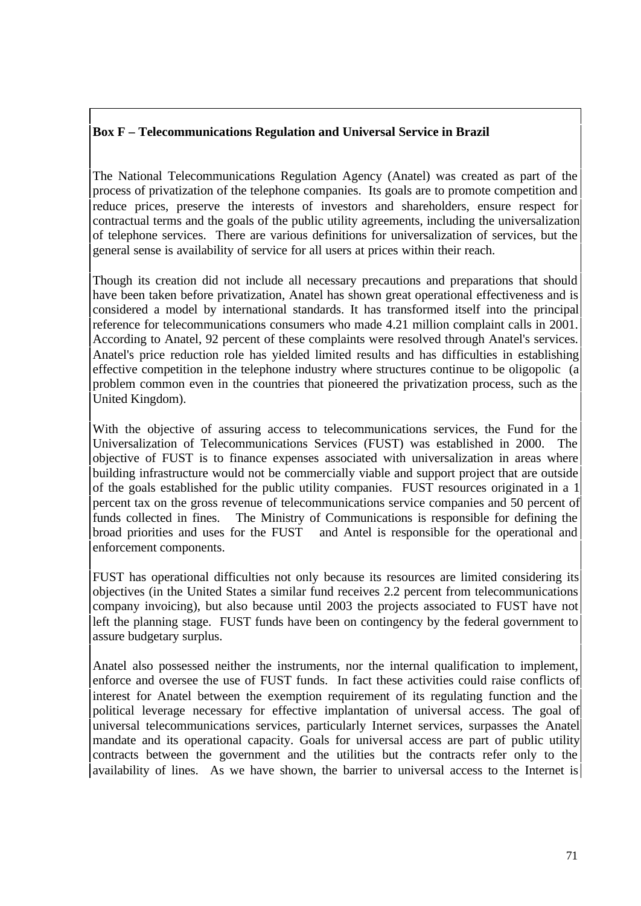**Box F – Telecommunications Regulation and Universal Service in Brazil**

The National Telecommunications Regulation Agency (Anatel) was created as part of the process of privatization of the telephone companies. Its goals are to promote competition and reduce prices, preserve the interests of investors and shareholders, ensure respect for contractual terms and the goals of the public utility agreements, including the universalization of telephone services. There are various definitions for universalization of services, but the general sense is availability of service for all users at prices within their reach.

Though its creation did not include all necessary precautions and preparations that should have been taken before privatization, Anatel has shown great operational effectiveness and is considered a model by international standards. It has transformed itself into the principal reference for telecommunications consumers who made 4.21 million complaint calls in 2001. According to Anatel, 92 percent of these complaints were resolved through Anatel's services. Anatel's price reduction role has yielded limited results and has difficulties in establishing effective competition in the telephone industry where structures continue to be oligopolic (a problem common even in the countries that pioneered the privatization process, such as the United Kingdom).

With the objective of assuring access to telecommunications services, the Fund for the Universalization of Telecommunications Services (FUST) was established in 2000. The objective of FUST is to finance expenses associated with universalization in areas where building infrastructure would not be commercially viable and support project that are outside of the goals established for the public utility companies. FUST resources originated in a 1 percent tax on the gross revenue of telecommunications service companies and 50 percent of funds collected in fines. The Ministry of Communications is responsible for defining the broad priorities and uses for the FUST and Antel is responsible for the operational and enforcement components.

FUST has operational difficulties not only because its resources are limited considering its objectives (in the United States a similar fund receives 2.2 percent from telecommunications company invoicing), but also because until 2003 the projects associated to FUST have not left the planning stage. FUST funds have been on contingency by the federal government to assure budgetary surplus.

Anatel also possessed neither the instruments, nor the internal qualification to implement, enforce and oversee the use of FUST funds. In fact these activities could raise conflicts of interest for Anatel between the exemption requirement of its regulating function and the political leverage necessary for effective implantation of universal access. The goal of universal telecommunications services, particularly Internet services, surpasses the Anatel mandate and its operational capacity. Goals for universal access are part of public utility contracts between the government and the utilities but the contracts refer only to the availability of lines. As we have shown, the barrier to universal access to the Internet is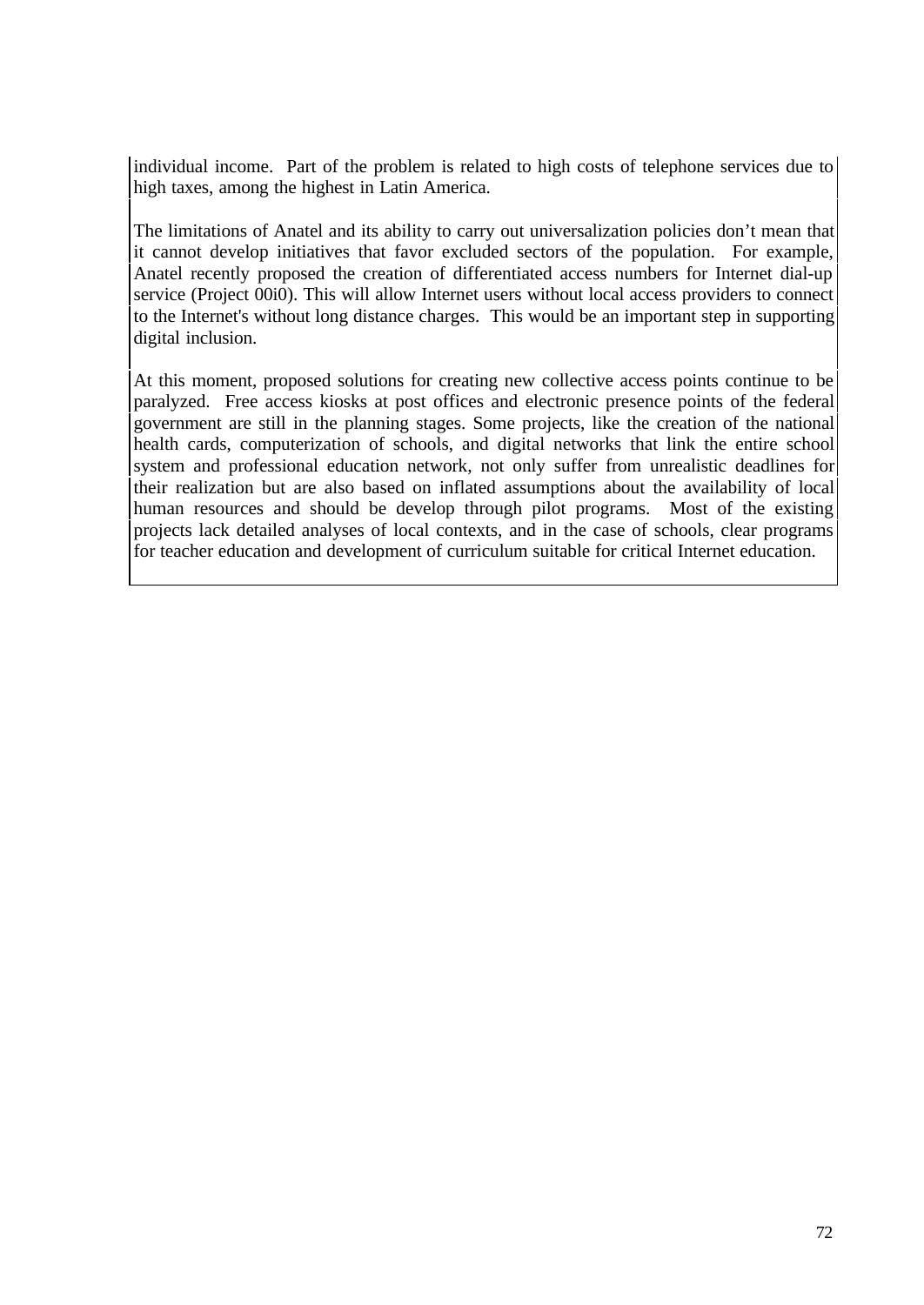individual income. Part of the problem is related to high costs of telephone services due to high taxes, among the highest in Latin America.

The limitations of Anatel and its ability to carry out universalization policies don't mean that it cannot develop initiatives that favor excluded sectors of the population. For example, Anatel recently proposed the creation of differentiated access numbers for Internet dial-up service (Project 00i0). This will allow Internet users without local access providers to connect to the Internet's without long distance charges. This would be an important step in supporting digital inclusion.

At this moment, proposed solutions for creating new collective access points continue to be paralyzed. Free access kiosks at post offices and electronic presence points of the federal government are still in the planning stages. Some projects, like the creation of the national health cards, computerization of schools, and digital networks that link the entire school system and professional education network, not only suffer from unrealistic deadlines for their realization but are also based on inflated assumptions about the availability of local human resources and should be develop through pilot programs. Most of the existing projects lack detailed analyses of local contexts, and in the case of schools, clear programs for teacher education and development of curriculum suitable for critical Internet education.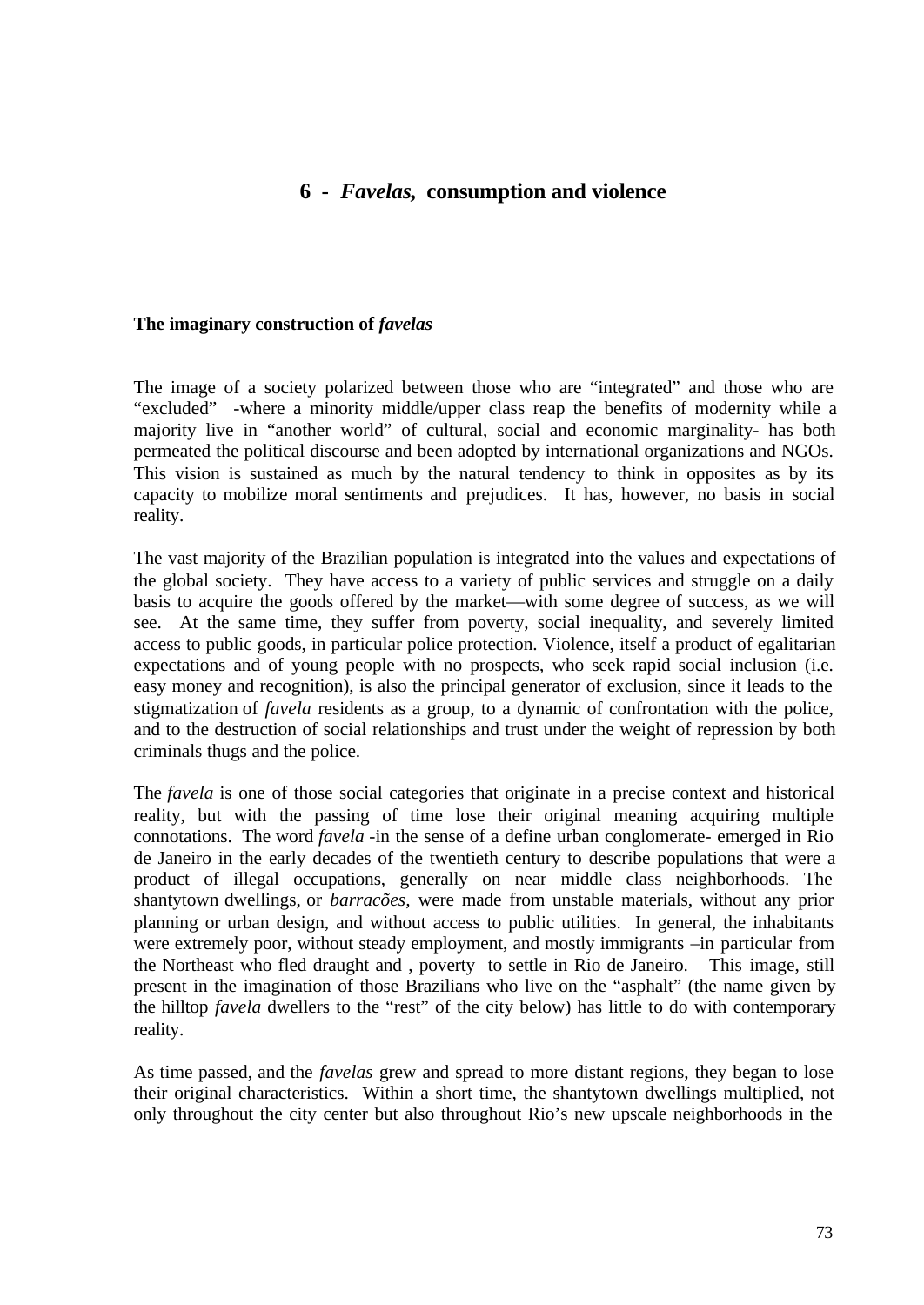# 6 - *Favelas,* consumption and violence

## The imaginary construction of *favelas*

The image of a society polarized between those who are "integrated" and those who are "excluded" -where a minority middle/upper class reap the benefits of modernity while a majority live in "another world" of cultural, social and economic marginality- has both permeated the political discourse and been adopted by international organizations and NGOs. This vision is sustained as much by the natural tendency to think in opposites as by its capacity to mobilize moral sentiments and prejudices. It has, however, no basis in social reality.

The vast majority of the Brazilian population is integrated into the values and expectations of the global society. They have access to a variety of public services and struggle on a daily basis to acquire the goods offered by the market—with some degree of success, as we will see. At the same time, they suffer from poverty, social inequality, and severely limited access to public goods, in particular police protection. Violence, itself a product of egalitarian expectations and of young people with no prospects, who seek rapid social inclusion (i.e. easy money and recognition), is also the principal generator of exclusion, since it leads to the stigmatization of *favela* residents as a group, to a dynamic of confrontation with the police, and to the destruction of social relationships and trust under the weight of repression by both criminals thugs and the police.

The *favela* is one of those social categories that originate in a precise context and historical reality, but with the passing of time lose their original meaning acquiring multiple connotations. The word *favela* -in the sense of a define urban conglomerate- emerged in Rio de Janeiro in the early decades of the twentieth century to describe populations that were a product of illegal occupations, generally on near middle class neighborhoods. The shantytown dwellings, or *barracões,* were made from unstable materials, without any prior planning or urban design, and without access to public utilities. In general, the inhabitants were extremely poor, without steady employment, and mostly immigrants –in particular from the Northeast who fled draught and , poverty to settle in Rio de Janeiro. This image, still present in the imagination of those Brazilians who live on the "asphalt" (the name given by the hilltop *favela* dwellers to the "rest" of the city below) has little to do with contemporary reality.

As time passed, and the *favelas* grew and spread to more distant regions, they began to lose their original characteristics. Within a short time, the shantytown dwellings multiplied, not only throughout the city center but also throughout Rio's new upscale neighborhoods in the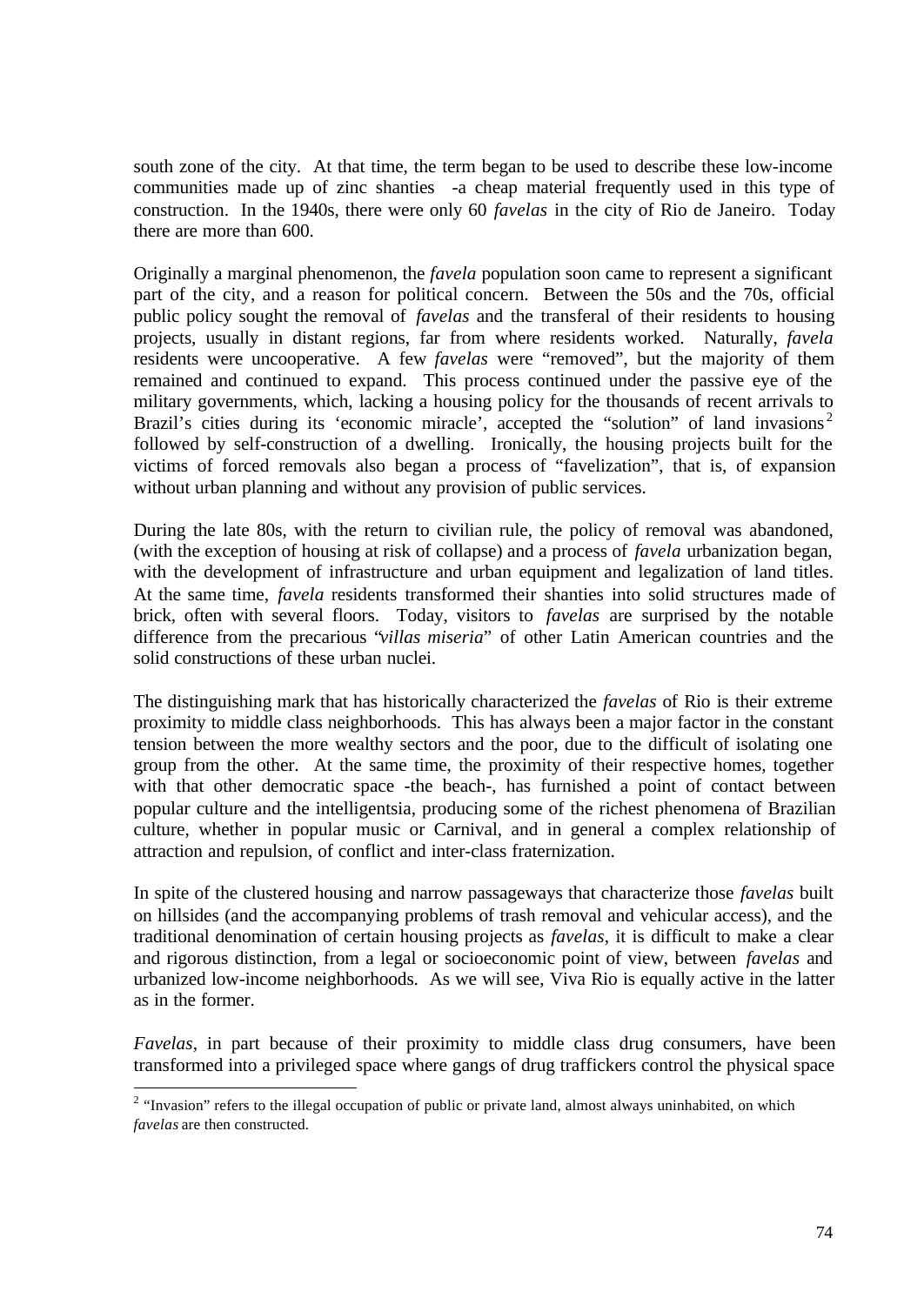south zone of the city. At that time, the term began to be used to describe these low-income communities made up of zinc shanties -a cheap material frequently used in this type of construction. In the 1940s, there were only 60 *favelas* in the city of Rio de Janeiro. Today there are more than 600.

Originally a marginal phenomenon, the *favela* population soon came to represent a significant part of the city, and a reason for political concern. Between the 50s and the 70s, official public policy sought the removal of *favelas* and the transferal of their residents to housing projects, usually in distant regions, far from where residents worked. Naturally, *favela* residents were uncooperative. A few *favelas* were "removed", but the majority of them remained and continued to expand. This process continued under the passive eye of the military governments, which, lacking a housing policy for the thousands of recent arrivals to Brazil's cities during its 'economic miracle', accepted the "solution" of land invasions[2] followed by self-construction of a dwelling. Ironically, the housing projects built for the victims of forced removals also began a process of "favelization", that is, of expansion without urban planning and without any provision of public services.

During the late 80s, with the return to civilian rule, the policy of removal was abandoned, (with the exception of housing at risk of collapse) and a process of *favela* urbanization began, with the development of infrastructure and urban equipment and legalization of land titles. At the same time, *favela* residents transformed their shanties into solid structures made of brick, often with several floors. Today, visitors to *favelas* are surprised by the notable difference from the precarious "*villas miseria*" of other Latin American countries and the solid constructions of these urban nuclei.

The distinguishing mark that has historically characterized the *favelas* of Rio is their extreme proximity to middle class neighborhoods. This has always been a major factor in the constant tension between the more wealthy sectors and the poor, due to the difficult of isolating one group from the other. At the same time, the proximity of their respective homes, together with that other democratic space -the beach-, has furnished a point of contact between popular culture and the intelligentsia, producing some of the richest phenomena of Brazilian culture, whether in popular music or Carnival, and in general a complex relationship of attraction and repulsion, of conflict and inter-class fraternization.

In spite of the clustered housing and narrow passageways that characterize those *favelas* built on hillsides (and the accompanying problems of trash removal and vehicular access), and the traditional denomination of certain housing projects as *favelas*, it is difficult to make a clear and rigorous distinction, from a legal or socioeconomic point of view, between *favelas* and urbanized low-income neighborhoods. As we will see, Viva Rio is equally active in the latter as in the former.

*Favelas*, in part because of their proximity to middle class drug consumers, have been transformed into a privileged space where gangs of drug traffickers control the physical space

[2] "Invasion" refers to the illegal occupation of public or private land, almost always uninhabited, on which *favelas* are then constructed.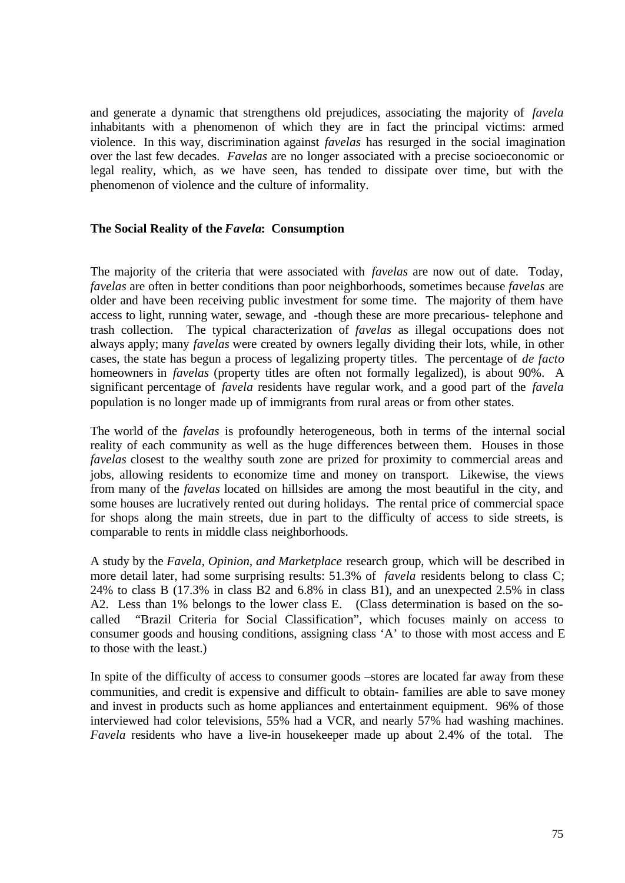and generate a dynamic that strengthens old prejudices, associating the majority of *favela* inhabitants with a phenomenon of which they are in fact the principal victims: armed violence. In this way, discrimination against *favelas* has resurged in the social imagination over the last few decades. *Favelas* are no longer associated with a precise socioeconomic or legal reality, which, as we have seen, has tended to dissipate over time, but with the phenomenon of violence and the culture of informality.

### The Social Reality of the *Favela*: Consumption

The majority of the criteria that were associated with *favelas* are now out of date. Today, *favelas* are often in better conditions than poor neighborhoods, sometimes because *favelas* are older and have been receiving public investment for some time. The majority of them have access to light, running water, sewage, and -though these are more precarious- telephone and trash collection. The typical characterization of *favelas* as illegal occupations does not always apply; many *favelas* were created by owners legally dividing their lots, while, in other cases, the state has begun a process of legalizing property titles. The percentage of *de facto* homeowners in *favelas* (property titles are often not formally legalized), is about 90%. A significant percentage of *favela* residents have regular work, and a good part of the *favela* population is no longer made up of immigrants from rural areas or from other states.

The world of the *favelas* is profoundly heterogeneous, both in terms of the internal social reality of each community as well as the huge differences between them. Houses in those *favelas* closest to the wealthy south zone are prized for proximity to commercial areas and jobs, allowing residents to economize time and money on transport. Likewise, the views from many of the *favelas* located on hillsides are among the most beautiful in the city, and some houses are lucratively rented out during holidays. The rental price of commercial space for shops along the main streets, due in part to the difficulty of access to side streets, is comparable to rents in middle class neighborhoods.

A study by the *Favela, Opinion, and Marketplace* research group, which will be described in more detail later, had some surprising results: 51.3% of *favela* residents belong to class C; 24% to class B (17.3% in class B2 and 6.8% in class B1), and an unexpected 2.5% in class A2. Less than 1% belongs to the lower class E. (Class determination is based on the so-called "Brazil Criteria for Social Classification", which focuses mainly on access to consumer goods and housing conditions, assigning class 'A' to those with most access and E to those with the least.)

In spite of the difficulty of access to consumer goods –stores are located far away from these communities, and credit is expensive and difficult to obtain- families are able to save money and invest in products such as home appliances and entertainment equipment. 96% of those interviewed had color televisions, 55% had a VCR, and nearly 57% had washing machines. *Favela* residents who have a live-in housekeeper made up about 2.4% of the total. The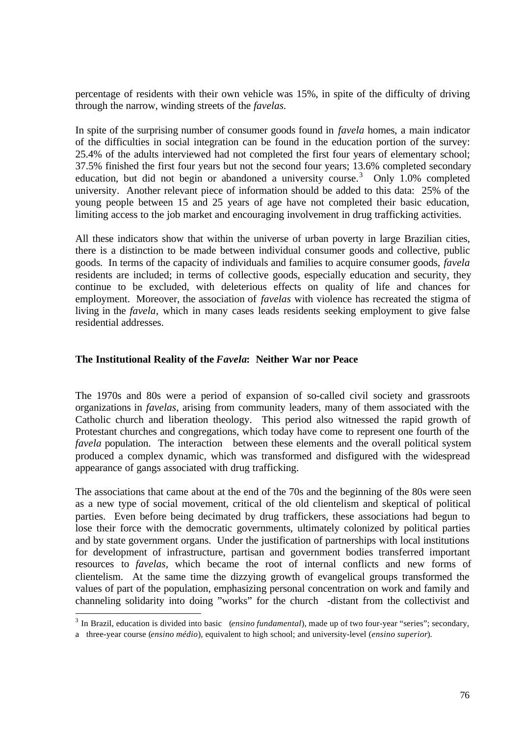percentage of residents with their own vehicle was 15%, in spite of the difficulty of driving through the narrow, winding streets of the *favelas*.

In spite of the surprising number of consumer goods found in *favela* homes, a main indicator of the difficulties in social integration can be found in the education portion of the survey: 25.4% of the adults interviewed had not completed the first four years of elementary school; 37.5% finished the first four years but not the second four years; 13.6% completed secondary education, but did not begin or abandoned a university course.[3] Only 1.0% completed university. Another relevant piece of information should be added to this data: 25% of the young people between 15 and 25 years of age have not completed their basic education, limiting access to the job market and encouraging involvement in drug trafficking activities.

All these indicators show that within the universe of urban poverty in large Brazilian cities, there is a distinction to be made between individual consumer goods and collective, public goods. In terms of the capacity of individuals and families to acquire consumer goods, *favela* residents are included; in terms of collective goods, especially education and security, they continue to be excluded, with deleterious effects on quality of life and chances for employment. Moreover, the association of *favelas* with violence has recreated the stigma of living in the *favela*, which in many cases leads residents seeking employment to give false residential addresses.

## The Institutional Reality of the *Favela*: Neither War nor Peace

The 1970s and 80s were a period of expansion of so-called civil society and grassroots organizations in *favelas*, arising from community leaders, many of them associated with the Catholic church and liberation theology. This period also witnessed the rapid growth of Protestant churches and congregations, which today have come to represent one fourth of the *favela* population. The interaction between these elements and the overall political system produced a complex dynamic, which was transformed and disfigured with the widespread appearance of gangs associated with drug trafficking.

The associations that came about at the end of the 70s and the beginning of the 80s were seen as a new type of social movement, critical of the old clientelism and skeptical of political parties. Even before being decimated by drug traffickers, these associations had begun to lose their force with the democratic governments, ultimately colonized by political parties and by state government organs. Under the justification of partnerships with local institutions for development of infrastructure, partisan and government bodies transferred important resources to *favelas*, which became the root of internal conflicts and new forms of clientelism. At the same time the dizzying growth of evangelical groups transformed the values of part of the population, emphasizing personal concentration on work and family and channeling solidarity into doing "works" for the church -distant from the collectivist and

[3] In Brazil, education is divided into basic (*ensino fundamental*), made up of two four-year "series"; secondary, a three-year course (*ensino médio*), equivalent to high school; and university-level (*ensino superior*).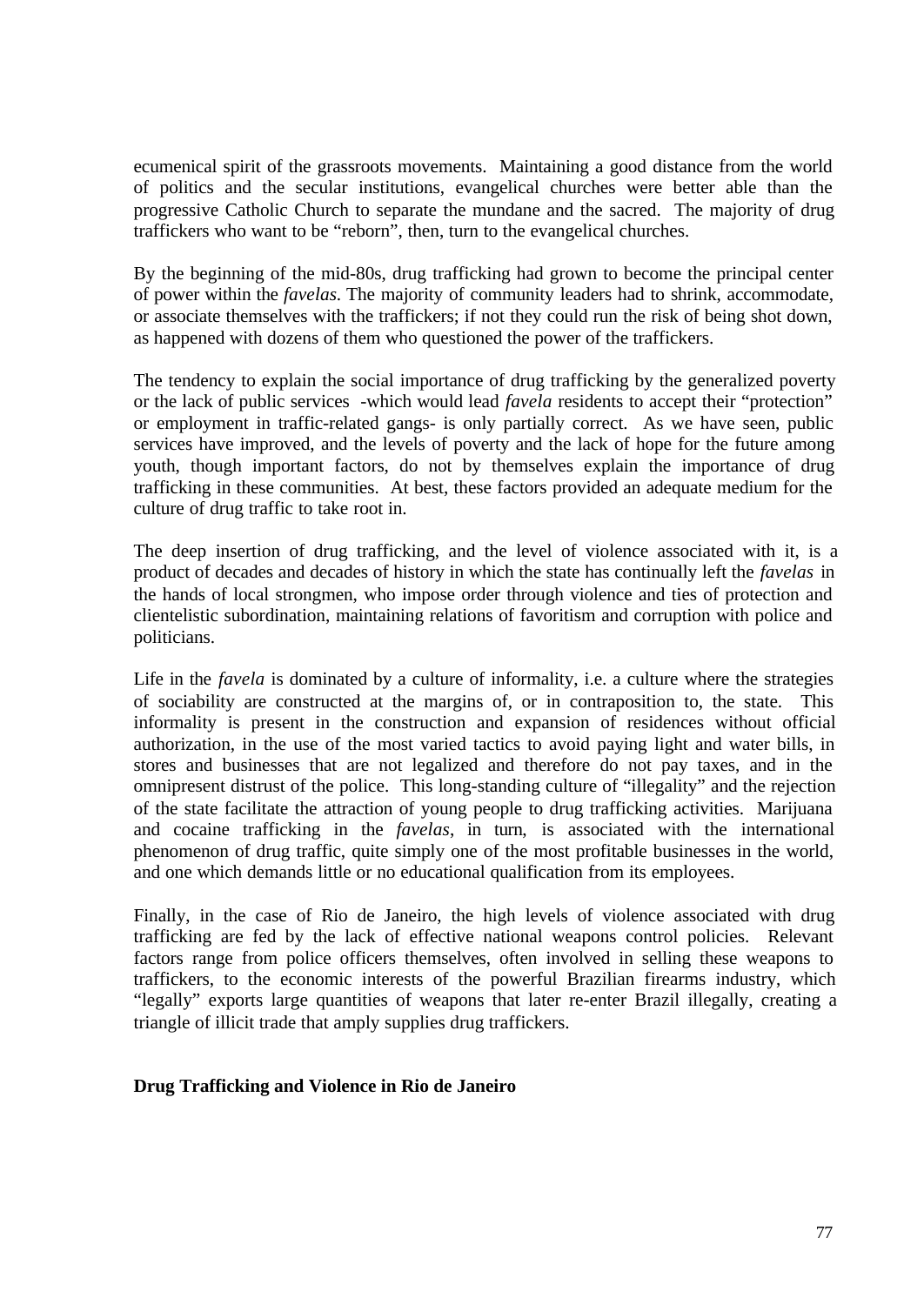ecumenical spirit of the grassroots movements. Maintaining a good distance from the world of politics and the secular institutions, evangelical churches were better able than the progressive Catholic Church to separate the mundane and the sacred. The majority of drug traffickers who want to be "reborn", then, turn to the evangelical churches.

By the beginning of the mid-80s, drug trafficking had grown to become the principal center of power within the *favelas*. The majority of community leaders had to shrink, accommodate, or associate themselves with the traffickers; if not they could run the risk of being shot down, as happened with dozens of them who questioned the power of the traffickers.

The tendency to explain the social importance of drug trafficking by the generalized poverty or the lack of public services -which would lead *favela* residents to accept their "protection" or employment in traffic-related gangs- is only partially correct. As we have seen, public services have improved, and the levels of poverty and the lack of hope for the future among youth, though important factors, do not by themselves explain the importance of drug trafficking in these communities. At best, these factors provided an adequate medium for the culture of drug traffic to take root in.

The deep insertion of drug trafficking, and the level of violence associated with it, is a product of decades and decades of history in which the state has continually left the *favelas* in the hands of local strongmen, who impose order through violence and ties of protection and clientelistic subordination, maintaining relations of favoritism and corruption with police and politicians.

Life in the *favela* is dominated by a culture of informality, i.e. a culture where the strategies of sociability are constructed at the margins of, or in contraposition to, the state. This informality is present in the construction and expansion of residences without official authorization, in the use of the most varied tactics to avoid paying light and water bills, in stores and businesses that are not legalized and therefore do not pay taxes, and in the omnipresent distrust of the police. This long-standing culture of "illegality" and the rejection of the state facilitate the attraction of young people to drug trafficking activities. Marijuana and cocaine trafficking in the *favelas*, in turn, is associated with the international phenomenon of drug traffic, quite simply one of the most profitable businesses in the world, and one which demands little or no educational qualification from its employees.

Finally, in the case of Rio de Janeiro, the high levels of violence associated with drug trafficking are fed by the lack of effective national weapons control policies. Relevant factors range from police officers themselves, often involved in selling these weapons to traffickers, to the economic interests of the powerful Brazilian firearms industry, which "legally" exports large quantities of weapons that later re-enter Brazil illegally, creating a triangle of illicit trade that amply supplies drug traffickers.

## Drug Trafficking and Violence in Rio de Janeiro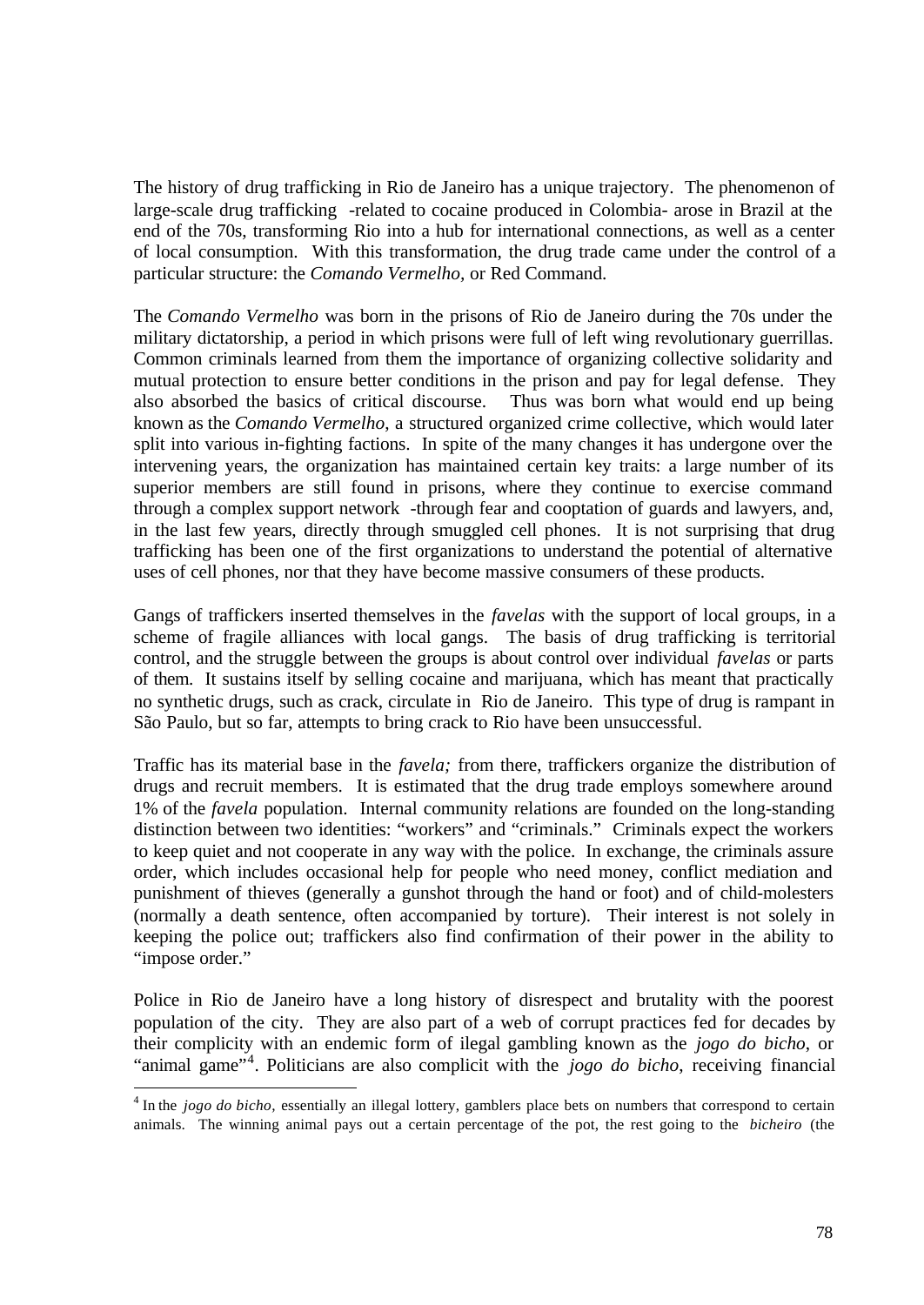The history of drug trafficking in Rio de Janeiro has a unique trajectory. The phenomenon of large-scale drug trafficking -related to cocaine produced in Colombia- arose in Brazil at the end of the 70s, transforming Rio into a hub for international connections, as well as a center of local consumption. With this transformation, the drug trade came under the control of a particular structure: the *Comando Vermelho*, or Red Command.

The *Comando Vermelho* was born in the prisons of Rio de Janeiro during the 70s under the military dictatorship, a period in which prisons were full of left wing revolutionary guerrillas. Common criminals learned from them the importance of organizing collective solidarity and mutual protection to ensure better conditions in the prison and pay for legal defense. They also absorbed the basics of critical discourse. Thus was born what would end up being known as the *Comando Vermelho*, a structured organized crime collective, which would later split into various in-fighting factions. In spite of the many changes it has undergone over the intervening years, the organization has maintained certain key traits: a large number of its superior members are still found in prisons, where they continue to exercise command through a complex support network -through fear and cooptation of guards and lawyers, and, in the last few years, directly through smuggled cell phones. It is not surprising that drug trafficking has been one of the first organizations to understand the potential of alternative uses of cell phones, nor that they have become massive consumers of these products.

Gangs of traffickers inserted themselves in the *favelas* with the support of local groups, in a scheme of fragile alliances with local gangs. The basis of drug trafficking is territorial control, and the struggle between the groups is about control over individual *favelas* or parts of them. It sustains itself by selling cocaine and marijuana, which has meant that practically no synthetic drugs, such as crack, circulate in Rio de Janeiro. This type of drug is rampant in São Paulo, but so far, attempts to bring crack to Rio have been unsuccessful.

Traffic has its material base in the *favela;* from there, traffickers organize the distribution of drugs and recruit members. It is estimated that the drug trade employs somewhere around 1% of the *favela* population. Internal community relations are founded on the long-standing distinction between two identities: "workers" and "criminals." Criminals expect the workers to keep quiet and not cooperate in any way with the police. In exchange, the criminals assure order, which includes occasional help for people who need money, conflict mediation and punishment of thieves (generally a gunshot through the hand or foot) and of child-molesters (normally a death sentence, often accompanied by torture). Their interest is not solely in keeping the police out; traffickers also find confirmation of their power in the ability to "impose order."

Police in Rio de Janeiro have a long history of disrespect and brutality with the poorest population of the city. They are also part of a web of corrupt practices fed for decades by their complicity with an endemic form of ilegal gambling known as the *jogo do bicho*, or "animal game"[4]. Politicians are also complicit with the *jogo do bicho*, receiving financial

[4] In the *jogo do bicho*, essentially an illegal lottery, gamblers place bets on numbers that correspond to certain animals. The winning animal pays out a certain percentage of the pot, the rest going to the *bicheiro* (the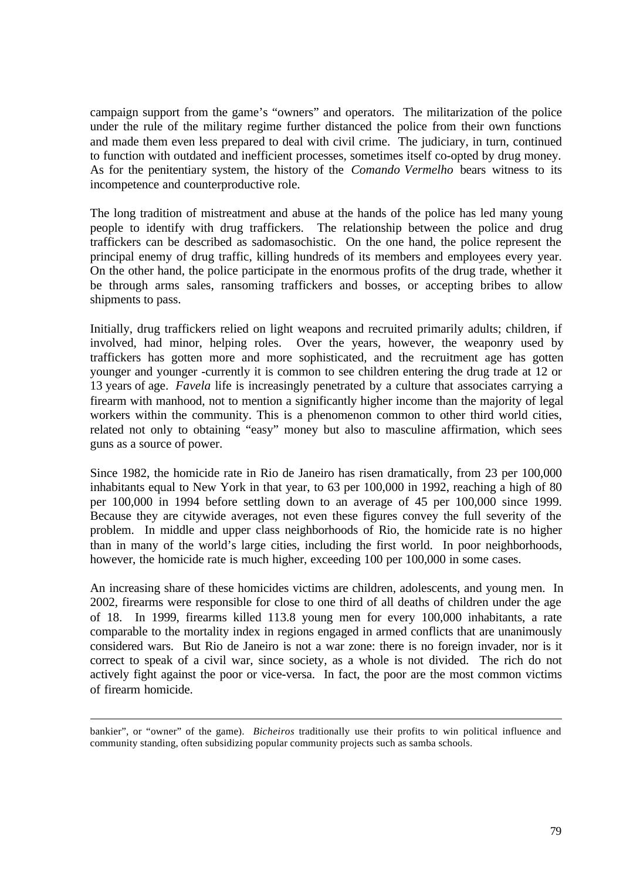campaign support from the game's "owners" and operators. The militarization of the police under the rule of the military regime further distanced the police from their own functions and made them even less prepared to deal with civil crime. The judiciary, in turn, continued to function with outdated and inefficient processes, sometimes itself co-opted by drug money. As for the penitentiary system, the history of the *Comando Vermelho* bears witness to its incompetence and counterproductive role.

The long tradition of mistreatment and abuse at the hands of the police has led many young people to identify with drug traffickers. The relationship between the police and drug traffickers can be described as sadomasochistic. On the one hand, the police represent the principal enemy of drug traffic, killing hundreds of its members and employees every year. On the other hand, the police participate in the enormous profits of the drug trade, whether it be through arms sales, ransoming traffickers and bosses, or accepting bribes to allow shipments to pass.

Initially, drug traffickers relied on light weapons and recruited primarily adults; children, if involved, had minor, helping roles. Over the years, however, the weaponry used by traffickers has gotten more and more sophisticated, and the recruitment age has gotten younger and younger -currently it is common to see children entering the drug trade at 12 or 13 years of age. *Favela* life is increasingly penetrated by a culture that associates carrying a firearm with manhood, not to mention a significantly higher income than the majority of legal workers within the community. This is a phenomenon common to other third world cities, related not only to obtaining "easy" money but also to masculine affirmation, which sees guns as a source of power.

Since 1982, the homicide rate in Rio de Janeiro has risen dramatically, from 23 per 100,000 inhabitants equal to New York in that year, to 63 per 100,000 in 1992, reaching a high of 80 per 100,000 in 1994 before settling down to an average of 45 per 100,000 since 1999. Because they are citywide averages, not even these figures convey the full severity of the problem. In middle and upper class neighborhoods of Rio, the homicide rate is no higher than in many of the world's large cities, including the first world. In poor neighborhoods, however, the homicide rate is much higher, exceeding 100 per 100,000 in some cases.

An increasing share of these homicides victims are children, adolescents, and young men. In 2002, firearms were responsible for close to one third of all deaths of children under the age of 18. In 1999, firearms killed 113.8 young men for every 100,000 inhabitants, a rate comparable to the mortality index in regions engaged in armed conflicts that are unanimously considered wars. But Rio de Janeiro is not a war zone: there is no foreign invader, nor is it correct to speak of a civil war, since society, as a whole is not divided. The rich do not actively fight against the poor or vice-versa. In fact, the poor are the most common victims of firearm homicide.

---

bankier", or "owner" of the game). *Bicheiros* traditionally use their profits to win political influence and community standing, often subsidizing popular community projects such as samba schools.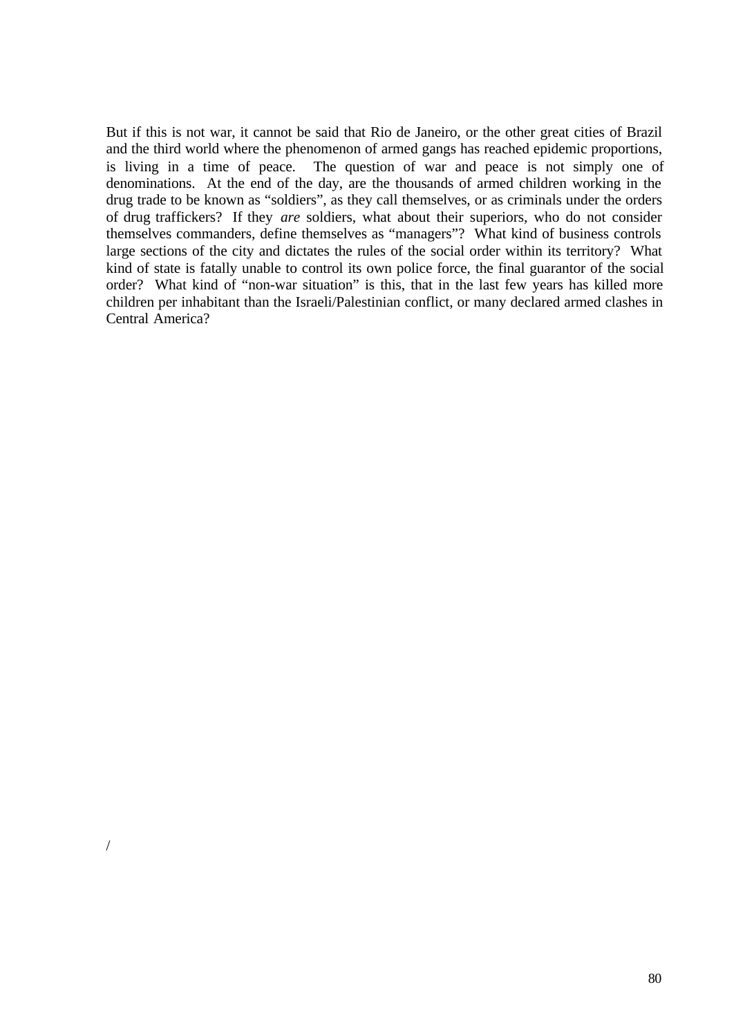But if this is not war, it cannot be said that Rio de Janeiro, or the other great cities of Brazil and the third world where the phenomenon of armed gangs has reached epidemic proportions, is living in a time of peace. The question of war and peace is not simply one of denominations. At the end of the day, are the thousands of armed children working in the drug trade to be known as "soldiers", as they call themselves, or as criminals under the orders of drug traffickers? If they *are* soldiers, what about their superiors, who do not consider themselves commanders, define themselves as "managers"? What kind of business controls large sections of the city and dictates the rules of the social order within its territory? What kind of state is fatally unable to control its own police force, the final guarantor of the social order? What kind of "non-war situation" is this, that in the last few years has killed more children per inhabitant than the Israeli/Palestinian conflict, or many declared armed clashes in Central America?

/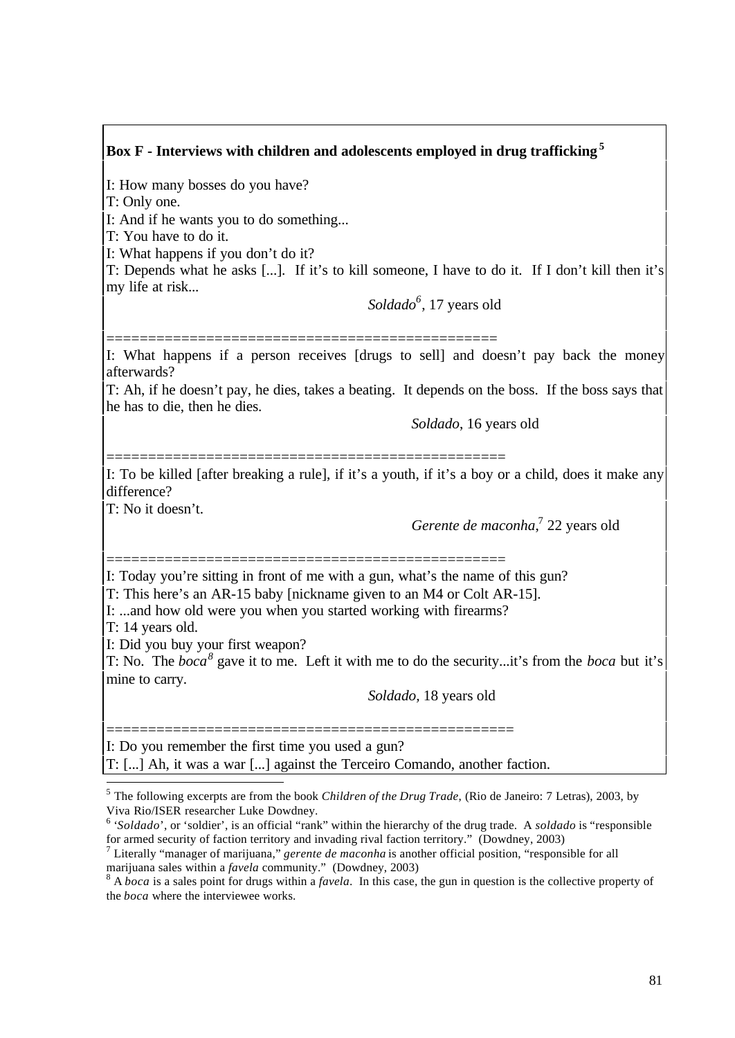**Box F - Interviews with children and adolescents employed in drug trafficking**[5]

I: How many bosses do you have?
T: Only one.
I: And if he wants you to do something...
T: You have to do it.
I: What happens if you don't do it?
T: Depends what he asks [...]. If it's to kill someone, I have to do it. If I don't kill then it's my life at risk...

*Soldado*[6], 17 years old

==============================================

I: What happens if a person receives [drugs to sell] and doesn't pay back the money afterwards?
T: Ah, if he doesn't pay, he dies, takes a beating. It depends on the boss. If the boss says that he has to die, then he dies.

*Soldado*, 16 years old

===============================================

I: To be killed [after breaking a rule], if it's a youth, if it's a boy or a child, does it make any difference?
T: No it doesn't.

*Gerente de maconha*,[7] 22 years old

===============================================

I: Today you're sitting in front of me with a gun, what's the name of this gun?
T: This here's an AR-15 baby [nickname given to an M4 or Colt AR-15].
I: ...and how old were you when you started working with firearms?
T: 14 years old.
I: Did you buy your first weapon?
T: No. The *boca*[8] gave it to me. Left it with me to do the security...it's from the *boca* but it's mine to carry.

*Soldado*, 18 years old

================================================

I: Do you remember the first time you used a gun?
T: [...] Ah, it was a war [...] against the Terceiro Comando, another faction.

---

[5] The following excerpts are from the book *Children of the Drug Trade*, (Rio de Janeiro: 7 Letras), 2003, by Viva Rio/ISER researcher Luke Dowdney.

[6] '*Soldado*', or 'soldier', is an official "rank" within the hierarchy of the drug trade. A *soldado* is "responsible for armed security of faction territory and invading rival faction territory." (Dowdney, 2003)

[7] Literally "manager of marijuana," *gerente de maconha* is another official position, "responsible for all marijuana sales within a *favela* community." (Dowdney, 2003)

[8] A *boca* is a sales point for drugs within a *favela*. In this case, the gun in question is the collective property of the *boca* where the interviewee works.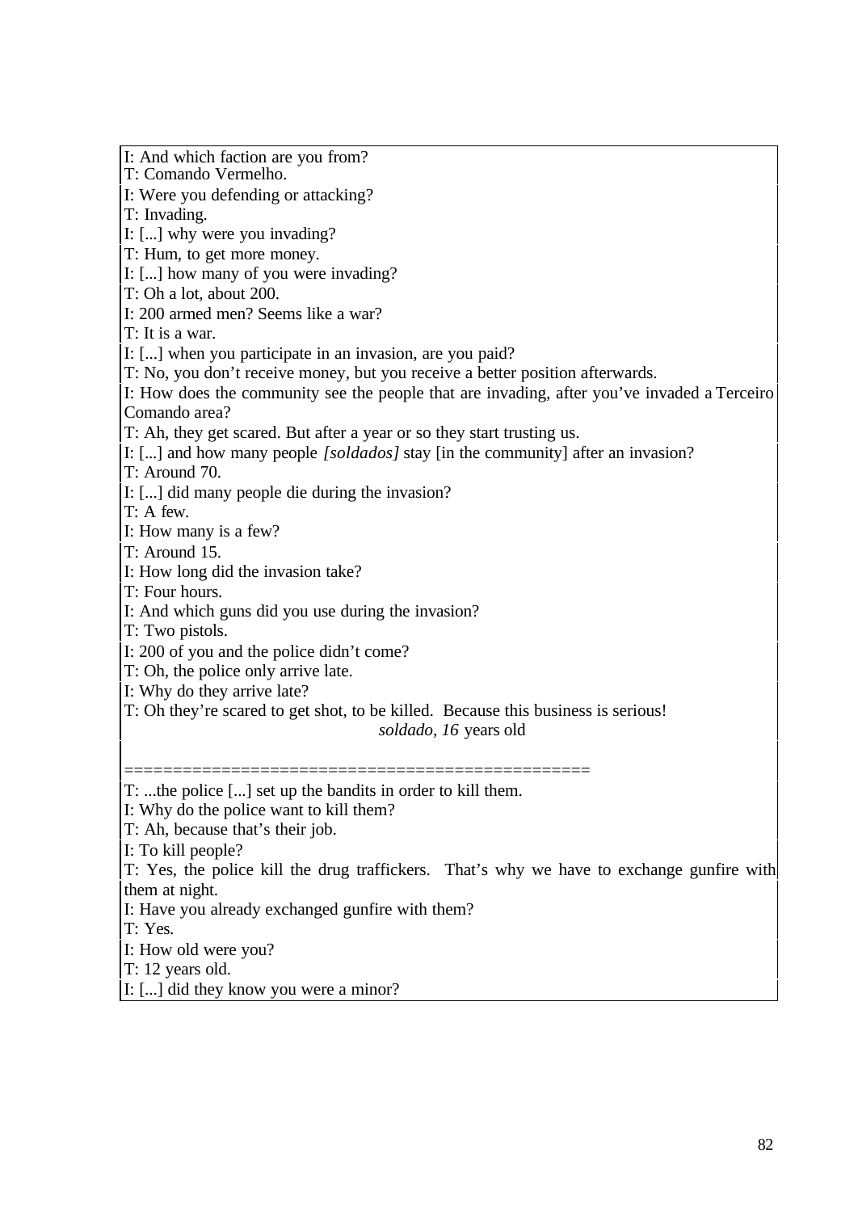I: And which faction are you from?
T: Comando Vermelho.
I: Were you defending or attacking?
T: Invading.
I: [...] why were you invading?
T: Hum, to get more money.
I: [...] how many of you were invading?
T: Oh a lot, about 200.
I: 200 armed men? Seems like a war?
T: It is a war.
I: [...] when you participate in an invasion, are you paid?
T: No, you don't receive money, but you receive a better position afterwards.
I: How does the community see the people that are invading, after you've invaded a Terceiro Comando area?
T: Ah, they get scared. But after a year or so they start trusting us.
I: [...] and how many people *[soldados]* stay [in the community] after an invasion?
T: Around 70.
I: [...] did many people die during the invasion?
T: A few.
I: How many is a few?
T: Around 15.
I: How long did the invasion take?
T: Four hours.
I: And which guns did you use during the invasion?
T: Two pistols.
I: 200 of you and the police didn't come?
T: Oh, the police only arrive late.
I: Why do they arrive late?
T: Oh they're scared to get shot, to be killed. Because this business is serious!

*soldado, 16* years old

==============================================

T: ...the police [...] set up the bandits in order to kill them.
I: Why do the police want to kill them?
T: Ah, because that's their job.
I: To kill people?
T: Yes, the police kill the drug traffickers. That's why we have to exchange gunfire with them at night.
I: Have you already exchanged gunfire with them?
T: Yes.
I: How old were you?
T: 12 years old.
I: [...] did they know you were a minor?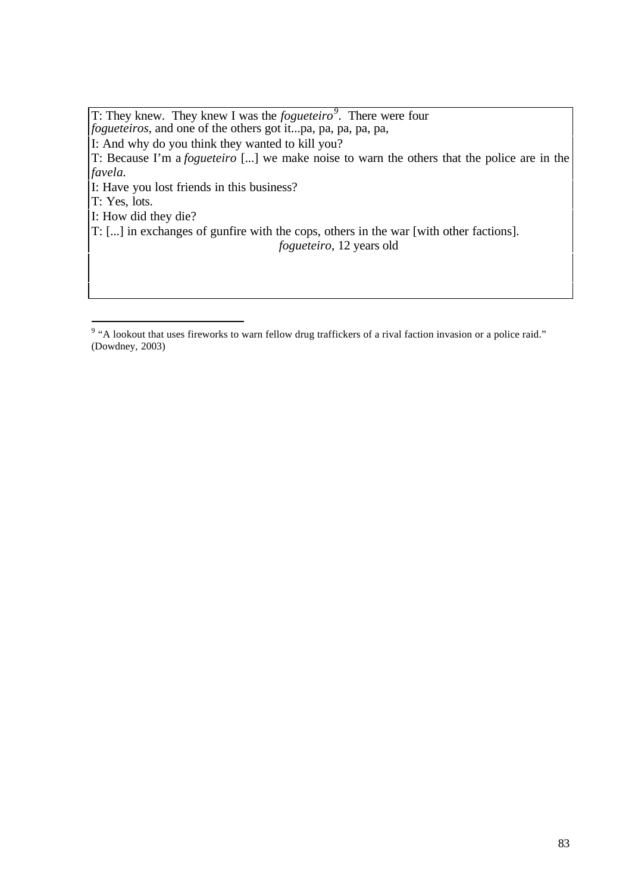T: They knew. They knew I was the *fogueteiro*[9]. There were four *fogueteiros*, and one of the others got it...pa, pa, pa, pa, pa,

I: And why do you think they wanted to kill you?

T: Because I'm a *fogueteiro* [...] we make noise to warn the others that the police are in the *favela*.

I: Have you lost friends in this business?

T: Yes, lots.

I: How did they die?

T: [...] in exchanges of gunfire with the cops, others in the war [with other factions].

*fogueteiro*, 12 years old

---

[9] "A lookout that uses fireworks to warn fellow drug traffickers of a rival faction invasion or a police raid." (Dowdney, 2003)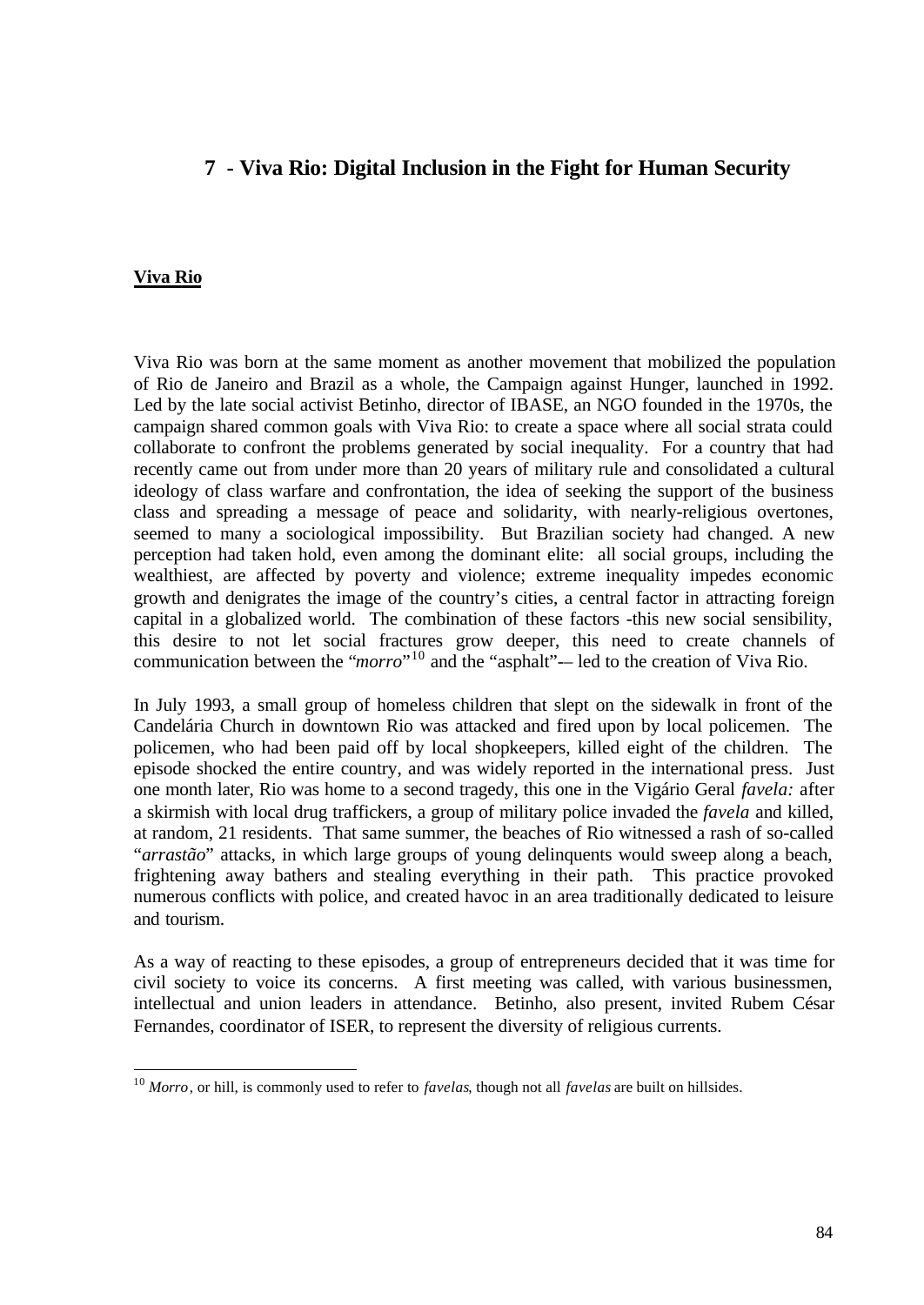# 7 - Viva Rio: Digital Inclusion in the Fight for Human Security

## Viva Rio

Viva Rio was born at the same moment as another movement that mobilized the population of Rio de Janeiro and Brazil as a whole, the Campaign against Hunger, launched in 1992. Led by the late social activist Betinho, director of IBASE, an NGO founded in the 1970s, the campaign shared common goals with Viva Rio: to create a space where all social strata could collaborate to confront the problems generated by social inequality. For a country that had recently came out from under more than 20 years of military rule and consolidated a cultural ideology of class warfare and confrontation, the idea of seeking the support of the business class and spreading a message of peace and solidarity, with nearly-religious overtones, seemed to many a sociological impossibility. But Brazilian society had changed. A new perception had taken hold, even among the dominant elite: all social groups, including the wealthiest, are affected by poverty and violence; extreme inequality impedes economic growth and denigrates the image of the country's cities, a central factor in attracting foreign capital in a globalized world. The combination of these factors -this new social sensibility, this desire to not let social fractures grow deeper, this need to create channels of communication between the "*morro*"[10] and the "asphalt"-– led to the creation of Viva Rio.

In July 1993, a small group of homeless children that slept on the sidewalk in front of the Candelária Church in downtown Rio was attacked and fired upon by local policemen. The policemen, who had been paid off by local shopkeepers, killed eight of the children. The episode shocked the entire country, and was widely reported in the international press. Just one month later, Rio was home to a second tragedy, this one in the Vigário Geral *favela:* after a skirmish with local drug traffickers, a group of military police invaded the *favela* and killed, at random, 21 residents. That same summer, the beaches of Rio witnessed a rash of so-called "*arrastão*" attacks, in which large groups of young delinquents would sweep along a beach, frightening away bathers and stealing everything in their path. This practice provoked numerous conflicts with police, and created havoc in an area traditionally dedicated to leisure and tourism.

As a way of reacting to these episodes, a group of entrepreneurs decided that it was time for civil society to voice its concerns. A first meeting was called, with various businessmen, intellectual and union leaders in attendance. Betinho, also present, invited Rubem César Fernandes, coordinator of ISER, to represent the diversity of religious currents.

---

[10] *Morro*, or hill, is commonly used to refer to *favelas*, though not all *favelas* are built on hillsides.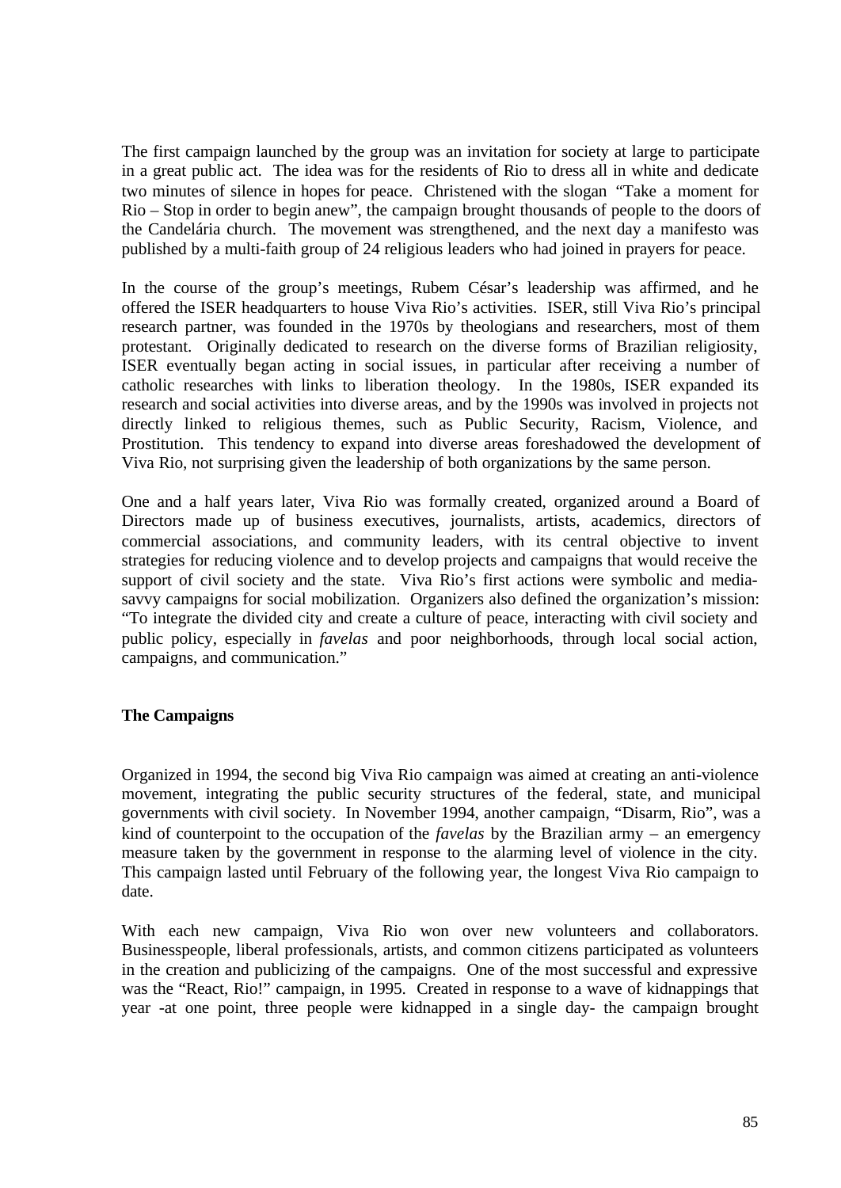The first campaign launched by the group was an invitation for society at large to participate in a great public act. The idea was for the residents of Rio to dress all in white and dedicate two minutes of silence in hopes for peace. Christened with the slogan "Take a moment for Rio – Stop in order to begin anew", the campaign brought thousands of people to the doors of the Candelária church. The movement was strengthened, and the next day a manifesto was published by a multi-faith group of 24 religious leaders who had joined in prayers for peace.

In the course of the group's meetings, Rubem César's leadership was affirmed, and he offered the ISER headquarters to house Viva Rio's activities. ISER, still Viva Rio's principal research partner, was founded in the 1970s by theologians and researchers, most of them protestant. Originally dedicated to research on the diverse forms of Brazilian religiosity, ISER eventually began acting in social issues, in particular after receiving a number of catholic researches with links to liberation theology. In the 1980s, ISER expanded its research and social activities into diverse areas, and by the 1990s was involved in projects not directly linked to religious themes, such as Public Security, Racism, Violence, and Prostitution. This tendency to expand into diverse areas foreshadowed the development of Viva Rio, not surprising given the leadership of both organizations by the same person.

One and a half years later, Viva Rio was formally created, organized around a Board of Directors made up of business executives, journalists, artists, academics, directors of commercial associations, and community leaders, with its central objective to invent strategies for reducing violence and to develop projects and campaigns that would receive the support of civil society and the state. Viva Rio's first actions were symbolic and media-savvy campaigns for social mobilization. Organizers also defined the organization's mission: "To integrate the divided city and create a culture of peace, interacting with civil society and public policy, especially in *favelas* and poor neighborhoods, through local social action, campaigns, and communication."

**The Campaigns**

Organized in 1994, the second big Viva Rio campaign was aimed at creating an anti-violence movement, integrating the public security structures of the federal, state, and municipal governments with civil society. In November 1994, another campaign, "Disarm, Rio", was a kind of counterpoint to the occupation of the *favelas* by the Brazilian army – an emergency measure taken by the government in response to the alarming level of violence in the city. This campaign lasted until February of the following year, the longest Viva Rio campaign to date.

With each new campaign, Viva Rio won over new volunteers and collaborators. Businesspeople, liberal professionals, artists, and common citizens participated as volunteers in the creation and publicizing of the campaigns. One of the most successful and expressive was the "React, Rio!" campaign, in 1995. Created in response to a wave of kidnappings that year -at one point, three people were kidnapped in a single day- the campaign brought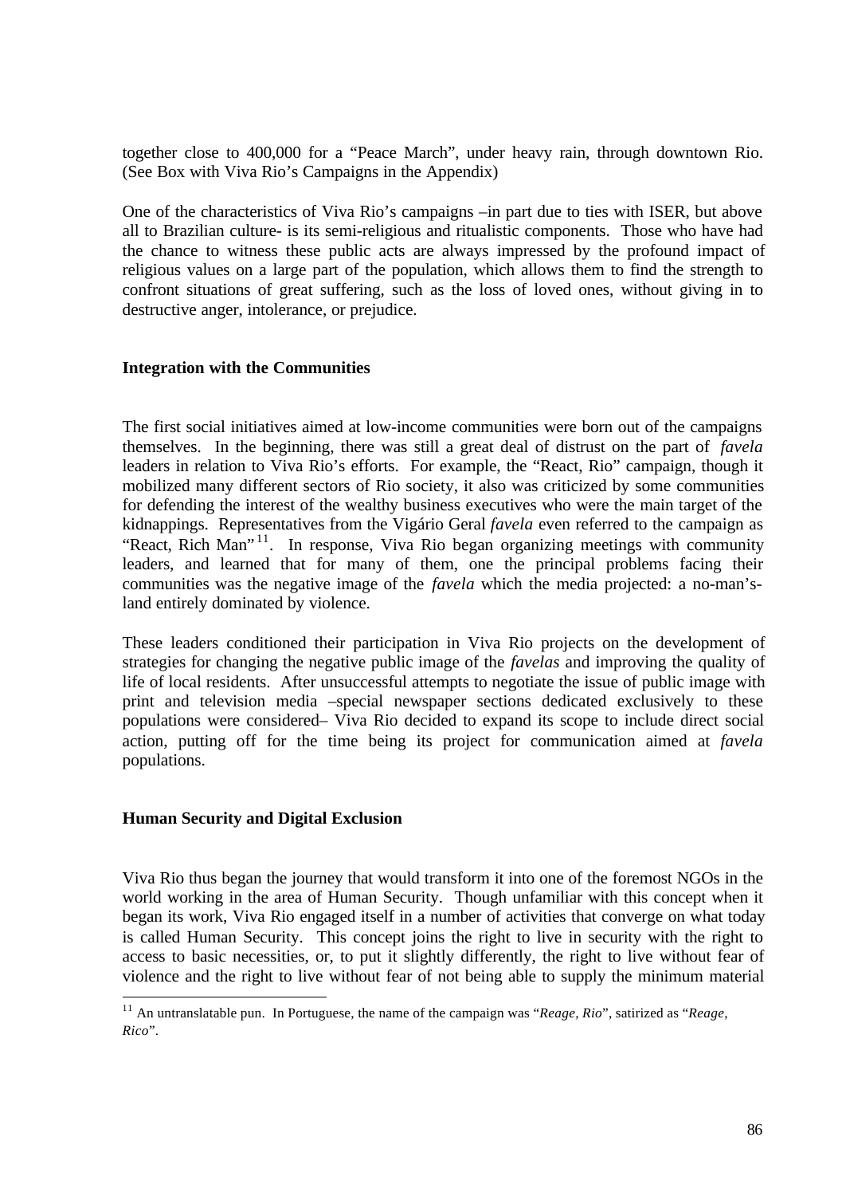together close to 400,000 for a "Peace March", under heavy rain, through downtown Rio. (See Box with Viva Rio's Campaigns in the Appendix)

One of the characteristics of Viva Rio's campaigns –in part due to ties with ISER, but above all to Brazilian culture- is its semi-religious and ritualistic components. Those who have had the chance to witness these public acts are always impressed by the profound impact of religious values on a large part of the population, which allows them to find the strength to confront situations of great suffering, such as the loss of loved ones, without giving in to destructive anger, intolerance, or prejudice.

**Integration with the Communities**

The first social initiatives aimed at low-income communities were born out of the campaigns themselves. In the beginning, there was still a great deal of distrust on the part of *favela* leaders in relation to Viva Rio's efforts. For example, the "React, Rio" campaign, though it mobilized many different sectors of Rio society, it also was criticized by some communities for defending the interest of the wealthy business executives who were the main target of the kidnappings. Representatives from the Vigário Geral *favela* even referred to the campaign as "React, Rich Man"[11]. In response, Viva Rio began organizing meetings with community leaders, and learned that for many of them, one the principal problems facing their communities was the negative image of the *favela* which the media projected: a no-man's-land entirely dominated by violence.

These leaders conditioned their participation in Viva Rio projects on the development of strategies for changing the negative public image of the *favelas* and improving the quality of life of local residents. After unsuccessful attempts to negotiate the issue of public image with print and television media –special newspaper sections dedicated exclusively to these populations were considered– Viva Rio decided to expand its scope to include direct social action, putting off for the time being its project for communication aimed at *favela* populations.

**Human Security and Digital Exclusion**

Viva Rio thus began the journey that would transform it into one of the foremost NGOs in the world working in the area of Human Security. Though unfamiliar with this concept when it began its work, Viva Rio engaged itself in a number of activities that converge on what today is called Human Security. This concept joins the right to live in security with the right to access to basic necessities, or, to put it slightly differently, the right to live without fear of violence and the right to live without fear of not being able to supply the minimum material

[11] An untranslatable pun. In Portuguese, the name of the campaign was "*Reage, Rio*", satirized as "*Reage, Rico*".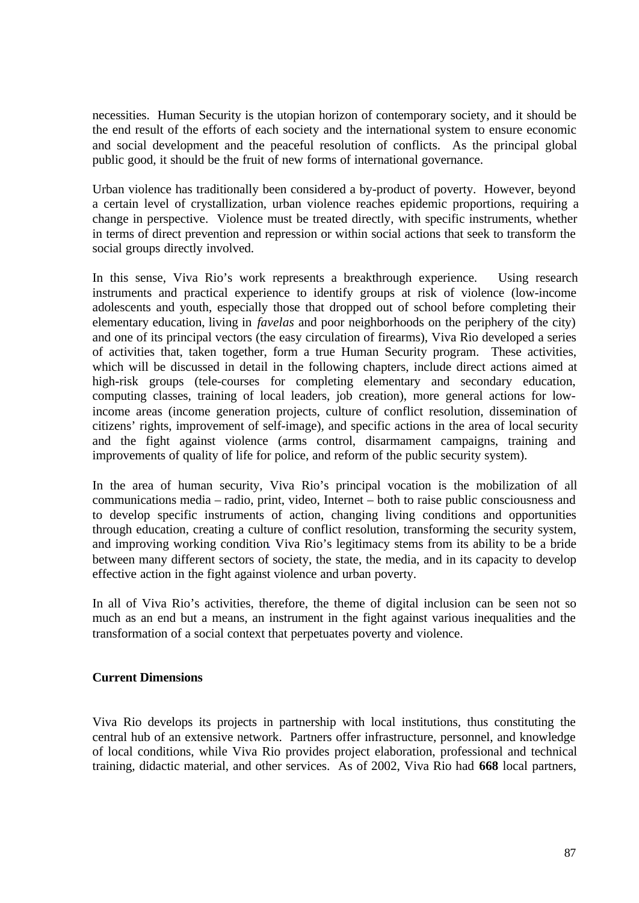necessities. Human Security is the utopian horizon of contemporary society, and it should be the end result of the efforts of each society and the international system to ensure economic and social development and the peaceful resolution of conflicts. As the principal global public good, it should be the fruit of new forms of international governance.

Urban violence has traditionally been considered a by-product of poverty. However, beyond a certain level of crystallization, urban violence reaches epidemic proportions, requiring a change in perspective. Violence must be treated directly, with specific instruments, whether in terms of direct prevention and repression or within social actions that seek to transform the social groups directly involved.

In this sense, Viva Rio's work represents a breakthrough experience. Using research instruments and practical experience to identify groups at risk of violence (low-income adolescents and youth, especially those that dropped out of school before completing their elementary education, living in *favelas* and poor neighborhoods on the periphery of the city) and one of its principal vectors (the easy circulation of firearms), Viva Rio developed a series of activities that, taken together, form a true Human Security program. These activities, which will be discussed in detail in the following chapters, include direct actions aimed at high-risk groups (tele-courses for completing elementary and secondary education, computing classes, training of local leaders, job creation), more general actions for low-income areas (income generation projects, culture of conflict resolution, dissemination of citizens' rights, improvement of self-image), and specific actions in the area of local security and the fight against violence (arms control, disarmament campaigns, training and improvements of quality of life for police, and reform of the public security system).

In the area of human security, Viva Rio's principal vocation is the mobilization of all communications media – radio, print, video, Internet – both to raise public consciousness and to develop specific instruments of action, changing living conditions and opportunities through education, creating a culture of conflict resolution, transforming the security system, and improving working condition. Viva Rio's legitimacy stems from its ability to be a bride between many different sectors of society, the state, the media, and in its capacity to develop effective action in the fight against violence and urban poverty.

In all of Viva Rio's activities, therefore, the theme of digital inclusion can be seen not so much as an end but a means, an instrument in the fight against various inequalities and the transformation of a social context that perpetuates poverty and violence.

**Current Dimensions**

Viva Rio develops its projects in partnership with local institutions, thus constituting the central hub of an extensive network. Partners offer infrastructure, personnel, and knowledge of local conditions, while Viva Rio provides project elaboration, professional and technical training, didactic material, and other services. As of 2002, Viva Rio had **668** local partners,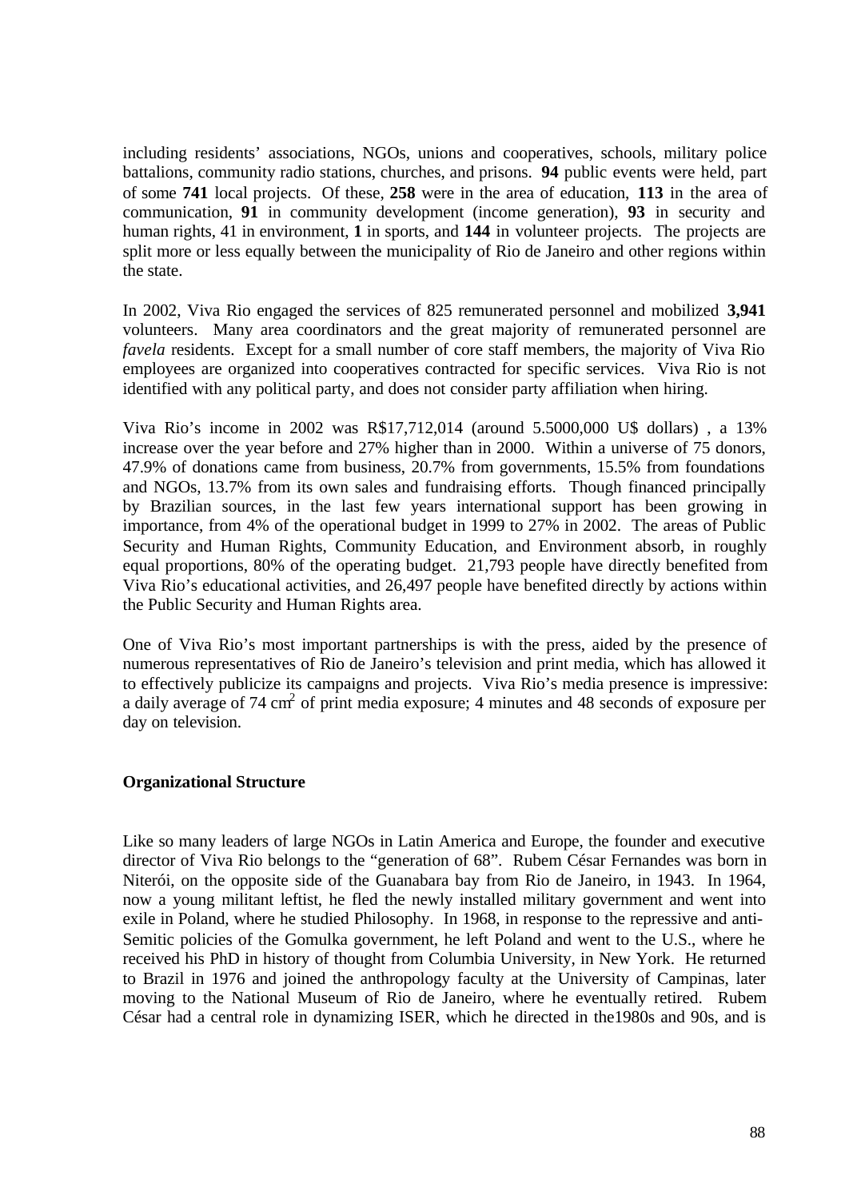including residents' associations, NGOs, unions and cooperatives, schools, military police battalions, community radio stations, churches, and prisons. **94** public events were held, part of some **741** local projects. Of these, **258** were in the area of education, **113** in the area of communication, **91** in community development (income generation), **93** in security and human rights, 41 in environment, **1** in sports, and **144** in volunteer projects. The projects are split more or less equally between the municipality of Rio de Janeiro and other regions within the state.

In 2002, Viva Rio engaged the services of 825 remunerated personnel and mobilized **3,941** volunteers. Many area coordinators and the great majority of remunerated personnel are *favela* residents. Except for a small number of core staff members, the majority of Viva Rio employees are organized into cooperatives contracted for specific services. Viva Rio is not identified with any political party, and does not consider party affiliation when hiring.

Viva Rio's income in 2002 was R$17,712,014 (around 5.5000,000 U$ dollars) , a 13% increase over the year before and 27% higher than in 2000. Within a universe of 75 donors, 47.9% of donations came from business, 20.7% from governments, 15.5% from foundations and NGOs, 13.7% from its own sales and fundraising efforts. Though financed principally by Brazilian sources, in the last few years international support has been growing in importance, from 4% of the operational budget in 1999 to 27% in 2002. The areas of Public Security and Human Rights, Community Education, and Environment absorb, in roughly equal proportions, 80% of the operating budget. 21,793 people have directly benefited from Viva Rio's educational activities, and 26,497 people have benefited directly by actions within the Public Security and Human Rights area.

One of Viva Rio's most important partnerships is with the press, aided by the presence of numerous representatives of Rio de Janeiro's television and print media, which has allowed it to effectively publicize its campaigns and projects. Viva Rio's media presence is impressive: a daily average of 74 $cm^2$ of print media exposure; 4 minutes and 48 seconds of exposure per day on television.

**Organizational Structure**

Like so many leaders of large NGOs in Latin America and Europe, the founder and executive director of Viva Rio belongs to the "generation of 68". Rubem César Fernandes was born in Niterói, on the opposite side of the Guanabara bay from Rio de Janeiro, in 1943. In 1964, now a young militant leftist, he fled the newly installed military government and went into exile in Poland, where he studied Philosophy. In 1968, in response to the repressive and anti-Semitic policies of the Gomulka government, he left Poland and went to the U.S., where he received his PhD in history of thought from Columbia University, in New York. He returned to Brazil in 1976 and joined the anthropology faculty at the University of Campinas, later moving to the National Museum of Rio de Janeiro, where he eventually retired. Rubem César had a central role in dynamizing ISER, which he directed in the1980s and 90s, and is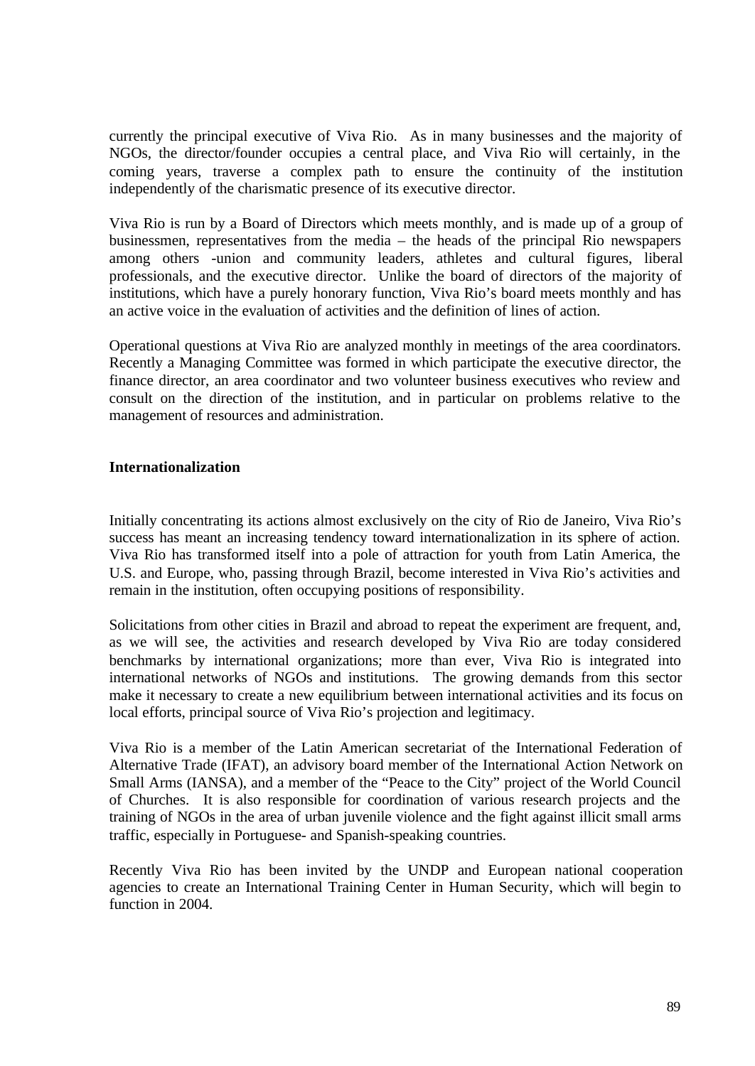currently the principal executive of Viva Rio. As in many businesses and the majority of NGOs, the director/founder occupies a central place, and Viva Rio will certainly, in the coming years, traverse a complex path to ensure the continuity of the institution independently of the charismatic presence of its executive director.

Viva Rio is run by a Board of Directors which meets monthly, and is made up of a group of businessmen, representatives from the media – the heads of the principal Rio newspapers among others -union and community leaders, athletes and cultural figures, liberal professionals, and the executive director. Unlike the board of directors of the majority of institutions, which have a purely honorary function, Viva Rio's board meets monthly and has an active voice in the evaluation of activities and the definition of lines of action.

Operational questions at Viva Rio are analyzed monthly in meetings of the area coordinators. Recently a Managing Committee was formed in which participate the executive director, the finance director, an area coordinator and two volunteer business executives who review and consult on the direction of the institution, and in particular on problems relative to the management of resources and administration.

**Internationalization**

Initially concentrating its actions almost exclusively on the city of Rio de Janeiro, Viva Rio's success has meant an increasing tendency toward internationalization in its sphere of action. Viva Rio has transformed itself into a pole of attraction for youth from Latin America, the U.S. and Europe, who, passing through Brazil, become interested in Viva Rio's activities and remain in the institution, often occupying positions of responsibility.

Solicitations from other cities in Brazil and abroad to repeat the experiment are frequent, and, as we will see, the activities and research developed by Viva Rio are today considered benchmarks by international organizations; more than ever, Viva Rio is integrated into international networks of NGOs and institutions. The growing demands from this sector make it necessary to create a new equilibrium between international activities and its focus on local efforts, principal source of Viva Rio's projection and legitimacy.

Viva Rio is a member of the Latin American secretariat of the International Federation of Alternative Trade (IFAT), an advisory board member of the International Action Network on Small Arms (IANSA), and a member of the "Peace to the City" project of the World Council of Churches. It is also responsible for coordination of various research projects and the training of NGOs in the area of urban juvenile violence and the fight against illicit small arms traffic, especially in Portuguese- and Spanish-speaking countries.

Recently Viva Rio has been invited by the UNDP and European national cooperation agencies to create an International Training Center in Human Security, which will begin to function in 2004.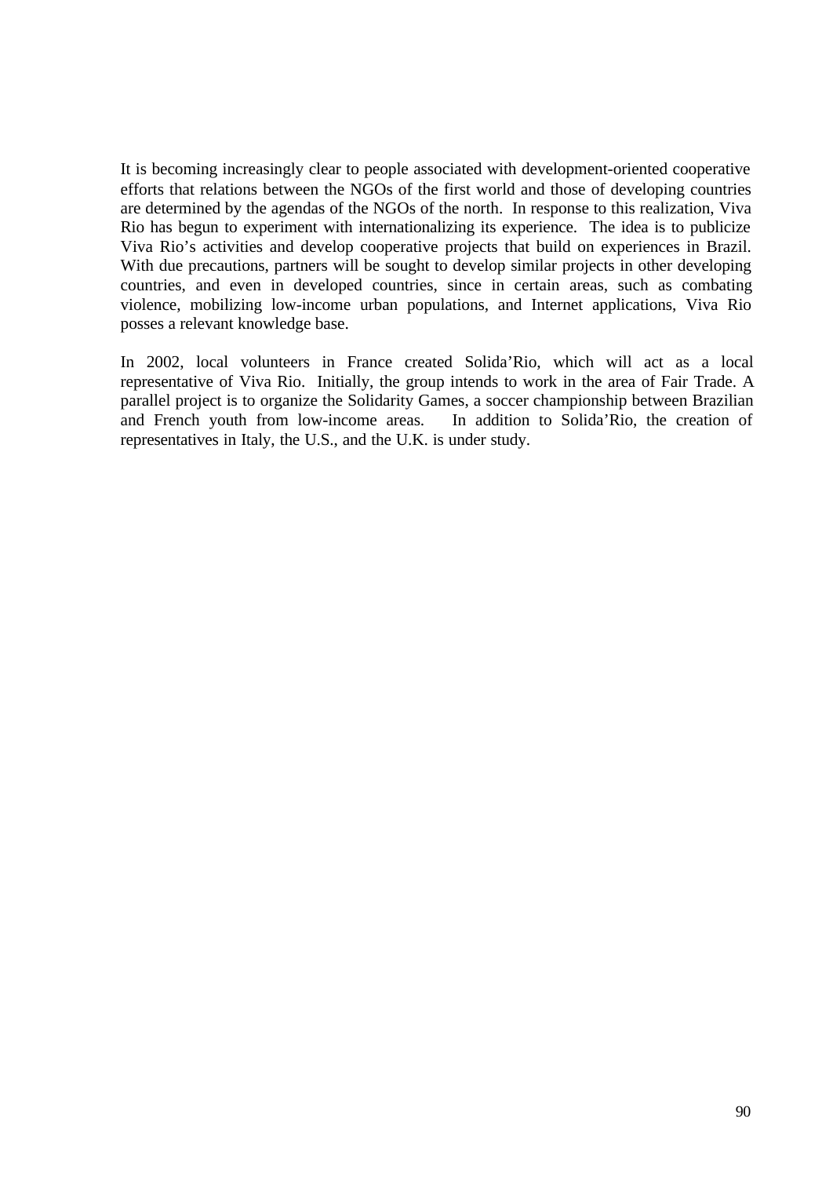It is becoming increasingly clear to people associated with development-oriented cooperative efforts that relations between the NGOs of the first world and those of developing countries are determined by the agendas of the NGOs of the north. In response to this realization, Viva Rio has begun to experiment with internationalizing its experience. The idea is to publicize Viva Rio's activities and develop cooperative projects that build on experiences in Brazil. With due precautions, partners will be sought to develop similar projects in other developing countries, and even in developed countries, since in certain areas, such as combating violence, mobilizing low-income urban populations, and Internet applications, Viva Rio posses a relevant knowledge base.

In 2002, local volunteers in France created Solida'Rio, which will act as a local representative of Viva Rio. Initially, the group intends to work in the area of Fair Trade. A parallel project is to organize the Solidarity Games, a soccer championship between Brazilian and French youth from low-income areas. In addition to Solida'Rio, the creation of representatives in Italy, the U.S., and the U.K. is under study.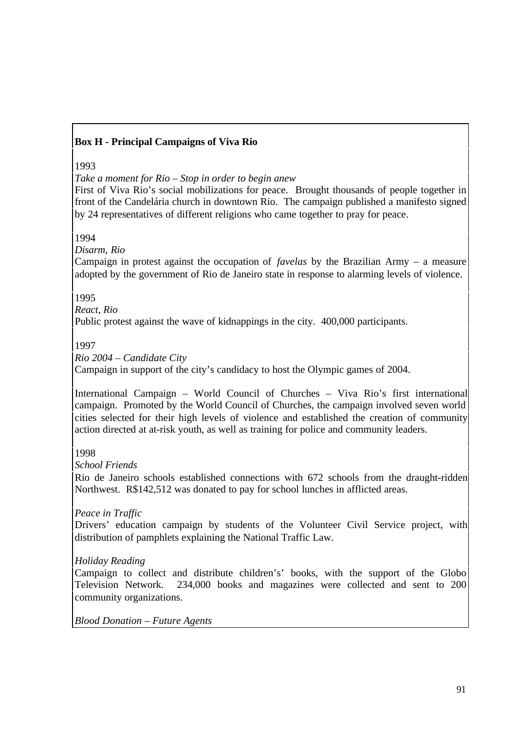**Box H - Principal Campaigns of Viva Rio**

1993

*Take a moment for Rio – Stop in order to begin anew*

First of Viva Rio's social mobilizations for peace. Brought thousands of people together in front of the Candelária church in downtown Rio. The campaign published a manifesto signed by 24 representatives of different religions who came together to pray for peace.

1994

*Disarm, Rio*

Campaign in protest against the occupation of *favelas* by the Brazilian Army – a measure adopted by the government of Rio de Janeiro state in response to alarming levels of violence.

1995

*React, Rio*

Public protest against the wave of kidnappings in the city. 400,000 participants.

1997

*Rio 2004 – Candidate City*

Campaign in support of the city's candidacy to host the Olympic games of 2004.

International Campaign – World Council of Churches – Viva Rio's first international campaign. Promoted by the World Council of Churches, the campaign involved seven world cities selected for their high levels of violence and established the creation of community action directed at at-risk youth, as well as training for police and community leaders.

1998

*School Friends*

Rio de Janeiro schools established connections with 672 schools from the draught-ridden Northwest. R$142,512 was donated to pay for school lunches in afflicted areas.

*Peace in Traffic*

Drivers' education campaign by students of the Volunteer Civil Service project, with distribution of pamphlets explaining the National Traffic Law.

*Holiday Reading*

Campaign to collect and distribute children's' books, with the support of the Globo Television Network. 234,000 books and magazines were collected and sent to 200 community organizations.

*Blood Donation – Future Agents*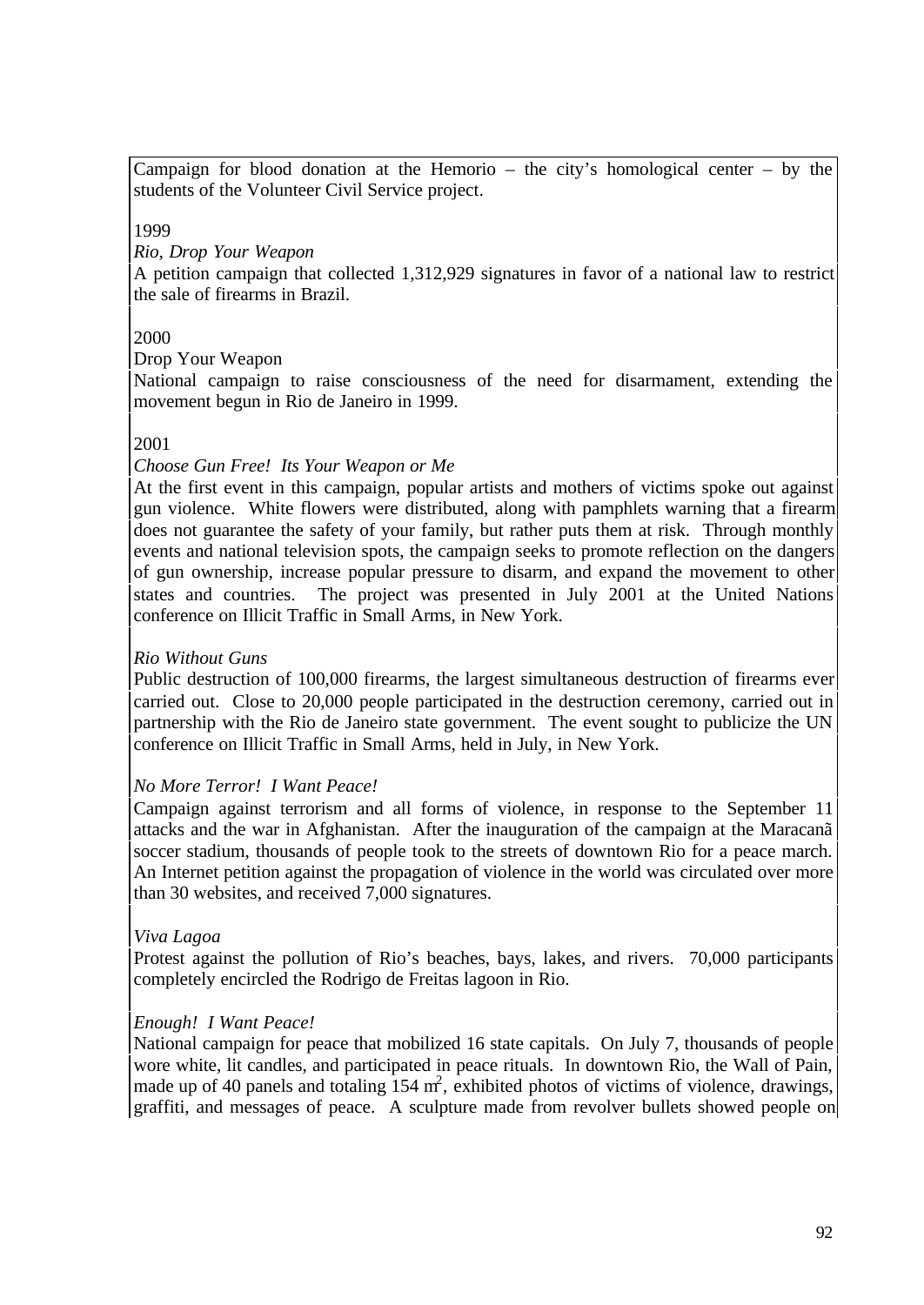Campaign for blood donation at the Hemorio – the city's homological center – by the students of the Volunteer Civil Service project.

1999

*Rio, Drop Your Weapon*

A petition campaign that collected 1,312,929 signatures in favor of a national law to restrict the sale of firearms in Brazil.

2000

Drop Your Weapon

National campaign to raise consciousness of the need for disarmament, extending the movement begun in Rio de Janeiro in 1999.

2001

*Choose Gun Free! Its Your Weapon or Me*

At the first event in this campaign, popular artists and mothers of victims spoke out against gun violence. White flowers were distributed, along with pamphlets warning that a firearm does not guarantee the safety of your family, but rather puts them at risk. Through monthly events and national television spots, the campaign seeks to promote reflection on the dangers of gun ownership, increase popular pressure to disarm, and expand the movement to other states and countries. The project was presented in July 2001 at the United Nations conference on Illicit Traffic in Small Arms, in New York.

*Rio Without Guns*

Public destruction of 100,000 firearms, the largest simultaneous destruction of firearms ever carried out. Close to 20,000 people participated in the destruction ceremony, carried out in partnership with the Rio de Janeiro state government. The event sought to publicize the UN conference on Illicit Traffic in Small Arms, held in July, in New York.

*No More Terror! I Want Peace!*

Campaign against terrorism and all forms of violence, in response to the September 11 attacks and the war in Afghanistan. After the inauguration of the campaign at the Maracanã soccer stadium, thousands of people took to the streets of downtown Rio for a peace march. An Internet petition against the propagation of violence in the world was circulated over more than 30 websites, and received 7,000 signatures.

*Viva Lagoa*

Protest against the pollution of Rio's beaches, bays, lakes, and rivers. 70,000 participants completely encircled the Rodrigo de Freitas lagoon in Rio.

*Enough! I Want Peace!*

National campaign for peace that mobilized 16 state capitals. On July 7, thousands of people wore white, lit candles, and participated in peace rituals. In downtown Rio, the Wall of Pain, made up of 40 panels and totaling 154 $m^2$, exhibited photos of victims of violence, drawings, graffiti, and messages of peace. A sculpture made from revolver bullets showed people on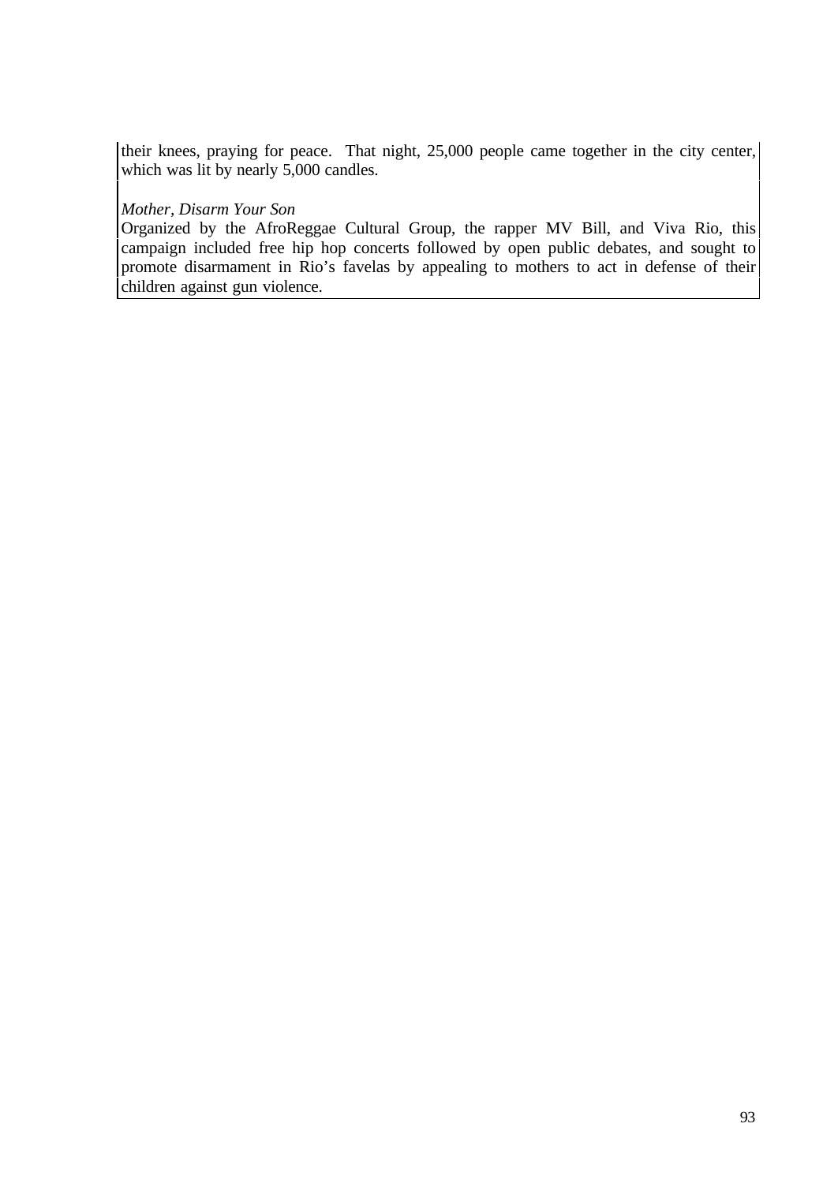their knees, praying for peace. That night, 25,000 people came together in the city center, which was lit by nearly 5,000 candles.

*Mother, Disarm Your Son*

Organized by the AfroReggae Cultural Group, the rapper MV Bill, and Viva Rio, this campaign included free hip hop concerts followed by open public debates, and sought to promote disarmament in Rio's favelas by appealing to mothers to act in defense of their children against gun violence.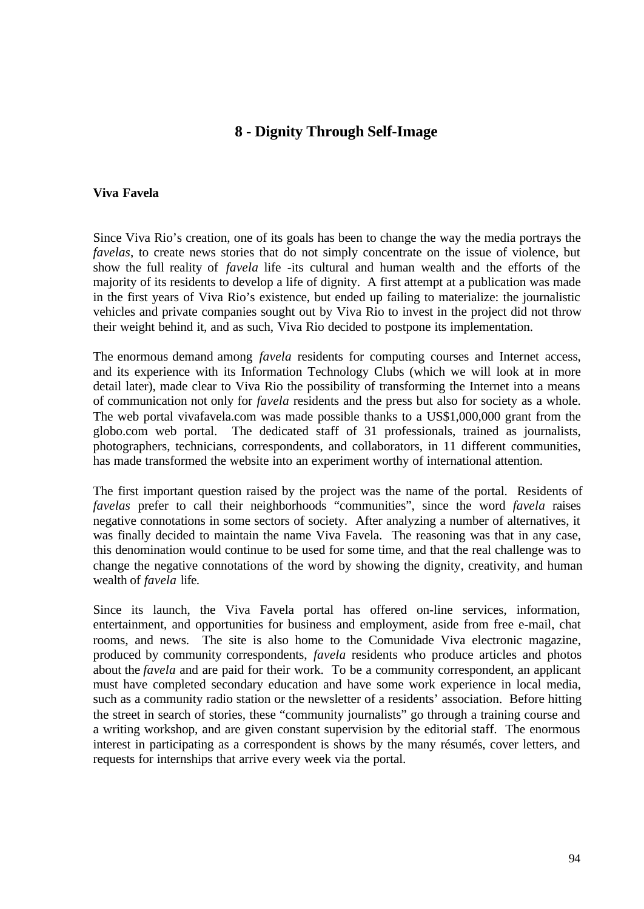# 8 - Dignity Through Self-Image

## Viva Favela

Since Viva Rio's creation, one of its goals has been to change the way the media portrays the *favelas*, to create news stories that do not simply concentrate on the issue of violence, but show the full reality of *favela* life -its cultural and human wealth and the efforts of the majority of its residents to develop a life of dignity. A first attempt at a publication was made in the first years of Viva Rio's existence, but ended up failing to materialize: the journalistic vehicles and private companies sought out by Viva Rio to invest in the project did not throw their weight behind it, and as such, Viva Rio decided to postpone its implementation.

The enormous demand among *favela* residents for computing courses and Internet access, and its experience with its Information Technology Clubs (which we will look at in more detail later), made clear to Viva Rio the possibility of transforming the Internet into a means of communication not only for *favela* residents and the press but also for society as a whole. The web portal vivafavela.com was made possible thanks to a US$1,000,000 grant from the globo.com web portal. The dedicated staff of 31 professionals, trained as journalists, photographers, technicians, correspondents, and collaborators, in 11 different communities, has made transformed the website into an experiment worthy of international attention.

The first important question raised by the project was the name of the portal. Residents of *favelas* prefer to call their neighborhoods "communities", since the word *favela* raises negative connotations in some sectors of society. After analyzing a number of alternatives, it was finally decided to maintain the name Viva Favela. The reasoning was that in any case, this denomination would continue to be used for some time, and that the real challenge was to change the negative connotations of the word by showing the dignity, creativity, and human wealth of *favela* life.

Since its launch, the Viva Favela portal has offered on-line services, information, entertainment, and opportunities for business and employment, aside from free e-mail, chat rooms, and news. The site is also home to the Comunidade Viva electronic magazine, produced by community correspondents, *favela* residents who produce articles and photos about the *favela* and are paid for their work. To be a community correspondent, an applicant must have completed secondary education and have some work experience in local media, such as a community radio station or the newsletter of a residents' association. Before hitting the street in search of stories, these "community journalists" go through a training course and a writing workshop, and are given constant supervision by the editorial staff. The enormous interest in participating as a correspondent is shows by the many résumés, cover letters, and requests for internships that arrive every week via the portal.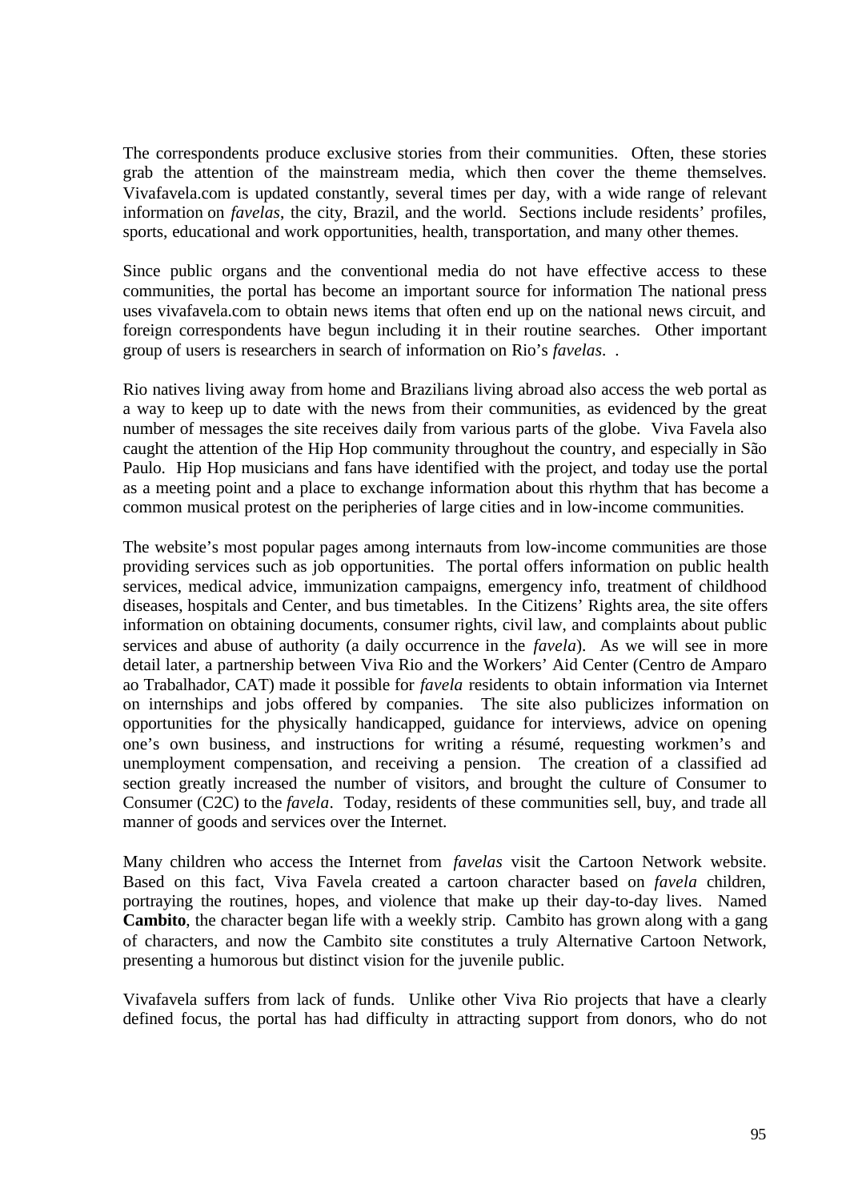The correspondents produce exclusive stories from their communities. Often, these stories grab the attention of the mainstream media, which then cover the theme themselves. Vivafavela.com is updated constantly, several times per day, with a wide range of relevant information on *favelas*, the city, Brazil, and the world. Sections include residents' profiles, sports, educational and work opportunities, health, transportation, and many other themes.

Since public organs and the conventional media do not have effective access to these communities, the portal has become an important source for information The national press uses vivafavela.com to obtain news items that often end up on the national news circuit, and foreign correspondents have begun including it in their routine searches. Other important group of users is researchers in search of information on Rio's *favelas*. .

Rio natives living away from home and Brazilians living abroad also access the web portal as a way to keep up to date with the news from their communities, as evidenced by the great number of messages the site receives daily from various parts of the globe. Viva Favela also caught the attention of the Hip Hop community throughout the country, and especially in São Paulo. Hip Hop musicians and fans have identified with the project, and today use the portal as a meeting point and a place to exchange information about this rhythm that has become a common musical protest on the peripheries of large cities and in low-income communities.

The website's most popular pages among internauts from low-income communities are those providing services such as job opportunities. The portal offers information on public health services, medical advice, immunization campaigns, emergency info, treatment of childhood diseases, hospitals and Center, and bus timetables. In the Citizens' Rights area, the site offers information on obtaining documents, consumer rights, civil law, and complaints about public services and abuse of authority (a daily occurrence in the *favela*). As we will see in more detail later, a partnership between Viva Rio and the Workers' Aid Center (Centro de Amparo ao Trabalhador, CAT) made it possible for *favela* residents to obtain information via Internet on internships and jobs offered by companies. The site also publicizes information on opportunities for the physically handicapped, guidance for interviews, advice on opening one's own business, and instructions for writing a résumé, requesting workmen's and unemployment compensation, and receiving a pension. The creation of a classified ad section greatly increased the number of visitors, and brought the culture of Consumer to Consumer (C2C) to the *favela*. Today, residents of these communities sell, buy, and trade all manner of goods and services over the Internet.

Many children who access the Internet from *favelas* visit the Cartoon Network website. Based on this fact, Viva Favela created a cartoon character based on *favela* children, portraying the routines, hopes, and violence that make up their day-to-day lives. Named **Cambito**, the character began life with a weekly strip. Cambito has grown along with a gang of characters, and now the Cambito site constitutes a truly Alternative Cartoon Network, presenting a humorous but distinct vision for the juvenile public.

Vivafavela suffers from lack of funds. Unlike other Viva Rio projects that have a clearly defined focus, the portal has had difficulty in attracting support from donors, who do not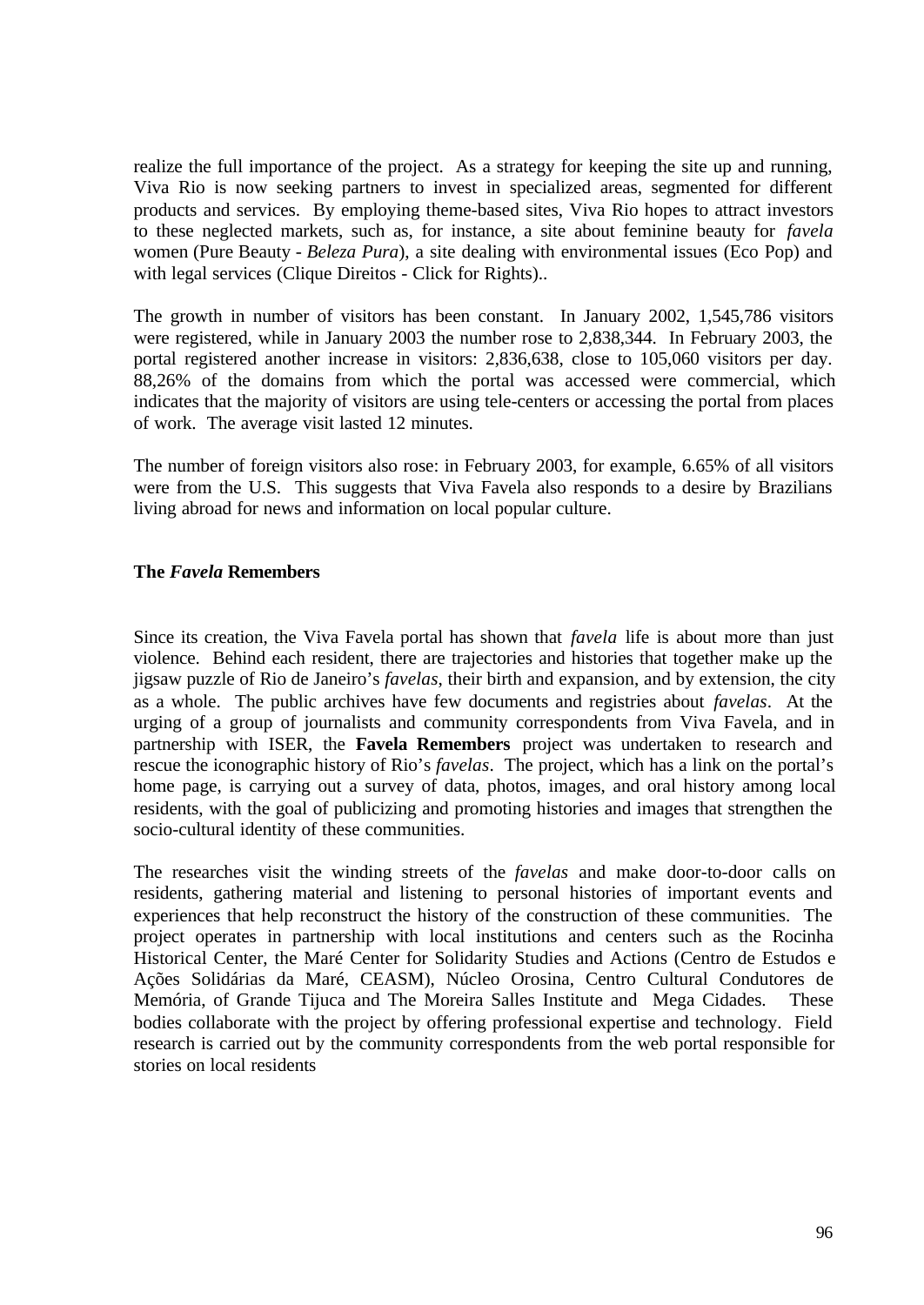realize the full importance of the project. As a strategy for keeping the site up and running, Viva Rio is now seeking partners to invest in specialized areas, segmented for different products and services. By employing theme-based sites, Viva Rio hopes to attract investors to these neglected markets, such as, for instance, a site about feminine beauty for *favela* women (Pure Beauty - *Beleza Pura*), a site dealing with environmental issues (Eco Pop) and with legal services (Clique Direitos - Click for Rights)..

The growth in number of visitors has been constant. In January 2002, 1,545,786 visitors were registered, while in January 2003 the number rose to 2,838,344. In February 2003, the portal registered another increase in visitors: 2,836,638, close to 105,060 visitors per day. 88,26% of the domains from which the portal was accessed were commercial, which indicates that the majority of visitors are using tele-centers or accessing the portal from places of work. The average visit lasted 12 minutes.

The number of foreign visitors also rose: in February 2003, for example, 6.65% of all visitors were from the U.S. This suggests that Viva Favela also responds to a desire by Brazilians living abroad for news and information on local popular culture.

## The *Favela* Remembers

Since its creation, the Viva Favela portal has shown that *favela* life is about more than just violence. Behind each resident, there are trajectories and histories that together make up the jigsaw puzzle of Rio de Janeiro's *favelas*, their birth and expansion, and by extension, the city as a whole. The public archives have few documents and registries about *favelas*. At the urging of a group of journalists and community correspondents from Viva Favela, and in partnership with ISER, the **Favela Remembers** project was undertaken to research and rescue the iconographic history of Rio's *favelas*. The project, which has a link on the portal's home page, is carrying out a survey of data, photos, images, and oral history among local residents, with the goal of publicizing and promoting histories and images that strengthen the socio-cultural identity of these communities.

The researches visit the winding streets of the *favelas* and make door-to-door calls on residents, gathering material and listening to personal histories of important events and experiences that help reconstruct the history of the construction of these communities. The project operates in partnership with local institutions and centers such as the Rocinha Historical Center, the Maré Center for Solidarity Studies and Actions (Centro de Estudos e Ações Solidárias da Maré, CEASM), Núcleo Orosina, Centro Cultural Condutores de Memória, of Grande Tijuca and The Moreira Salles Institute and Mega Cidades. These bodies collaborate with the project by offering professional expertise and technology. Field research is carried out by the community correspondents from the web portal responsible for stories on local residents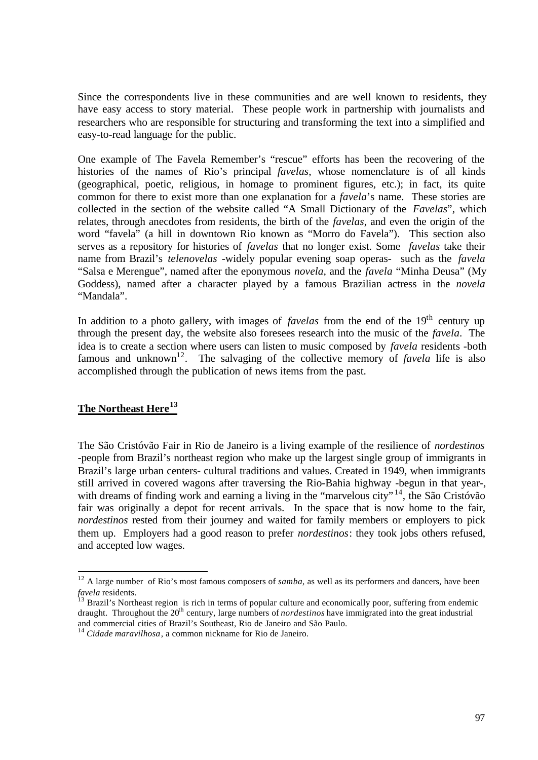Since the correspondents live in these communities and are well known to residents, they have easy access to story material. These people work in partnership with journalists and researchers who are responsible for structuring and transforming the text into a simplified and easy-to-read language for the public.

One example of The Favela Remember's "rescue" efforts has been the recovering of the histories of the names of Rio's principal *favelas*, whose nomenclature is of all kinds (geographical, poetic, religious, in homage to prominent figures, etc.); in fact, its quite common for there to exist more than one explanation for a *favela*'s name. These stories are collected in the section of the website called "A Small Dictionary of the *Favelas*", which relates, through anecdotes from residents, the birth of the *favelas*, and even the origin of the word "favela" (a hill in downtown Rio known as "Morro do Favela"). This section also serves as a repository for histories of *favelas* that no longer exist. Some *favelas* take their name from Brazil's *telenovelas* -widely popular evening soap operas- such as the *favela* "Salsa e Merengue", named after the eponymous *novela*, and the *favela* "Minha Deusa" (My Goddess), named after a character played by a famous Brazilian actress in the *novela* "Mandala".

In addition to a photo gallery, with images of *favelas* from the end of the $19^{th}$ century up through the present day, the website also foresees research into the music of the *favela*. The idea is to create a section where users can listen to music composed by *favela* residents -both famous and unknown[12]. The salvaging of the collective memory of *favela* life is also accomplished through the publication of news items from the past.

## **The Northeast Here**[13]

The São Cristóvão Fair in Rio de Janeiro is a living example of the resilience of *nordestinos* -people from Brazil's northeast region who make up the largest single group of immigrants in Brazil's large urban centers- cultural traditions and values. Created in 1949, when immigrants still arrived in covered wagons after traversing the Rio-Bahia highway -begun in that year-, with dreams of finding work and earning a living in the "marvelous city"[14], the São Cristóvão fair was originally a depot for recent arrivals. In the space that is now home to the fair, *nordestinos* rested from their journey and waited for family members or employers to pick them up. Employers had a good reason to prefer *nordestinos*: they took jobs others refused, and accepted low wages.

---

[12] A large number of Rio's most famous composers of *samba*, as well as its performers and dancers, have been *favela* residents.

[13] Brazil's Northeast region is rich in terms of popular culture and economically poor, suffering from endemic draught. Throughout the $20^{th}$ century, large numbers of *nordestinos* have immigrated into the great industrial and commercial cities of Brazil's Southeast, Rio de Janeiro and São Paulo.

[14] *Cidade maravilhosa*, a common nickname for Rio de Janeiro.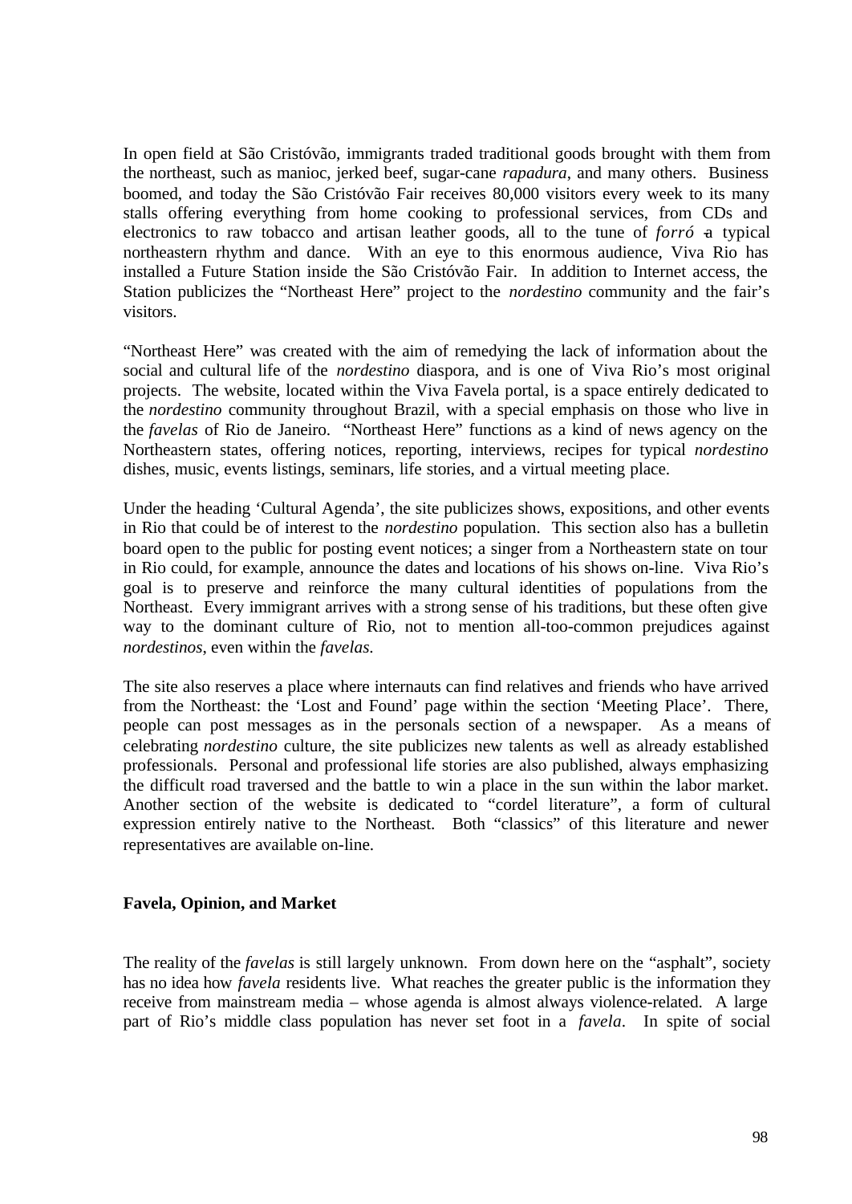In open field at São Cristóvão, immigrants traded traditional goods brought with them from the northeast, such as manioc, jerked beef, sugar-cane *rapadura*, and many others. Business boomed, and today the São Cristóvão Fair receives 80,000 visitors every week to its many stalls offering everything from home cooking to professional services, from CDs and electronics to raw tobacco and artisan leather goods, all to the tune of *forró* – a typical northeastern rhythm and dance. With an eye to this enormous audience, Viva Rio has installed a Future Station inside the São Cristóvão Fair. In addition to Internet access, the Station publicizes the "Northeast Here" project to the *nordestino* community and the fair's visitors.

"Northeast Here" was created with the aim of remedying the lack of information about the social and cultural life of the *nordestino* diaspora, and is one of Viva Rio's most original projects. The website, located within the Viva Favela portal, is a space entirely dedicated to the *nordestino* community throughout Brazil, with a special emphasis on those who live in the *favelas* of Rio de Janeiro. "Northeast Here" functions as a kind of news agency on the Northeastern states, offering notices, reporting, interviews, recipes for typical *nordestino* dishes, music, events listings, seminars, life stories, and a virtual meeting place.

Under the heading 'Cultural Agenda', the site publicizes shows, expositions, and other events in Rio that could be of interest to the *nordestino* population. This section also has a bulletin board open to the public for posting event notices; a singer from a Northeastern state on tour in Rio could, for example, announce the dates and locations of his shows on-line. Viva Rio's goal is to preserve and reinforce the many cultural identities of populations from the Northeast. Every immigrant arrives with a strong sense of his traditions, but these often give way to the dominant culture of Rio, not to mention all-too-common prejudices against *nordestinos*, even within the *favelas*.

The site also reserves a place where internauts can find relatives and friends who have arrived from the Northeast: the 'Lost and Found' page within the section 'Meeting Place'. There, people can post messages as in the personals section of a newspaper. As a means of celebrating *nordestino* culture, the site publicizes new talents as well as already established professionals. Personal and professional life stories are also published, always emphasizing the difficult road traversed and the battle to win a place in the sun within the labor market. Another section of the website is dedicated to "cordel literature", a form of cultural expression entirely native to the Northeast. Both "classics" of this literature and newer representatives are available on-line.

**Favela, Opinion, and Market**

The reality of the *favelas* is still largely unknown. From down here on the "asphalt", society has no idea how *favela* residents live. What reaches the greater public is the information they receive from mainstream media – whose agenda is almost always violence-related. A large part of Rio's middle class population has never set foot in a *favela*. In spite of social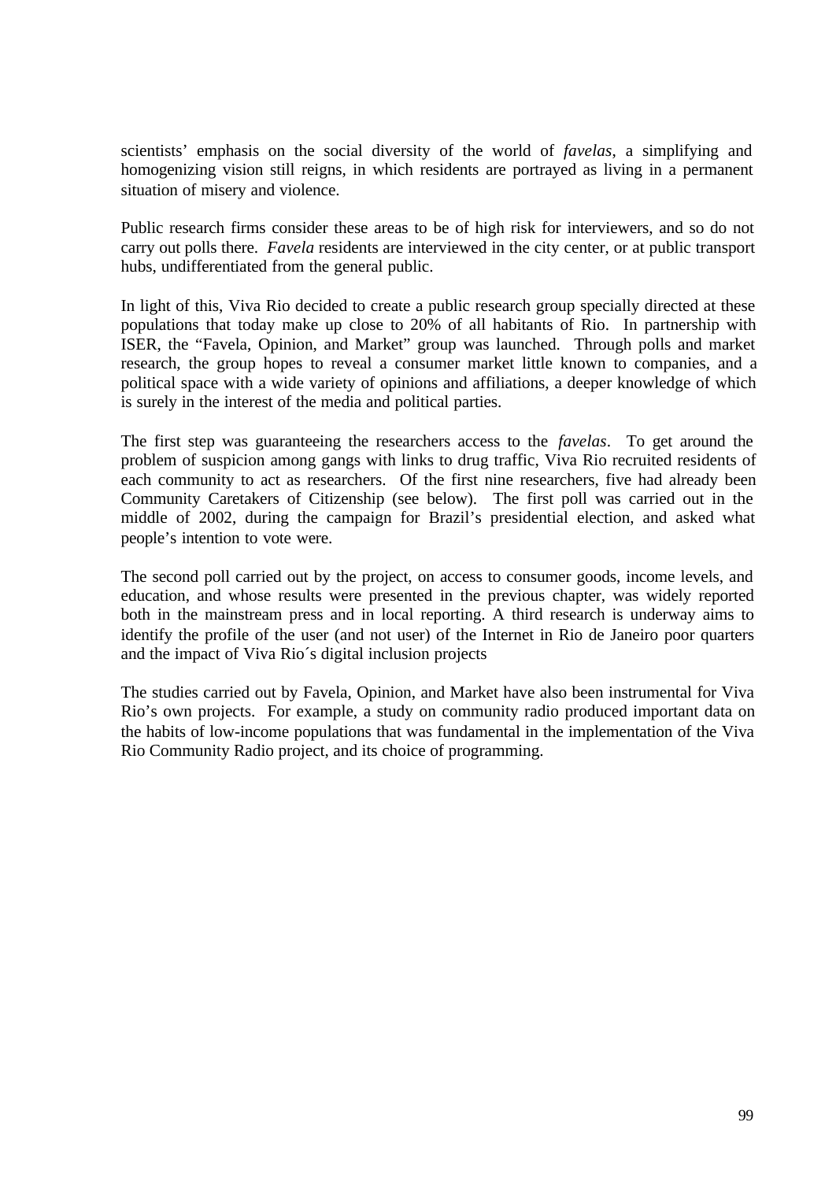scientists' emphasis on the social diversity of the world of *favelas*, a simplifying and homogenizing vision still reigns, in which residents are portrayed as living in a permanent situation of misery and violence.

Public research firms consider these areas to be of high risk for interviewers, and so do not carry out polls there. *Favela* residents are interviewed in the city center, or at public transport hubs, undifferentiated from the general public.

In light of this, Viva Rio decided to create a public research group specially directed at these populations that today make up close to 20% of all habitants of Rio. In partnership with ISER, the "Favela, Opinion, and Market" group was launched. Through polls and market research, the group hopes to reveal a consumer market little known to companies, and a political space with a wide variety of opinions and affiliations, a deeper knowledge of which is surely in the interest of the media and political parties.

The first step was guaranteeing the researchers access to the *favelas*. To get around the problem of suspicion among gangs with links to drug traffic, Viva Rio recruited residents of each community to act as researchers. Of the first nine researchers, five had already been Community Caretakers of Citizenship (see below). The first poll was carried out in the middle of 2002, during the campaign for Brazil's presidential election, and asked what people's intention to vote were.

The second poll carried out by the project, on access to consumer goods, income levels, and education, and whose results were presented in the previous chapter, was widely reported both in the mainstream press and in local reporting. A third research is underway aims to identify the profile of the user (and not user) of the Internet in Rio de Janeiro poor quarters and the impact of Viva Rio´s digital inclusion projects

The studies carried out by Favela, Opinion, and Market have also been instrumental for Viva Rio's own projects. For example, a study on community radio produced important data on the habits of low-income populations that was fundamental in the implementation of the Viva Rio Community Radio project, and its choice of programming.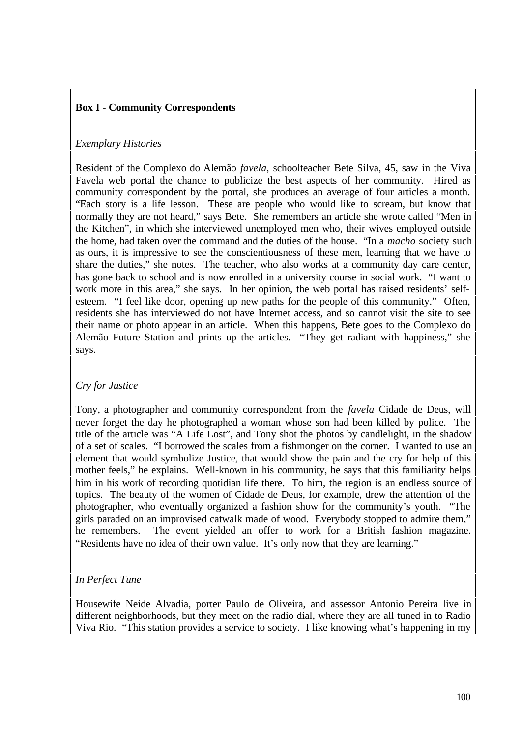**Box I - Community Correspondents**

*Exemplary Histories*

Resident of the Complexo do Alemão *favela*, schoolteacher Bete Silva, 45, saw in the Viva Favela web portal the chance to publicize the best aspects of her community. Hired as community correspondent by the portal, she produces an average of four articles a month. "Each story is a life lesson. These are people who would like to scream, but know that normally they are not heard," says Bete. She remembers an article she wrote called "Men in the Kitchen", in which she interviewed unemployed men who, their wives employed outside the home, had taken over the command and the duties of the house. "In a *macho* society such as ours, it is impressive to see the conscientiousness of these men, learning that we have to share the duties," she notes. The teacher, who also works at a community day care center, has gone back to school and is now enrolled in a university course in social work. "I want to work more in this area," she says. In her opinion, the web portal has raised residents' self-esteem. "I feel like door, opening up new paths for the people of this community." Often, residents she has interviewed do not have Internet access, and so cannot visit the site to see their name or photo appear in an article. When this happens, Bete goes to the Complexo do Alemão Future Station and prints up the articles. "They get radiant with happiness," she says.

*Cry for Justice*

Tony, a photographer and community correspondent from the *favela* Cidade de Deus, will never forget the day he photographed a woman whose son had been killed by police. The title of the article was "A Life Lost", and Tony shot the photos by candlelight, in the shadow of a set of scales. "I borrowed the scales from a fishmonger on the corner. I wanted to use an element that would symbolize Justice, that would show the pain and the cry for help of this mother feels," he explains. Well-known in his community, he says that this familiarity helps him in his work of recording quotidian life there. To him, the region is an endless source of topics. The beauty of the women of Cidade de Deus, for example, drew the attention of the photographer, who eventually organized a fashion show for the community's youth. "The girls paraded on an improvised catwalk made of wood. Everybody stopped to admire them," he remembers. The event yielded an offer to work for a British fashion magazine. "Residents have no idea of their own value. It's only now that they are learning."

*In Perfect Tune*

Housewife Neide Alvadia, porter Paulo de Oliveira, and assessor Antonio Pereira live in different neighborhoods, but they meet on the radio dial, where they are all tuned in to Radio Viva Rio. "This station provides a service to society. I like knowing what's happening in my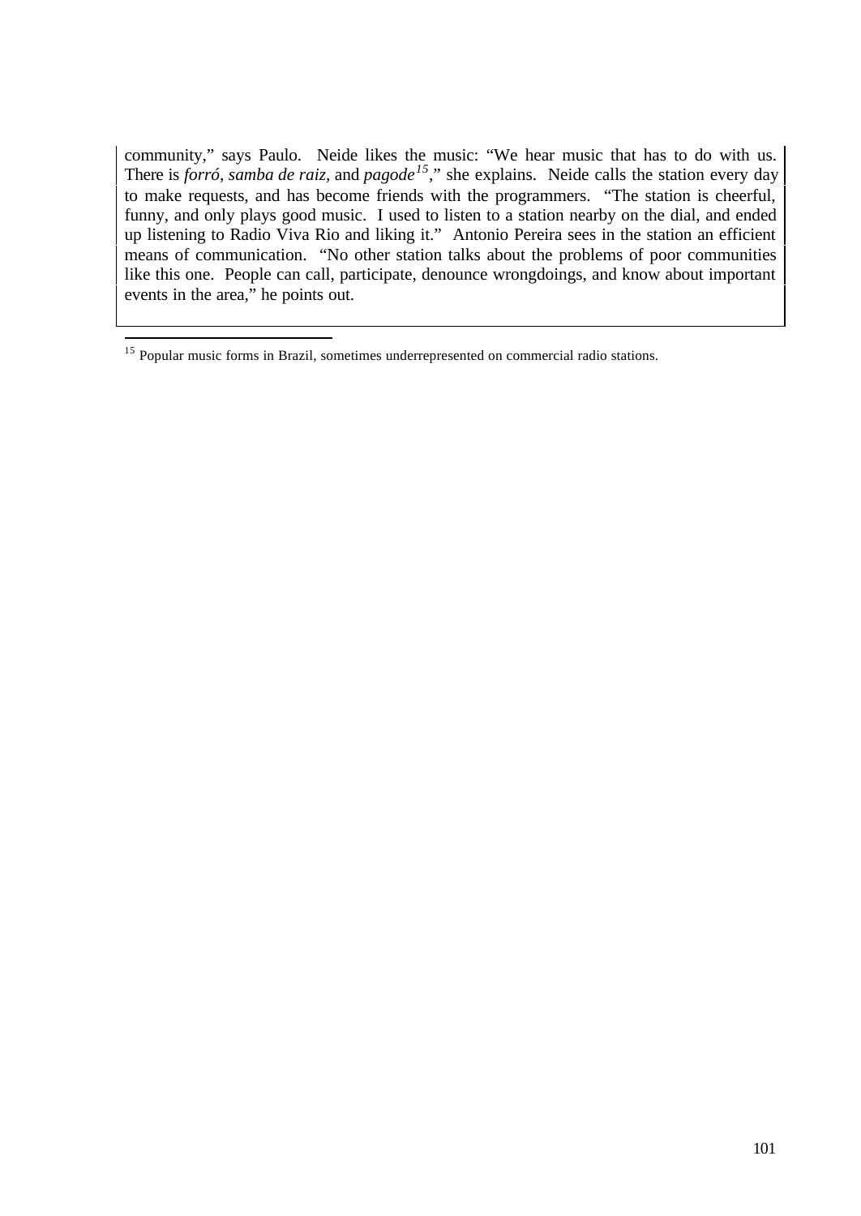community," says Paulo. Neide likes the music: "We hear music that has to do with us. There is *forró*, *samba de raiz*, and *pagode*[15]," she explains. Neide calls the station every day to make requests, and has become friends with the programmers. "The station is cheerful, funny, and only plays good music. I used to listen to a station nearby on the dial, and ended up listening to Radio Viva Rio and liking it." Antonio Pereira sees in the station an efficient means of communication. "No other station talks about the problems of poor communities like this one. People can call, participate, denounce wrongdoings, and know about important events in the area," he points out.

---

[15] Popular music forms in Brazil, sometimes underrepresented on commercial radio stations.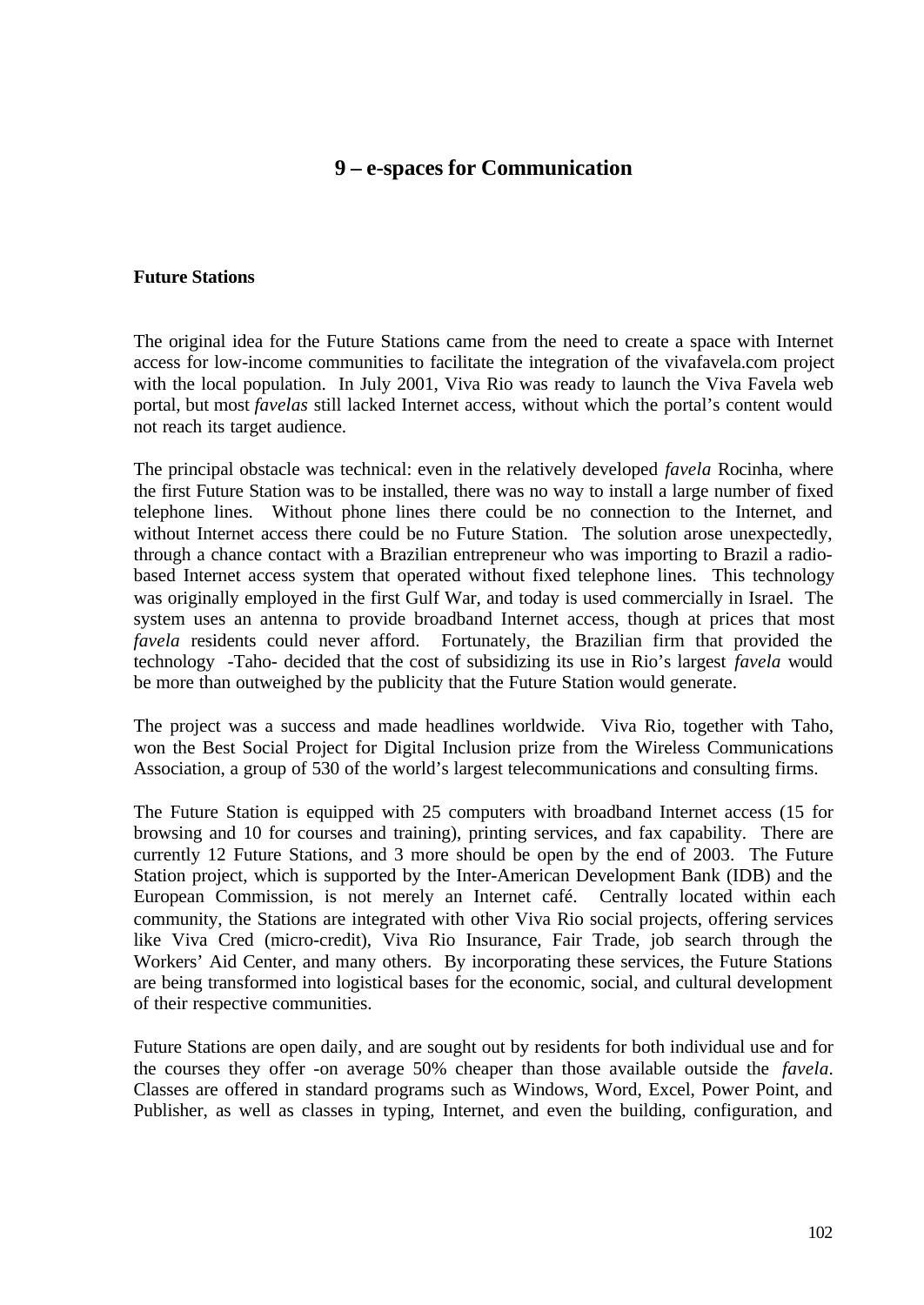# 9 – e-spaces for Communication

**Future Stations**

The original idea for the Future Stations came from the need to create a space with Internet access for low-income communities to facilitate the integration of the vivafavela.com project with the local population. In July 2001, Viva Rio was ready to launch the Viva Favela web portal, but most *favelas* still lacked Internet access, without which the portal's content would not reach its target audience.

The principal obstacle was technical: even in the relatively developed *favela* Rocinha, where the first Future Station was to be installed, there was no way to install a large number of fixed telephone lines. Without phone lines there could be no connection to the Internet, and without Internet access there could be no Future Station. The solution arose unexpectedly, through a chance contact with a Brazilian entrepreneur who was importing to Brazil a radio-based Internet access system that operated without fixed telephone lines. This technology was originally employed in the first Gulf War, and today is used commercially in Israel. The system uses an antenna to provide broadband Internet access, though at prices that most *favela* residents could never afford. Fortunately, the Brazilian firm that provided the technology -Taho- decided that the cost of subsidizing its use in Rio's largest *favela* would be more than outweighed by the publicity that the Future Station would generate.

The project was a success and made headlines worldwide. Viva Rio, together with Taho, won the Best Social Project for Digital Inclusion prize from the Wireless Communications Association, a group of 530 of the world's largest telecommunications and consulting firms.

The Future Station is equipped with 25 computers with broadband Internet access (15 for browsing and 10 for courses and training), printing services, and fax capability. There are currently 12 Future Stations, and 3 more should be open by the end of 2003. The Future Station project, which is supported by the Inter-American Development Bank (IDB) and the European Commission, is not merely an Internet café. Centrally located within each community, the Stations are integrated with other Viva Rio social projects, offering services like Viva Cred (micro-credit), Viva Rio Insurance, Fair Trade, job search through the Workers' Aid Center, and many others. By incorporating these services, the Future Stations are being transformed into logistical bases for the economic, social, and cultural development of their respective communities.

Future Stations are open daily, and are sought out by residents for both individual use and for the courses they offer -on average 50% cheaper than those available outside the *favela*. Classes are offered in standard programs such as Windows, Word, Excel, Power Point, and Publisher, as well as classes in typing, Internet, and even the building, configuration, and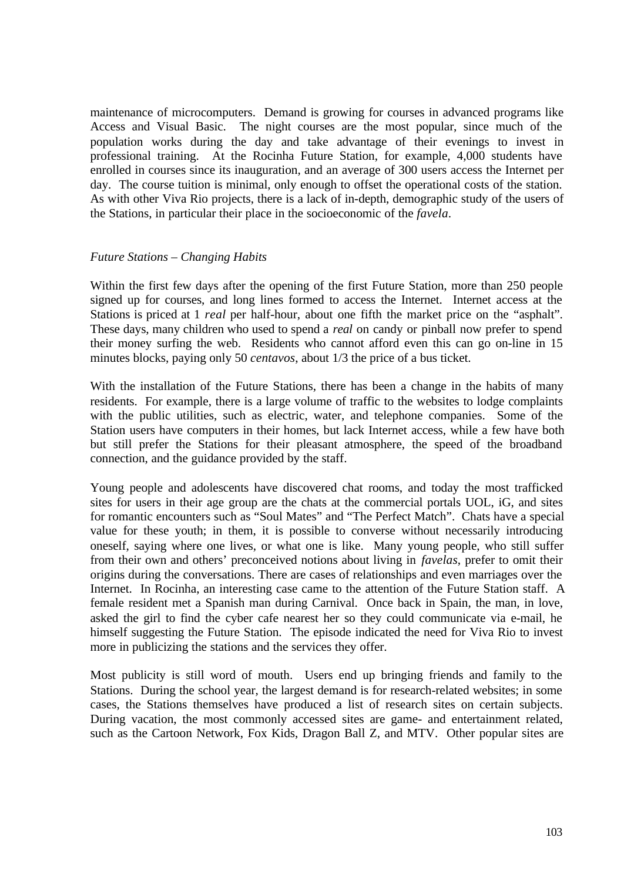maintenance of microcomputers. Demand is growing for courses in advanced programs like Access and Visual Basic. The night courses are the most popular, since much of the population works during the day and take advantage of their evenings to invest in professional training. At the Rocinha Future Station, for example, 4,000 students have enrolled in courses since its inauguration, and an average of 300 users access the Internet per day. The course tuition is minimal, only enough to offset the operational costs of the station. As with other Viva Rio projects, there is a lack of in-depth, demographic study of the users of the Stations, in particular their place in the socioeconomic of the *favela*.

*Future Stations – Changing Habits*

Within the first few days after the opening of the first Future Station, more than 250 people signed up for courses, and long lines formed to access the Internet. Internet access at the Stations is priced at 1 *real* per half-hour, about one fifth the market price on the "asphalt". These days, many children who used to spend a *real* on candy or pinball now prefer to spend their money surfing the web. Residents who cannot afford even this can go on-line in 15 minutes blocks, paying only 50 *centavos*, about 1/3 the price of a bus ticket.

With the installation of the Future Stations, there has been a change in the habits of many residents. For example, there is a large volume of traffic to the websites to lodge complaints with the public utilities, such as electric, water, and telephone companies. Some of the Station users have computers in their homes, but lack Internet access, while a few have both but still prefer the Stations for their pleasant atmosphere, the speed of the broadband connection, and the guidance provided by the staff.

Young people and adolescents have discovered chat rooms, and today the most trafficked sites for users in their age group are the chats at the commercial portals UOL, iG, and sites for romantic encounters such as "Soul Mates" and "The Perfect Match". Chats have a special value for these youth; in them, it is possible to converse without necessarily introducing oneself, saying where one lives, or what one is like. Many young people, who still suffer from their own and others' preconceived notions about living in *favelas*, prefer to omit their origins during the conversations. There are cases of relationships and even marriages over the Internet. In Rocinha, an interesting case came to the attention of the Future Station staff. A female resident met a Spanish man during Carnival. Once back in Spain, the man, in love, asked the girl to find the cyber cafe nearest her so they could communicate via e-mail, he himself suggesting the Future Station. The episode indicated the need for Viva Rio to invest more in publicizing the stations and the services they offer.

Most publicity is still word of mouth. Users end up bringing friends and family to the Stations. During the school year, the largest demand is for research-related websites; in some cases, the Stations themselves have produced a list of research sites on certain subjects. During vacation, the most commonly accessed sites are game- and entertainment related, such as the Cartoon Network, Fox Kids, Dragon Ball Z, and MTV. Other popular sites are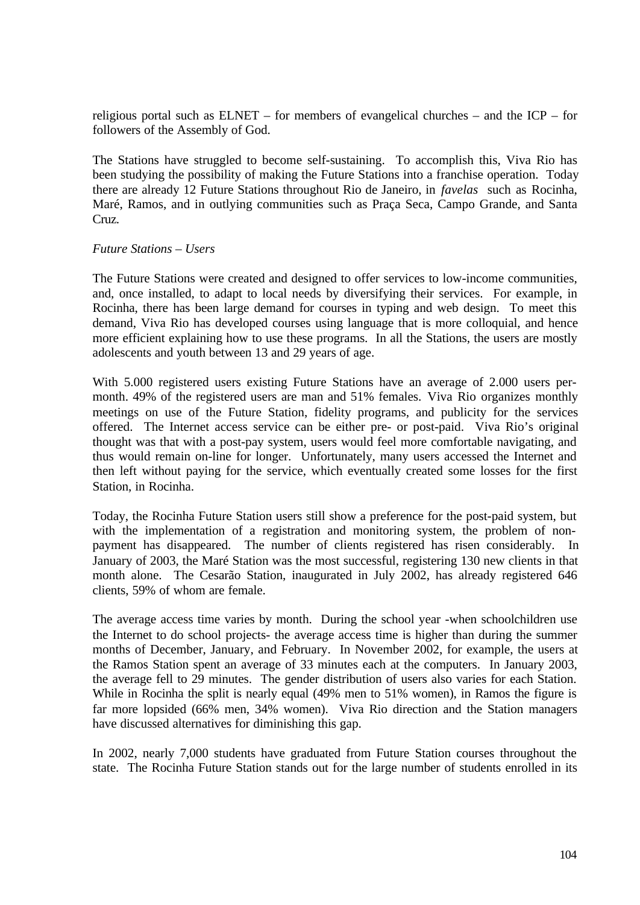religious portal such as ELNET – for members of evangelical churches – and the ICP – for followers of the Assembly of God.

The Stations have struggled to become self-sustaining. To accomplish this, Viva Rio has been studying the possibility of making the Future Stations into a franchise operation. Today there are already 12 Future Stations throughout Rio de Janeiro, in *favelas* such as Rocinha, Maré, Ramos, and in outlying communities such as Praça Seca, Campo Grande, and Santa Cruz.

*Future Stations – Users*

The Future Stations were created and designed to offer services to low-income communities, and, once installed, to adapt to local needs by diversifying their services. For example, in Rocinha, there has been large demand for courses in typing and web design. To meet this demand, Viva Rio has developed courses using language that is more colloquial, and hence more efficient explaining how to use these programs. In all the Stations, the users are mostly adolescents and youth between 13 and 29 years of age.

With 5.000 registered users existing Future Stations have an average of 2.000 users per-month. 49% of the registered users are man and 51% females. Viva Rio organizes monthly meetings on use of the Future Station, fidelity programs, and publicity for the services offered. The Internet access service can be either pre- or post-paid. Viva Rio's original thought was that with a post-pay system, users would feel more comfortable navigating, and thus would remain on-line for longer. Unfortunately, many users accessed the Internet and then left without paying for the service, which eventually created some losses for the first Station, in Rocinha.

Today, the Rocinha Future Station users still show a preference for the post-paid system, but with the implementation of a registration and monitoring system, the problem of non-payment has disappeared. The number of clients registered has risen considerably. In January of 2003, the Maré Station was the most successful, registering 130 new clients in that month alone. The Cesarão Station, inaugurated in July 2002, has already registered 646 clients, 59% of whom are female.

The average access time varies by month. During the school year -when schoolchildren use the Internet to do school projects- the average access time is higher than during the summer months of December, January, and February. In November 2002, for example, the users at the Ramos Station spent an average of 33 minutes each at the computers. In January 2003, the average fell to 29 minutes. The gender distribution of users also varies for each Station. While in Rocinha the split is nearly equal (49% men to 51% women), in Ramos the figure is far more lopsided (66% men, 34% women). Viva Rio direction and the Station managers have discussed alternatives for diminishing this gap.

In 2002, nearly 7,000 students have graduated from Future Station courses throughout the state. The Rocinha Future Station stands out for the large number of students enrolled in its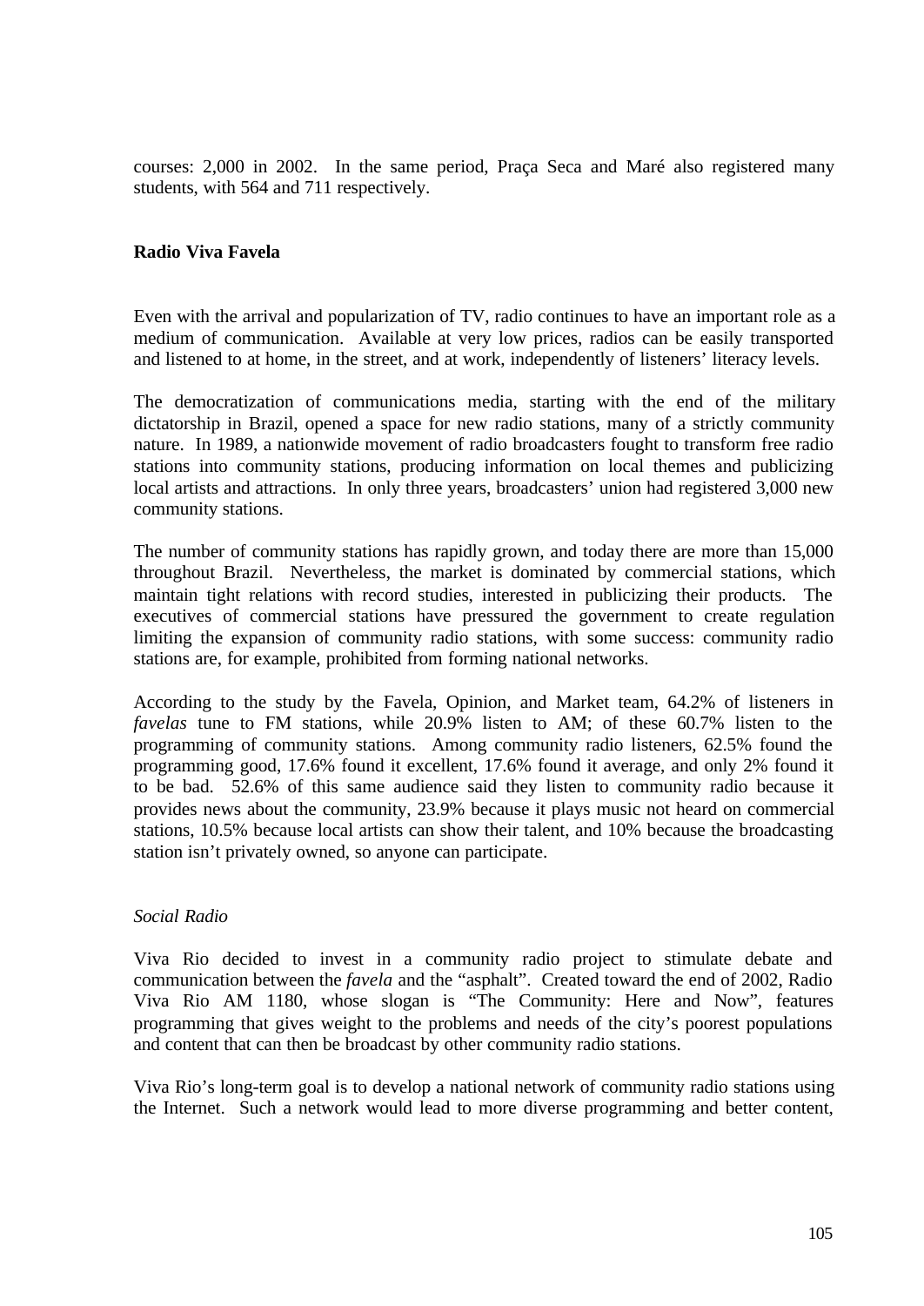courses: 2,000 in 2002. In the same period, Praça Seca and Maré also registered many students, with 564 and 711 respectively.

## Radio Viva Favela

Even with the arrival and popularization of TV, radio continues to have an important role as a medium of communication. Available at very low prices, radios can be easily transported and listened to at home, in the street, and at work, independently of listeners' literacy levels.

The democratization of communications media, starting with the end of the military dictatorship in Brazil, opened a space for new radio stations, many of a strictly community nature. In 1989, a nationwide movement of radio broadcasters fought to transform free radio stations into community stations, producing information on local themes and publicizing local artists and attractions. In only three years, broadcasters' union had registered 3,000 new community stations.

The number of community stations has rapidly grown, and today there are more than 15,000 throughout Brazil. Nevertheless, the market is dominated by commercial stations, which maintain tight relations with record studies, interested in publicizing their products. The executives of commercial stations have pressured the government to create regulation limiting the expansion of community radio stations, with some success: community radio stations are, for example, prohibited from forming national networks.

According to the study by the Favela, Opinion, and Market team, 64.2% of listeners in *favelas* tune to FM stations, while 20.9% listen to AM; of these 60.7% listen to the programming of community stations. Among community radio listeners, 62.5% found the programming good, 17.6% found it excellent, 17.6% found it average, and only 2% found it to be bad. 52.6% of this same audience said they listen to community radio because it provides news about the community, 23.9% because it plays music not heard on commercial stations, 10.5% because local artists can show their talent, and 10% because the broadcasting station isn't privately owned, so anyone can participate.

### *Social Radio*

Viva Rio decided to invest in a community radio project to stimulate debate and communication between the *favela* and the "asphalt". Created toward the end of 2002, Radio Viva Rio AM 1180, whose slogan is "The Community: Here and Now", features programming that gives weight to the problems and needs of the city's poorest populations and content that can then be broadcast by other community radio stations.

Viva Rio's long-term goal is to develop a national network of community radio stations using the Internet. Such a network would lead to more diverse programming and better content,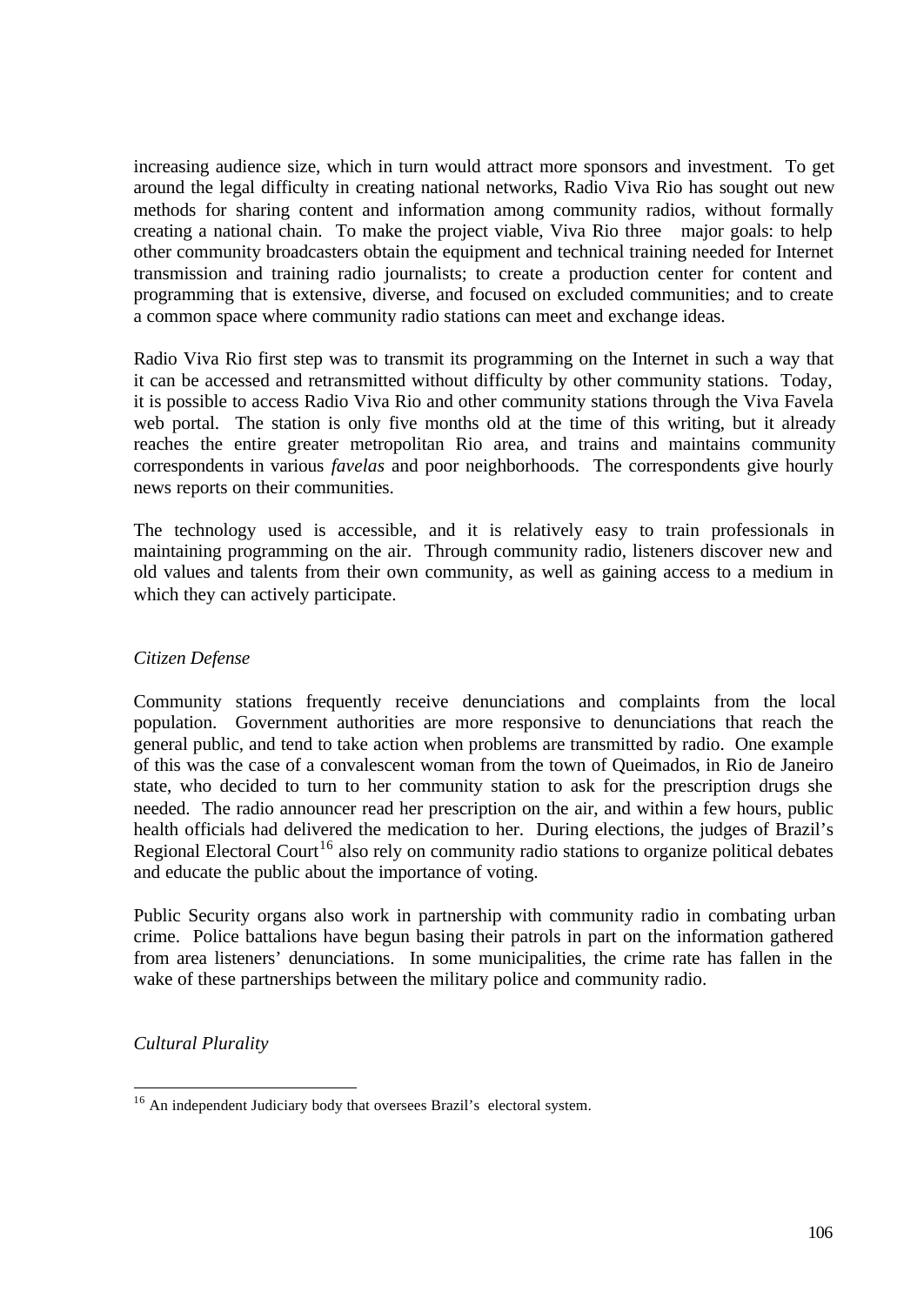increasing audience size, which in turn would attract more sponsors and investment. To get around the legal difficulty in creating national networks, Radio Viva Rio has sought out new methods for sharing content and information among community radios, without formally creating a national chain. To make the project viable, Viva Rio three major goals: to help other community broadcasters obtain the equipment and technical training needed for Internet transmission and training radio journalists; to create a production center for content and programming that is extensive, diverse, and focused on excluded communities; and to create a common space where community radio stations can meet and exchange ideas.

Radio Viva Rio first step was to transmit its programming on the Internet in such a way that it can be accessed and retransmitted without difficulty by other community stations. Today, it is possible to access Radio Viva Rio and other community stations through the Viva Favela web portal. The station is only five months old at the time of this writing, but it already reaches the entire greater metropolitan Rio area, and trains and maintains community correspondents in various *favelas* and poor neighborhoods. The correspondents give hourly news reports on their communities.

The technology used is accessible, and it is relatively easy to train professionals in maintaining programming on the air. Through community radio, listeners discover new and old values and talents from their own community, as well as gaining access to a medium in which they can actively participate.

*Citizen Defense*

Community stations frequently receive denunciations and complaints from the local population. Government authorities are more responsive to denunciations that reach the general public, and tend to take action when problems are transmitted by radio. One example of this was the case of a convalescent woman from the town of Queimados, in Rio de Janeiro state, who decided to turn to her community station to ask for the prescription drugs she needed. The radio announcer read her prescription on the air, and within a few hours, public health officials had delivered the medication to her. During elections, the judges of Brazil's Regional Electoral Court[16] also rely on community radio stations to organize political debates and educate the public about the importance of voting.

Public Security organs also work in partnership with community radio in combating urban crime. Police battalions have begun basing their patrols in part on the information gathered from area listeners' denunciations. In some municipalities, the crime rate has fallen in the wake of these partnerships between the military police and community radio.

*Cultural Plurality*

---

[16] An independent Judiciary body that oversees Brazil's electoral system.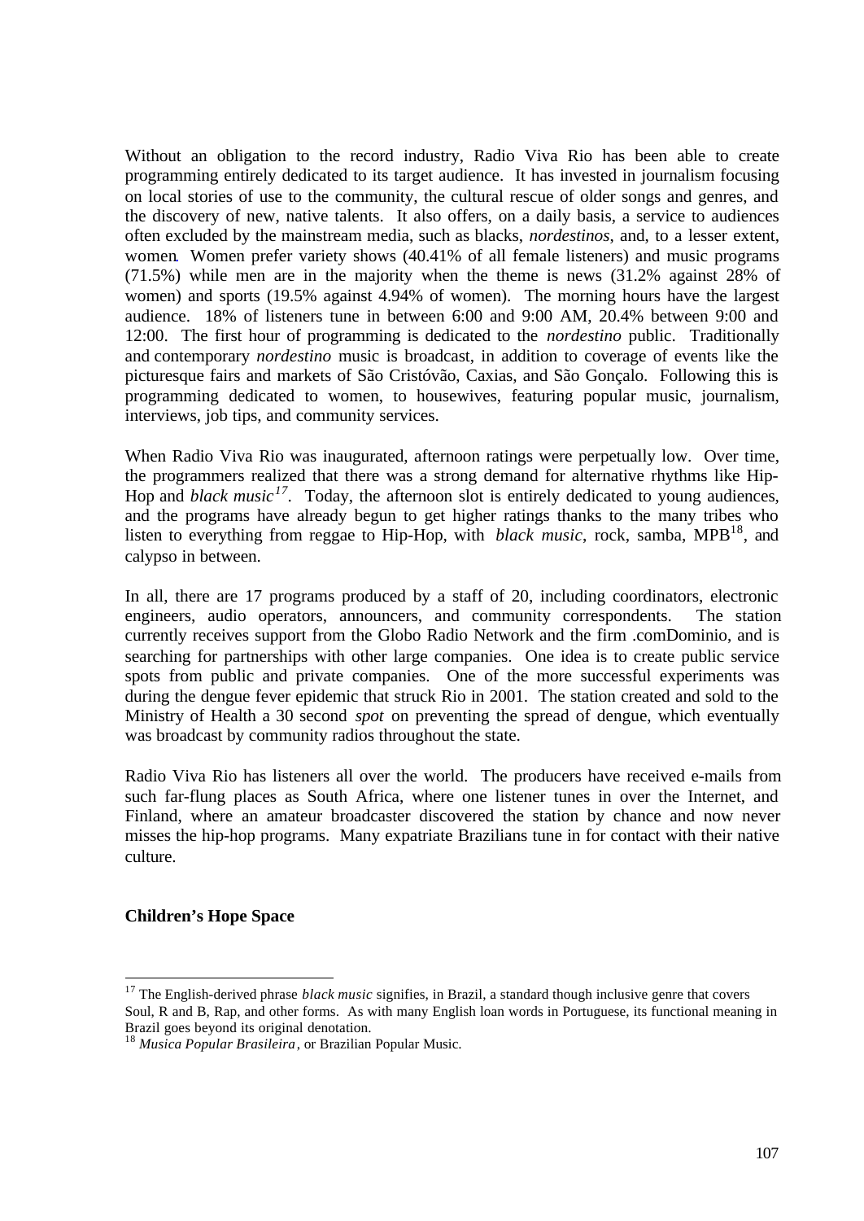Without an obligation to the record industry, Radio Viva Rio has been able to create programming entirely dedicated to its target audience. It has invested in journalism focusing on local stories of use to the community, the cultural rescue of older songs and genres, and the discovery of new, native talents. It also offers, on a daily basis, a service to audiences often excluded by the mainstream media, such as blacks, *nordestinos*, and, to a lesser extent, women. Women prefer variety shows (40.41% of all female listeners) and music programs (71.5%) while men are in the majority when the theme is news (31.2% against 28% of women) and sports (19.5% against 4.94% of women). The morning hours have the largest audience. 18% of listeners tune in between 6:00 and 9:00 AM, 20.4% between 9:00 and 12:00. The first hour of programming is dedicated to the *nordestino* public. Traditionally and contemporary *nordestino* music is broadcast, in addition to coverage of events like the picturesque fairs and markets of São Cristóvão, Caxias, and São Gonçalo. Following this is programming dedicated to women, to housewives, featuring popular music, journalism, interviews, job tips, and community services.

When Radio Viva Rio was inaugurated, afternoon ratings were perpetually low. Over time, the programmers realized that there was a strong demand for alternative rhythms like Hip-Hop and *black music*[17]. Today, the afternoon slot is entirely dedicated to young audiences, and the programs have already begun to get higher ratings thanks to the many tribes who listen to everything from reggae to Hip-Hop, with *black music*, rock, samba, MPB[18], and calypso in between.

In all, there are 17 programs produced by a staff of 20, including coordinators, electronic engineers, audio operators, announcers, and community correspondents. The station currently receives support from the Globo Radio Network and the firm .comDominio, and is searching for partnerships with other large companies. One idea is to create public service spots from public and private companies. One of the more successful experiments was during the dengue fever epidemic that struck Rio in 2001. The station created and sold to the Ministry of Health a 30 second *spot* on preventing the spread of dengue, which eventually was broadcast by community radios throughout the state.

Radio Viva Rio has listeners all over the world. The producers have received e-mails from such far-flung places as South Africa, where one listener tunes in over the Internet, and Finland, where an amateur broadcaster discovered the station by chance and now never misses the hip-hop programs. Many expatriate Brazilians tune in for contact with their native culture.

**Children's Hope Space**

---

[17] The English-derived phrase *black music* signifies, in Brazil, a standard though inclusive genre that covers Soul, R and B, Rap, and other forms. As with many English loan words in Portuguese, its functional meaning in Brazil goes beyond its original denotation.

[18] *Musica Popular Brasileira*, or Brazilian Popular Music.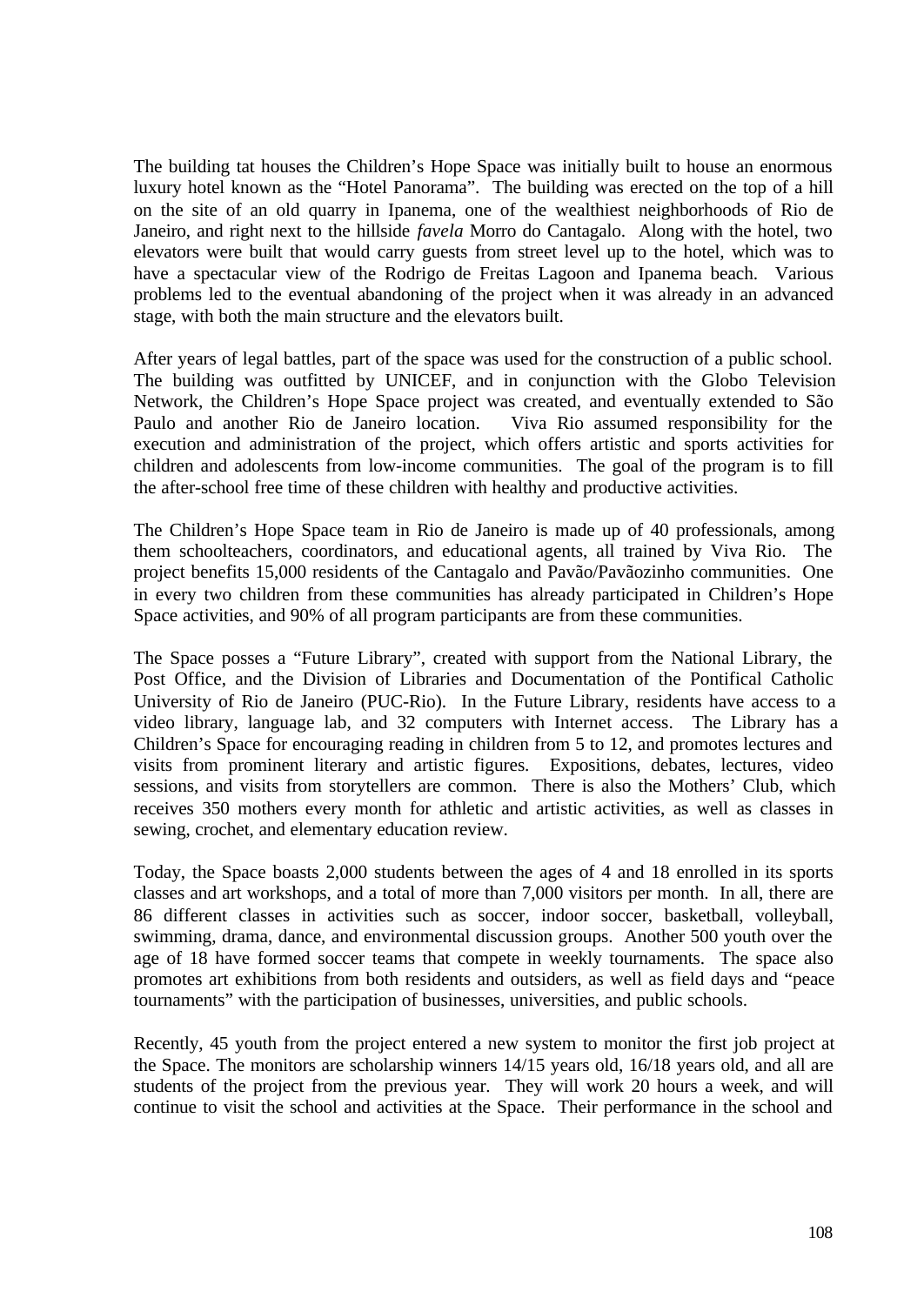The building tat houses the Children's Hope Space was initially built to house an enormous luxury hotel known as the "Hotel Panorama". The building was erected on the top of a hill on the site of an old quarry in Ipanema, one of the wealthiest neighborhoods of Rio de Janeiro, and right next to the hillside *favela* Morro do Cantagalo. Along with the hotel, two elevators were built that would carry guests from street level up to the hotel, which was to have a spectacular view of the Rodrigo de Freitas Lagoon and Ipanema beach. Various problems led to the eventual abandoning of the project when it was already in an advanced stage, with both the main structure and the elevators built.

After years of legal battles, part of the space was used for the construction of a public school. The building was outfitted by UNICEF, and in conjunction with the Globo Television Network, the Children's Hope Space project was created, and eventually extended to São Paulo and another Rio de Janeiro location. Viva Rio assumed responsibility for the execution and administration of the project, which offers artistic and sports activities for children and adolescents from low-income communities. The goal of the program is to fill the after-school free time of these children with healthy and productive activities.

The Children's Hope Space team in Rio de Janeiro is made up of 40 professionals, among them schoolteachers, coordinators, and educational agents, all trained by Viva Rio. The project benefits 15,000 residents of the Cantagalo and Pavão/Pavãozinho communities. One in every two children from these communities has already participated in Children's Hope Space activities, and 90% of all program participants are from these communities.

The Space posses a "Future Library", created with support from the National Library, the Post Office, and the Division of Libraries and Documentation of the Pontifical Catholic University of Rio de Janeiro (PUC-Rio). In the Future Library, residents have access to a video library, language lab, and 32 computers with Internet access. The Library has a Children's Space for encouraging reading in children from 5 to 12, and promotes lectures and visits from prominent literary and artistic figures. Expositions, debates, lectures, video sessions, and visits from storytellers are common. There is also the Mothers' Club, which receives 350 mothers every month for athletic and artistic activities, as well as classes in sewing, crochet, and elementary education review.

Today, the Space boasts 2,000 students between the ages of 4 and 18 enrolled in its sports classes and art workshops, and a total of more than 7,000 visitors per month. In all, there are 86 different classes in activities such as soccer, indoor soccer, basketball, volleyball, swimming, drama, dance, and environmental discussion groups. Another 500 youth over the age of 18 have formed soccer teams that compete in weekly tournaments. The space also promotes art exhibitions from both residents and outsiders, as well as field days and "peace tournaments" with the participation of businesses, universities, and public schools.

Recently, 45 youth from the project entered a new system to monitor the first job project at the Space. The monitors are scholarship winners 14/15 years old, 16/18 years old, and all are students of the project from the previous year. They will work 20 hours a week, and will continue to visit the school and activities at the Space. Their performance in the school and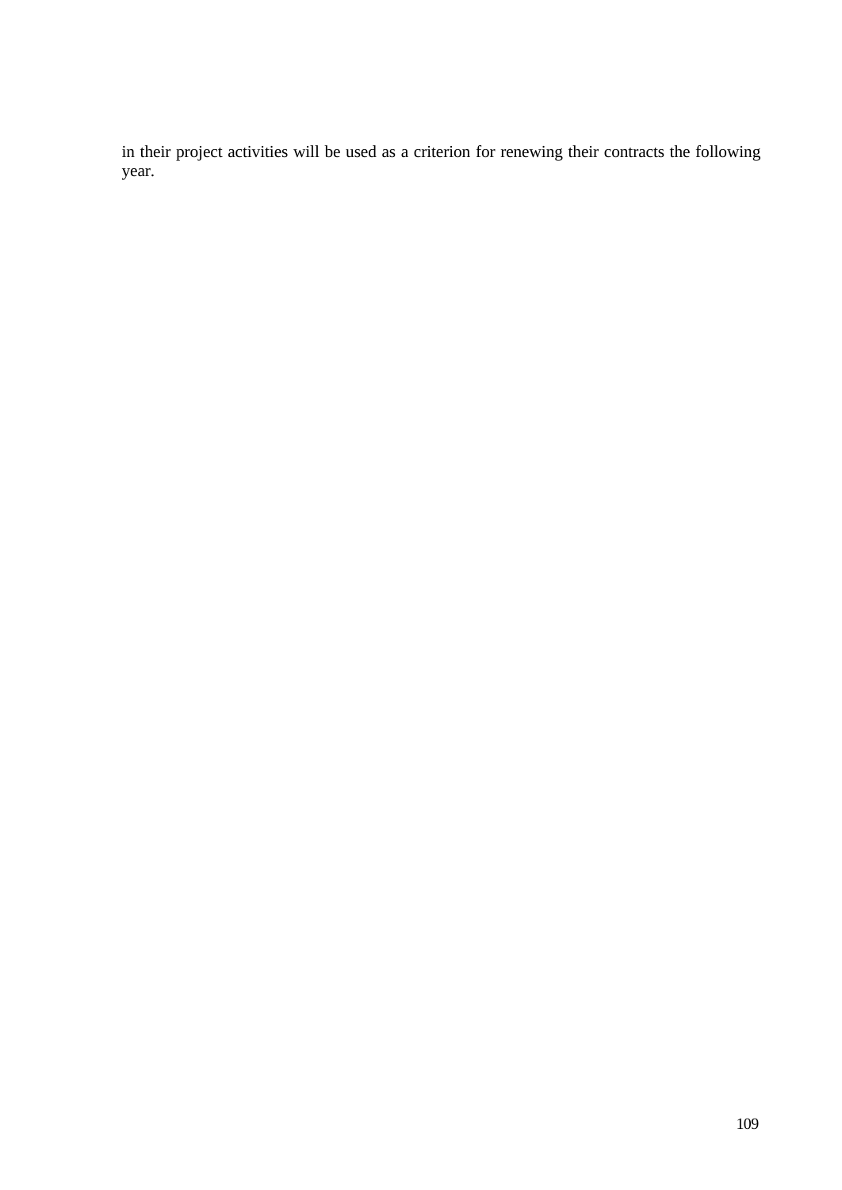in their project activities will be used as a criterion for renewing their contracts the following year.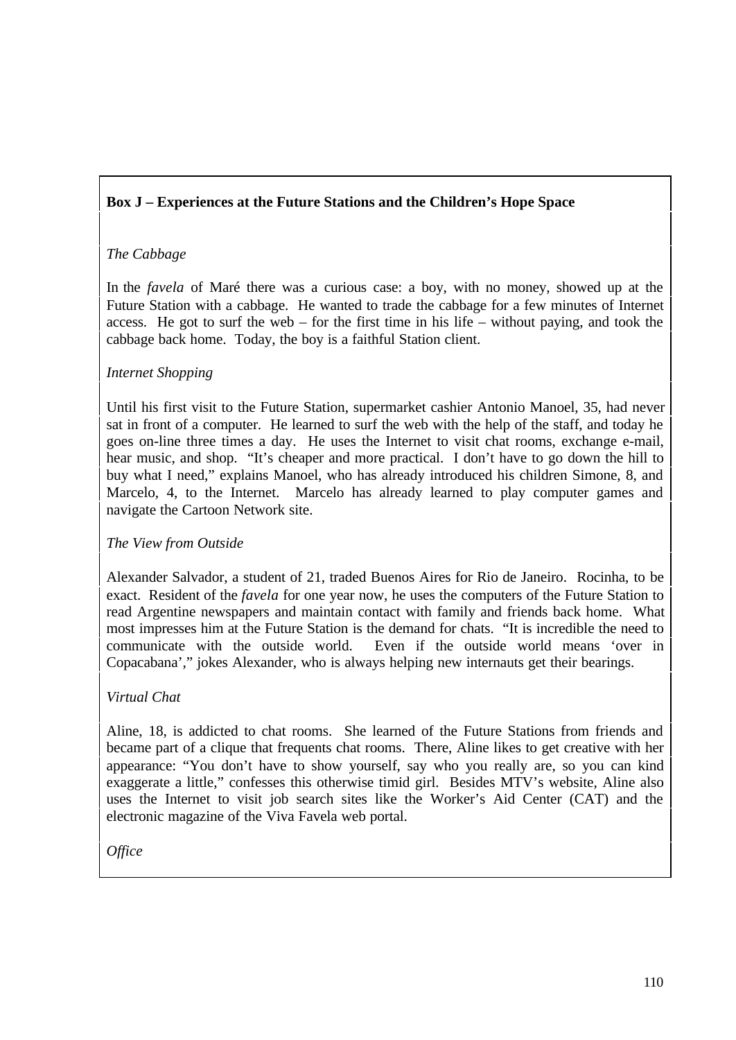**Box J – Experiences at the Future Stations and the Children's Hope Space**

*The Cabbage*

In the *favela* of Maré there was a curious case: a boy, with no money, showed up at the Future Station with a cabbage. He wanted to trade the cabbage for a few minutes of Internet access. He got to surf the web – for the first time in his life – without paying, and took the cabbage back home. Today, the boy is a faithful Station client.

*Internet Shopping*

Until his first visit to the Future Station, supermarket cashier Antonio Manoel, 35, had never sat in front of a computer. He learned to surf the web with the help of the staff, and today he goes on-line three times a day. He uses the Internet to visit chat rooms, exchange e-mail, hear music, and shop. "It's cheaper and more practical. I don't have to go down the hill to buy what I need," explains Manoel, who has already introduced his children Simone, 8, and Marcelo, 4, to the Internet. Marcelo has already learned to play computer games and navigate the Cartoon Network site.

*The View from Outside*

Alexander Salvador, a student of 21, traded Buenos Aires for Rio de Janeiro. Rocinha, to be exact. Resident of the *favela* for one year now, he uses the computers of the Future Station to read Argentine newspapers and maintain contact with family and friends back home. What most impresses him at the Future Station is the demand for chats. "It is incredible the need to communicate with the outside world. Even if the outside world means 'over in Copacabana'," jokes Alexander, who is always helping new internauts get their bearings.

*Virtual Chat*

Aline, 18, is addicted to chat rooms. She learned of the Future Stations from friends and became part of a clique that frequents chat rooms. There, Aline likes to get creative with her appearance: "You don't have to show yourself, say who you really are, so you can kind exaggerate a little," confesses this otherwise timid girl. Besides MTV's website, Aline also uses the Internet to visit job search sites like the Worker's Aid Center (CAT) and the electronic magazine of the Viva Favela web portal.

*Office*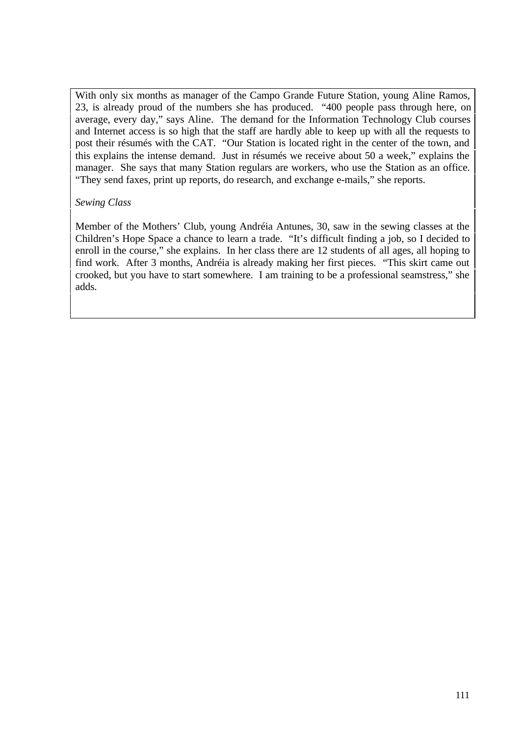With only six months as manager of the Campo Grande Future Station, young Aline Ramos, 23, is already proud of the numbers she has produced. "400 people pass through here, on average, every day," says Aline. The demand for the Information Technology Club courses and Internet access is so high that the staff are hardly able to keep up with all the requests to post their résumés with the CAT. "Our Station is located right in the center of the town, and this explains the intense demand. Just in résumés we receive about 50 a week," explains the manager. She says that many Station regulars are workers, who use the Station as an office. "They send faxes, print up reports, do research, and exchange e-mails," she reports.

*Sewing Class*

Member of the Mothers' Club, young Andréia Antunes, 30, saw in the sewing classes at the Children's Hope Space a chance to learn a trade. "It's difficult finding a job, so I decided to enroll in the course," she explains. In her class there are 12 students of all ages, all hoping to find work. After 3 months, Andréia is already making her first pieces. "This skirt came out crooked, but you have to start somewhere. I am training to be a professional seamstress," she adds.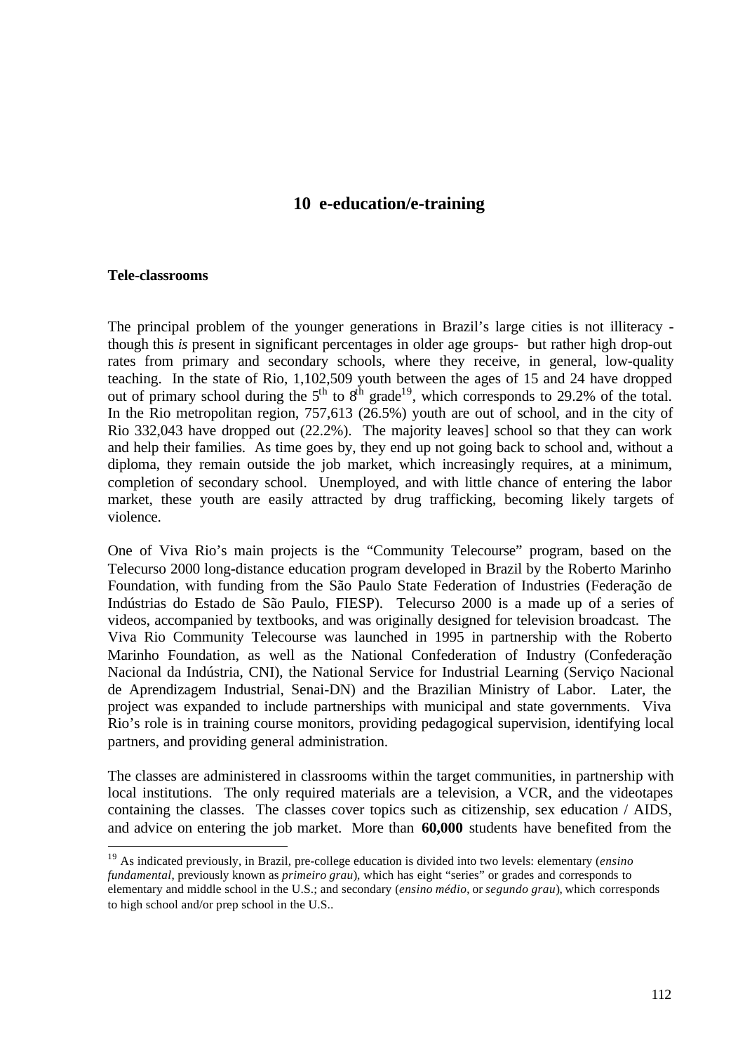## 10 e-education/e-training

### Tele-classrooms

The principal problem of the younger generations in Brazil's large cities is not illiteracy - though this *is* present in significant percentages in older age groups- but rather high drop-out rates from primary and secondary schools, where they receive, in general, low-quality teaching. In the state of Rio, 1,102,509 youth between the ages of 15 and 24 have dropped out of primary school during the 5th to 8th grade[19], which corresponds to 29.2% of the total. In the Rio metropolitan region, 757,613 (26.5%) youth are out of school, and in the city of Rio 332,043 have dropped out (22.2%). The majority leaves] school so that they can work and help their families. As time goes by, they end up not going back to school and, without a diploma, they remain outside the job market, which increasingly requires, at a minimum, completion of secondary school. Unemployed, and with little chance of entering the labor market, these youth are easily attracted by drug trafficking, becoming likely targets of violence.

One of Viva Rio's main projects is the "Community Telecourse" program, based on the Telecurso 2000 long-distance education program developed in Brazil by the Roberto Marinho Foundation, with funding from the São Paulo State Federation of Industries (Federação de Indústrias do Estado de São Paulo, FIESP). Telecurso 2000 is a made up of a series of videos, accompanied by textbooks, and was originally designed for television broadcast. The Viva Rio Community Telecourse was launched in 1995 in partnership with the Roberto Marinho Foundation, as well as the National Confederation of Industry (Confederação Nacional da Indústria, CNI), the National Service for Industrial Learning (Serviço Nacional de Aprendizagem Industrial, Senai-DN) and the Brazilian Ministry of Labor. Later, the project was expanded to include partnerships with municipal and state governments. Viva Rio's role is in training course monitors, providing pedagogical supervision, identifying local partners, and providing general administration.

The classes are administered in classrooms within the target communities, in partnership with local institutions. The only required materials are a television, a VCR, and the videotapes containing the classes. The classes cover topics such as citizenship, sex education / AIDS, and advice on entering the job market. More than **60,000** students have benefited from the

---

[19] As indicated previously, in Brazil, pre-college education is divided into two levels: elementary (*ensino fundamental*, previously known as *primeiro grau*), which has eight "series" or grades and corresponds to elementary and middle school in the U.S.; and secondary (*ensino médio*, or *segundo grau*), which corresponds to high school and/or prep school in the U.S..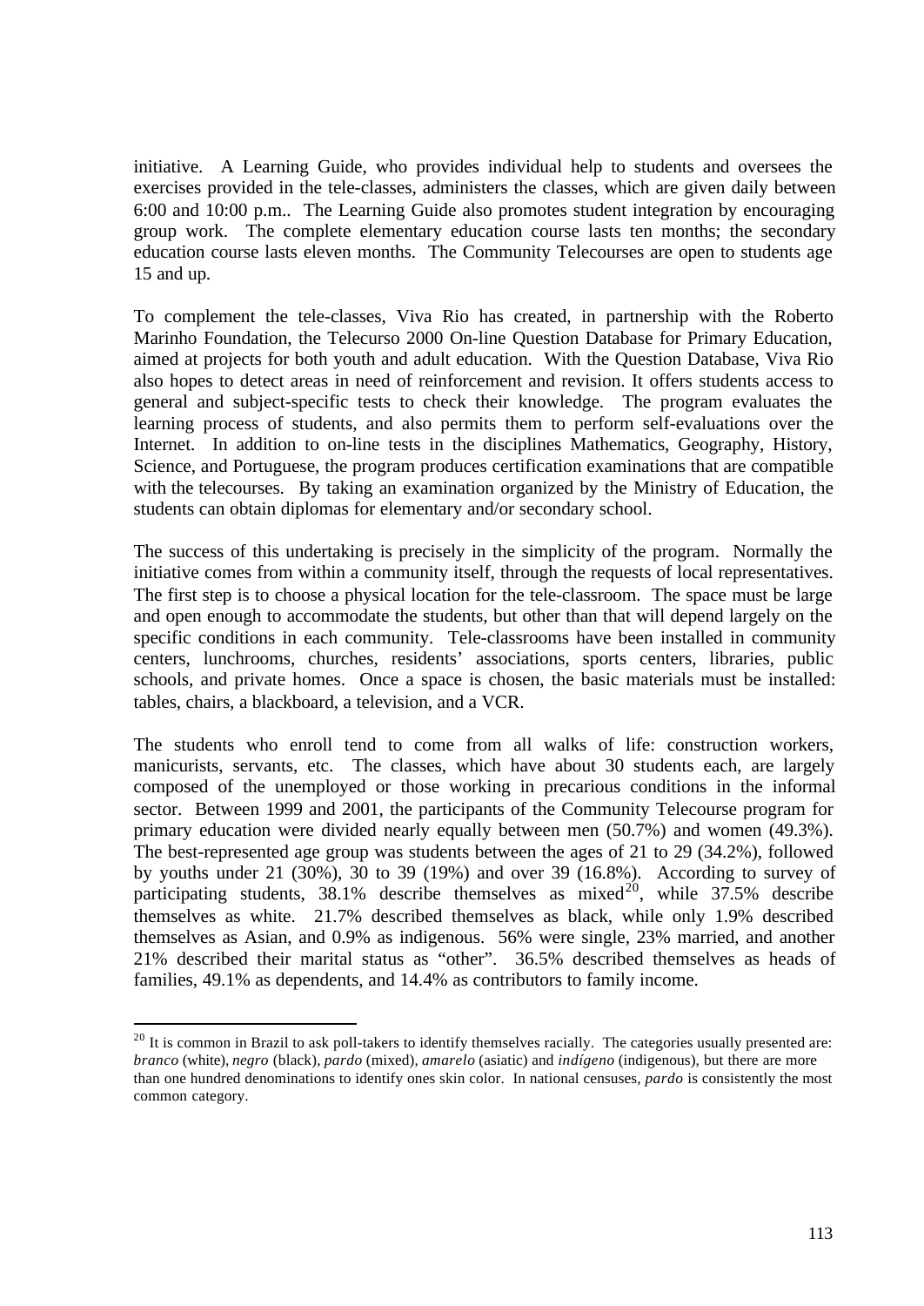initiative. A Learning Guide, who provides individual help to students and oversees the exercises provided in the tele-classes, administers the classes, which are given daily between 6:00 and 10:00 p.m.. The Learning Guide also promotes student integration by encouraging group work. The complete elementary education course lasts ten months; the secondary education course lasts eleven months. The Community Telecourses are open to students age 15 and up.

To complement the tele-classes, Viva Rio has created, in partnership with the Roberto Marinho Foundation, the Telecurso 2000 On-line Question Database for Primary Education, aimed at projects for both youth and adult education. With the Question Database, Viva Rio also hopes to detect areas in need of reinforcement and revision. It offers students access to general and subject-specific tests to check their knowledge. The program evaluates the learning process of students, and also permits them to perform self-evaluations over the Internet. In addition to on-line tests in the disciplines Mathematics, Geography, History, Science, and Portuguese, the program produces certification examinations that are compatible with the telecourses. By taking an examination organized by the Ministry of Education, the students can obtain diplomas for elementary and/or secondary school.

The success of this undertaking is precisely in the simplicity of the program. Normally the initiative comes from within a community itself, through the requests of local representatives. The first step is to choose a physical location for the tele-classroom. The space must be large and open enough to accommodate the students, but other than that will depend largely on the specific conditions in each community. Tele-classrooms have been installed in community centers, lunchrooms, churches, residents' associations, sports centers, libraries, public schools, and private homes. Once a space is chosen, the basic materials must be installed: tables, chairs, a blackboard, a television, and a VCR.

The students who enroll tend to come from all walks of life: construction workers, manicurists, servants, etc. The classes, which have about 30 students each, are largely composed of the unemployed or those working in precarious conditions in the informal sector. Between 1999 and 2001, the participants of the Community Telecourse program for primary education were divided nearly equally between men (50.7%) and women (49.3%). The best-represented age group was students between the ages of 21 to 29 (34.2%), followed by youths under 21 (30%), 30 to 39 (19%) and over 39 (16.8%). According to survey of participating students, 38.1% describe themselves as mixed[20], while 37.5% describe themselves as white. 21.7% described themselves as black, while only 1.9% described themselves as Asian, and 0.9% as indigenous. 56% were single, 23% married, and another 21% described their marital status as "other". 36.5% described themselves as heads of families, 49.1% as dependents, and 14.4% as contributors to family income.

[20] It is common in Brazil to ask poll-takers to identify themselves racially. The categories usually presented are: *branco* (white), *negro* (black), *pardo* (mixed), *amarelo* (asiatic) and *indígeno* (indigenous), but there are more than one hundred denominations to identify ones skin color. In national censuses, *pardo* is consistently the most common category.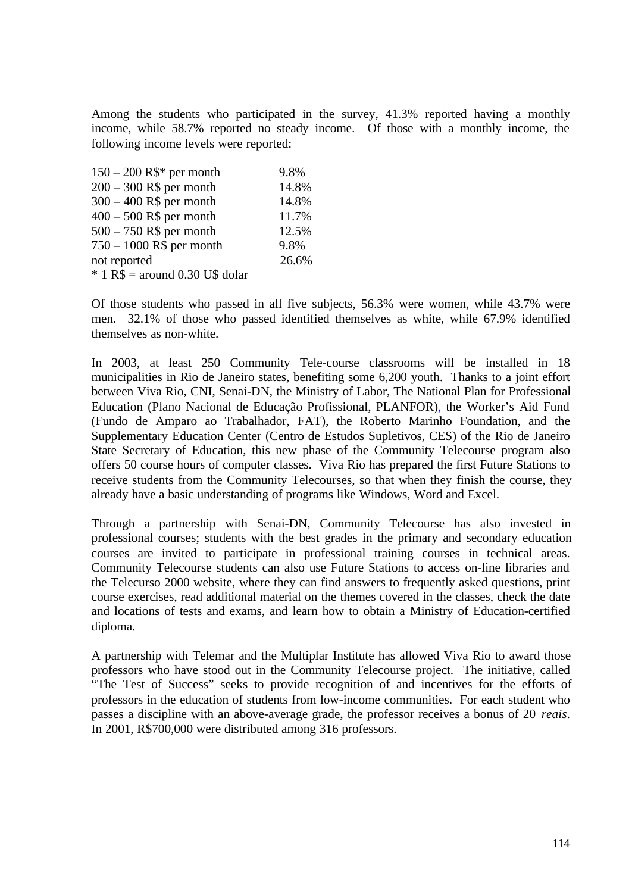Among the students who participated in the survey, 41.3% reported having a monthly income, while 58.7% reported no steady income. Of those with a monthly income, the following income levels were reported:

| | |
|---|---|
| 150 – 200 R$* per month | 9.8% |
| 200 – 300 R$ per month | 14.8% |
| 300 – 400 R$ per month | 14.8% |
| 400 – 500 R$ per month | 11.7% |
| 500 – 750 R$ per month | 12.5% |
| 750 – 1000 R$ per month | 9.8% |
| not reported | 26.6% |

* 1 R$ = around 0.30 U$ dolar

Of those students who passed in all five subjects, 56.3% were women, while 43.7% were men. 32.1% of those who passed identified themselves as white, while 67.9% identified themselves as non-white.

In 2003, at least 250 Community Tele-course classrooms will be installed in 18 municipalities in Rio de Janeiro states, benefiting some 6,200 youth. Thanks to a joint effort between Viva Rio, CNI, Senai-DN, the Ministry of Labor, The National Plan for Professional Education (Plano Nacional de Educação Profissional, PLANFOR), the Worker's Aid Fund (Fundo de Amparo ao Trabalhador, FAT), the Roberto Marinho Foundation, and the Supplementary Education Center (Centro de Estudos Supletivos, CES) of the Rio de Janeiro State Secretary of Education, this new phase of the Community Telecourse program also offers 50 course hours of computer classes. Viva Rio has prepared the first Future Stations to receive students from the Community Telecourses, so that when they finish the course, they already have a basic understanding of programs like Windows, Word and Excel.

Through a partnership with Senai-DN, Community Telecourse has also invested in professional courses; students with the best grades in the primary and secondary education courses are invited to participate in professional training courses in technical areas. Community Telecourse students can also use Future Stations to access on-line libraries and the Telecurso 2000 website, where they can find answers to frequently asked questions, print course exercises, read additional material on the themes covered in the classes, check the date and locations of tests and exams, and learn how to obtain a Ministry of Education-certified diploma.

A partnership with Telemar and the Multiplar Institute has allowed Viva Rio to award those professors who have stood out in the Community Telecourse project. The initiative, called "The Test of Success" seeks to provide recognition of and incentives for the efforts of professors in the education of students from low-income communities. For each student who passes a discipline with an above-average grade, the professor receives a bonus of 20 *reais*. In 2001, R$700,000 were distributed among 316 professors.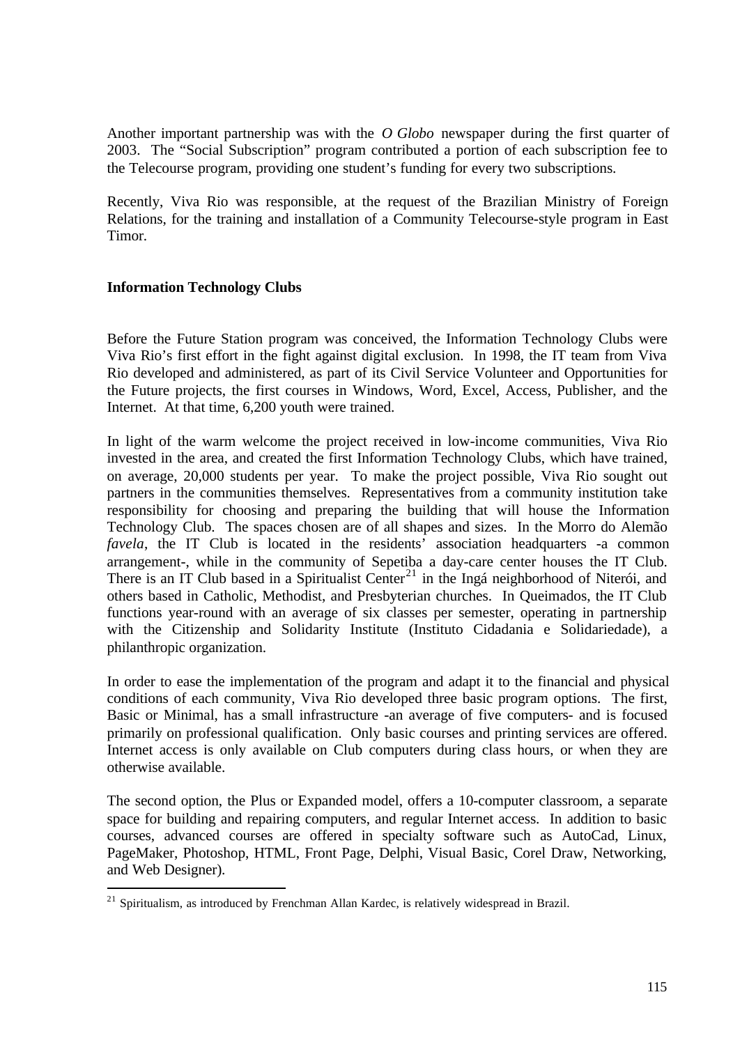Another important partnership was with the *O Globo* newspaper during the first quarter of 2003. The "Social Subscription" program contributed a portion of each subscription fee to the Telecourse program, providing one student's funding for every two subscriptions.

Recently, Viva Rio was responsible, at the request of the Brazilian Ministry of Foreign Relations, for the training and installation of a Community Telecourse-style program in East Timor.

**Information Technology Clubs**

Before the Future Station program was conceived, the Information Technology Clubs were Viva Rio's first effort in the fight against digital exclusion. In 1998, the IT team from Viva Rio developed and administered, as part of its Civil Service Volunteer and Opportunities for the Future projects, the first courses in Windows, Word, Excel, Access, Publisher, and the Internet. At that time, 6,200 youth were trained.

In light of the warm welcome the project received in low-income communities, Viva Rio invested in the area, and created the first Information Technology Clubs, which have trained, on average, 20,000 students per year. To make the project possible, Viva Rio sought out partners in the communities themselves. Representatives from a community institution take responsibility for choosing and preparing the building that will house the Information Technology Club. The spaces chosen are of all shapes and sizes. In the Morro do Alemão *favela*, the IT Club is located in the residents' association headquarters -a common arrangement-, while in the community of Sepetiba a day-care center houses the IT Club. There is an IT Club based in a Spiritualist Center[21] in the Ingá neighborhood of Niterói, and others based in Catholic, Methodist, and Presbyterian churches. In Queimados, the IT Club functions year-round with an average of six classes per semester, operating in partnership with the Citizenship and Solidarity Institute (Instituto Cidadania e Solidariedade), a philanthropic organization.

In order to ease the implementation of the program and adapt it to the financial and physical conditions of each community, Viva Rio developed three basic program options. The first, Basic or Minimal, has a small infrastructure -an average of five computers- and is focused primarily on professional qualification. Only basic courses and printing services are offered. Internet access is only available on Club computers during class hours, or when they are otherwise available.

The second option, the Plus or Expanded model, offers a 10-computer classroom, a separate space for building and repairing computers, and regular Internet access. In addition to basic courses, advanced courses are offered in specialty software such as AutoCad, Linux, PageMaker, Photoshop, HTML, Front Page, Delphi, Visual Basic, Corel Draw, Networking, and Web Designer).

---

[21] Spiritualism, as introduced by Frenchman Allan Kardec, is relatively widespread in Brazil.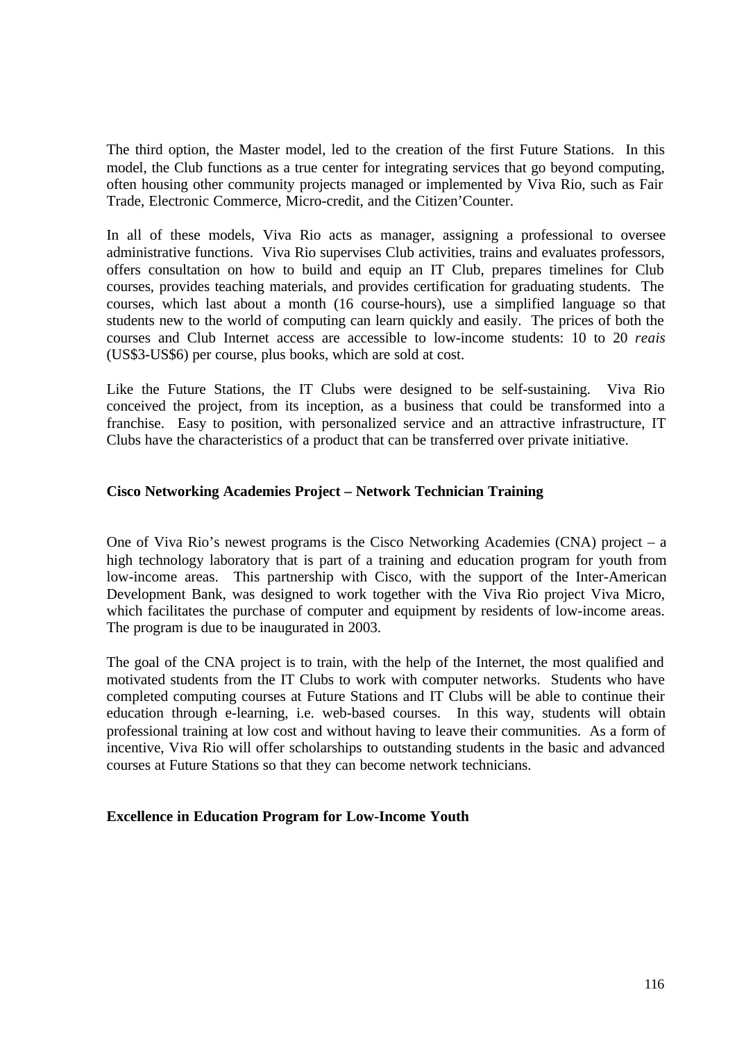The third option, the Master model, led to the creation of the first Future Stations. In this model, the Club functions as a true center for integrating services that go beyond computing, often housing other community projects managed or implemented by Viva Rio, such as Fair Trade, Electronic Commerce, Micro-credit, and the Citizen'Counter.

In all of these models, Viva Rio acts as manager, assigning a professional to oversee administrative functions. Viva Rio supervises Club activities, trains and evaluates professors, offers consultation on how to build and equip an IT Club, prepares timelines for Club courses, provides teaching materials, and provides certification for graduating students. The courses, which last about a month (16 course-hours), use a simplified language so that students new to the world of computing can learn quickly and easily. The prices of both the courses and Club Internet access are accessible to low-income students: 10 to 20 *reais* (US$3-US$6) per course, plus books, which are sold at cost.

Like the Future Stations, the IT Clubs were designed to be self-sustaining. Viva Rio conceived the project, from its inception, as a business that could be transformed into a franchise. Easy to position, with personalized service and an attractive infrastructure, IT Clubs have the characteristics of a product that can be transferred over private initiative.

**Cisco Networking Academies Project – Network Technician Training**

One of Viva Rio's newest programs is the Cisco Networking Academies (CNA) project – a high technology laboratory that is part of a training and education program for youth from low-income areas. This partnership with Cisco, with the support of the Inter-American Development Bank, was designed to work together with the Viva Rio project Viva Micro, which facilitates the purchase of computer and equipment by residents of low-income areas. The program is due to be inaugurated in 2003.

The goal of the CNA project is to train, with the help of the Internet, the most qualified and motivated students from the IT Clubs to work with computer networks. Students who have completed computing courses at Future Stations and IT Clubs will be able to continue their education through e-learning, i.e. web-based courses. In this way, students will obtain professional training at low cost and without having to leave their communities. As a form of incentive, Viva Rio will offer scholarships to outstanding students in the basic and advanced courses at Future Stations so that they can become network technicians.

**Excellence in Education Program for Low-Income Youth**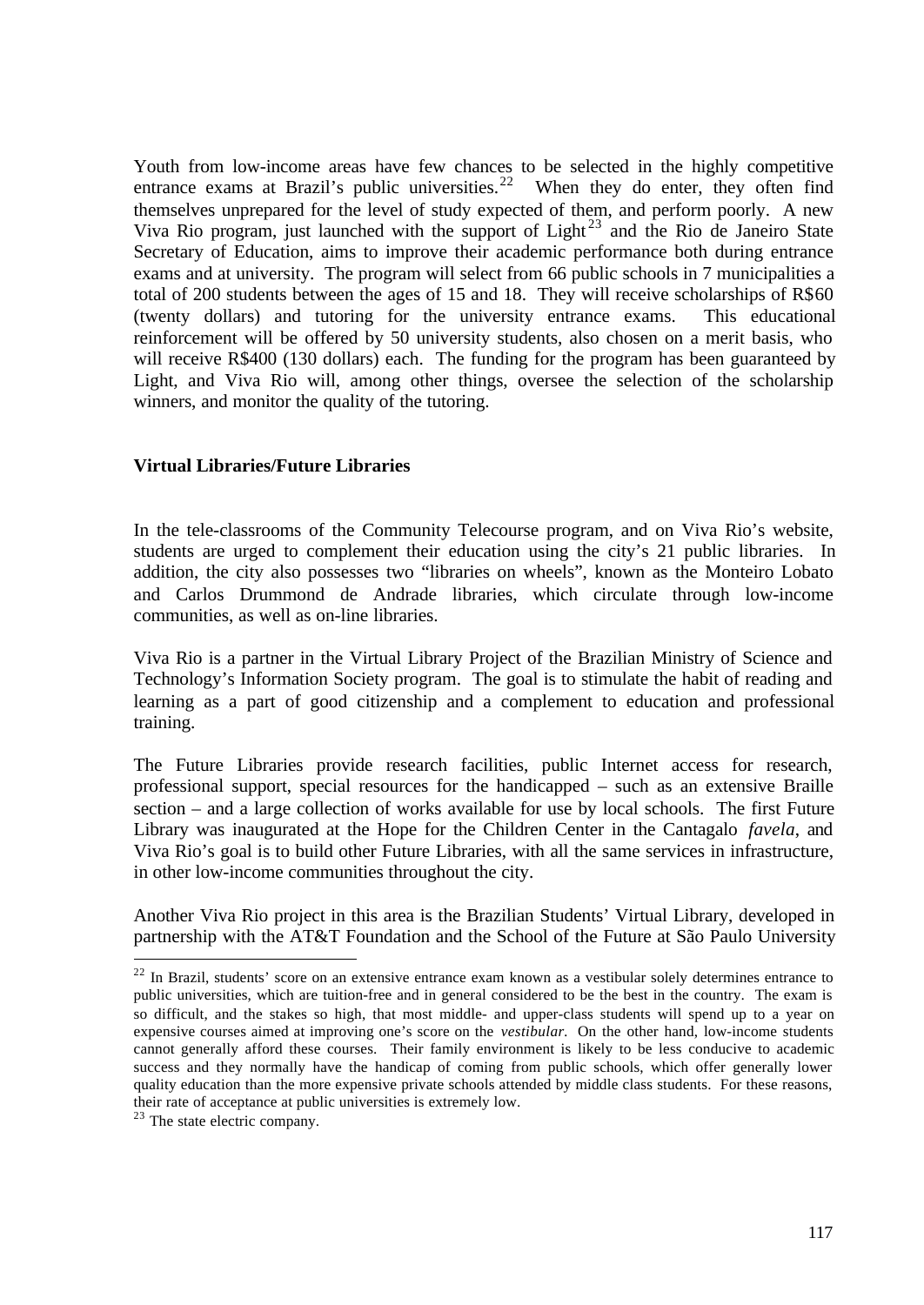Youth from low-income areas have few chances to be selected in the highly competitive entrance exams at Brazil's public universities.[22] When they do enter, they often find themselves unprepared for the level of study expected of them, and perform poorly. A new Viva Rio program, just launched with the support of Light[23] and the Rio de Janeiro State Secretary of Education, aims to improve their academic performance both during entrance exams and at university. The program will select from 66 public schools in 7 municipalities a total of 200 students between the ages of 15 and 18. They will receive scholarships of R$60 (twenty dollars) and tutoring for the university entrance exams. This educational reinforcement will be offered by 50 university students, also chosen on a merit basis, who will receive R$400 (130 dollars) each. The funding for the program has been guaranteed by Light, and Viva Rio will, among other things, oversee the selection of the scholarship winners, and monitor the quality of the tutoring.

**Virtual Libraries/Future Libraries**

In the tele-classrooms of the Community Telecourse program, and on Viva Rio's website, students are urged to complement their education using the city's 21 public libraries. In addition, the city also possesses two "libraries on wheels", known as the Monteiro Lobato and Carlos Drummond de Andrade libraries, which circulate through low-income communities, as well as on-line libraries.

Viva Rio is a partner in the Virtual Library Project of the Brazilian Ministry of Science and Technology's Information Society program. The goal is to stimulate the habit of reading and learning as a part of good citizenship and a complement to education and professional training.

The Future Libraries provide research facilities, public Internet access for research, professional support, special resources for the handicapped – such as an extensive Braille section – and a large collection of works available for use by local schools. The first Future Library was inaugurated at the Hope for the Children Center in the Cantagalo *favela*, and Viva Rio's goal is to build other Future Libraries, with all the same services in infrastructure, in other low-income communities throughout the city.

Another Viva Rio project in this area is the Brazilian Students' Virtual Library, developed in partnership with the AT&T Foundation and the School of the Future at São Paulo University

---

[22] In Brazil, students' score on an extensive entrance exam known as a vestibular solely determines entrance to public universities, which are tuition-free and in general considered to be the best in the country. The exam is so difficult, and the stakes so high, that most middle- and upper-class students will spend up to a year on expensive courses aimed at improving one's score on the *vestibular*. On the other hand, low-income students cannot generally afford these courses. Their family environment is likely to be less conducive to academic success and they normally have the handicap of coming from public schools, which offer generally lower quality education than the more expensive private schools attended by middle class students. For these reasons, their rate of acceptance at public universities is extremely low.

[23] The state electric company.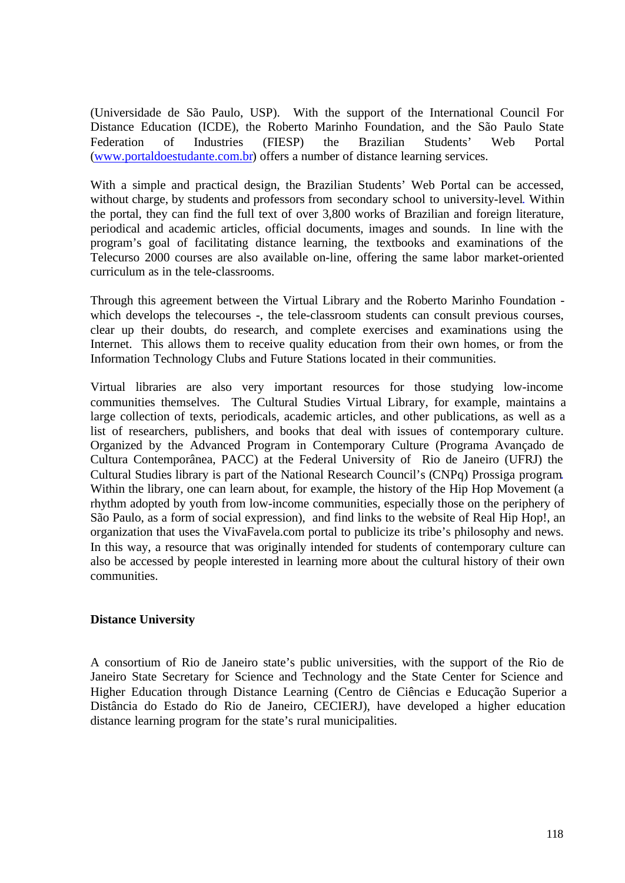(Universidade de São Paulo, USP). With the support of the International Council For Distance Education (ICDE), the Roberto Marinho Foundation, and the São Paulo State Federation of Industries (FIESP) the Brazilian Students' Web Portal (www.portaldoestudante.com.br) offers a number of distance learning services.

With a simple and practical design, the Brazilian Students' Web Portal can be accessed, without charge, by students and professors from secondary school to university-level. Within the portal, they can find the full text of over 3,800 works of Brazilian and foreign literature, periodical and academic articles, official documents, images and sounds. In line with the program's goal of facilitating distance learning, the textbooks and examinations of the Telecurso 2000 courses are also available on-line, offering the same labor market-oriented curriculum as in the tele-classrooms.

Through this agreement between the Virtual Library and the Roberto Marinho Foundation - which develops the telecourses -, the tele-classroom students can consult previous courses, clear up their doubts, do research, and complete exercises and examinations using the Internet. This allows them to receive quality education from their own homes, or from the Information Technology Clubs and Future Stations located in their communities.

Virtual libraries are also very important resources for those studying low-income communities themselves. The Cultural Studies Virtual Library, for example, maintains a large collection of texts, periodicals, academic articles, and other publications, as well as a list of researchers, publishers, and books that deal with issues of contemporary culture. Organized by the Advanced Program in Contemporary Culture (Programa Avançado de Cultura Contemporânea, PACC) at the Federal University of Rio de Janeiro (UFRJ) the Cultural Studies library is part of the National Research Council's (CNPq) Prossiga program. Within the library, one can learn about, for example, the history of the Hip Hop Movement (a rhythm adopted by youth from low-income communities, especially those on the periphery of São Paulo, as a form of social expression), and find links to the website of Real Hip Hop!, an organization that uses the VivaFavela.com portal to publicize its tribe's philosophy and news. In this way, a resource that was originally intended for students of contemporary culture can also be accessed by people interested in learning more about the cultural history of their own communities.

**Distance University**

A consortium of Rio de Janeiro state's public universities, with the support of the Rio de Janeiro State Secretary for Science and Technology and the State Center for Science and Higher Education through Distance Learning (Centro de Ciências e Educação Superior a Distância do Estado do Rio de Janeiro, CECIERJ), have developed a higher education distance learning program for the state's rural municipalities.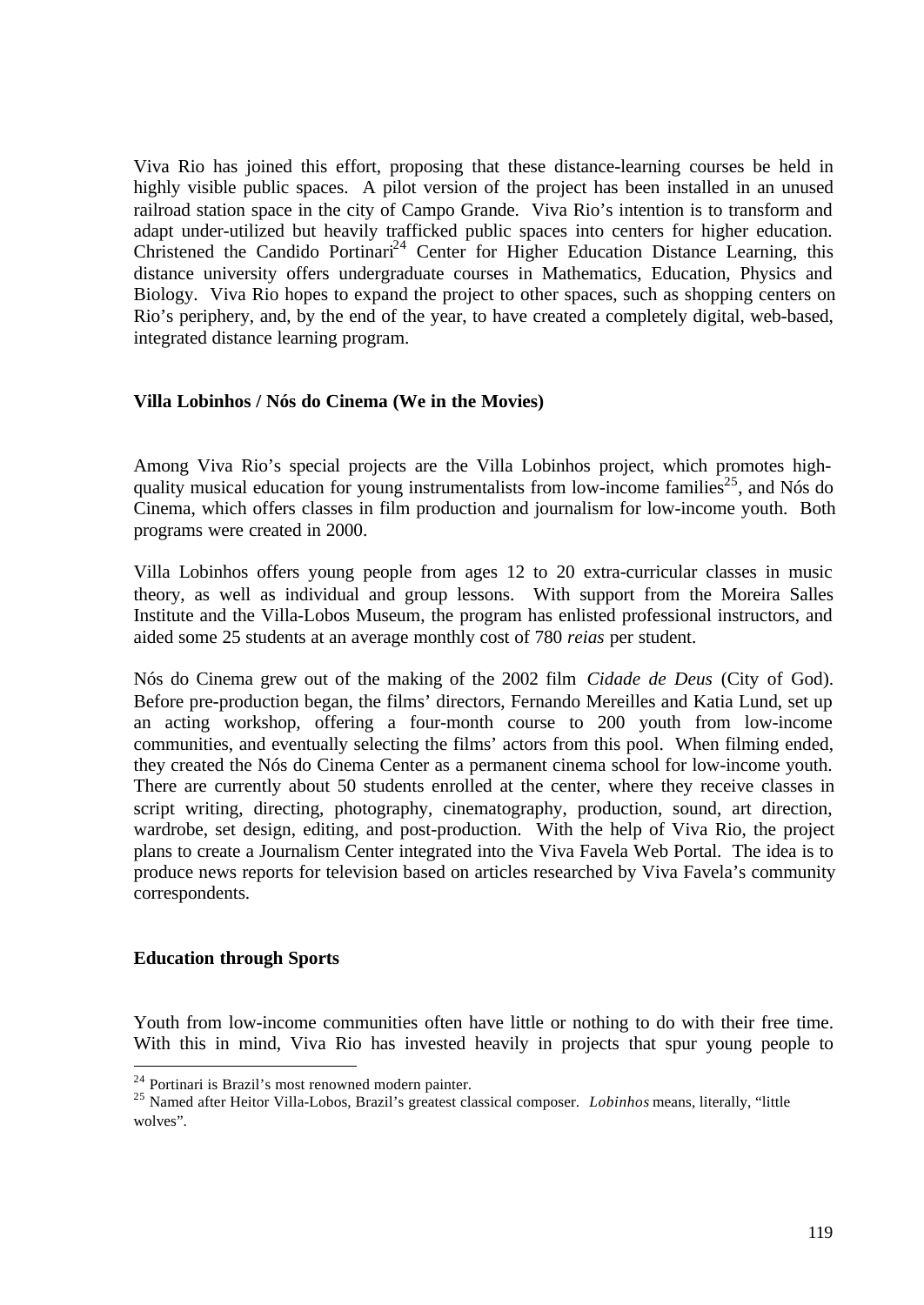Viva Rio has joined this effort, proposing that these distance-learning courses be held in highly visible public spaces. A pilot version of the project has been installed in an unused railroad station space in the city of Campo Grande. Viva Rio's intention is to transform and adapt under-utilized but heavily trafficked public spaces into centers for higher education. Christened the Candido Portinari[24] Center for Higher Education Distance Learning, this distance university offers undergraduate courses in Mathematics, Education, Physics and Biology. Viva Rio hopes to expand the project to other spaces, such as shopping centers on Rio's periphery, and, by the end of the year, to have created a completely digital, web-based, integrated distance learning program.

**Villa Lobinhos / Nós do Cinema (We in the Movies)**

Among Viva Rio's special projects are the Villa Lobinhos project, which promotes high-quality musical education for young instrumentalists from low-income families[25], and Nós do Cinema, which offers classes in film production and journalism for low-income youth. Both programs were created in 2000.

Villa Lobinhos offers young people from ages 12 to 20 extra-curricular classes in music theory, as well as individual and group lessons. With support from the Moreira Salles Institute and the Villa-Lobos Museum, the program has enlisted professional instructors, and aided some 25 students at an average monthly cost of 780 *reias* per student.

Nós do Cinema grew out of the making of the 2002 film *Cidade de Deus* (City of God). Before pre-production began, the films' directors, Fernando Mereilles and Katia Lund, set up an acting workshop, offering a four-month course to 200 youth from low-income communities, and eventually selecting the films' actors from this pool. When filming ended, they created the Nós do Cinema Center as a permanent cinema school for low-income youth. There are currently about 50 students enrolled at the center, where they receive classes in script writing, directing, photography, cinematography, production, sound, art direction, wardrobe, set design, editing, and post-production. With the help of Viva Rio, the project plans to create a Journalism Center integrated into the Viva Favela Web Portal. The idea is to produce news reports for television based on articles researched by Viva Favela's community correspondents.

**Education through Sports**

Youth from low-income communities often have little or nothing to do with their free time. With this in mind, Viva Rio has invested heavily in projects that spur young people to

---

[24] Portinari is Brazil's most renowned modern painter.

[25] Named after Heitor Villa-Lobos, Brazil's greatest classical composer. *Lobinhos* means, literally, "little wolves".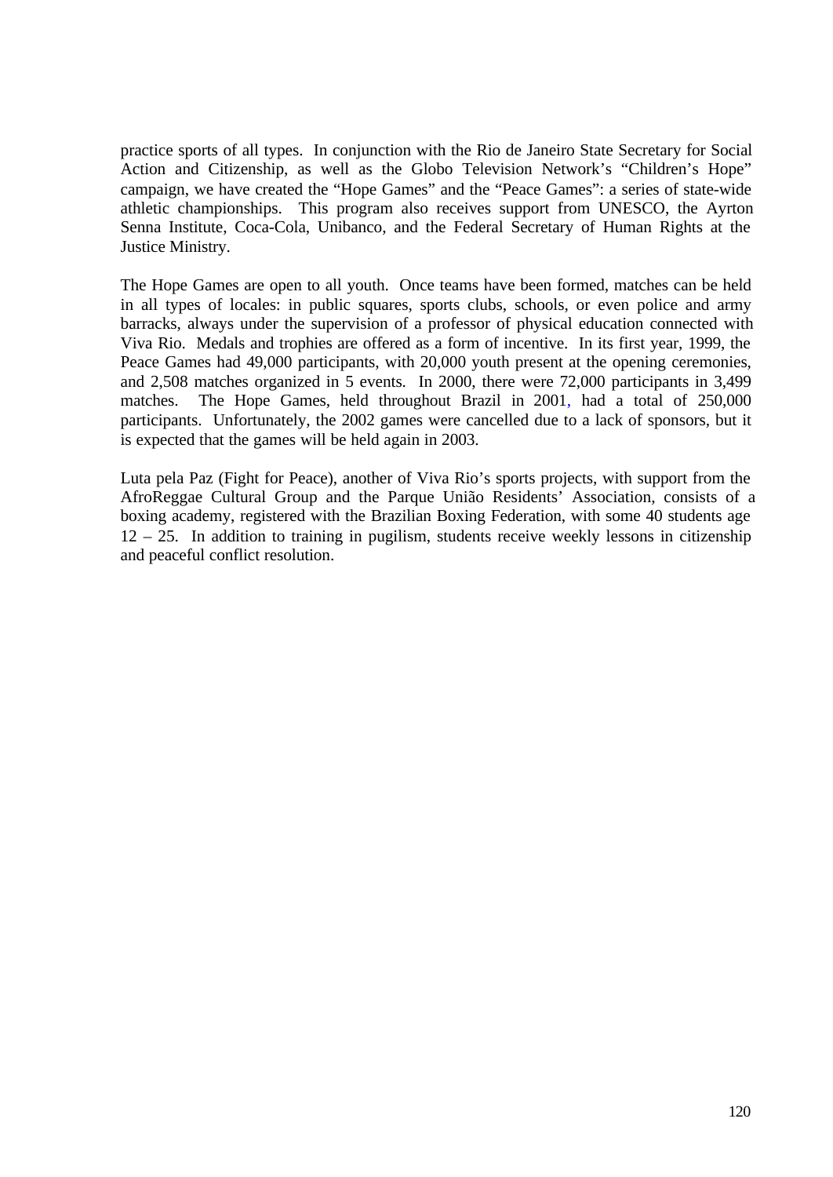practice sports of all types.  In conjunction with the Rio de Janeiro State Secretary for Social Action and Citizenship, as well as the Globo Television Network's "Children's Hope" campaign, we have created the "Hope Games" and the "Peace Games": a series of state-wide athletic championships.  This program also receives support from UNESCO, the Ayrton Senna Institute, Coca-Cola, Unibanco, and the Federal Secretary of Human Rights at the Justice Ministry.

The Hope Games are open to all youth.  Once teams have been formed, matches can be held in all types of locales: in public squares, sports clubs, schools, or even police and army barracks, always under the supervision of a professor of physical education connected with Viva Rio.  Medals and trophies are offered as a form of incentive.  In its first year, 1999, the Peace Games had 49,000 participants, with 20,000 youth present at the opening ceremonies, and 2,508 matches organized in 5 events.  In 2000, there were 72,000 participants in 3,499 matches.  The Hope Games, held throughout Brazil in 2001, had a total of 250,000 participants.  Unfortunately, the 2002 games were cancelled due to a lack of sponsors, but it is expected that the games will be held again in 2003.

Luta pela Paz (Fight for Peace), another of Viva Rio's sports projects, with support from the AfroReggae Cultural Group and the Parque União Residents' Association, consists of a boxing academy, registered with the Brazilian Boxing Federation, with some 40 students age 12 – 25.  In addition to training in pugilism, students receive weekly lessons in citizenship and peaceful conflict resolution.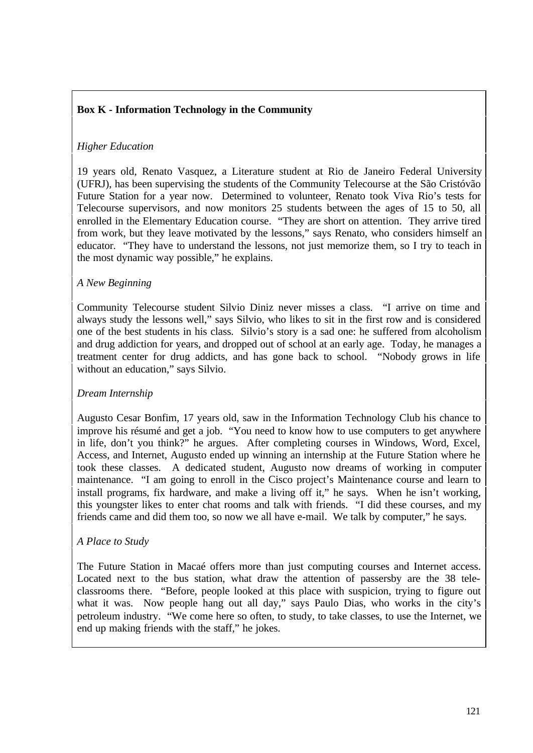**Box K - Information Technology in the Community**

*Higher Education*

19 years old, Renato Vasquez, a Literature student at Rio de Janeiro Federal University (UFRJ), has been supervising the students of the Community Telecourse at the São Cristóvão Future Station for a year now. Determined to volunteer, Renato took Viva Rio's tests for Telecourse supervisors, and now monitors 25 students between the ages of 15 to 50, all enrolled in the Elementary Education course. "They are short on attention. They arrive tired from work, but they leave motivated by the lessons," says Renato, who considers himself an educator. "They have to understand the lessons, not just memorize them, so I try to teach in the most dynamic way possible," he explains.

*A New Beginning*

Community Telecourse student Silvio Diniz never misses a class. "I arrive on time and always study the lessons well," says Silvio, who likes to sit in the first row and is considered one of the best students in his class. Silvio's story is a sad one: he suffered from alcoholism and drug addiction for years, and dropped out of school at an early age. Today, he manages a treatment center for drug addicts, and has gone back to school. "Nobody grows in life without an education," says Silvio.

*Dream Internship*

Augusto Cesar Bonfim, 17 years old, saw in the Information Technology Club his chance to improve his résumé and get a job. "You need to know how to use computers to get anywhere in life, don't you think?" he argues. After completing courses in Windows, Word, Excel, Access, and Internet, Augusto ended up winning an internship at the Future Station where he took these classes. A dedicated student, Augusto now dreams of working in computer maintenance. "I am going to enroll in the Cisco project's Maintenance course and learn to install programs, fix hardware, and make a living off it," he says. When he isn't working, this youngster likes to enter chat rooms and talk with friends. "I did these courses, and my friends came and did them too, so now we all have e-mail. We talk by computer," he says.

*A Place to Study*

The Future Station in Macaé offers more than just computing courses and Internet access. Located next to the bus station, what draw the attention of passersby are the 38 tele-classrooms there. "Before, people looked at this place with suspicion, trying to figure out what it was. Now people hang out all day," says Paulo Dias, who works in the city's petroleum industry. "We come here so often, to study, to take classes, to use the Internet, we end up making friends with the staff," he jokes.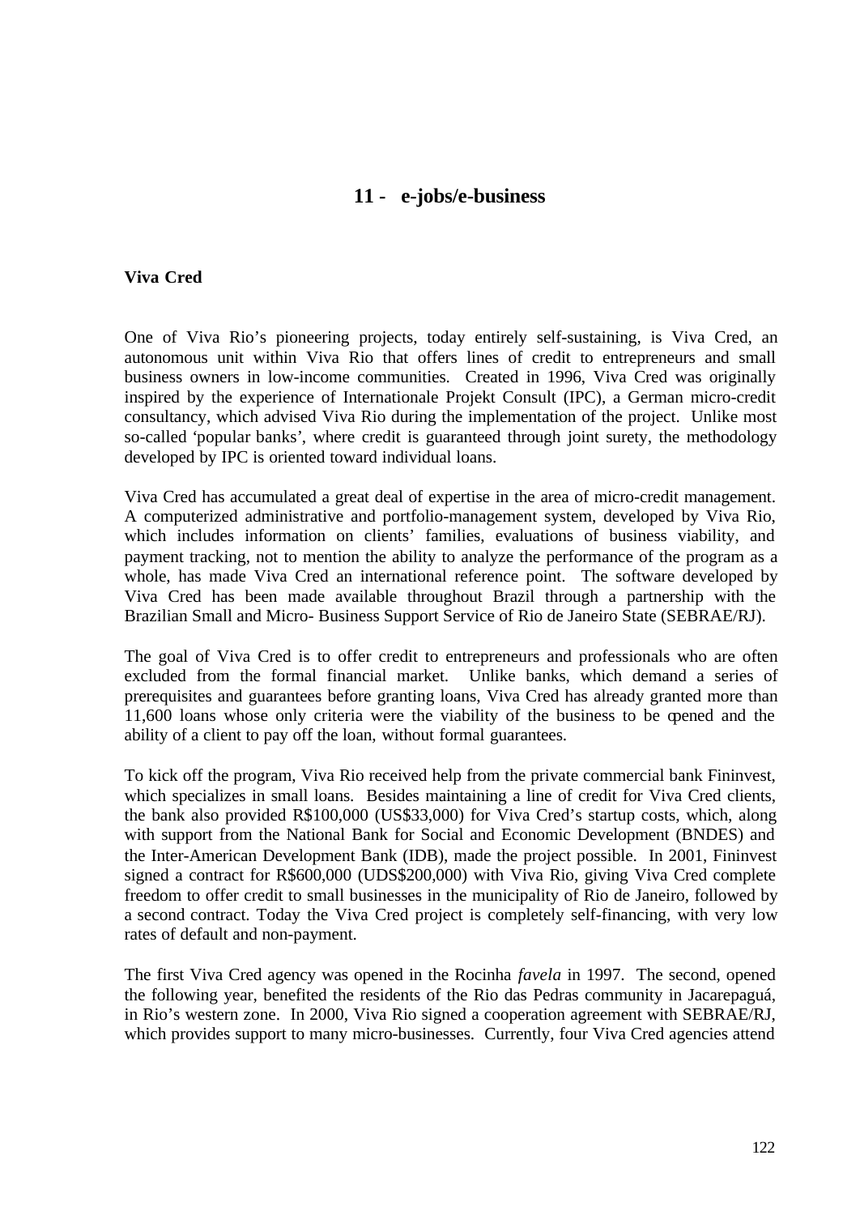# 11 - e-jobs/e-business

### Viva Cred

One of Viva Rio's pioneering projects, today entirely self-sustaining, is Viva Cred, an autonomous unit within Viva Rio that offers lines of credit to entrepreneurs and small business owners in low-income communities. Created in 1996, Viva Cred was originally inspired by the experience of Internationale Projekt Consult (IPC), a German micro-credit consultancy, which advised Viva Rio during the implementation of the project. Unlike most so-called 'popular banks', where credit is guaranteed through joint surety, the methodology developed by IPC is oriented toward individual loans.

Viva Cred has accumulated a great deal of expertise in the area of micro-credit management. A computerized administrative and portfolio-management system, developed by Viva Rio, which includes information on clients' families, evaluations of business viability, and payment tracking, not to mention the ability to analyze the performance of the program as a whole, has made Viva Cred an international reference point. The software developed by Viva Cred has been made available throughout Brazil through a partnership with the Brazilian Small and Micro- Business Support Service of Rio de Janeiro State (SEBRAE/RJ).

The goal of Viva Cred is to offer credit to entrepreneurs and professionals who are often excluded from the formal financial market. Unlike banks, which demand a series of prerequisites and guarantees before granting loans, Viva Cred has already granted more than 11,600 loans whose only criteria were the viability of the business to be opened and the ability of a client to pay off the loan, without formal guarantees.

To kick off the program, Viva Rio received help from the private commercial bank Fininvest, which specializes in small loans. Besides maintaining a line of credit for Viva Cred clients, the bank also provided R$100,000 (US$33,000) for Viva Cred's startup costs, which, along with support from the National Bank for Social and Economic Development (BNDES) and the Inter-American Development Bank (IDB), made the project possible. In 2001, Fininvest signed a contract for R$600,000 (UDS$200,000) with Viva Rio, giving Viva Cred complete freedom to offer credit to small businesses in the municipality of Rio de Janeiro, followed by a second contract. Today the Viva Cred project is completely self-financing, with very low rates of default and non-payment.

The first Viva Cred agency was opened in the Rocinha *favela* in 1997. The second, opened the following year, benefited the residents of the Rio das Pedras community in Jacarepaguá, in Rio's western zone. In 2000, Viva Rio signed a cooperation agreement with SEBRAE/RJ, which provides support to many micro-businesses. Currently, four Viva Cred agencies attend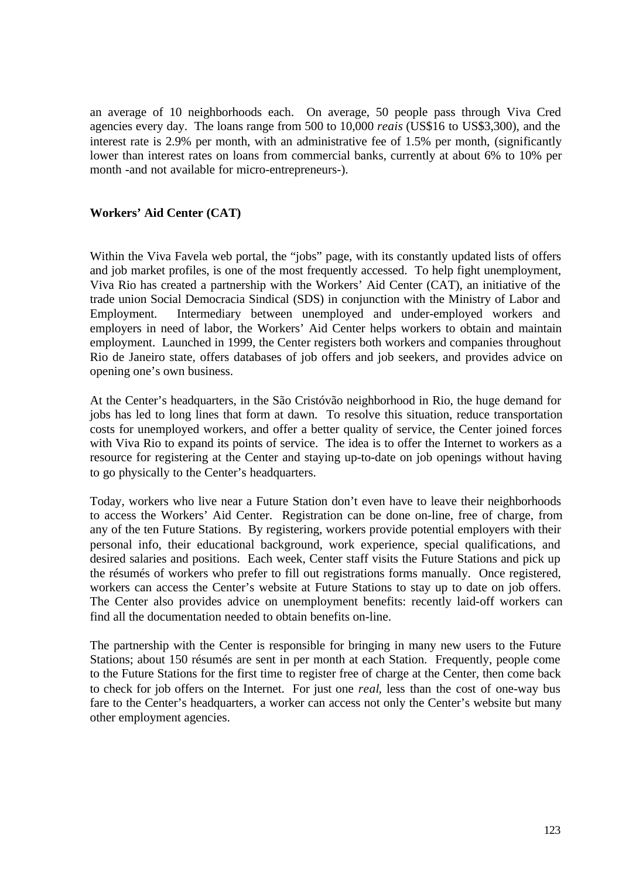an average of 10 neighborhoods each. On average, 50 people pass through Viva Cred agencies every day. The loans range from 500 to 10,000 *reais* (US$16 to US$3,300), and the interest rate is 2.9% per month, with an administrative fee of 1.5% per month, (significantly lower than interest rates on loans from commercial banks, currently at about 6% to 10% per month -and not available for micro-entrepreneurs-).

**Workers' Aid Center (CAT)**

Within the Viva Favela web portal, the "jobs" page, with its constantly updated lists of offers and job market profiles, is one of the most frequently accessed. To help fight unemployment, Viva Rio has created a partnership with the Workers' Aid Center (CAT), an initiative of the trade union Social Democracia Sindical (SDS) in conjunction with the Ministry of Labor and Employment. Intermediary between unemployed and under-employed workers and employers in need of labor, the Workers' Aid Center helps workers to obtain and maintain employment. Launched in 1999, the Center registers both workers and companies throughout Rio de Janeiro state, offers databases of job offers and job seekers, and provides advice on opening one's own business.

At the Center's headquarters, in the São Cristóvão neighborhood in Rio, the huge demand for jobs has led to long lines that form at dawn. To resolve this situation, reduce transportation costs for unemployed workers, and offer a better quality of service, the Center joined forces with Viva Rio to expand its points of service. The idea is to offer the Internet to workers as a resource for registering at the Center and staying up-to-date on job openings without having to go physically to the Center's headquarters.

Today, workers who live near a Future Station don't even have to leave their neighborhoods to access the Workers' Aid Center. Registration can be done on-line, free of charge, from any of the ten Future Stations. By registering, workers provide potential employers with their personal info, their educational background, work experience, special qualifications, and desired salaries and positions. Each week, Center staff visits the Future Stations and pick up the résumés of workers who prefer to fill out registrations forms manually. Once registered, workers can access the Center's website at Future Stations to stay up to date on job offers. The Center also provides advice on unemployment benefits: recently laid-off workers can find all the documentation needed to obtain benefits on-line.

The partnership with the Center is responsible for bringing in many new users to the Future Stations; about 150 résumés are sent in per month at each Station. Frequently, people come to the Future Stations for the first time to register free of charge at the Center, then come back to check for job offers on the Internet. For just one *real*, less than the cost of one-way bus fare to the Center's headquarters, a worker can access not only the Center's website but many other employment agencies.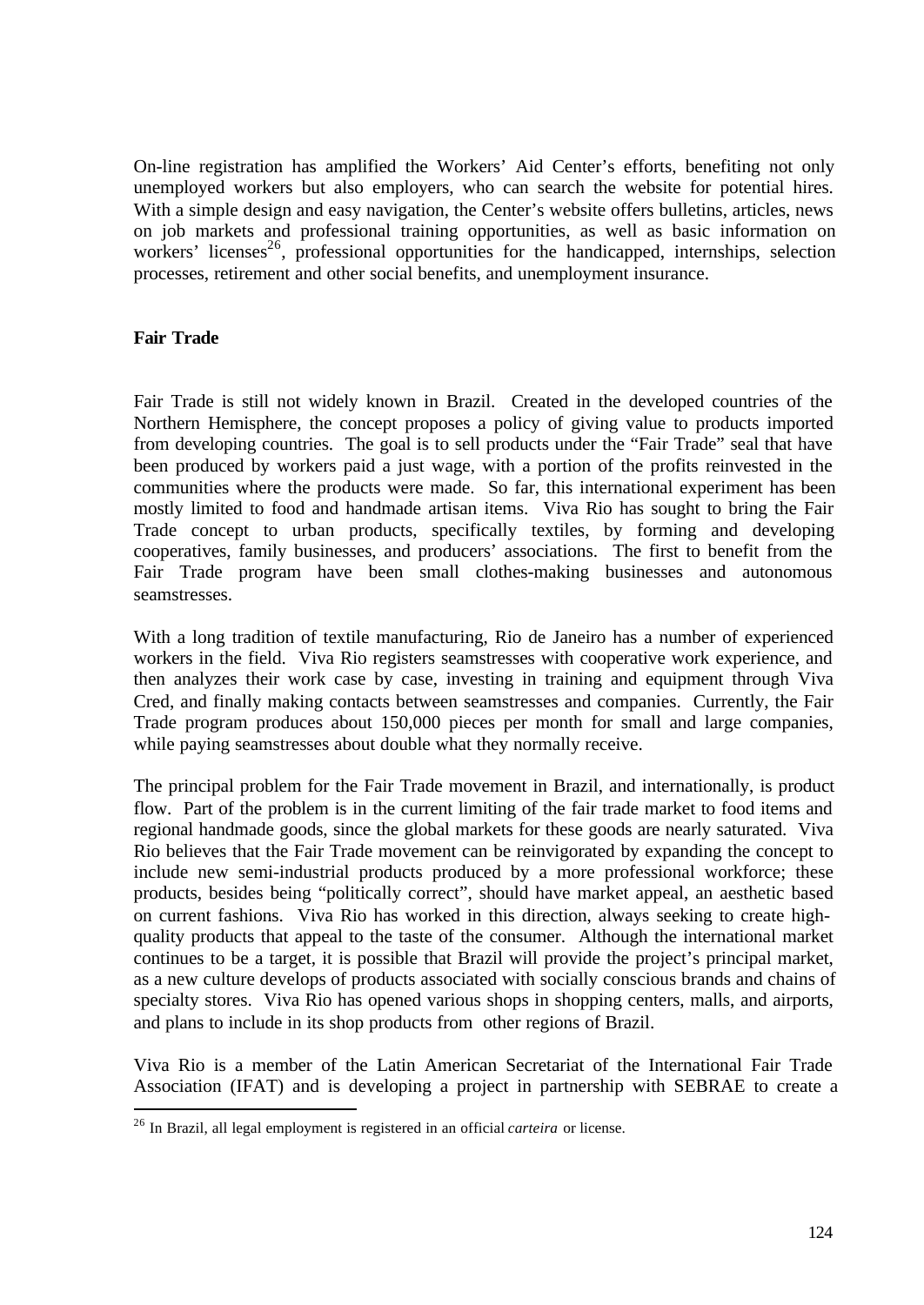On-line registration has amplified the Workers' Aid Center's efforts, benefiting not only unemployed workers but also employers, who can search the website for potential hires. With a simple design and easy navigation, the Center's website offers bulletins, articles, news on job markets and professional training opportunities, as well as basic information on workers' licenses[26], professional opportunities for the handicapped, internships, selection processes, retirement and other social benefits, and unemployment insurance.

**Fair Trade**

Fair Trade is still not widely known in Brazil. Created in the developed countries of the Northern Hemisphere, the concept proposes a policy of giving value to products imported from developing countries. The goal is to sell products under the "Fair Trade" seal that have been produced by workers paid a just wage, with a portion of the profits reinvested in the communities where the products were made. So far, this international experiment has been mostly limited to food and handmade artisan items. Viva Rio has sought to bring the Fair Trade concept to urban products, specifically textiles, by forming and developing cooperatives, family businesses, and producers' associations. The first to benefit from the Fair Trade program have been small clothes-making businesses and autonomous seamstresses.

With a long tradition of textile manufacturing, Rio de Janeiro has a number of experienced workers in the field. Viva Rio registers seamstresses with cooperative work experience, and then analyzes their work case by case, investing in training and equipment through Viva Cred, and finally making contacts between seamstresses and companies. Currently, the Fair Trade program produces about 150,000 pieces per month for small and large companies, while paying seamstresses about double what they normally receive.

The principal problem for the Fair Trade movement in Brazil, and internationally, is product flow. Part of the problem is in the current limiting of the fair trade market to food items and regional handmade goods, since the global markets for these goods are nearly saturated. Viva Rio believes that the Fair Trade movement can be reinvigorated by expanding the concept to include new semi-industrial products produced by a more professional workforce; these products, besides being "politically correct", should have market appeal, an aesthetic based on current fashions. Viva Rio has worked in this direction, always seeking to create high-quality products that appeal to the taste of the consumer. Although the international market continues to be a target, it is possible that Brazil will provide the project's principal market, as a new culture develops of products associated with socially conscious brands and chains of specialty stores. Viva Rio has opened various shops in shopping centers, malls, and airports, and plans to include in its shop products from other regions of Brazil.

Viva Rio is a member of the Latin American Secretariat of the International Fair Trade Association (IFAT) and is developing a project in partnership with SEBRAE to create a

[26] In Brazil, all legal employment is registered in an official *carteira* or license.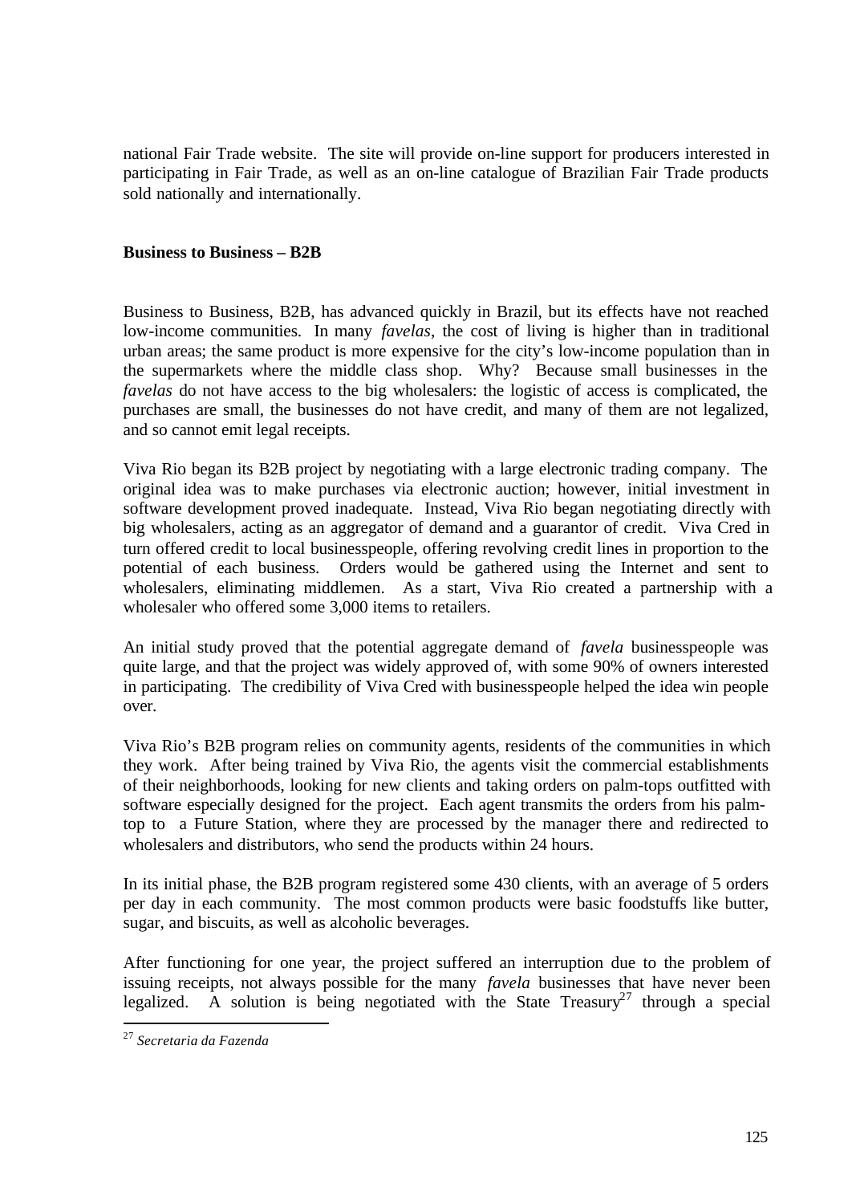national Fair Trade website. The site will provide on-line support for producers interested in participating in Fair Trade, as well as an on-line catalogue of Brazilian Fair Trade products sold nationally and internationally.

**Business to Business – B2B**

Business to Business, B2B, has advanced quickly in Brazil, but its effects have not reached low-income communities. In many *favelas*, the cost of living is higher than in traditional urban areas; the same product is more expensive for the city's low-income population than in the supermarkets where the middle class shop. Why? Because small businesses in the *favelas* do not have access to the big wholesalers: the logistic of access is complicated, the purchases are small, the businesses do not have credit, and many of them are not legalized, and so cannot emit legal receipts.

Viva Rio began its B2B project by negotiating with a large electronic trading company. The original idea was to make purchases via electronic auction; however, initial investment in software development proved inadequate. Instead, Viva Rio began negotiating directly with big wholesalers, acting as an aggregator of demand and a guarantor of credit. Viva Cred in turn offered credit to local businesspeople, offering revolving credit lines in proportion to the potential of each business. Orders would be gathered using the Internet and sent to wholesalers, eliminating middlemen. As a start, Viva Rio created a partnership with a wholesaler who offered some 3,000 items to retailers.

An initial study proved that the potential aggregate demand of *favela* businesspeople was quite large, and that the project was widely approved of, with some 90% of owners interested in participating. The credibility of Viva Cred with businesspeople helped the idea win people over.

Viva Rio's B2B program relies on community agents, residents of the communities in which they work. After being trained by Viva Rio, the agents visit the commercial establishments of their neighborhoods, looking for new clients and taking orders on palm-tops outfitted with software especially designed for the project. Each agent transmits the orders from his palm-top to a Future Station, where they are processed by the manager there and redirected to wholesalers and distributors, who send the products within 24 hours.

In its initial phase, the B2B program registered some 430 clients, with an average of 5 orders per day in each community. The most common products were basic foodstuffs like butter, sugar, and biscuits, as well as alcoholic beverages.

After functioning for one year, the project suffered an interruption due to the problem of issuing receipts, not always possible for the many *favela* businesses that have never been legalized. A solution is being negotiated with the State Treasury[27] through a special

[27] *Secretaria da Fazenda*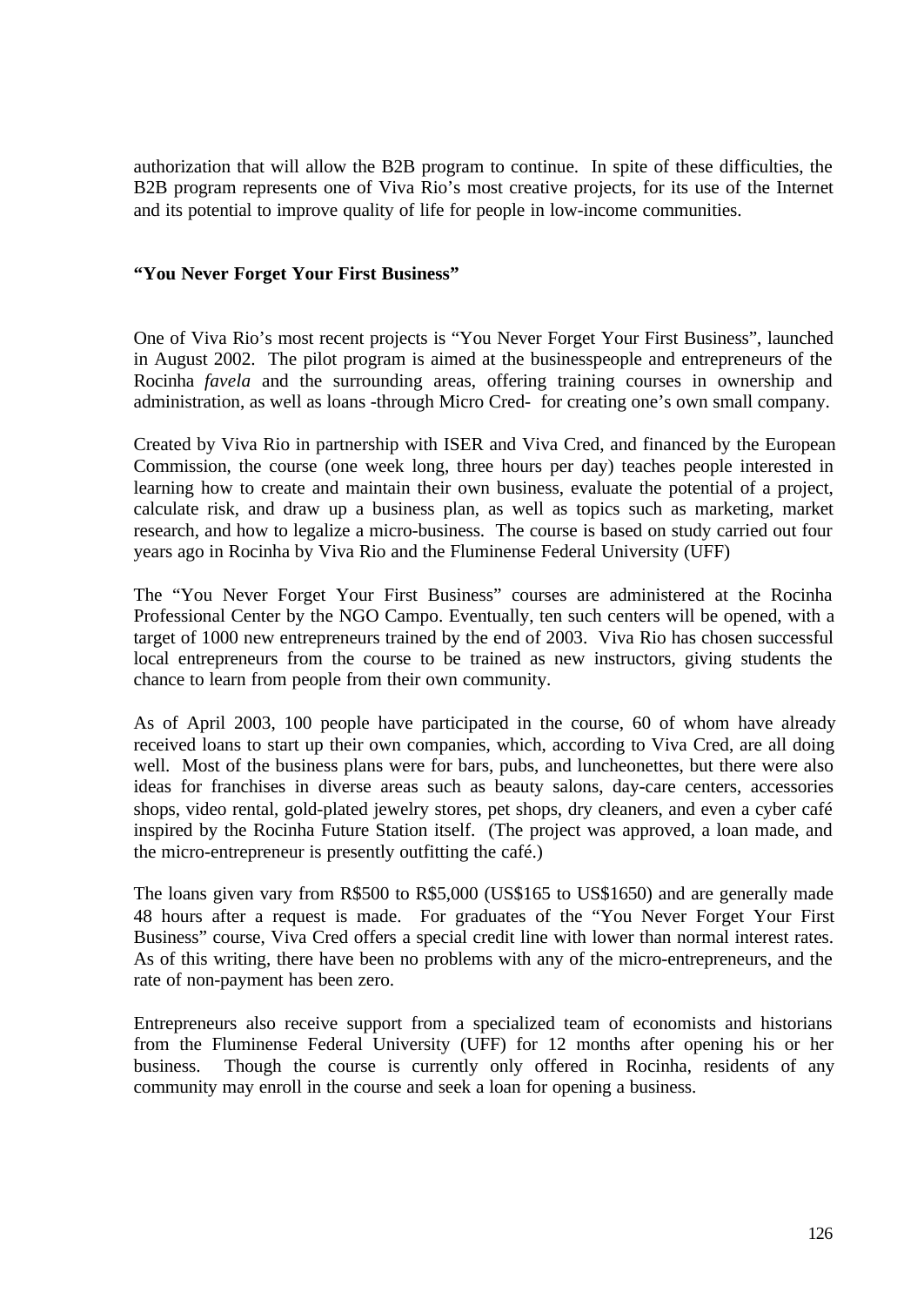authorization that will allow the B2B program to continue. In spite of these difficulties, the B2B program represents one of Viva Rio's most creative projects, for its use of the Internet and its potential to improve quality of life for people in low-income communities.

**"You Never Forget Your First Business"**

One of Viva Rio's most recent projects is "You Never Forget Your First Business", launched in August 2002. The pilot program is aimed at the businesspeople and entrepreneurs of the Rocinha *favela* and the surrounding areas, offering training courses in ownership and administration, as well as loans -through Micro Cred- for creating one's own small company.

Created by Viva Rio in partnership with ISER and Viva Cred, and financed by the European Commission, the course (one week long, three hours per day) teaches people interested in learning how to create and maintain their own business, evaluate the potential of a project, calculate risk, and draw up a business plan, as well as topics such as marketing, market research, and how to legalize a micro-business. The course is based on study carried out four years ago in Rocinha by Viva Rio and the Fluminense Federal University (UFF)

The "You Never Forget Your First Business" courses are administered at the Rocinha Professional Center by the NGO Campo. Eventually, ten such centers will be opened, with a target of 1000 new entrepreneurs trained by the end of 2003. Viva Rio has chosen successful local entrepreneurs from the course to be trained as new instructors, giving students the chance to learn from people from their own community.

As of April 2003, 100 people have participated in the course, 60 of whom have already received loans to start up their own companies, which, according to Viva Cred, are all doing well. Most of the business plans were for bars, pubs, and luncheonettes, but there were also ideas for franchises in diverse areas such as beauty salons, day-care centers, accessories shops, video rental, gold-plated jewelry stores, pet shops, dry cleaners, and even a cyber café inspired by the Rocinha Future Station itself. (The project was approved, a loan made, and the micro-entrepreneur is presently outfitting the café.)

The loans given vary from R$500 to R$5,000 (US$165 to US$1650) and are generally made 48 hours after a request is made. For graduates of the "You Never Forget Your First Business" course, Viva Cred offers a special credit line with lower than normal interest rates. As of this writing, there have been no problems with any of the micro-entrepreneurs, and the rate of non-payment has been zero.

Entrepreneurs also receive support from a specialized team of economists and historians from the Fluminense Federal University (UFF) for 12 months after opening his or her business. Though the course is currently only offered in Rocinha, residents of any community may enroll in the course and seek a loan for opening a business.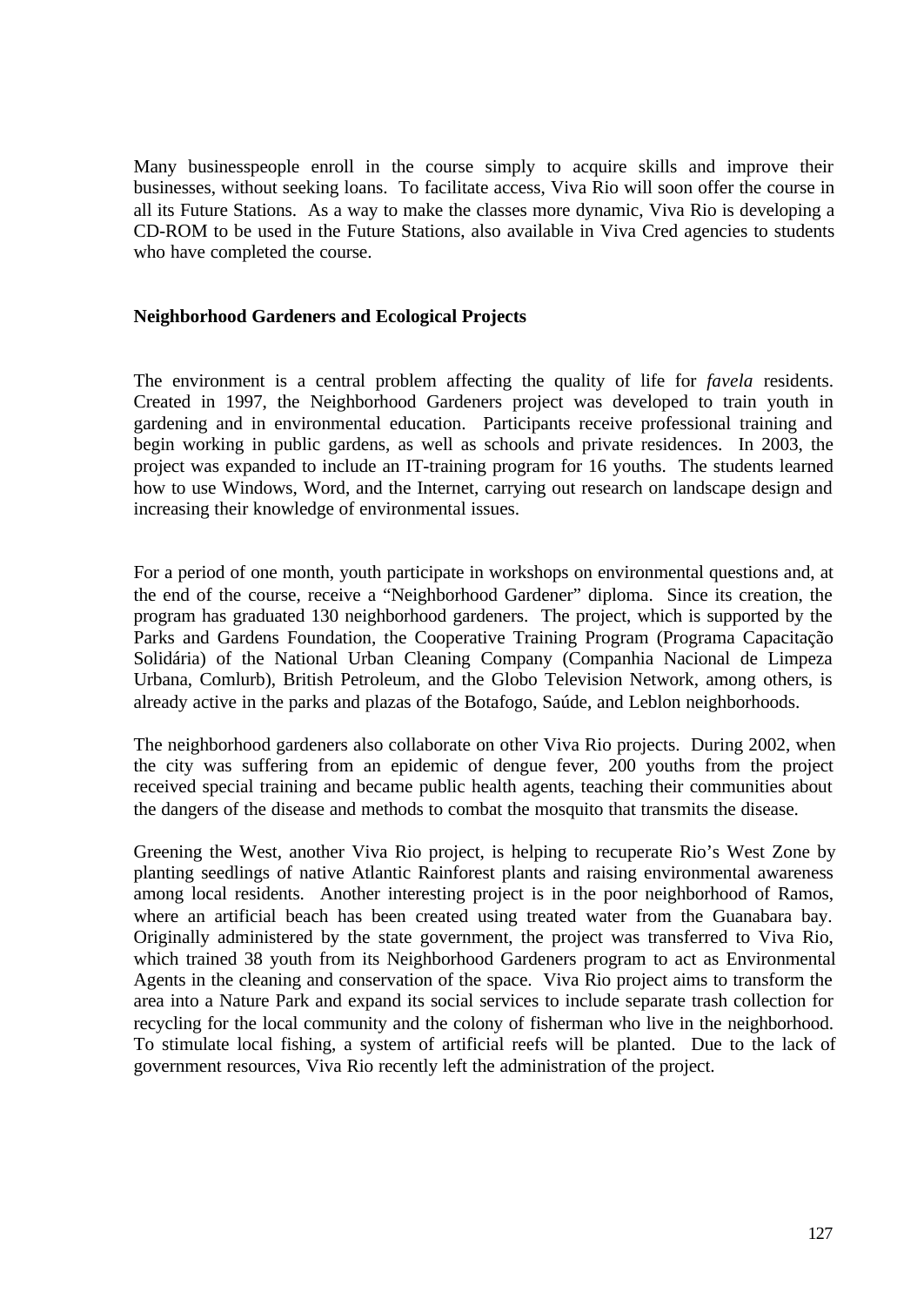Many businesspeople enroll in the course simply to acquire skills and improve their businesses, without seeking loans. To facilitate access, Viva Rio will soon offer the course in all its Future Stations. As a way to make the classes more dynamic, Viva Rio is developing a CD-ROM to be used in the Future Stations, also available in Viva Cred agencies to students who have completed the course.

**Neighborhood Gardeners and Ecological Projects**

The environment is a central problem affecting the quality of life for *favela* residents. Created in 1997, the Neighborhood Gardeners project was developed to train youth in gardening and in environmental education. Participants receive professional training and begin working in public gardens, as well as schools and private residences. In 2003, the project was expanded to include an IT-training program for 16 youths. The students learned how to use Windows, Word, and the Internet, carrying out research on landscape design and increasing their knowledge of environmental issues.

For a period of one month, youth participate in workshops on environmental questions and, at the end of the course, receive a "Neighborhood Gardener" diploma. Since its creation, the program has graduated 130 neighborhood gardeners. The project, which is supported by the Parks and Gardens Foundation, the Cooperative Training Program (Programa Capacitação Solidária) of the National Urban Cleaning Company (Companhia Nacional de Limpeza Urbana, Comlurb), British Petroleum, and the Globo Television Network, among others, is already active in the parks and plazas of the Botafogo, Saúde, and Leblon neighborhoods.

The neighborhood gardeners also collaborate on other Viva Rio projects. During 2002, when the city was suffering from an epidemic of dengue fever, 200 youths from the project received special training and became public health agents, teaching their communities about the dangers of the disease and methods to combat the mosquito that transmits the disease.

Greening the West, another Viva Rio project, is helping to recuperate Rio's West Zone by planting seedlings of native Atlantic Rainforest plants and raising environmental awareness among local residents. Another interesting project is in the poor neighborhood of Ramos, where an artificial beach has been created using treated water from the Guanabara bay. Originally administered by the state government, the project was transferred to Viva Rio, which trained 38 youth from its Neighborhood Gardeners program to act as Environmental Agents in the cleaning and conservation of the space. Viva Rio project aims to transform the area into a Nature Park and expand its social services to include separate trash collection for recycling for the local community and the colony of fisherman who live in the neighborhood. To stimulate local fishing, a system of artificial reefs will be planted. Due to the lack of government resources, Viva Rio recently left the administration of the project.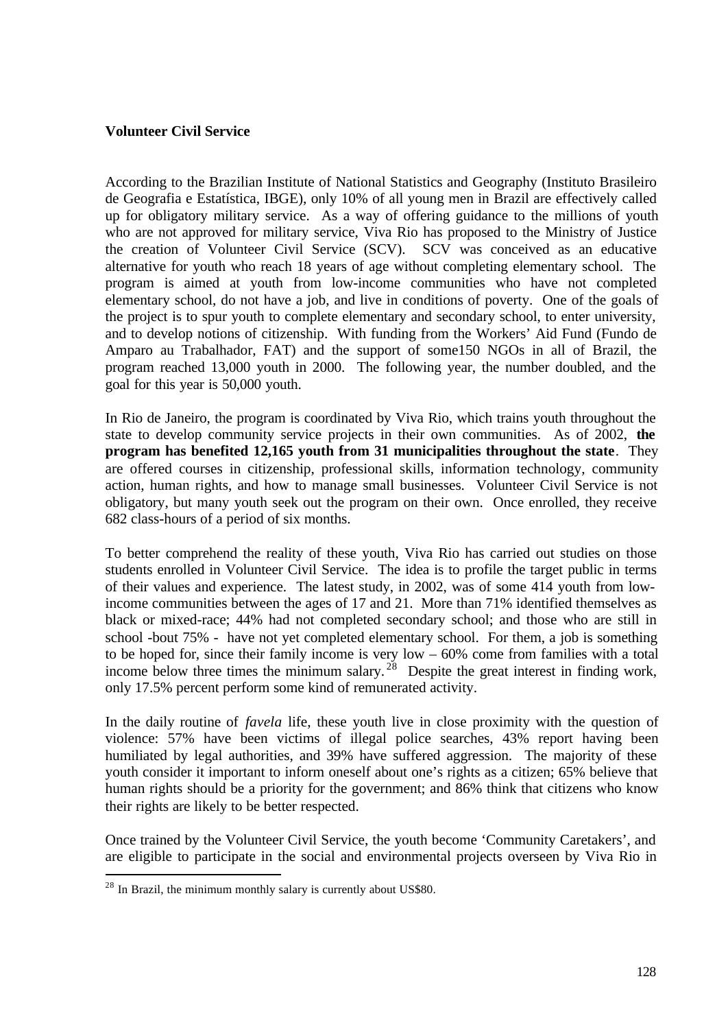**Volunteer Civil Service**

According to the Brazilian Institute of National Statistics and Geography (Instituto Brasileiro de Geografia e Estatística, IBGE), only 10% of all young men in Brazil are effectively called up for obligatory military service. As a way of offering guidance to the millions of youth who are not approved for military service, Viva Rio has proposed to the Ministry of Justice the creation of Volunteer Civil Service (SCV). SCV was conceived as an educative alternative for youth who reach 18 years of age without completing elementary school. The program is aimed at youth from low-income communities who have not completed elementary school, do not have a job, and live in conditions of poverty. One of the goals of the project is to spur youth to complete elementary and secondary school, to enter university, and to develop notions of citizenship. With funding from the Workers' Aid Fund (Fundo de Amparo au Trabalhador, FAT) and the support of some150 NGOs in all of Brazil, the program reached 13,000 youth in 2000. The following year, the number doubled, and the goal for this year is 50,000 youth.

In Rio de Janeiro, the program is coordinated by Viva Rio, which trains youth throughout the state to develop community service projects in their own communities. As of 2002, **the program has benefited 12,165 youth from 31 municipalities throughout the state**. They are offered courses in citizenship, professional skills, information technology, community action, human rights, and how to manage small businesses. Volunteer Civil Service is not obligatory, but many youth seek out the program on their own. Once enrolled, they receive 682 class-hours of a period of six months.

To better comprehend the reality of these youth, Viva Rio has carried out studies on those students enrolled in Volunteer Civil Service. The idea is to profile the target public in terms of their values and experience. The latest study, in 2002, was of some 414 youth from low-income communities between the ages of 17 and 21. More than 71% identified themselves as black or mixed-race; 44% had not completed secondary school; and those who are still in school -bout 75% - have not yet completed elementary school. For them, a job is something to be hoped for, since their family income is very low – 60% come from families with a total income below three times the minimum salary.[28] Despite the great interest in finding work, only 17.5% percent perform some kind of remunerated activity.

In the daily routine of *favela* life, these youth live in close proximity with the question of violence: 57% have been victims of illegal police searches, 43% report having been humiliated by legal authorities, and 39% have suffered aggression. The majority of these youth consider it important to inform oneself about one's rights as a citizen; 65% believe that human rights should be a priority for the government; and 86% think that citizens who know their rights are likely to be better respected.

Once trained by the Volunteer Civil Service, the youth become 'Community Caretakers', and are eligible to participate in the social and environmental projects overseen by Viva Rio in

[28] In Brazil, the minimum monthly salary is currently about US$80.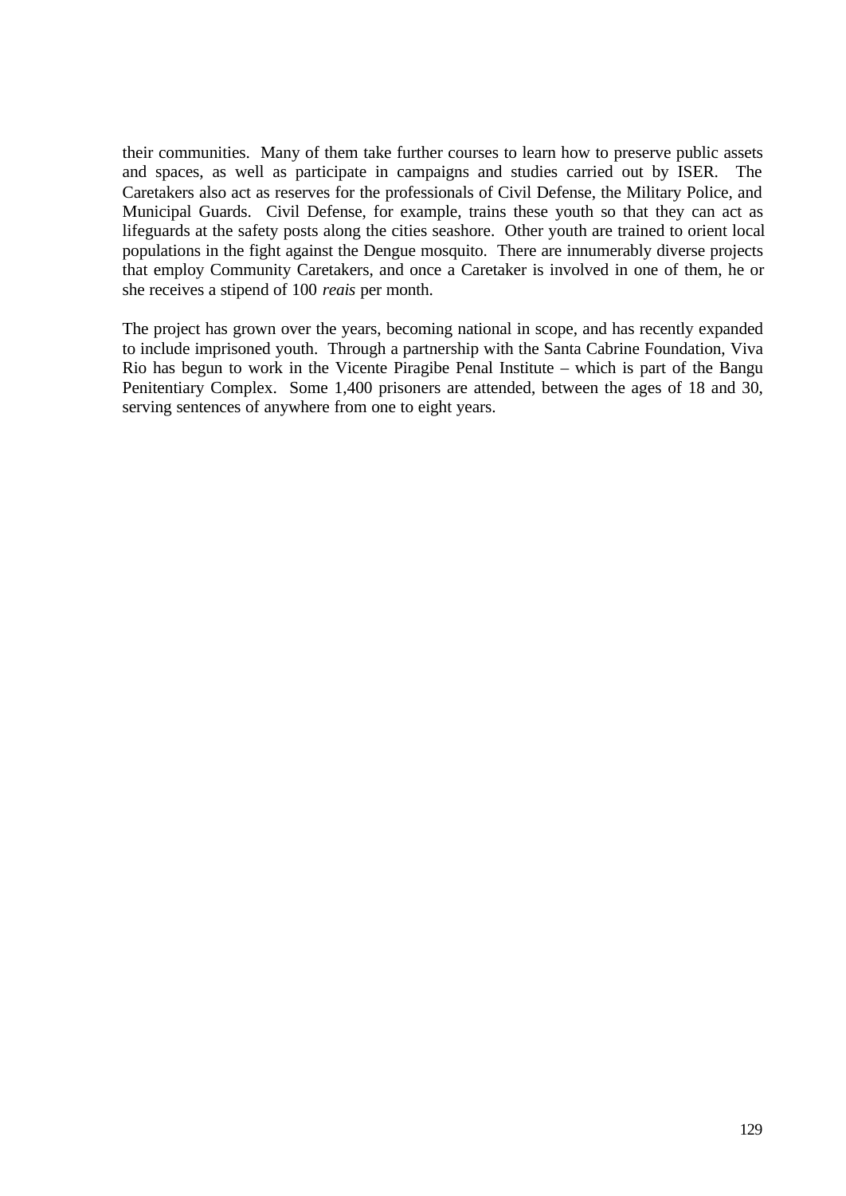their communities. Many of them take further courses to learn how to preserve public assets and spaces, as well as participate in campaigns and studies carried out by ISER. The Caretakers also act as reserves for the professionals of Civil Defense, the Military Police, and Municipal Guards. Civil Defense, for example, trains these youth so that they can act as lifeguards at the safety posts along the cities seashore. Other youth are trained to orient local populations in the fight against the Dengue mosquito. There are innumerably diverse projects that employ Community Caretakers, and once a Caretaker is involved in one of them, he or she receives a stipend of 100 *reais* per month.

The project has grown over the years, becoming national in scope, and has recently expanded to include imprisoned youth. Through a partnership with the Santa Cabrine Foundation, Viva Rio has begun to work in the Vicente Piragibe Penal Institute – which is part of the Bangu Penitentiary Complex. Some 1,400 prisoners are attended, between the ages of 18 and 30, serving sentences of anywhere from one to eight years.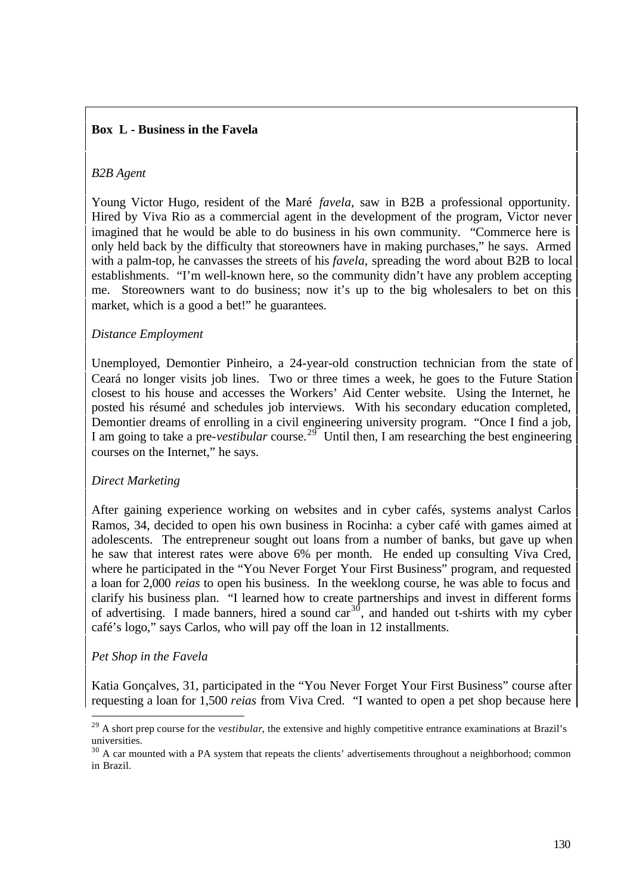**Box L - Business in the Favela**

*B2B Agent*

Young Victor Hugo, resident of the Maré *favela*, saw in B2B a professional opportunity. Hired by Viva Rio as a commercial agent in the development of the program, Victor never imagined that he would be able to do business in his own community. "Commerce here is only held back by the difficulty that storeowners have in making purchases," he says. Armed with a palm-top, he canvasses the streets of his *favela*, spreading the word about B2B to local establishments. "I'm well-known here, so the community didn't have any problem accepting me. Storeowners want to do business; now it's up to the big wholesalers to bet on this market, which is a good a bet!" he guarantees.

*Distance Employment*

Unemployed, Demontier Pinheiro, a 24-year-old construction technician from the state of Ceará no longer visits job lines. Two or three times a week, he goes to the Future Station closest to his house and accesses the Workers' Aid Center website. Using the Internet, he posted his résumé and schedules job interviews. With his secondary education completed, Demontier dreams of enrolling in a civil engineering university program. "Once I find a job, I am going to take a pre-*vestibular* course.[29] Until then, I am researching the best engineering courses on the Internet," he says.

*Direct Marketing*

After gaining experience working on websites and in cyber cafés, systems analyst Carlos Ramos, 34, decided to open his own business in Rocinha: a cyber café with games aimed at adolescents. The entrepreneur sought out loans from a number of banks, but gave up when he saw that interest rates were above 6% per month. He ended up consulting Viva Cred, where he participated in the "You Never Forget Your First Business" program, and requested a loan for 2,000 *reias* to open his business. In the weeklong course, he was able to focus and clarify his business plan. "I learned how to create partnerships and invest in different forms of advertising. I made banners, hired a sound car[30], and handed out t-shirts with my cyber café's logo," says Carlos, who will pay off the loan in 12 installments.

*Pet Shop in the Favela*

Katia Gonçalves, 31, participated in the "You Never Forget Your First Business" course after requesting a loan for 1,500 *reias* from Viva Cred. "I wanted to open a pet shop because here

---

[29] A short prep course for the *vestibular*, the extensive and highly competitive entrance examinations at Brazil's universities.

[30] A car mounted with a PA system that repeats the clients' advertisements throughout a neighborhood; common in Brazil.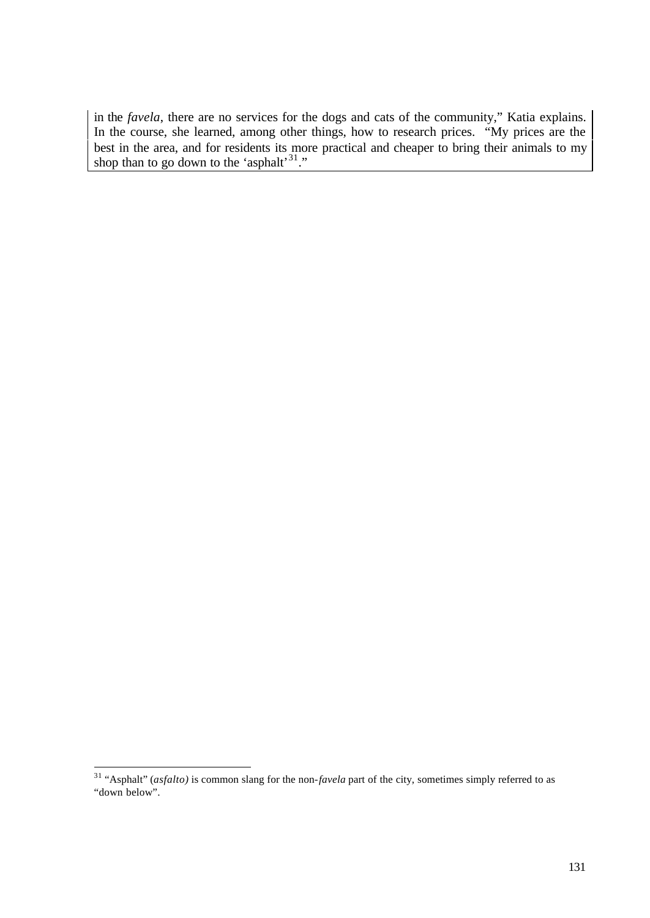in the *favela*, there are no services for the dogs and cats of the community," Katia explains. In the course, she learned, among other things, how to research prices. "My prices are the best in the area, and for residents its more practical and cheaper to bring their animals to my shop than to go down to the 'asphalt'[31]."

---

[31] "Asphalt" (*asfalto)* is common slang for the non-*favela* part of the city, sometimes simply referred to as "down below".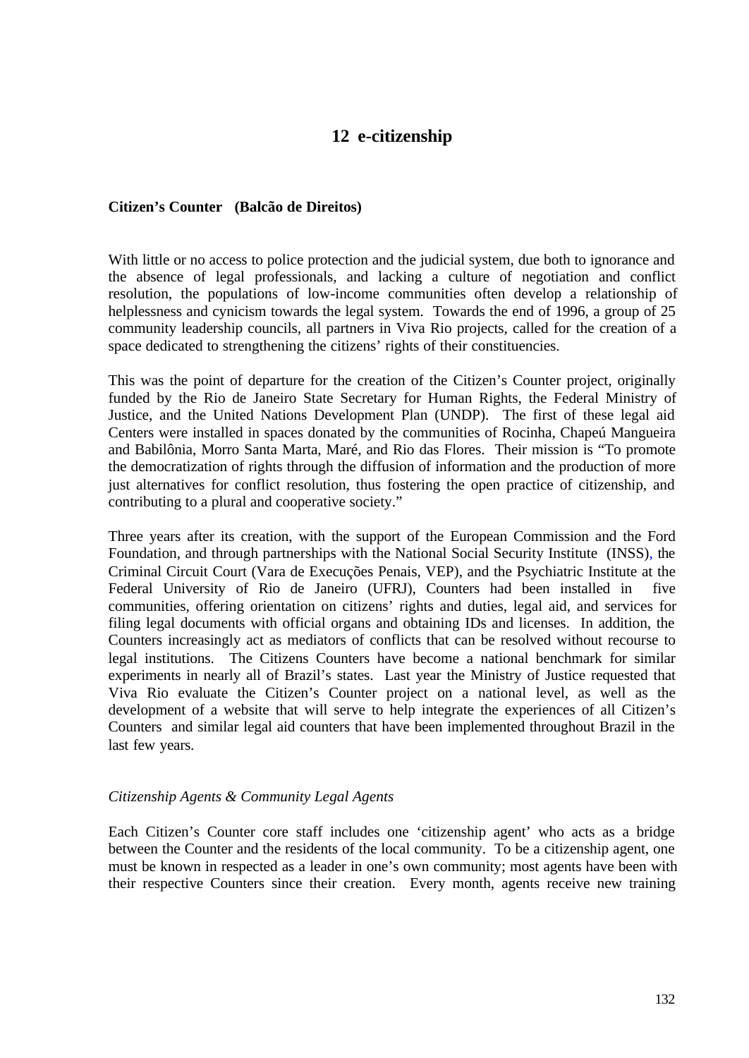# 12 e-citizenship

**Citizen's Counter (Balcão de Direitos)**

With little or no access to police protection and the judicial system, due both to ignorance and the absence of legal professionals, and lacking a culture of negotiation and conflict resolution, the populations of low-income communities often develop a relationship of helplessness and cynicism towards the legal system. Towards the end of 1996, a group of 25 community leadership councils, all partners in Viva Rio projects, called for the creation of a space dedicated to strengthening the citizens' rights of their constituencies.

This was the point of departure for the creation of the Citizen's Counter project, originally funded by the Rio de Janeiro State Secretary for Human Rights, the Federal Ministry of Justice, and the United Nations Development Plan (UNDP). The first of these legal aid Centers were installed in spaces donated by the communities of Rocinha, Chapeú Mangueira and Babilônia, Morro Santa Marta, Maré, and Rio das Flores. Their mission is "To promote the democratization of rights through the diffusion of information and the production of more just alternatives for conflict resolution, thus fostering the open practice of citizenship, and contributing to a plural and cooperative society."

Three years after its creation, with the support of the European Commission and the Ford Foundation, and through partnerships with the National Social Security Institute (INSS), the Criminal Circuit Court (Vara de Execuções Penais, VEP), and the Psychiatric Institute at the Federal University of Rio de Janeiro (UFRJ), Counters had been installed in five communities, offering orientation on citizens' rights and duties, legal aid, and services for filing legal documents with official organs and obtaining IDs and licenses. In addition, the Counters increasingly act as mediators of conflicts that can be resolved without recourse to legal institutions. The Citizens Counters have become a national benchmark for similar experiments in nearly all of Brazil's states. Last year the Ministry of Justice requested that Viva Rio evaluate the Citizen's Counter project on a national level, as well as the development of a website that will serve to help integrate the experiences of all Citizen's Counters and similar legal aid counters that have been implemented throughout Brazil in the last few years.

*Citizenship Agents & Community Legal Agents*

Each Citizen's Counter core staff includes one 'citizenship agent' who acts as a bridge between the Counter and the residents of the local community. To be a citizenship agent, one must be known in respected as a leader in one's own community; most agents have been with their respective Counters since their creation. Every month, agents receive new training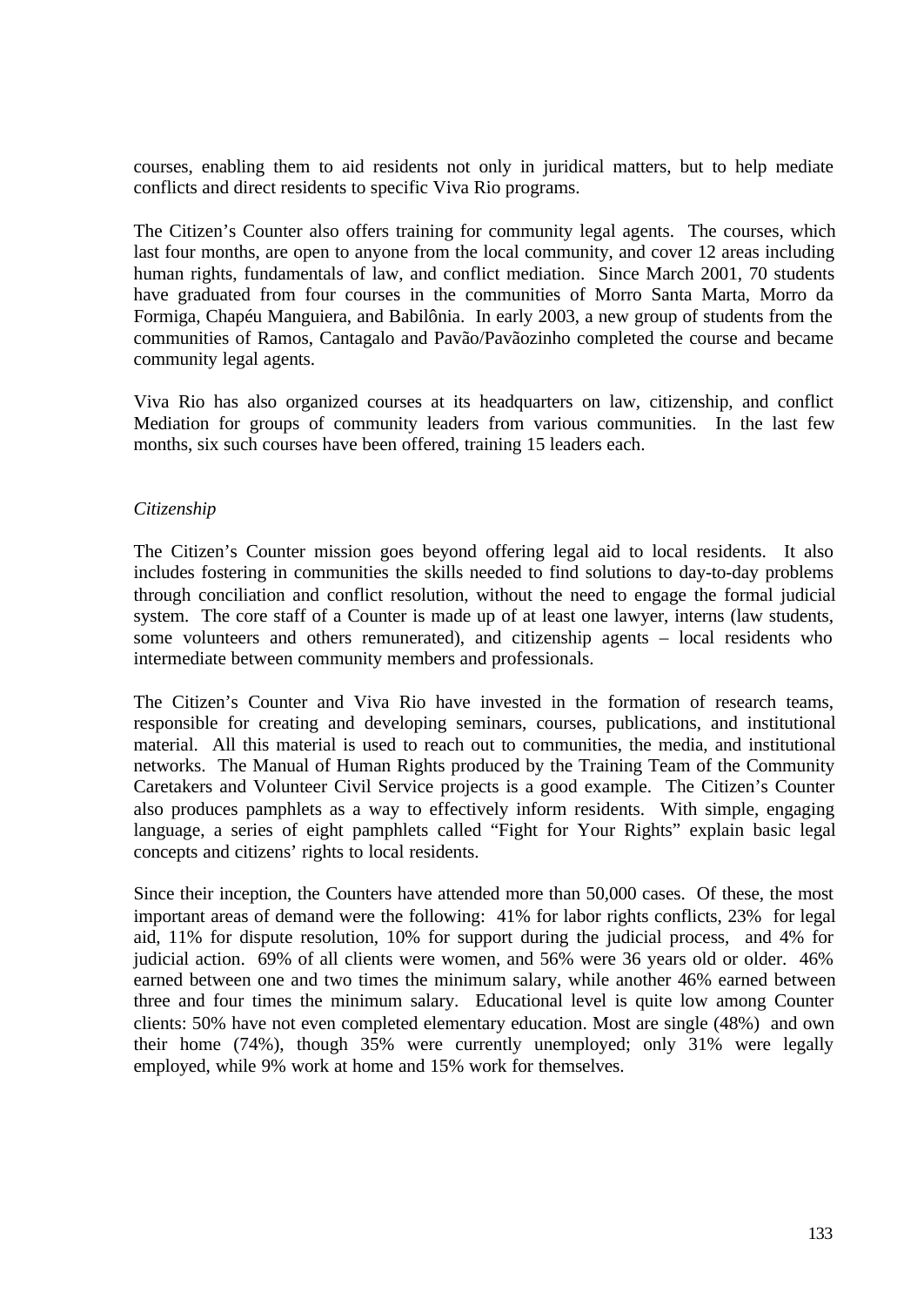courses, enabling them to aid residents not only in juridical matters, but to help mediate conflicts and direct residents to specific Viva Rio programs.

The Citizen's Counter also offers training for community legal agents. The courses, which last four months, are open to anyone from the local community, and cover 12 areas including human rights, fundamentals of law, and conflict mediation. Since March 2001, 70 students have graduated from four courses in the communities of Morro Santa Marta, Morro da Formiga, Chapéu Manguiera, and Babilônia. In early 2003, a new group of students from the communities of Ramos, Cantagalo and Pavão/Pavãozinho completed the course and became community legal agents.

Viva Rio has also organized courses at its headquarters on law, citizenship, and conflict Mediation for groups of community leaders from various communities. In the last few months, six such courses have been offered, training 15 leaders each.

*Citizenship*

The Citizen's Counter mission goes beyond offering legal aid to local residents. It also includes fostering in communities the skills needed to find solutions to day-to-day problems through conciliation and conflict resolution, without the need to engage the formal judicial system. The core staff of a Counter is made up of at least one lawyer, interns (law students, some volunteers and others remunerated), and citizenship agents – local residents who intermediate between community members and professionals.

The Citizen's Counter and Viva Rio have invested in the formation of research teams, responsible for creating and developing seminars, courses, publications, and institutional material. All this material is used to reach out to communities, the media, and institutional networks. The Manual of Human Rights produced by the Training Team of the Community Caretakers and Volunteer Civil Service projects is a good example. The Citizen's Counter also produces pamphlets as a way to effectively inform residents. With simple, engaging language, a series of eight pamphlets called "Fight for Your Rights" explain basic legal concepts and citizens' rights to local residents.

Since their inception, the Counters have attended more than 50,000 cases. Of these, the most important areas of demand were the following: 41% for labor rights conflicts, 23% for legal aid, 11% for dispute resolution, 10% for support during the judicial process, and 4% for judicial action. 69% of all clients were women, and 56% were 36 years old or older. 46% earned between one and two times the minimum salary, while another 46% earned between three and four times the minimum salary. Educational level is quite low among Counter clients: 50% have not even completed elementary education. Most are single (48%) and own their home (74%), though 35% were currently unemployed; only 31% were legally employed, while 9% work at home and 15% work for themselves.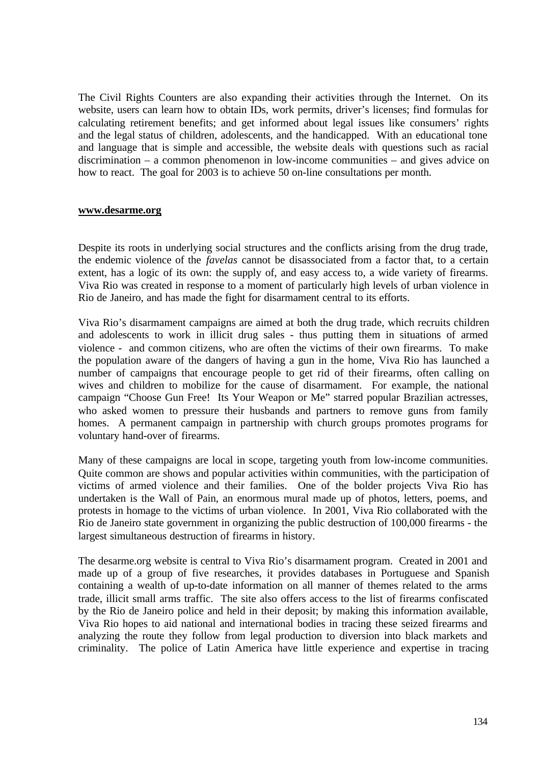The Civil Rights Counters are also expanding their activities through the Internet. On its website, users can learn how to obtain IDs, work permits, driver's licenses; find formulas for calculating retirement benefits; and get informed about legal issues like consumers' rights and the legal status of children, adolescents, and the handicapped. With an educational tone and language that is simple and accessible, the website deals with questions such as racial discrimination – a common phenomenon in low-income communities – and gives advice on how to react. The goal for 2003 is to achieve 50 on-line consultations per month.

**www.desarme.org**

Despite its roots in underlying social structures and the conflicts arising from the drug trade, the endemic violence of the *favelas* cannot be disassociated from a factor that, to a certain extent, has a logic of its own: the supply of, and easy access to, a wide variety of firearms. Viva Rio was created in response to a moment of particularly high levels of urban violence in Rio de Janeiro, and has made the fight for disarmament central to its efforts.

Viva Rio's disarmament campaigns are aimed at both the drug trade, which recruits children and adolescents to work in illicit drug sales - thus putting them in situations of armed violence - and common citizens, who are often the victims of their own firearms. To make the population aware of the dangers of having a gun in the home, Viva Rio has launched a number of campaigns that encourage people to get rid of their firearms, often calling on wives and children to mobilize for the cause of disarmament. For example, the national campaign "Choose Gun Free! Its Your Weapon or Me" starred popular Brazilian actresses, who asked women to pressure their husbands and partners to remove guns from family homes. A permanent campaign in partnership with church groups promotes programs for voluntary hand-over of firearms.

Many of these campaigns are local in scope, targeting youth from low-income communities. Quite common are shows and popular activities within communities, with the participation of victims of armed violence and their families. One of the bolder projects Viva Rio has undertaken is the Wall of Pain, an enormous mural made up of photos, letters, poems, and protests in homage to the victims of urban violence. In 2001, Viva Rio collaborated with the Rio de Janeiro state government in organizing the public destruction of 100,000 firearms - the largest simultaneous destruction of firearms in history.

The desarme.org website is central to Viva Rio's disarmament program. Created in 2001 and made up of a group of five researches, it provides databases in Portuguese and Spanish containing a wealth of up-to-date information on all manner of themes related to the arms trade, illicit small arms traffic. The site also offers access to the list of firearms confiscated by the Rio de Janeiro police and held in their deposit; by making this information available, Viva Rio hopes to aid national and international bodies in tracing these seized firearms and analyzing the route they follow from legal production to diversion into black markets and criminality. The police of Latin America have little experience and expertise in tracing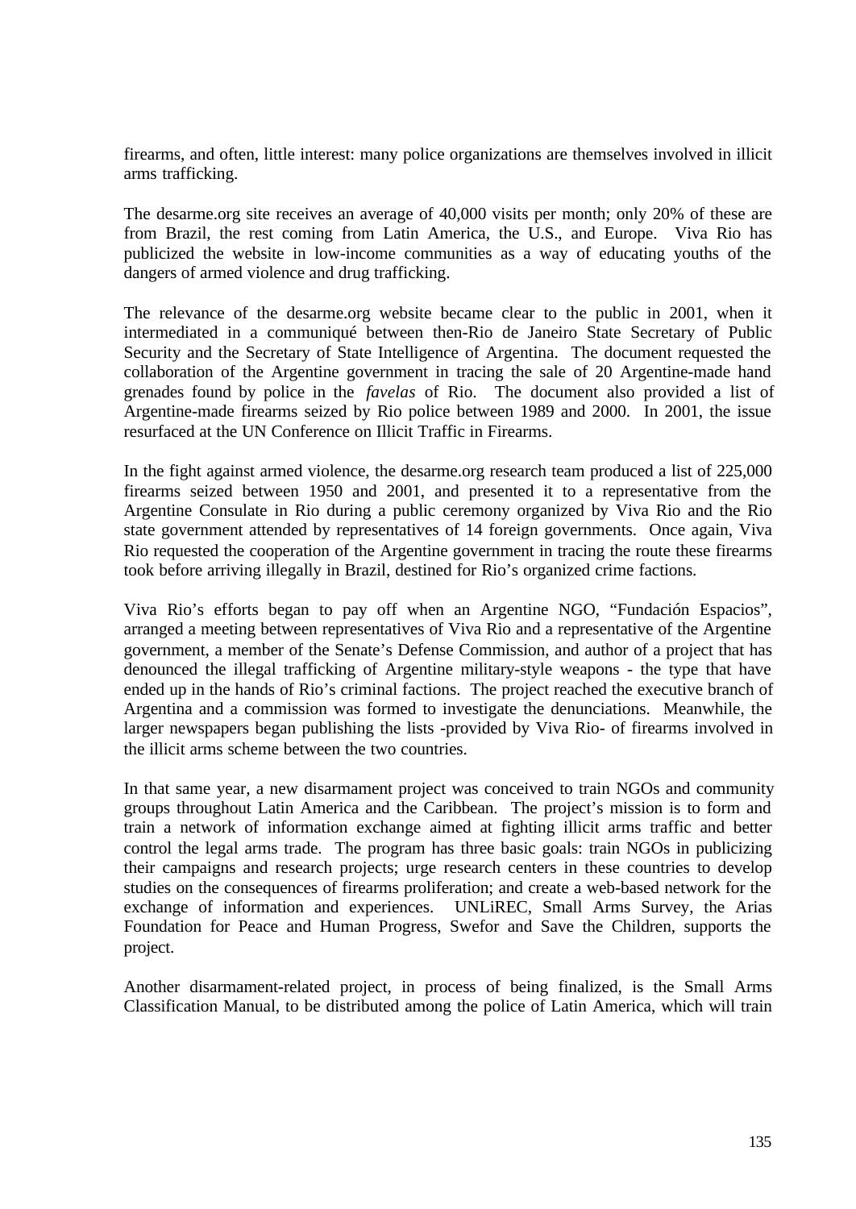firearms, and often, little interest: many police organizations are themselves involved in illicit arms trafficking.

The desarme.org site receives an average of 40,000 visits per month; only 20% of these are from Brazil, the rest coming from Latin America, the U.S., and Europe. Viva Rio has publicized the website in low-income communities as a way of educating youths of the dangers of armed violence and drug trafficking.

The relevance of the desarme.org website became clear to the public in 2001, when it intermediated in a communiqué between then-Rio de Janeiro State Secretary of Public Security and the Secretary of State Intelligence of Argentina. The document requested the collaboration of the Argentine government in tracing the sale of 20 Argentine-made hand grenades found by police in the *favelas* of Rio. The document also provided a list of Argentine-made firearms seized by Rio police between 1989 and 2000. In 2001, the issue resurfaced at the UN Conference on Illicit Traffic in Firearms.

In the fight against armed violence, the desarme.org research team produced a list of 225,000 firearms seized between 1950 and 2001, and presented it to a representative from the Argentine Consulate in Rio during a public ceremony organized by Viva Rio and the Rio state government attended by representatives of 14 foreign governments. Once again, Viva Rio requested the cooperation of the Argentine government in tracing the route these firearms took before arriving illegally in Brazil, destined for Rio's organized crime factions.

Viva Rio's efforts began to pay off when an Argentine NGO, "Fundación Espacios", arranged a meeting between representatives of Viva Rio and a representative of the Argentine government, a member of the Senate's Defense Commission, and author of a project that has denounced the illegal trafficking of Argentine military-style weapons - the type that have ended up in the hands of Rio's criminal factions. The project reached the executive branch of Argentina and a commission was formed to investigate the denunciations. Meanwhile, the larger newspapers began publishing the lists -provided by Viva Rio- of firearms involved in the illicit arms scheme between the two countries.

In that same year, a new disarmament project was conceived to train NGOs and community groups throughout Latin America and the Caribbean. The project's mission is to form and train a network of information exchange aimed at fighting illicit arms traffic and better control the legal arms trade. The program has three basic goals: train NGOs in publicizing their campaigns and research projects; urge research centers in these countries to develop studies on the consequences of firearms proliferation; and create a web-based network for the exchange of information and experiences. UNLiREC, Small Arms Survey, the Arias Foundation for Peace and Human Progress, Swefor and Save the Children, supports the project.

Another disarmament-related project, in process of being finalized, is the Small Arms Classification Manual, to be distributed among the police of Latin America, which will train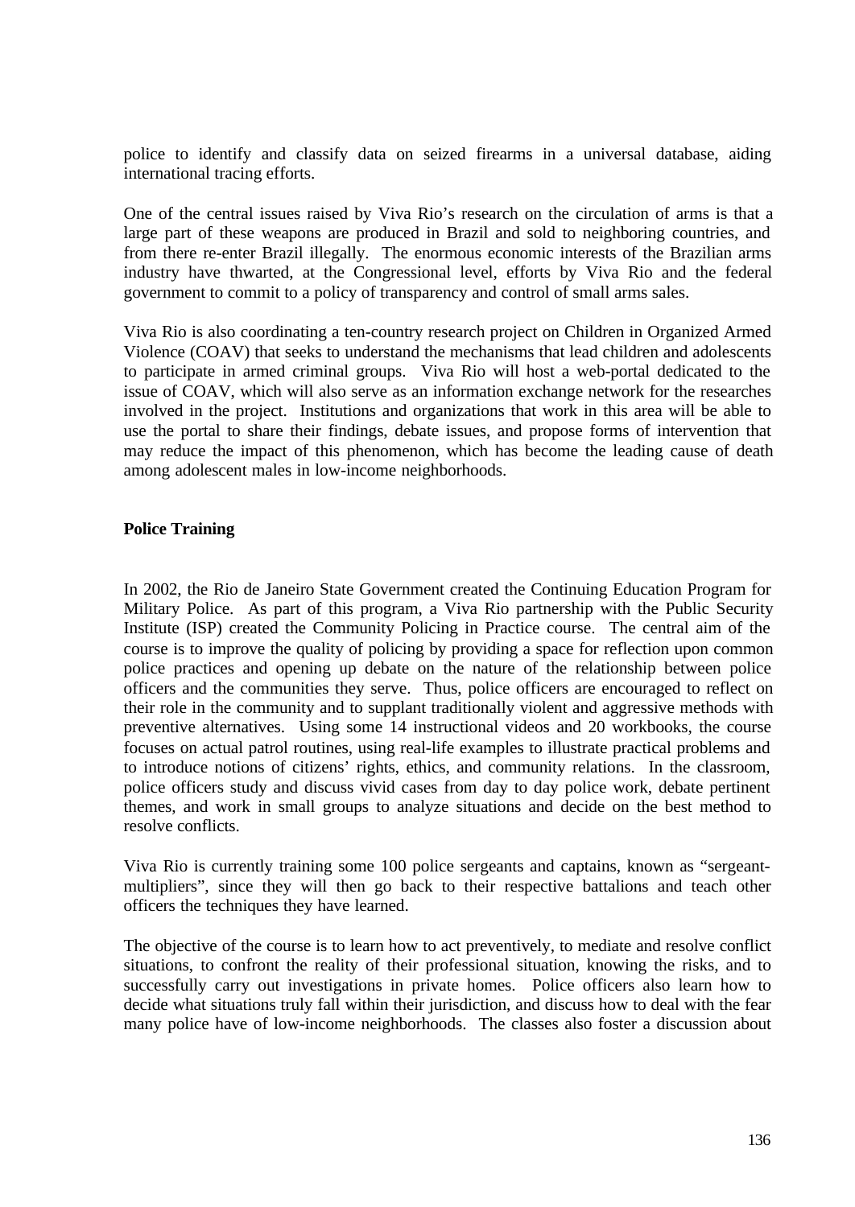police to identify and classify data on seized firearms in a universal database, aiding international tracing efforts.

One of the central issues raised by Viva Rio's research on the circulation of arms is that a large part of these weapons are produced in Brazil and sold to neighboring countries, and from there re-enter Brazil illegally. The enormous economic interests of the Brazilian arms industry have thwarted, at the Congressional level, efforts by Viva Rio and the federal government to commit to a policy of transparency and control of small arms sales.

Viva Rio is also coordinating a ten-country research project on Children in Organized Armed Violence (COAV) that seeks to understand the mechanisms that lead children and adolescents to participate in armed criminal groups. Viva Rio will host a web-portal dedicated to the issue of COAV, which will also serve as an information exchange network for the researches involved in the project. Institutions and organizations that work in this area will be able to use the portal to share their findings, debate issues, and propose forms of intervention that may reduce the impact of this phenomenon, which has become the leading cause of death among adolescent males in low-income neighborhoods.

**Police Training**

In 2002, the Rio de Janeiro State Government created the Continuing Education Program for Military Police. As part of this program, a Viva Rio partnership with the Public Security Institute (ISP) created the Community Policing in Practice course. The central aim of the course is to improve the quality of policing by providing a space for reflection upon common police practices and opening up debate on the nature of the relationship between police officers and the communities they serve. Thus, police officers are encouraged to reflect on their role in the community and to supplant traditionally violent and aggressive methods with preventive alternatives. Using some 14 instructional videos and 20 workbooks, the course focuses on actual patrol routines, using real-life examples to illustrate practical problems and to introduce notions of citizens' rights, ethics, and community relations. In the classroom, police officers study and discuss vivid cases from day to day police work, debate pertinent themes, and work in small groups to analyze situations and decide on the best method to resolve conflicts.

Viva Rio is currently training some 100 police sergeants and captains, known as "sergeant-multipliers", since they will then go back to their respective battalions and teach other officers the techniques they have learned.

The objective of the course is to learn how to act preventively, to mediate and resolve conflict situations, to confront the reality of their professional situation, knowing the risks, and to successfully carry out investigations in private homes. Police officers also learn how to decide what situations truly fall within their jurisdiction, and discuss how to deal with the fear many police have of low-income neighborhoods. The classes also foster a discussion about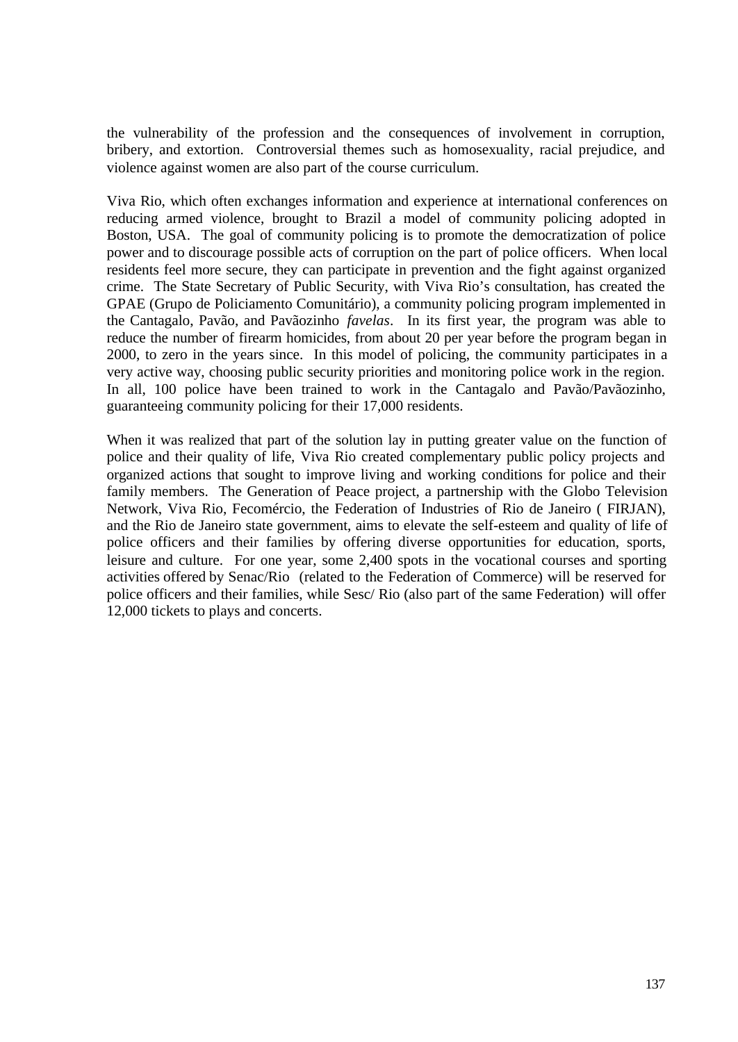the vulnerability of the profession and the consequences of involvement in corruption, bribery, and extortion. Controversial themes such as homosexuality, racial prejudice, and violence against women are also part of the course curriculum.

Viva Rio, which often exchanges information and experience at international conferences on reducing armed violence, brought to Brazil a model of community policing adopted in Boston, USA. The goal of community policing is to promote the democratization of police power and to discourage possible acts of corruption on the part of police officers. When local residents feel more secure, they can participate in prevention and the fight against organized crime. The State Secretary of Public Security, with Viva Rio's consultation, has created the GPAE (Grupo de Policiamento Comunitário), a community policing program implemented in the Cantagalo, Pavão, and Pavãozinho *favelas*. In its first year, the program was able to reduce the number of firearm homicides, from about 20 per year before the program began in 2000, to zero in the years since. In this model of policing, the community participates in a very active way, choosing public security priorities and monitoring police work in the region. In all, 100 police have been trained to work in the Cantagalo and Pavão/Pavãozinho, guaranteeing community policing for their 17,000 residents.

When it was realized that part of the solution lay in putting greater value on the function of police and their quality of life, Viva Rio created complementary public policy projects and organized actions that sought to improve living and working conditions for police and their family members. The Generation of Peace project, a partnership with the Globo Television Network, Viva Rio, Fecomércio, the Federation of Industries of Rio de Janeiro ( FIRJAN), and the Rio de Janeiro state government, aims to elevate the self-esteem and quality of life of police officers and their families by offering diverse opportunities for education, sports, leisure and culture. For one year, some 2,400 spots in the vocational courses and sporting activities offered by Senac/Rio (related to the Federation of Commerce) will be reserved for police officers and their families, while Sesc/ Rio (also part of the same Federation) will offer 12,000 tickets to plays and concerts.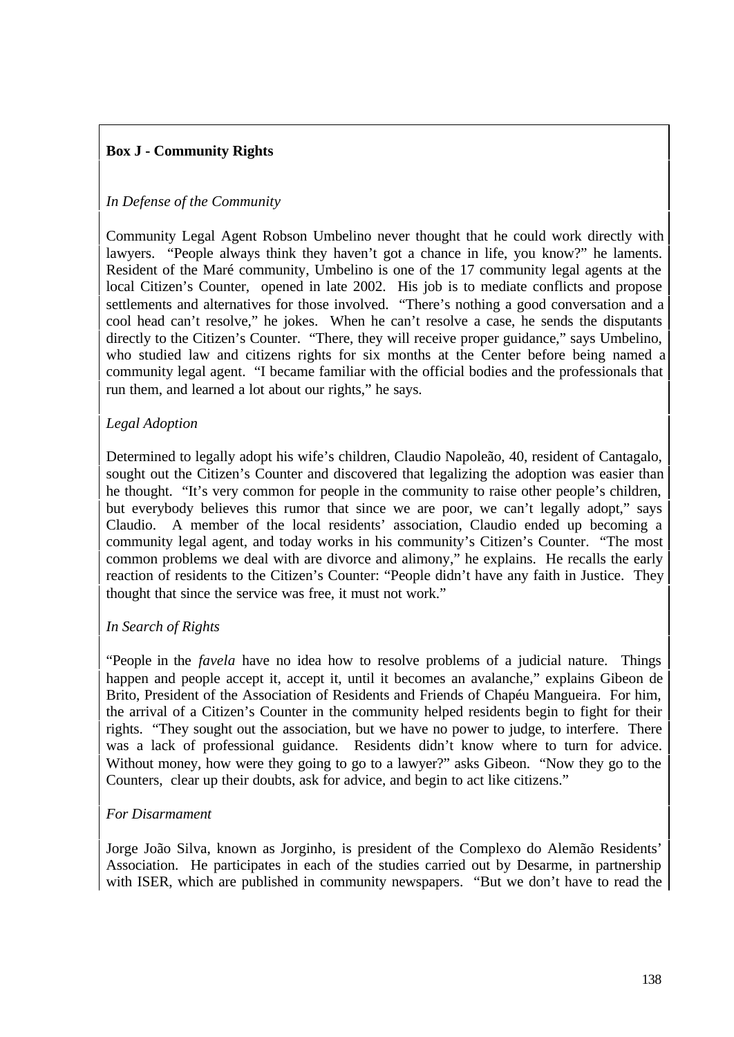**Box J - Community Rights**

*In Defense of the Community*

Community Legal Agent Robson Umbelino never thought that he could work directly with lawyers. "People always think they haven't got a chance in life, you know?" he laments. Resident of the Maré community, Umbelino is one of the 17 community legal agents at the local Citizen's Counter, opened in late 2002. His job is to mediate conflicts and propose settlements and alternatives for those involved. "There's nothing a good conversation and a cool head can't resolve," he jokes. When he can't resolve a case, he sends the disputants directly to the Citizen's Counter. "There, they will receive proper guidance," says Umbelino, who studied law and citizens rights for six months at the Center before being named a community legal agent. "I became familiar with the official bodies and the professionals that run them, and learned a lot about our rights," he says.

*Legal Adoption*

Determined to legally adopt his wife's children, Claudio Napoleão, 40, resident of Cantagalo, sought out the Citizen's Counter and discovered that legalizing the adoption was easier than he thought. "It's very common for people in the community to raise other people's children, but everybody believes this rumor that since we are poor, we can't legally adopt," says Claudio. A member of the local residents' association, Claudio ended up becoming a community legal agent, and today works in his community's Citizen's Counter. "The most common problems we deal with are divorce and alimony," he explains. He recalls the early reaction of residents to the Citizen's Counter: "People didn't have any faith in Justice. They thought that since the service was free, it must not work."

*In Search of Rights*

"People in the *favela* have no idea how to resolve problems of a judicial nature. Things happen and people accept it, accept it, until it becomes an avalanche," explains Gibeon de Brito, President of the Association of Residents and Friends of Chapéu Mangueira. For him, the arrival of a Citizen's Counter in the community helped residents begin to fight for their rights. "They sought out the association, but we have no power to judge, to interfere. There was a lack of professional guidance. Residents didn't know where to turn for advice. Without money, how were they going to go to a lawyer?" asks Gibeon. "Now they go to the Counters, clear up their doubts, ask for advice, and begin to act like citizens."

*For Disarmament*

Jorge João Silva, known as Jorginho, is president of the Complexo do Alemão Residents' Association. He participates in each of the studies carried out by Desarme, in partnership with ISER, which are published in community newspapers. "But we don't have to read the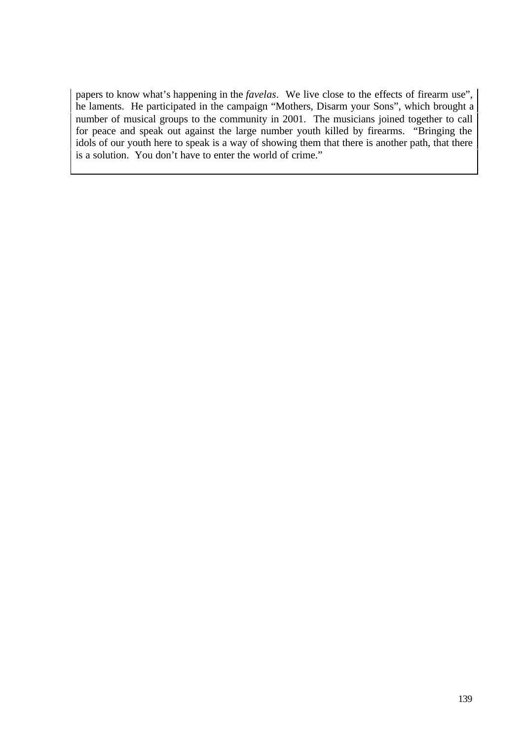papers to know what's happening in the *favelas*. We live close to the effects of firearm use", he laments. He participated in the campaign "Mothers, Disarm your Sons", which brought a number of musical groups to the community in 2001. The musicians joined together to call for peace and speak out against the large number youth killed by firearms. "Bringing the idols of our youth here to speak is a way of showing them that there is another path, that there is a solution. You don't have to enter the world of crime."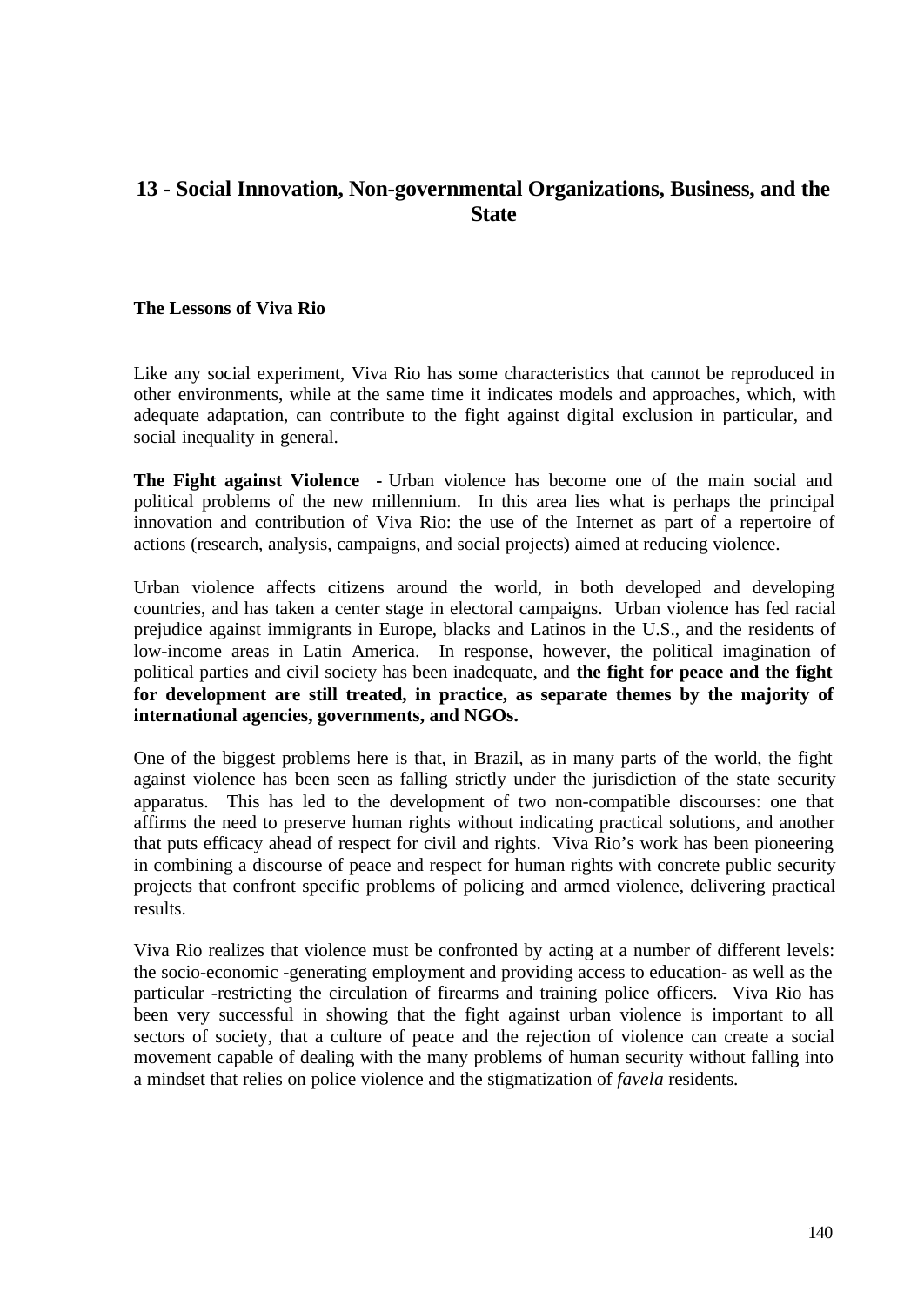## 13 - Social Innovation, Non-governmental Organizations, Business, and the State

**The Lessons of Viva Rio**

Like any social experiment, Viva Rio has some characteristics that cannot be reproduced in other environments, while at the same time it indicates models and approaches, which, with adequate adaptation, can contribute to the fight against digital exclusion in particular, and social inequality in general.

**The Fight against Violence** - Urban violence has become one of the main social and political problems of the new millennium. In this area lies what is perhaps the principal innovation and contribution of Viva Rio: the use of the Internet as part of a repertoire of actions (research, analysis, campaigns, and social projects) aimed at reducing violence.

Urban violence affects citizens around the world, in both developed and developing countries, and has taken a center stage in electoral campaigns. Urban violence has fed racial prejudice against immigrants in Europe, blacks and Latinos in the U.S., and the residents of low-income areas in Latin America. In response, however, the political imagination of political parties and civil society has been inadequate, and **the fight for peace and the fight for development are still treated, in practice, as separate themes by the majority of international agencies, governments, and NGOs.**

One of the biggest problems here is that, in Brazil, as in many parts of the world, the fight against violence has been seen as falling strictly under the jurisdiction of the state security apparatus. This has led to the development of two non-compatible discourses: one that affirms the need to preserve human rights without indicating practical solutions, and another that puts efficacy ahead of respect for civil and rights. Viva Rio's work has been pioneering in combining a discourse of peace and respect for human rights with concrete public security projects that confront specific problems of policing and armed violence, delivering practical results.

Viva Rio realizes that violence must be confronted by acting at a number of different levels: the socio-economic -generating employment and providing access to education- as well as the particular -restricting the circulation of firearms and training police officers. Viva Rio has been very successful in showing that the fight against urban violence is important to all sectors of society, that a culture of peace and the rejection of violence can create a social movement capable of dealing with the many problems of human security without falling into a mindset that relies on police violence and the stigmatization of *favela* residents.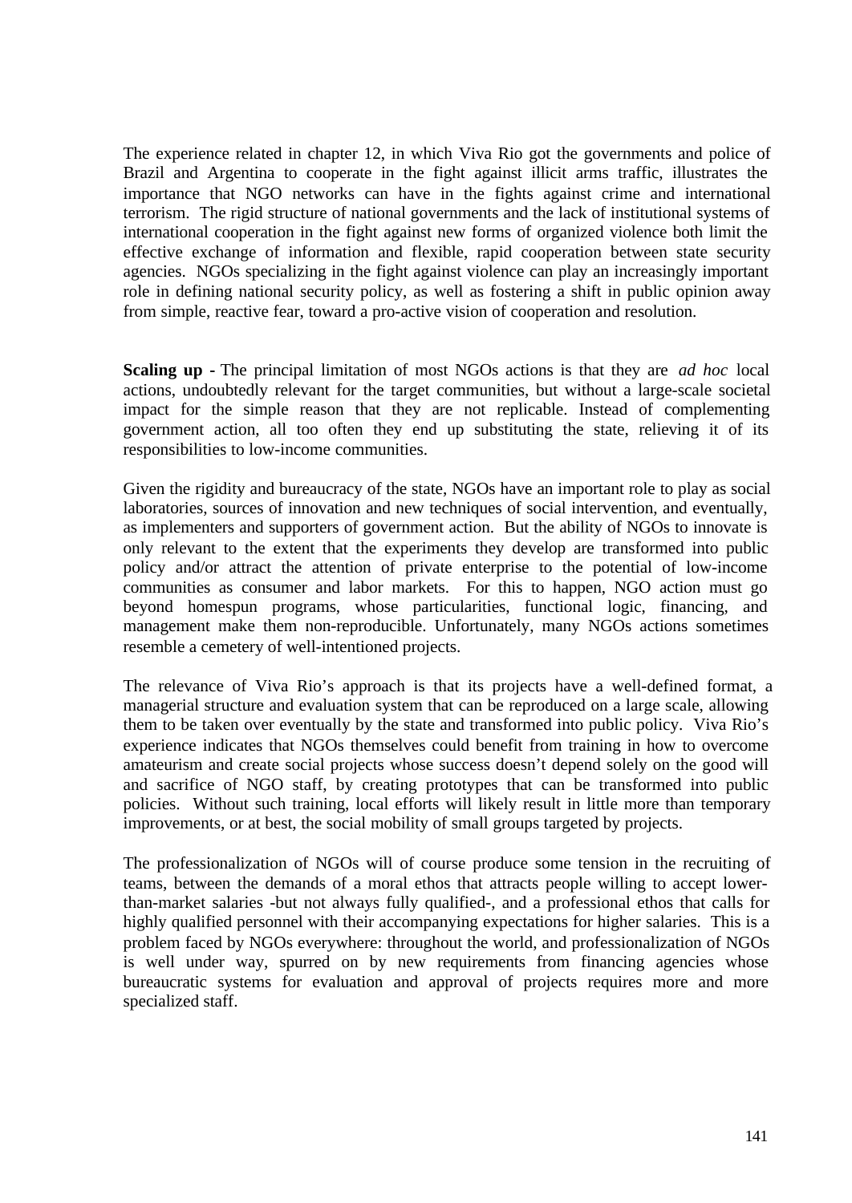The experience related in chapter 12, in which Viva Rio got the governments and police of Brazil and Argentina to cooperate in the fight against illicit arms traffic, illustrates the importance that NGO networks can have in the fights against crime and international terrorism. The rigid structure of national governments and the lack of institutional systems of international cooperation in the fight against new forms of organized violence both limit the effective exchange of information and flexible, rapid cooperation between state security agencies. NGOs specializing in the fight against violence can play an increasingly important role in defining national security policy, as well as fostering a shift in public opinion away from simple, reactive fear, toward a pro-active vision of cooperation and resolution.

**Scaling up** - The principal limitation of most NGOs actions is that they are *ad hoc* local actions, undoubtedly relevant for the target communities, but without a large-scale societal impact for the simple reason that they are not replicable. Instead of complementing government action, all too often they end up substituting the state, relieving it of its responsibilities to low-income communities.

Given the rigidity and bureaucracy of the state, NGOs have an important role to play as social laboratories, sources of innovation and new techniques of social intervention, and eventually, as implementers and supporters of government action. But the ability of NGOs to innovate is only relevant to the extent that the experiments they develop are transformed into public policy and/or attract the attention of private enterprise to the potential of low-income communities as consumer and labor markets. For this to happen, NGO action must go beyond homespun programs, whose particularities, functional logic, financing, and management make them non-reproducible. Unfortunately, many NGOs actions sometimes resemble a cemetery of well-intentioned projects.

The relevance of Viva Rio's approach is that its projects have a well-defined format, a managerial structure and evaluation system that can be reproduced on a large scale, allowing them to be taken over eventually by the state and transformed into public policy. Viva Rio's experience indicates that NGOs themselves could benefit from training in how to overcome amateurism and create social projects whose success doesn't depend solely on the good will and sacrifice of NGO staff, by creating prototypes that can be transformed into public policies. Without such training, local efforts will likely result in little more than temporary improvements, or at best, the social mobility of small groups targeted by projects.

The professionalization of NGOs will of course produce some tension in the recruiting of teams, between the demands of a moral ethos that attracts people willing to accept lower-than-market salaries -but not always fully qualified-, and a professional ethos that calls for highly qualified personnel with their accompanying expectations for higher salaries. This is a problem faced by NGOs everywhere: throughout the world, and professionalization of NGOs is well under way, spurred on by new requirements from financing agencies whose bureaucratic systems for evaluation and approval of projects requires more and more specialized staff.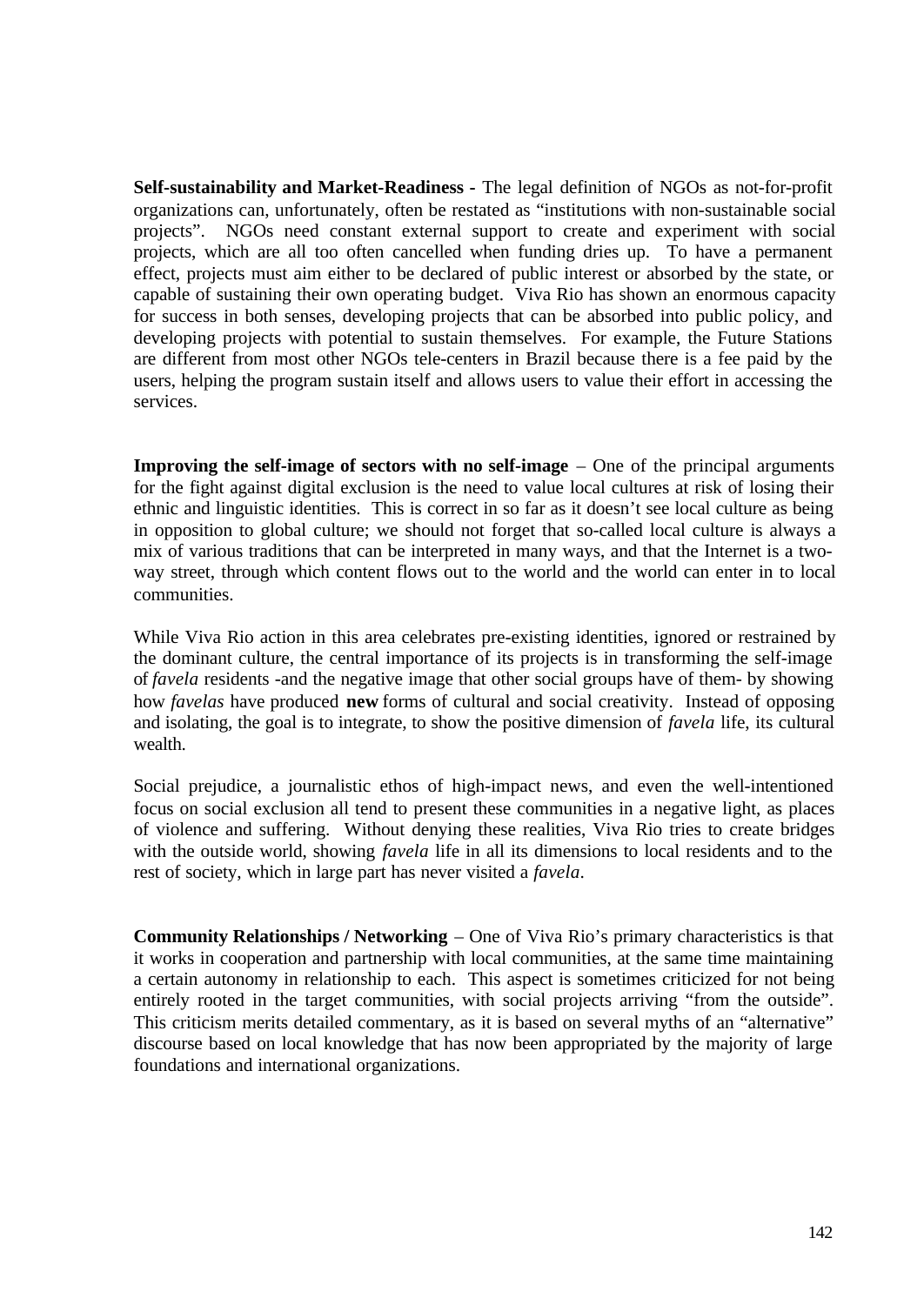**Self-sustainability and Market-Readiness -** The legal definition of NGOs as not-for-profit organizations can, unfortunately, often be restated as "institutions with non-sustainable social projects". NGOs need constant external support to create and experiment with social projects, which are all too often cancelled when funding dries up. To have a permanent effect, projects must aim either to be declared of public interest or absorbed by the state, or capable of sustaining their own operating budget. Viva Rio has shown an enormous capacity for success in both senses, developing projects that can be absorbed into public policy, and developing projects with potential to sustain themselves. For example, the Future Stations are different from most other NGOs tele-centers in Brazil because there is a fee paid by the users, helping the program sustain itself and allows users to value their effort in accessing the services.

**Improving the self-image of sectors with no self-image** – One of the principal arguments for the fight against digital exclusion is the need to value local cultures at risk of losing their ethnic and linguistic identities. This is correct in so far as it doesn't see local culture as being in opposition to global culture; we should not forget that so-called local culture is always a mix of various traditions that can be interpreted in many ways, and that the Internet is a two-way street, through which content flows out to the world and the world can enter in to local communities.

While Viva Rio action in this area celebrates pre-existing identities, ignored or restrained by the dominant culture, the central importance of its projects is in transforming the self-image of *favela* residents -and the negative image that other social groups have of them- by showing how *favelas* have produced **new** forms of cultural and social creativity. Instead of opposing and isolating, the goal is to integrate, to show the positive dimension of *favela* life, its cultural wealth.

Social prejudice, a journalistic ethos of high-impact news, and even the well-intentioned focus on social exclusion all tend to present these communities in a negative light, as places of violence and suffering. Without denying these realities, Viva Rio tries to create bridges with the outside world, showing *favela* life in all its dimensions to local residents and to the rest of society, which in large part has never visited a *favela*.

**Community Relationships / Networking** – One of Viva Rio's primary characteristics is that it works in cooperation and partnership with local communities, at the same time maintaining a certain autonomy in relationship to each. This aspect is sometimes criticized for not being entirely rooted in the target communities, with social projects arriving "from the outside". This criticism merits detailed commentary, as it is based on several myths of an "alternative" discourse based on local knowledge that has now been appropriated by the majority of large foundations and international organizations.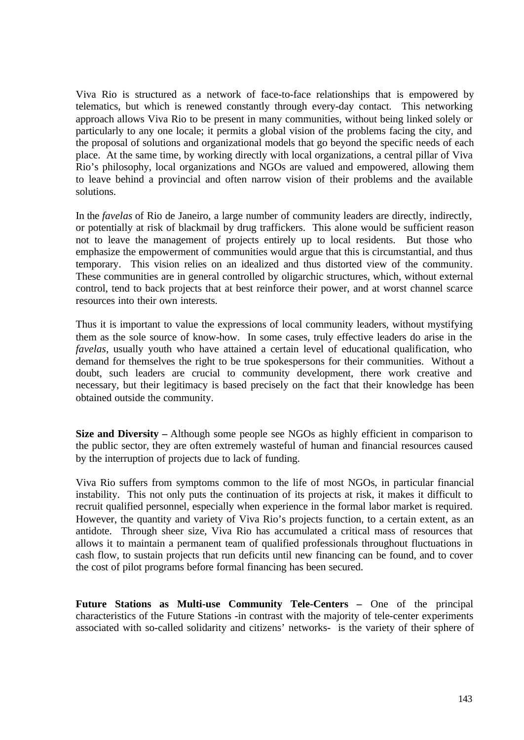Viva Rio is structured as a network of face-to-face relationships that is empowered by telematics, but which is renewed constantly through every-day contact. This networking approach allows Viva Rio to be present in many communities, without being linked solely or particularly to any one locale; it permits a global vision of the problems facing the city, and the proposal of solutions and organizational models that go beyond the specific needs of each place. At the same time, by working directly with local organizations, a central pillar of Viva Rio's philosophy, local organizations and NGOs are valued and empowered, allowing them to leave behind a provincial and often narrow vision of their problems and the available solutions.

In the *favelas* of Rio de Janeiro, a large number of community leaders are directly, indirectly, or potentially at risk of blackmail by drug traffickers. This alone would be sufficient reason not to leave the management of projects entirely up to local residents. But those who emphasize the empowerment of communities would argue that this is circumstantial, and thus temporary. This vision relies on an idealized and thus distorted view of the community. These communities are in general controlled by oligarchic structures, which, without external control, tend to back projects that at best reinforce their power, and at worst channel scarce resources into their own interests.

Thus it is important to value the expressions of local community leaders, without mystifying them as the sole source of know-how. In some cases, truly effective leaders do arise in the *favelas*, usually youth who have attained a certain level of educational qualification, who demand for themselves the right to be true spokespersons for their communities. Without a doubt, such leaders are crucial to community development, there work creative and necessary, but their legitimacy is based precisely on the fact that their knowledge has been obtained outside the community.

**Size and Diversity –** Although some people see NGOs as highly efficient in comparison to the public sector, they are often extremely wasteful of human and financial resources caused by the interruption of projects due to lack of funding.

Viva Rio suffers from symptoms common to the life of most NGOs, in particular financial instability. This not only puts the continuation of its projects at risk, it makes it difficult to recruit qualified personnel, especially when experience in the formal labor market is required. However, the quantity and variety of Viva Rio's projects function, to a certain extent, as an antidote. Through sheer size, Viva Rio has accumulated a critical mass of resources that allows it to maintain a permanent team of qualified professionals throughout fluctuations in cash flow, to sustain projects that run deficits until new financing can be found, and to cover the cost of pilot programs before formal financing has been secured.

**Future Stations as Multi-use Community Tele-Centers –** One of the principal characteristics of the Future Stations -in contrast with the majority of tele-center experiments associated with so-called solidarity and citizens' networks- is the variety of their sphere of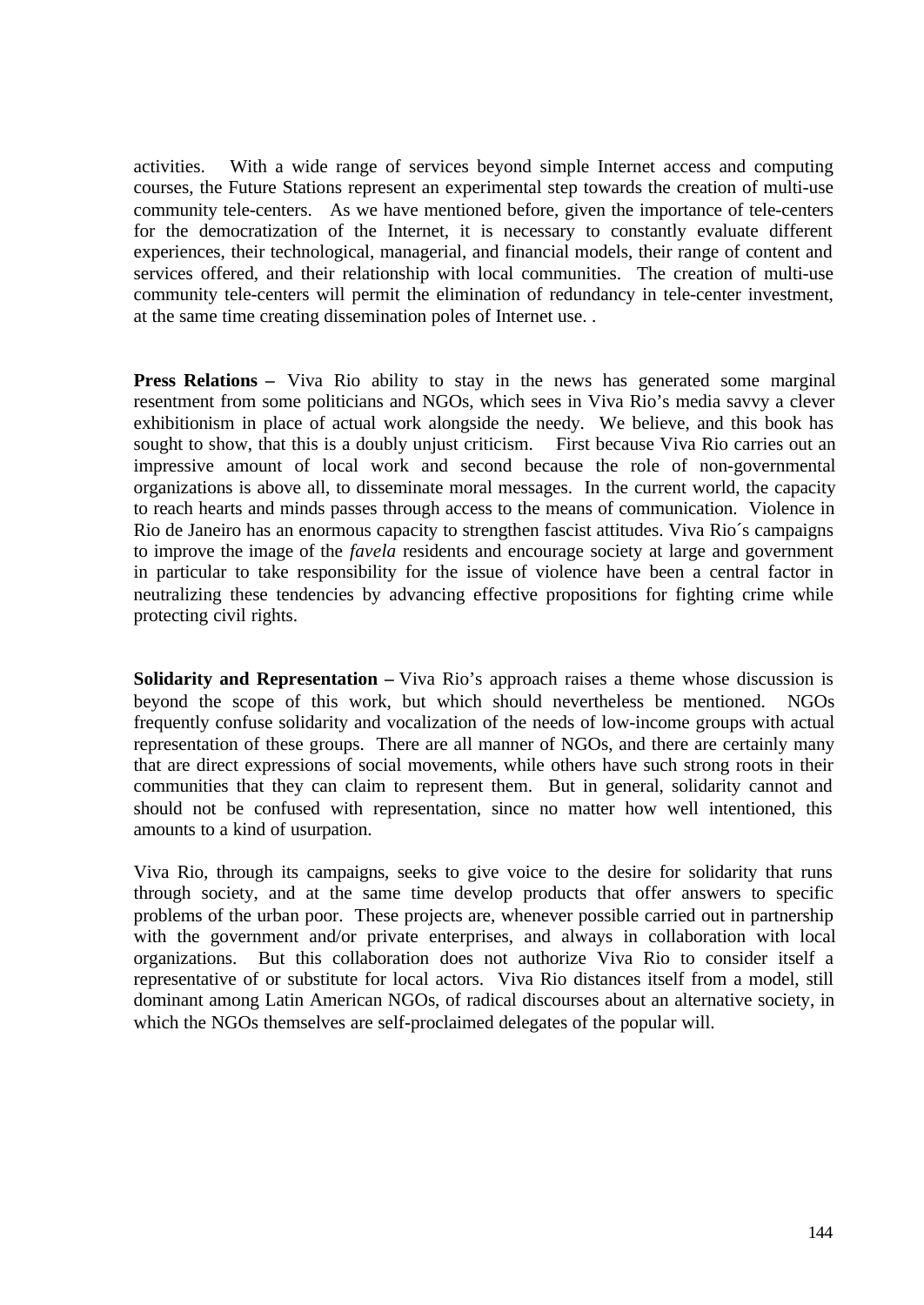activities. With a wide range of services beyond simple Internet access and computing courses, the Future Stations represent an experimental step towards the creation of multi-use community tele-centers. As we have mentioned before, given the importance of tele-centers for the democratization of the Internet, it is necessary to constantly evaluate different experiences, their technological, managerial, and financial models, their range of content and services offered, and their relationship with local communities. The creation of multi-use community tele-centers will permit the elimination of redundancy in tele-center investment, at the same time creating dissemination poles of Internet use. .

**Press Relations –** Viva Rio ability to stay in the news has generated some marginal resentment from some politicians and NGOs, which sees in Viva Rio's media savvy a clever exhibitionism in place of actual work alongside the needy. We believe, and this book has sought to show, that this is a doubly unjust criticism. First because Viva Rio carries out an impressive amount of local work and second because the role of non-governmental organizations is above all, to disseminate moral messages. In the current world, the capacity to reach hearts and minds passes through access to the means of communication. Violence in Rio de Janeiro has an enormous capacity to strengthen fascist attitudes. Viva Rio´s campaigns to improve the image of the *favela* residents and encourage society at large and government in particular to take responsibility for the issue of violence have been a central factor in neutralizing these tendencies by advancing effective propositions for fighting crime while protecting civil rights.

**Solidarity and Representation –** Viva Rio's approach raises a theme whose discussion is beyond the scope of this work, but which should nevertheless be mentioned. NGOs frequently confuse solidarity and vocalization of the needs of low-income groups with actual representation of these groups. There are all manner of NGOs, and there are certainly many that are direct expressions of social movements, while others have such strong roots in their communities that they can claim to represent them. But in general, solidarity cannot and should not be confused with representation, since no matter how well intentioned, this amounts to a kind of usurpation.

Viva Rio, through its campaigns, seeks to give voice to the desire for solidarity that runs through society, and at the same time develop products that offer answers to specific problems of the urban poor. These projects are, whenever possible carried out in partnership with the government and/or private enterprises, and always in collaboration with local organizations. But this collaboration does not authorize Viva Rio to consider itself a representative of or substitute for local actors. Viva Rio distances itself from a model, still dominant among Latin American NGOs, of radical discourses about an alternative society, in which the NGOs themselves are self-proclaimed delegates of the popular will.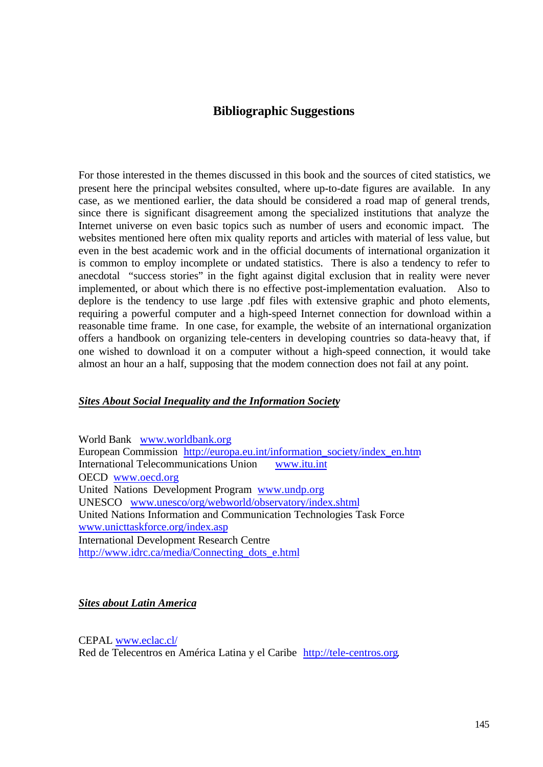# Bibliographic Suggestions

For those interested in the themes discussed in this book and the sources of cited statistics, we present here the principal websites consulted, where up-to-date figures are available. In any case, as we mentioned earlier, the data should be considered a road map of general trends, since there is significant disagreement among the specialized institutions that analyze the Internet universe on even basic topics such as number of users and economic impact. The websites mentioned here often mix quality reports and articles with material of less value, but even in the best academic work and in the official documents of international organization it is common to employ incomplete or undated statistics. There is also a tendency to refer to anecdotal "success stories" in the fight against digital exclusion that in reality were never implemented, or about which there is no effective post-implementation evaluation. Also to deplore is the tendency to use large .pdf files with extensive graphic and photo elements, requiring a powerful computer and a high-speed Internet connection for download within a reasonable time frame. In one case, for example, the website of an international organization offers a handbook on organizing tele-centers in developing countries so data-heavy that, if one wished to download it on a computer without a high-speed connection, it would take almost an hour an a half, supposing that the modem connection does not fail at any point.

## ***Sites About Social Inequality and the Information Society***

World Bank www.worldbank.org
European Commission http://europa.eu.int/information_society/index_en.htm
International Telecommunications Union www.itu.int
OECD www.oecd.org
United Nations Development Program www.undp.org
UNESCO www.unesco/org/webworld/observatory/index.shtml
United Nations Information and Communication Technologies Task Force
www.unicttaskforce.org/index.asp
International Development Research Centre
http://www.idrc.ca/media/Connecting_dots_e.html

## ***Sites about Latin America***

CEPAL www.eclac.cl/
Red de Telecentros en América Latina y el Caribe http://tele-centros.org.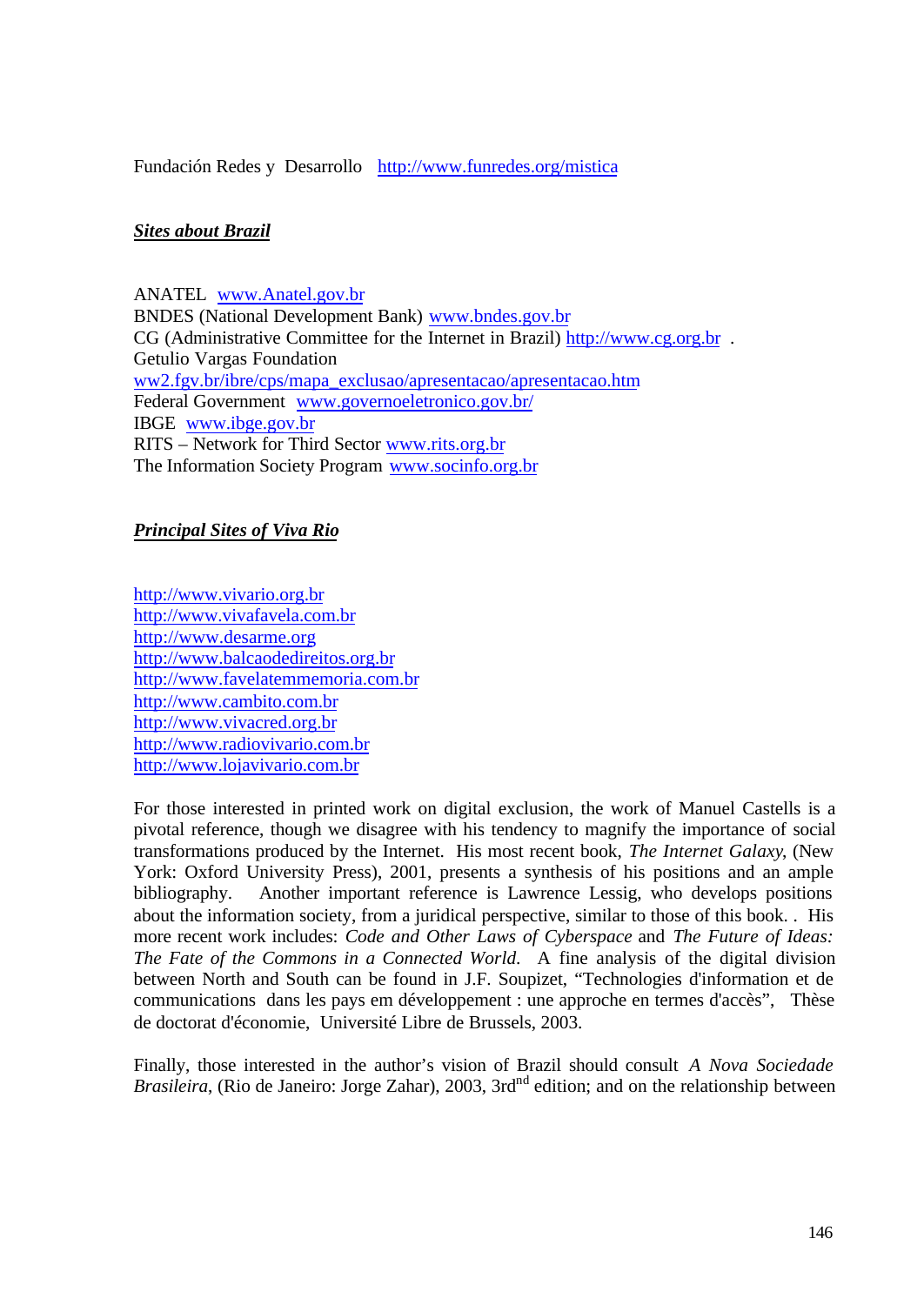Fundación Redes y Desarrollo http://www.funredes.org/mistica

***Sites about Brazil***

ANATEL www.Anatel.gov.br
BNDES (National Development Bank) www.bndes.gov.br
CG (Administrative Committee for the Internet in Brazil) http://www.cg.org.br .
Getulio Vargas Foundation
ww2.fgv.br/ibre/cps/mapa_exclusao/apresentacao/apresentacao.htm
Federal Government www.governoeletronico.gov.br/
IBGE www.ibge.gov.br
RITS – Network for Third Sector www.rits.org.br
The Information Society Program www.socinfo.org.br

***Principal Sites of Viva Rio***

http://www.vivario.org.br
http://www.vivafavela.com.br
http://www.desarme.org
http://www.balcaodedireitos.org.br
http://www.favelatemmemoria.com.br
http://www.cambito.com.br
http://www.vivacred.org.br
http://www.radiovivario.com.br
http://www.lojavivario.com.br

For those interested in printed work on digital exclusion, the work of Manuel Castells is a pivotal reference, though we disagree with his tendency to magnify the importance of social transformations produced by the Internet. His most recent book, *The Internet Galaxy*, (New York: Oxford University Press), 2001, presents a synthesis of his positions and an ample bibliography. Another important reference is Lawrence Lessig, who develops positions about the information society, from a juridical perspective, similar to those of this book. . His more recent work includes: *Code and Other Laws of Cyberspace* and *The Future of Ideas: The Fate of the Commons in a Connected World*. A fine analysis of the digital division between North and South can be found in J.F. Soupizet, "Technologies d'information et de communications dans les pays em développement : une approche en termes d'accès", Thèse de doctorat d'économie, Université Libre de Brussels, 2003.

Finally, those interested in the author's vision of Brazil should consult *A Nova Sociedade Brasileira*, (Rio de Janeiro: Jorge Zahar), 2003, 3rd[nd] edition; and on the relationship between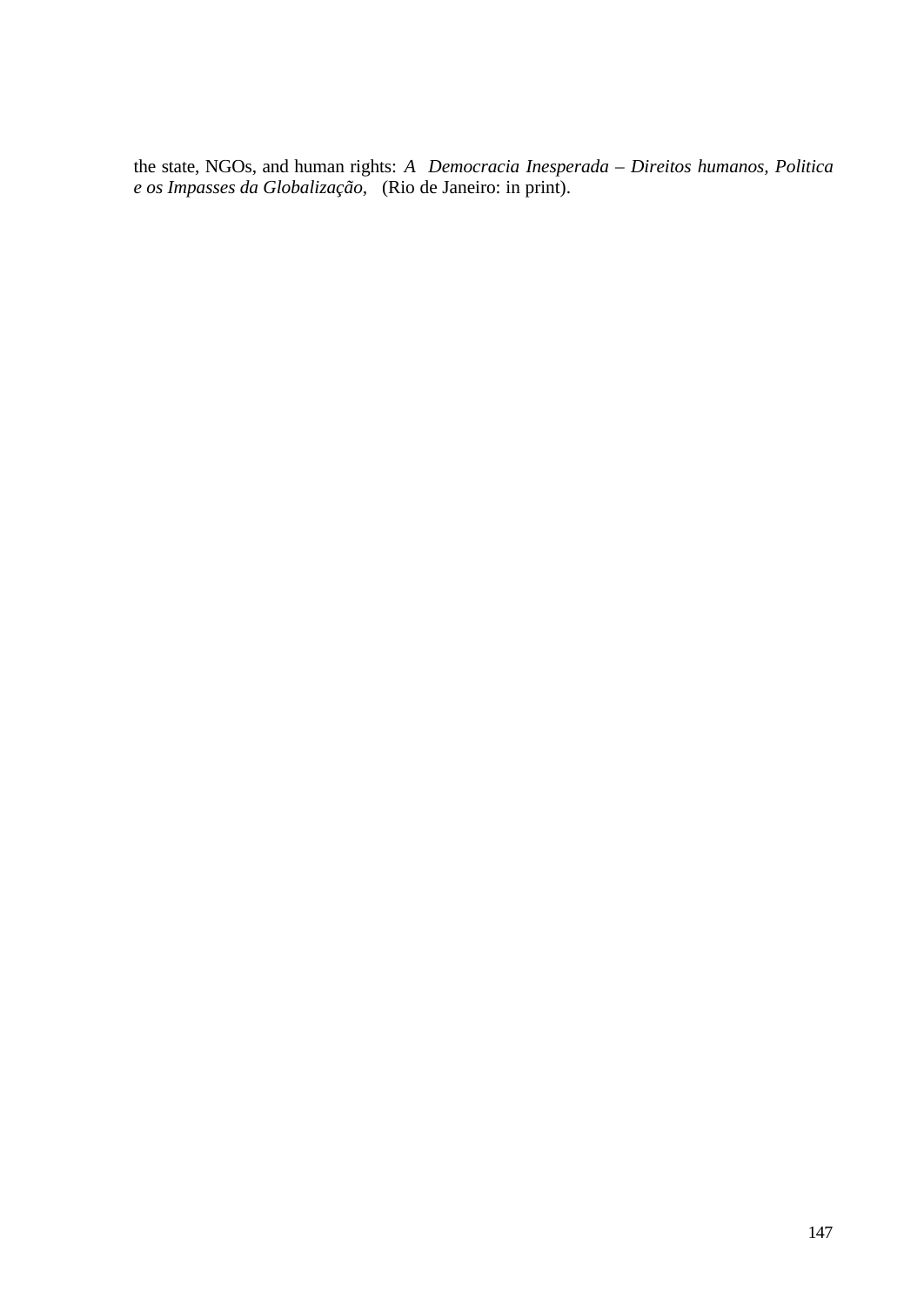the state, NGOs, and human rights: *A Democracia Inesperada – Direitos humanos, Politica e os Impasses da Globalização,* (Rio de Janeiro: in print).